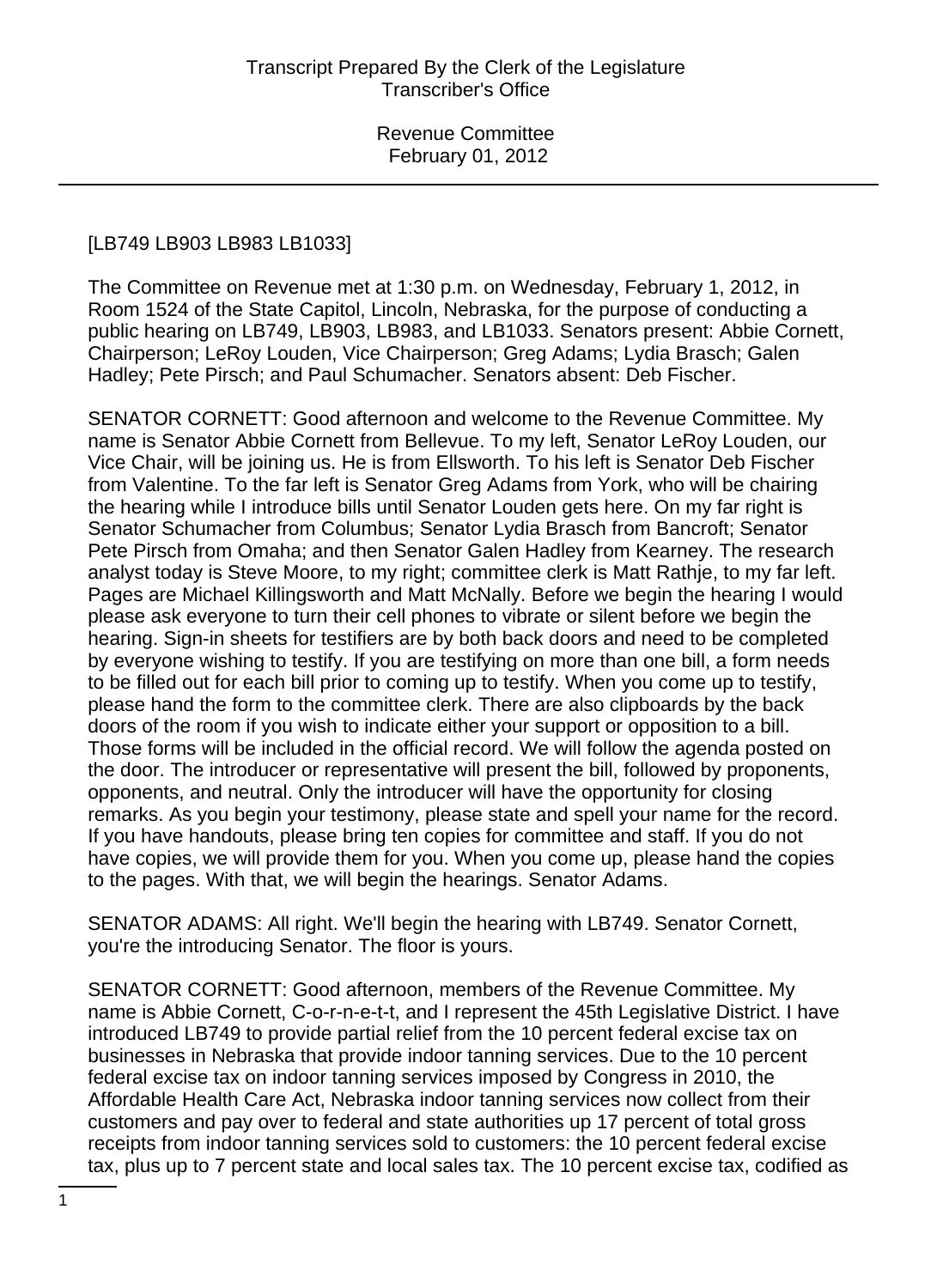[LB749 LB903 LB983 LB1033]

The Committee on Revenue met at 1:30 p.m. on Wednesday, February 1, 2012, in Room 1524 of the State Capitol, Lincoln, Nebraska, for the purpose of conducting a public hearing on LB749, LB903, LB983, and LB1033. Senators present: Abbie Cornett, Chairperson; LeRoy Louden, Vice Chairperson; Greg Adams; Lydia Brasch; Galen Hadley; Pete Pirsch; and Paul Schumacher. Senators absent: Deb Fischer.

SENATOR CORNETT: Good afternoon and welcome to the Revenue Committee. My name is Senator Abbie Cornett from Bellevue. To my left, Senator LeRoy Louden, our Vice Chair, will be joining us. He is from Ellsworth. To his left is Senator Deb Fischer from Valentine. To the far left is Senator Greg Adams from York, who will be chairing the hearing while I introduce bills until Senator Louden gets here. On my far right is Senator Schumacher from Columbus; Senator Lydia Brasch from Bancroft; Senator Pete Pirsch from Omaha; and then Senator Galen Hadley from Kearney. The research analyst today is Steve Moore, to my right; committee clerk is Matt Rathje, to my far left. Pages are Michael Killingsworth and Matt McNally. Before we begin the hearing I would please ask everyone to turn their cell phones to vibrate or silent before we begin the hearing. Sign-in sheets for testifiers are by both back doors and need to be completed by everyone wishing to testify. If you are testifying on more than one bill, a form needs to be filled out for each bill prior to coming up to testify. When you come up to testify, please hand the form to the committee clerk. There are also clipboards by the back doors of the room if you wish to indicate either your support or opposition to a bill. Those forms will be included in the official record. We will follow the agenda posted on the door. The introducer or representative will present the bill, followed by proponents, opponents, and neutral. Only the introducer will have the opportunity for closing remarks. As you begin your testimony, please state and spell your name for the record. If you have handouts, please bring ten copies for committee and staff. If you do not have copies, we will provide them for you. When you come up, please hand the copies to the pages. With that, we will begin the hearings. Senator Adams.

SENATOR ADAMS: All right. We'll begin the hearing with LB749. Senator Cornett, you're the introducing Senator. The floor is yours.

SENATOR CORNETT: Good afternoon, members of the Revenue Committee. My name is Abbie Cornett, C-o-r-n-e-t-t, and I represent the 45th Legislative District. I have introduced LB749 to provide partial relief from the 10 percent federal excise tax on businesses in Nebraska that provide indoor tanning services. Due to the 10 percent federal excise tax on indoor tanning services imposed by Congress in 2010, the Affordable Health Care Act, Nebraska indoor tanning services now collect from their customers and pay over to federal and state authorities up 17 percent of total gross receipts from indoor tanning services sold to customers: the 10 percent federal excise tax, plus up to 7 percent state and local sales tax. The 10 percent excise tax, codified as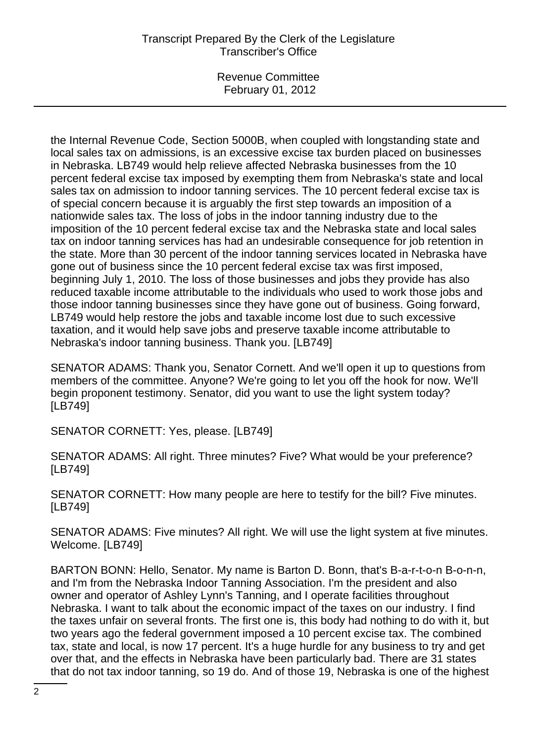the Internal Revenue Code, Section 5000B, when coupled with longstanding state and local sales tax on admissions, is an excessive excise tax burden placed on businesses in Nebraska. LB749 would help relieve affected Nebraska businesses from the 10 percent federal excise tax imposed by exempting them from Nebraska's state and local sales tax on admission to indoor tanning services. The 10 percent federal excise tax is of special concern because it is arguably the first step towards an imposition of a nationwide sales tax. The loss of jobs in the indoor tanning industry due to the imposition of the 10 percent federal excise tax and the Nebraska state and local sales tax on indoor tanning services has had an undesirable consequence for job retention in the state. More than 30 percent of the indoor tanning services located in Nebraska have gone out of business since the 10 percent federal excise tax was first imposed, beginning July 1, 2010. The loss of those businesses and jobs they provide has also reduced taxable income attributable to the individuals who used to work those jobs and those indoor tanning businesses since they have gone out of business. Going forward, LB749 would help restore the jobs and taxable income lost due to such excessive taxation, and it would help save jobs and preserve taxable income attributable to Nebraska's indoor tanning business. Thank you. [LB749]

SENATOR ADAMS: Thank you, Senator Cornett. And we'll open it up to questions from members of the committee. Anyone? We're going to let you off the hook for now. We'll begin proponent testimony. Senator, did you want to use the light system today? [LB749]

SENATOR CORNETT: Yes, please. [LB749]

SENATOR ADAMS: All right. Three minutes? Five? What would be your preference? [LB749]

SENATOR CORNETT: How many people are here to testify for the bill? Five minutes. [LB749]

SENATOR ADAMS: Five minutes? All right. We will use the light system at five minutes. Welcome. [LB749]

BARTON BONN: Hello, Senator. My name is Barton D. Bonn, that's B-a-r-t-o-n B-o-n-n, and I'm from the Nebraska Indoor Tanning Association. I'm the president and also owner and operator of Ashley Lynn's Tanning, and I operate facilities throughout Nebraska. I want to talk about the economic impact of the taxes on our industry. I find the taxes unfair on several fronts. The first one is, this body had nothing to do with it, but two years ago the federal government imposed a 10 percent excise tax. The combined tax, state and local, is now 17 percent. It's a huge hurdle for any business to try and get over that, and the effects in Nebraska have been particularly bad. There are 31 states that do not tax indoor tanning, so 19 do. And of those 19, Nebraska is one of the highest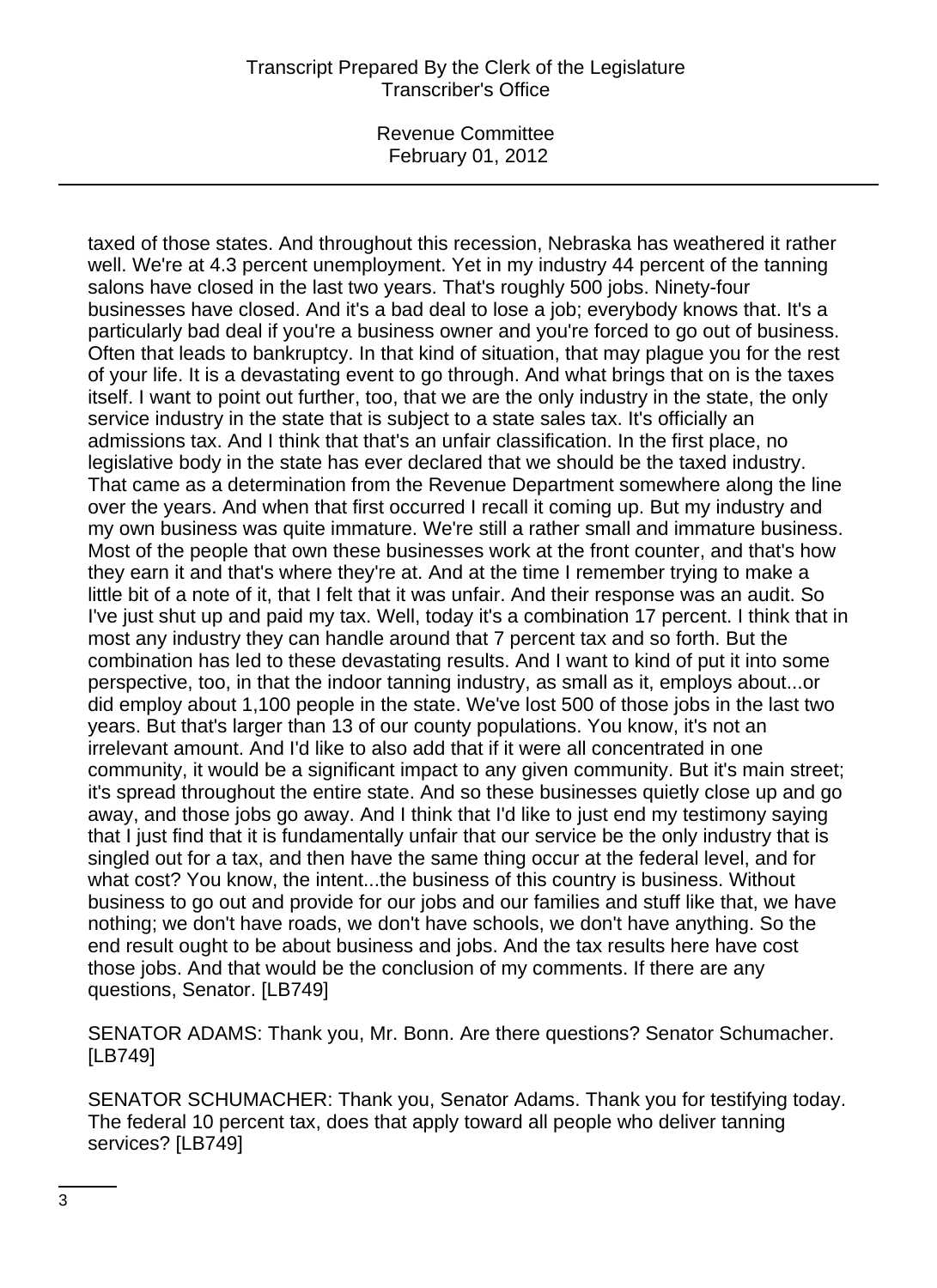taxed of those states. And throughout this recession, Nebraska has weathered it rather well. We're at 4.3 percent unemployment. Yet in my industry 44 percent of the tanning salons have closed in the last two years. That's roughly 500 jobs. Ninety-four businesses have closed. And it's a bad deal to lose a job; everybody knows that. It's a particularly bad deal if you're a business owner and you're forced to go out of business. Often that leads to bankruptcy. In that kind of situation, that may plague you for the rest of your life. It is a devastating event to go through. And what brings that on is the taxes itself. I want to point out further, too, that we are the only industry in the state, the only service industry in the state that is subject to a state sales tax. It's officially an admissions tax. And I think that that's an unfair classification. In the first place, no legislative body in the state has ever declared that we should be the taxed industry. That came as a determination from the Revenue Department somewhere along the line over the years. And when that first occurred I recall it coming up. But my industry and my own business was quite immature. We're still a rather small and immature business. Most of the people that own these businesses work at the front counter, and that's how they earn it and that's where they're at. And at the time I remember trying to make a little bit of a note of it, that I felt that it was unfair. And their response was an audit. So I've just shut up and paid my tax. Well, today it's a combination 17 percent. I think that in most any industry they can handle around that 7 percent tax and so forth. But the combination has led to these devastating results. And I want to kind of put it into some perspective, too, in that the indoor tanning industry, as small as it, employs about...or did employ about 1,100 people in the state. We've lost 500 of those jobs in the last two years. But that's larger than 13 of our county populations. You know, it's not an irrelevant amount. And I'd like to also add that if it were all concentrated in one community, it would be a significant impact to any given community. But it's main street; it's spread throughout the entire state. And so these businesses quietly close up and go away, and those jobs go away. And I think that I'd like to just end my testimony saying that I just find that it is fundamentally unfair that our service be the only industry that is singled out for a tax, and then have the same thing occur at the federal level, and for what cost? You know, the intent...the business of this country is business. Without business to go out and provide for our jobs and our families and stuff like that, we have nothing; we don't have roads, we don't have schools, we don't have anything. So the end result ought to be about business and jobs. And the tax results here have cost those jobs. And that would be the conclusion of my comments. If there are any questions, Senator. [LB749]

SENATOR ADAMS: Thank you, Mr. Bonn. Are there questions? Senator Schumacher. [LB749]

SENATOR SCHUMACHER: Thank you, Senator Adams. Thank you for testifying today. The federal 10 percent tax, does that apply toward all people who deliver tanning services? [LB749]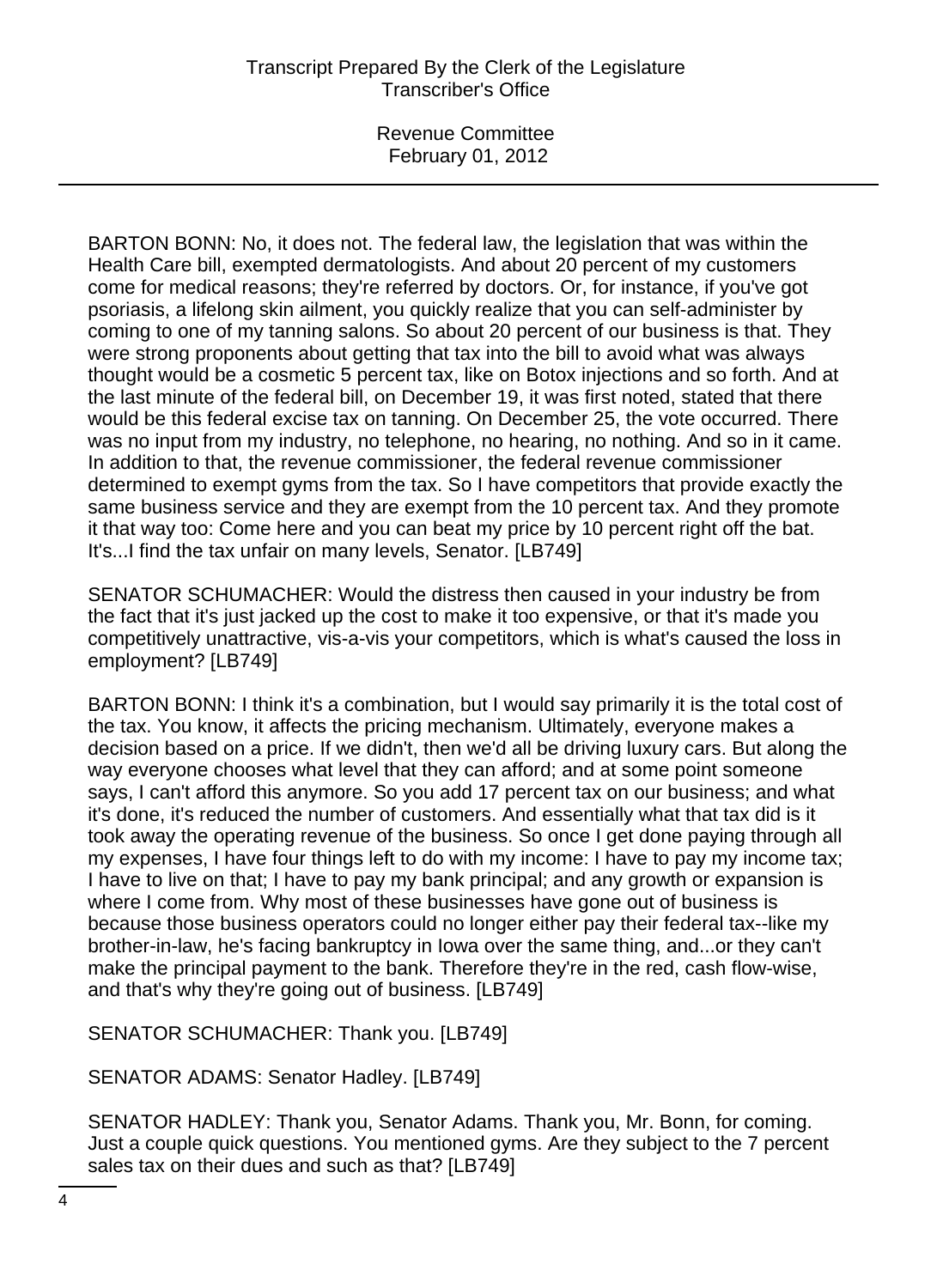BARTON BONN: No, it does not. The federal law, the legislation that was within the Health Care bill, exempted dermatologists. And about 20 percent of my customers come for medical reasons; they're referred by doctors. Or, for instance, if you've got psoriasis, a lifelong skin ailment, you quickly realize that you can self-administer by coming to one of my tanning salons. So about 20 percent of our business is that. They were strong proponents about getting that tax into the bill to avoid what was always thought would be a cosmetic 5 percent tax, like on Botox injections and so forth. And at the last minute of the federal bill, on December 19, it was first noted, stated that there would be this federal excise tax on tanning. On December 25, the vote occurred. There was no input from my industry, no telephone, no hearing, no nothing. And so in it came. In addition to that, the revenue commissioner, the federal revenue commissioner determined to exempt gyms from the tax. So I have competitors that provide exactly the same business service and they are exempt from the 10 percent tax. And they promote it that way too: Come here and you can beat my price by 10 percent right off the bat. It's...I find the tax unfair on many levels, Senator. [LB749]

SENATOR SCHUMACHER: Would the distress then caused in your industry be from the fact that it's just jacked up the cost to make it too expensive, or that it's made you competitively unattractive, vis-a-vis your competitors, which is what's caused the loss in employment? [LB749]

BARTON BONN: I think it's a combination, but I would say primarily it is the total cost of the tax. You know, it affects the pricing mechanism. Ultimately, everyone makes a decision based on a price. If we didn't, then we'd all be driving luxury cars. But along the way everyone chooses what level that they can afford; and at some point someone says, I can't afford this anymore. So you add 17 percent tax on our business; and what it's done, it's reduced the number of customers. And essentially what that tax did is it took away the operating revenue of the business. So once I get done paying through all my expenses, I have four things left to do with my income: I have to pay my income tax; I have to live on that; I have to pay my bank principal; and any growth or expansion is where I come from. Why most of these businesses have gone out of business is because those business operators could no longer either pay their federal tax--like my brother-in-law, he's facing bankruptcy in Iowa over the same thing, and...or they can't make the principal payment to the bank. Therefore they're in the red, cash flow-wise, and that's why they're going out of business. [LB749]

SENATOR SCHUMACHER: Thank you. [LB749]

SENATOR ADAMS: Senator Hadley. [LB749]

SENATOR HADLEY: Thank you, Senator Adams. Thank you, Mr. Bonn, for coming. Just a couple quick questions. You mentioned gyms. Are they subject to the 7 percent sales tax on their dues and such as that? [LB749]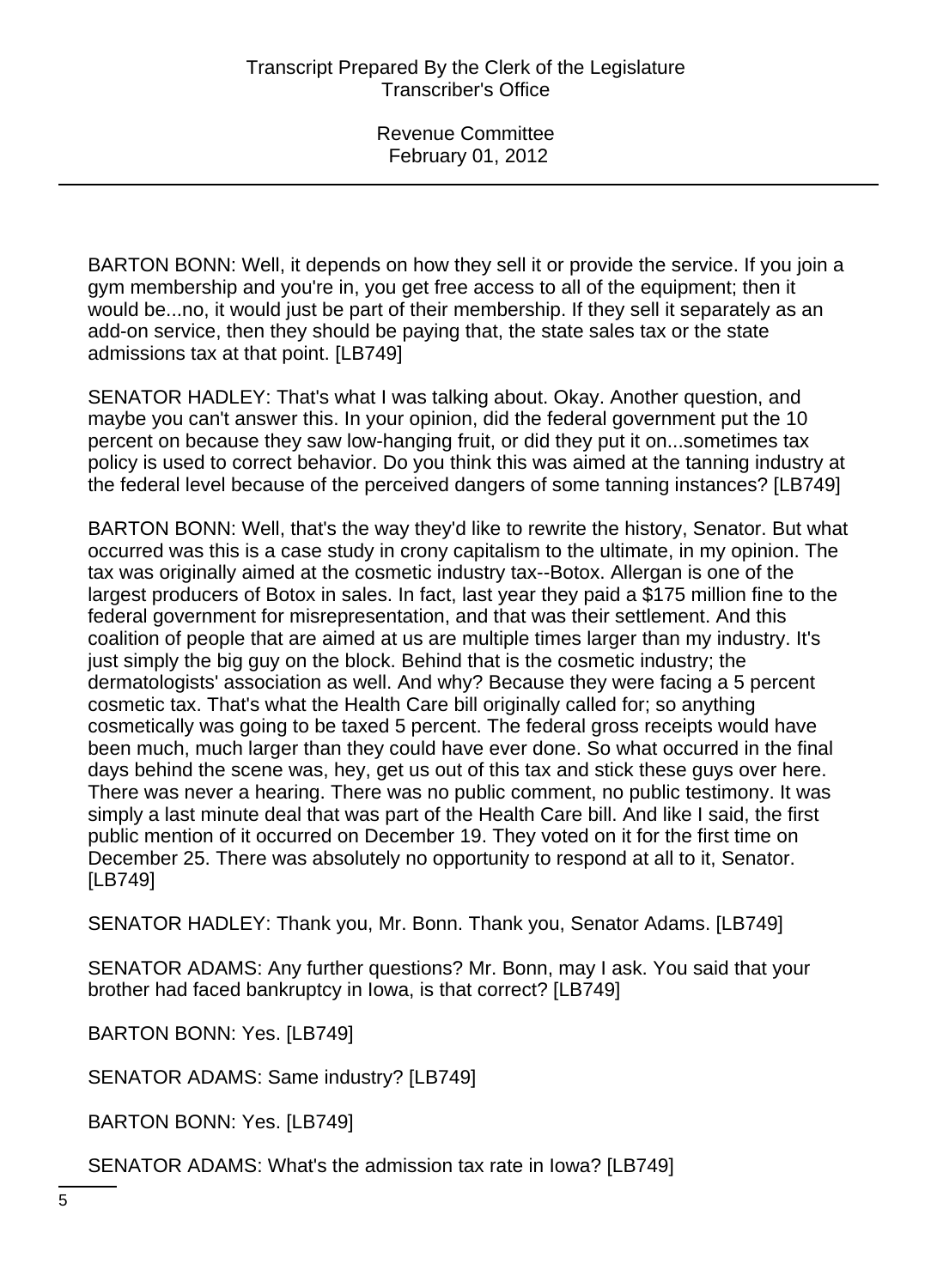BARTON BONN: Well, it depends on how they sell it or provide the service. If you join a gym membership and you're in, you get free access to all of the equipment; then it would be...no, it would just be part of their membership. If they sell it separately as an add-on service, then they should be paying that, the state sales tax or the state admissions tax at that point. [LB749]

SENATOR HADLEY: That's what I was talking about. Okay. Another question, and maybe you can't answer this. In your opinion, did the federal government put the 10 percent on because they saw low-hanging fruit, or did they put it on...sometimes tax policy is used to correct behavior. Do you think this was aimed at the tanning industry at the federal level because of the perceived dangers of some tanning instances? [LB749]

BARTON BONN: Well, that's the way they'd like to rewrite the history, Senator. But what occurred was this is a case study in crony capitalism to the ultimate, in my opinion. The tax was originally aimed at the cosmetic industry tax--Botox. Allergan is one of the largest producers of Botox in sales. In fact, last year they paid a $175 million fine to the federal government for misrepresentation, and that was their settlement. And this coalition of people that are aimed at us are multiple times larger than my industry. It's just simply the big guy on the block. Behind that is the cosmetic industry; the dermatologists' association as well. And why? Because they were facing a 5 percent cosmetic tax. That's what the Health Care bill originally called for; so anything cosmetically was going to be taxed 5 percent. The federal gross receipts would have been much, much larger than they could have ever done. So what occurred in the final days behind the scene was, hey, get us out of this tax and stick these guys over here. There was never a hearing. There was no public comment, no public testimony. It was simply a last minute deal that was part of the Health Care bill. And like I said, the first public mention of it occurred on December 19. They voted on it for the first time on December 25. There was absolutely no opportunity to respond at all to it, Senator. [LB749]

SENATOR HADLEY: Thank you, Mr. Bonn. Thank you, Senator Adams. [LB749]

SENATOR ADAMS: Any further questions? Mr. Bonn, may I ask. You said that your brother had faced bankruptcy in Iowa, is that correct? [LB749]

BARTON BONN: Yes. [LB749]

SENATOR ADAMS: Same industry? [LB749]

BARTON BONN: Yes. [LB749]

SENATOR ADAMS: What's the admission tax rate in Iowa? [LB749]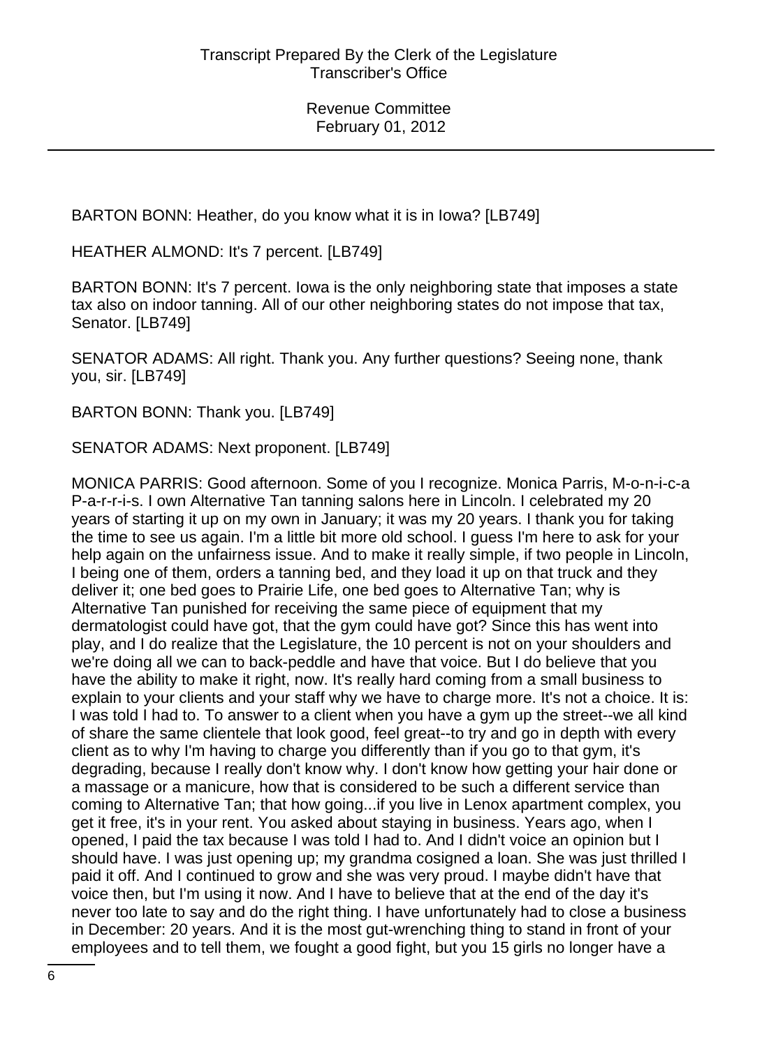BARTON BONN: Heather, do you know what it is in Iowa? [LB749]

HEATHER ALMOND: It's 7 percent. [LB749]

BARTON BONN: It's 7 percent. Iowa is the only neighboring state that imposes a state tax also on indoor tanning. All of our other neighboring states do not impose that tax, Senator. [LB749]

SENATOR ADAMS: All right. Thank you. Any further questions? Seeing none, thank you, sir. [LB749]

BARTON BONN: Thank you. [LB749]

SENATOR ADAMS: Next proponent. [LB749]

MONICA PARRIS: Good afternoon. Some of you I recognize. Monica Parris, M-o-n-i-c-a P-a-r-r-i-s. I own Alternative Tan tanning salons here in Lincoln. I celebrated my 20 years of starting it up on my own in January; it was my 20 years. I thank you for taking the time to see us again. I'm a little bit more old school. I guess I'm here to ask for your help again on the unfairness issue. And to make it really simple, if two people in Lincoln, I being one of them, orders a tanning bed, and they load it up on that truck and they deliver it; one bed goes to Prairie Life, one bed goes to Alternative Tan; why is Alternative Tan punished for receiving the same piece of equipment that my dermatologist could have got, that the gym could have got? Since this has went into play, and I do realize that the Legislature, the 10 percent is not on your shoulders and we're doing all we can to back-peddle and have that voice. But I do believe that you have the ability to make it right, now. It's really hard coming from a small business to explain to your clients and your staff why we have to charge more. It's not a choice. It is: I was told I had to. To answer to a client when you have a gym up the street--we all kind of share the same clientele that look good, feel great--to try and go in depth with every client as to why I'm having to charge you differently than if you go to that gym, it's degrading, because I really don't know why. I don't know how getting your hair done or a massage or a manicure, how that is considered to be such a different service than coming to Alternative Tan; that how going...if you live in Lenox apartment complex, you get it free, it's in your rent. You asked about staying in business. Years ago, when I opened, I paid the tax because I was told I had to. And I didn't voice an opinion but I should have. I was just opening up; my grandma cosigned a loan. She was just thrilled I paid it off. And I continued to grow and she was very proud. I maybe didn't have that voice then, but I'm using it now. And I have to believe that at the end of the day it's never too late to say and do the right thing. I have unfortunately had to close a business in December: 20 years. And it is the most gut-wrenching thing to stand in front of your employees and to tell them, we fought a good fight, but you 15 girls no longer have a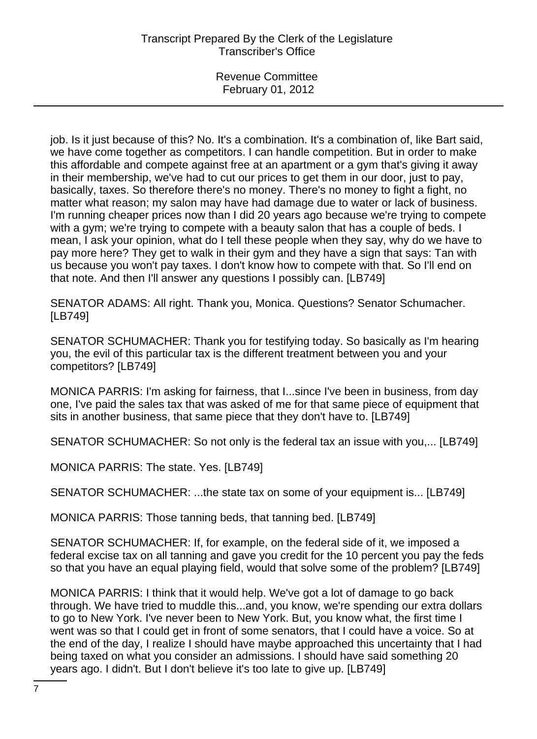job. Is it just because of this? No. It's a combination. It's a combination of, like Bart said, we have come together as competitors. I can handle competition. But in order to make this affordable and compete against free at an apartment or a gym that's giving it away in their membership, we've had to cut our prices to get them in our door, just to pay, basically, taxes. So therefore there's no money. There's no money to fight a fight, no matter what reason; my salon may have had damage due to water or lack of business. I'm running cheaper prices now than I did 20 years ago because we're trying to compete with a gym; we're trying to compete with a beauty salon that has a couple of beds. I mean, I ask your opinion, what do I tell these people when they say, why do we have to pay more here? They get to walk in their gym and they have a sign that says: Tan with us because you won't pay taxes. I don't know how to compete with that. So I'll end on that note. And then I'll answer any questions I possibly can. [LB749]

SENATOR ADAMS: All right. Thank you, Monica. Questions? Senator Schumacher. [LB749]

SENATOR SCHUMACHER: Thank you for testifying today. So basically as I'm hearing you, the evil of this particular tax is the different treatment between you and your competitors? [LB749]

MONICA PARRIS: I'm asking for fairness, that I...since I've been in business, from day one, I've paid the sales tax that was asked of me for that same piece of equipment that sits in another business, that same piece that they don't have to. [LB749]

SENATOR SCHUMACHER: So not only is the federal tax an issue with you,... [LB749]

MONICA PARRIS: The state. Yes. [LB749]

SENATOR SCHUMACHER: ...the state tax on some of your equipment is... [LB749]

MONICA PARRIS: Those tanning beds, that tanning bed. [LB749]

SENATOR SCHUMACHER: If, for example, on the federal side of it, we imposed a federal excise tax on all tanning and gave you credit for the 10 percent you pay the feds so that you have an equal playing field, would that solve some of the problem? [LB749]

MONICA PARRIS: I think that it would help. We've got a lot of damage to go back through. We have tried to muddle this...and, you know, we're spending our extra dollars to go to New York. I've never been to New York. But, you know what, the first time I went was so that I could get in front of some senators, that I could have a voice. So at the end of the day, I realize I should have maybe approached this uncertainty that I had being taxed on what you consider an admissions. I should have said something 20 years ago. I didn't. But I don't believe it's too late to give up. [LB749]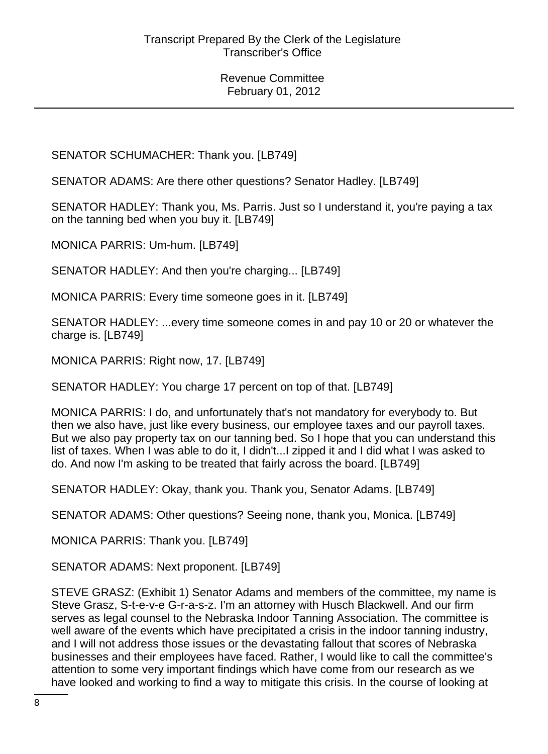SENATOR SCHUMACHER: Thank you. [LB749]

SENATOR ADAMS: Are there other questions? Senator Hadley. [LB749]

SENATOR HADLEY: Thank you, Ms. Parris. Just so I understand it, you're paying a tax on the tanning bed when you buy it. [LB749]

MONICA PARRIS: Um-hum. [LB749]

SENATOR HADLEY: And then you're charging... [LB749]

MONICA PARRIS: Every time someone goes in it. [LB749]

SENATOR HADLEY: ...every time someone comes in and pay 10 or 20 or whatever the charge is. [LB749]

MONICA PARRIS: Right now, 17. [LB749]

SENATOR HADLEY: You charge 17 percent on top of that. [LB749]

MONICA PARRIS: I do, and unfortunately that's not mandatory for everybody to. But then we also have, just like every business, our employee taxes and our payroll taxes. But we also pay property tax on our tanning bed. So I hope that you can understand this list of taxes. When I was able to do it, I didn't...I zipped it and I did what I was asked to do. And now I'm asking to be treated that fairly across the board. [LB749]

SENATOR HADLEY: Okay, thank you. Thank you, Senator Adams. [LB749]

SENATOR ADAMS: Other questions? Seeing none, thank you, Monica. [LB749]

MONICA PARRIS: Thank you. [LB749]

SENATOR ADAMS: Next proponent. [LB749]

STEVE GRASZ: (Exhibit 1) Senator Adams and members of the committee, my name is Steve Grasz, S-t-e-v-e G-r-a-s-z. I'm an attorney with Husch Blackwell. And our firm serves as legal counsel to the Nebraska Indoor Tanning Association. The committee is well aware of the events which have precipitated a crisis in the indoor tanning industry, and I will not address those issues or the devastating fallout that scores of Nebraska businesses and their employees have faced. Rather, I would like to call the committee's attention to some very important findings which have come from our research as we have looked and working to find a way to mitigate this crisis. In the course of looking at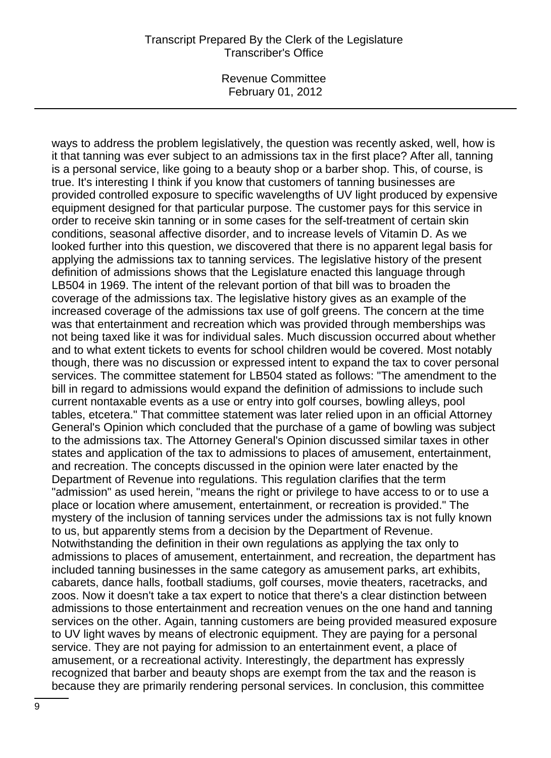ways to address the problem legislatively, the question was recently asked, well, how is it that tanning was ever subject to an admissions tax in the first place? After all, tanning is a personal service, like going to a beauty shop or a barber shop. This, of course, is true. It's interesting I think if you know that customers of tanning businesses are provided controlled exposure to specific wavelengths of UV light produced by expensive equipment designed for that particular purpose. The customer pays for this service in order to receive skin tanning or in some cases for the self-treatment of certain skin conditions, seasonal affective disorder, and to increase levels of Vitamin D. As we looked further into this question, we discovered that there is no apparent legal basis for applying the admissions tax to tanning services. The legislative history of the present definition of admissions shows that the Legislature enacted this language through LB504 in 1969. The intent of the relevant portion of that bill was to broaden the coverage of the admissions tax. The legislative history gives as an example of the increased coverage of the admissions tax use of golf greens. The concern at the time was that entertainment and recreation which was provided through memberships was not being taxed like it was for individual sales. Much discussion occurred about whether and to what extent tickets to events for school children would be covered. Most notably though, there was no discussion or expressed intent to expand the tax to cover personal services. The committee statement for LB504 stated as follows: "The amendment to the bill in regard to admissions would expand the definition of admissions to include such current nontaxable events as a use or entry into golf courses, bowling alleys, pool tables, etcetera." That committee statement was later relied upon in an official Attorney General's Opinion which concluded that the purchase of a game of bowling was subject to the admissions tax. The Attorney General's Opinion discussed similar taxes in other states and application of the tax to admissions to places of amusement, entertainment, and recreation. The concepts discussed in the opinion were later enacted by the Department of Revenue into regulations. This regulation clarifies that the term "admission" as used herein, "means the right or privilege to have access to or to use a place or location where amusement, entertainment, or recreation is provided." The mystery of the inclusion of tanning services under the admissions tax is not fully known to us, but apparently stems from a decision by the Department of Revenue. Notwithstanding the definition in their own regulations as applying the tax only to admissions to places of amusement, entertainment, and recreation, the department has included tanning businesses in the same category as amusement parks, art exhibits, cabarets, dance halls, football stadiums, golf courses, movie theaters, racetracks, and zoos. Now it doesn't take a tax expert to notice that there's a clear distinction between admissions to those entertainment and recreation venues on the one hand and tanning services on the other. Again, tanning customers are being provided measured exposure to UV light waves by means of electronic equipment. They are paying for a personal service. They are not paying for admission to an entertainment event, a place of amusement, or a recreational activity. Interestingly, the department has expressly recognized that barber and beauty shops are exempt from the tax and the reason is because they are primarily rendering personal services. In conclusion, this committee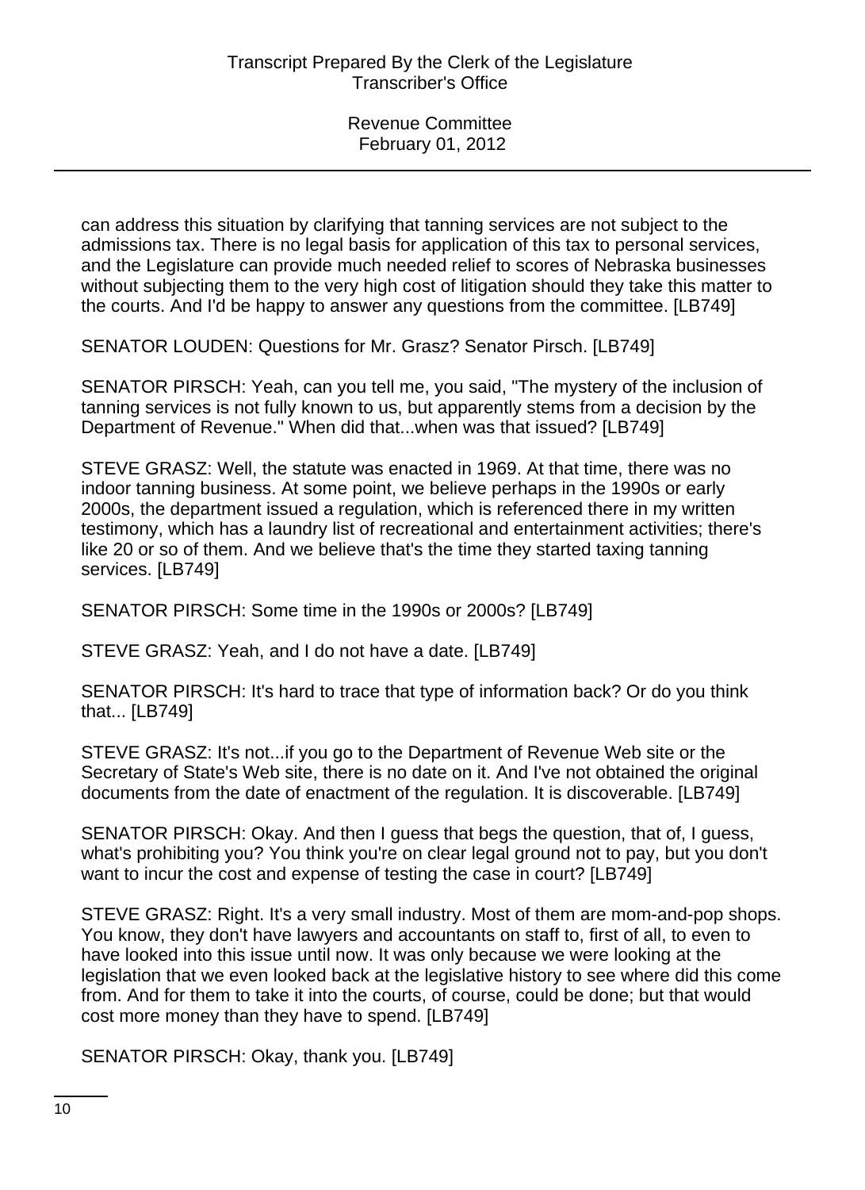can address this situation by clarifying that tanning services are not subject to the admissions tax. There is no legal basis for application of this tax to personal services, and the Legislature can provide much needed relief to scores of Nebraska businesses without subjecting them to the very high cost of litigation should they take this matter to the courts. And I'd be happy to answer any questions from the committee. [LB749]

SENATOR LOUDEN: Questions for Mr. Grasz? Senator Pirsch. [LB749]

SENATOR PIRSCH: Yeah, can you tell me, you said, "The mystery of the inclusion of tanning services is not fully known to us, but apparently stems from a decision by the Department of Revenue." When did that...when was that issued? [LB749]

STEVE GRASZ: Well, the statute was enacted in 1969. At that time, there was no indoor tanning business. At some point, we believe perhaps in the 1990s or early 2000s, the department issued a regulation, which is referenced there in my written testimony, which has a laundry list of recreational and entertainment activities; there's like 20 or so of them. And we believe that's the time they started taxing tanning services. [LB749]

SENATOR PIRSCH: Some time in the 1990s or 2000s? [LB749]

STEVE GRASZ: Yeah, and I do not have a date. [LB749]

SENATOR PIRSCH: It's hard to trace that type of information back? Or do you think that... [LB749]

STEVE GRASZ: It's not...if you go to the Department of Revenue Web site or the Secretary of State's Web site, there is no date on it. And I've not obtained the original documents from the date of enactment of the regulation. It is discoverable. [LB749]

SENATOR PIRSCH: Okay. And then I guess that begs the question, that of, I guess, what's prohibiting you? You think you're on clear legal ground not to pay, but you don't want to incur the cost and expense of testing the case in court? [LB749]

STEVE GRASZ: Right. It's a very small industry. Most of them are mom-and-pop shops. You know, they don't have lawyers and accountants on staff to, first of all, to even to have looked into this issue until now. It was only because we were looking at the legislation that we even looked back at the legislative history to see where did this come from. And for them to take it into the courts, of course, could be done; but that would cost more money than they have to spend. [LB749]

SENATOR PIRSCH: Okay, thank you. [LB749]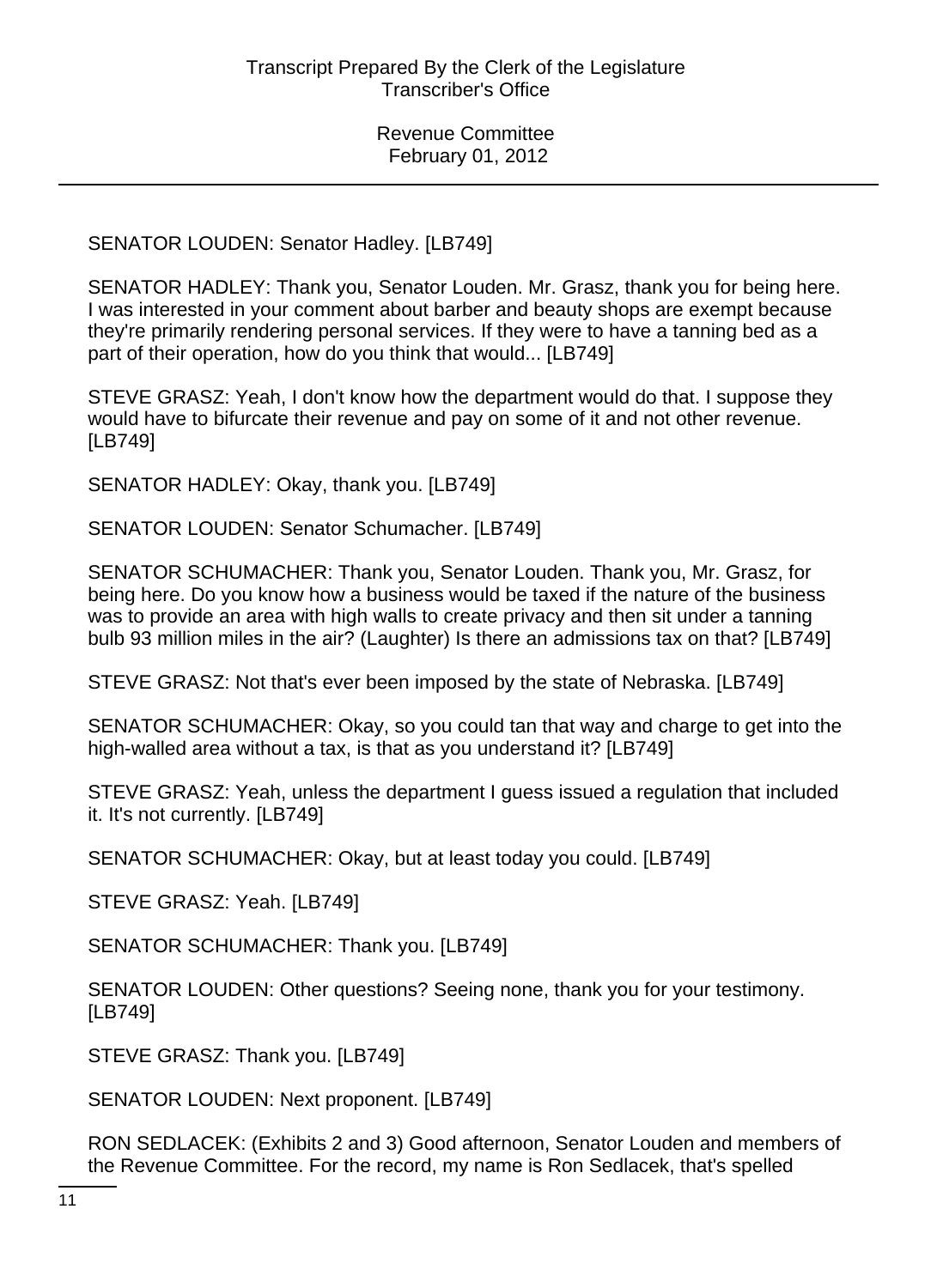SENATOR LOUDEN: Senator Hadley. [LB749]

SENATOR HADLEY: Thank you, Senator Louden. Mr. Grasz, thank you for being here. I was interested in your comment about barber and beauty shops are exempt because they're primarily rendering personal services. If they were to have a tanning bed as a part of their operation, how do you think that would... [LB749]

STEVE GRASZ: Yeah, I don't know how the department would do that. I suppose they would have to bifurcate their revenue and pay on some of it and not other revenue. [LB749]

SENATOR HADLEY: Okay, thank you. [LB749]

SENATOR LOUDEN: Senator Schumacher. [LB749]

SENATOR SCHUMACHER: Thank you, Senator Louden. Thank you, Mr. Grasz, for being here. Do you know how a business would be taxed if the nature of the business was to provide an area with high walls to create privacy and then sit under a tanning bulb 93 million miles in the air? (Laughter) Is there an admissions tax on that? [LB749]

STEVE GRASZ: Not that's ever been imposed by the state of Nebraska. [LB749]

SENATOR SCHUMACHER: Okay, so you could tan that way and charge to get into the high-walled area without a tax, is that as you understand it? [LB749]

STEVE GRASZ: Yeah, unless the department I guess issued a regulation that included it. It's not currently. [LB749]

SENATOR SCHUMACHER: Okay, but at least today you could. [LB749]

STEVE GRASZ: Yeah. [LB749]

SENATOR SCHUMACHER: Thank you. [LB749]

SENATOR LOUDEN: Other questions? Seeing none, thank you for your testimony. [LB749]

STEVE GRASZ: Thank you. [LB749]

SENATOR LOUDEN: Next proponent. [LB749]

RON SEDLACEK: (Exhibits 2 and 3) Good afternoon, Senator Louden and members of the Revenue Committee. For the record, my name is Ron Sedlacek, that's spelled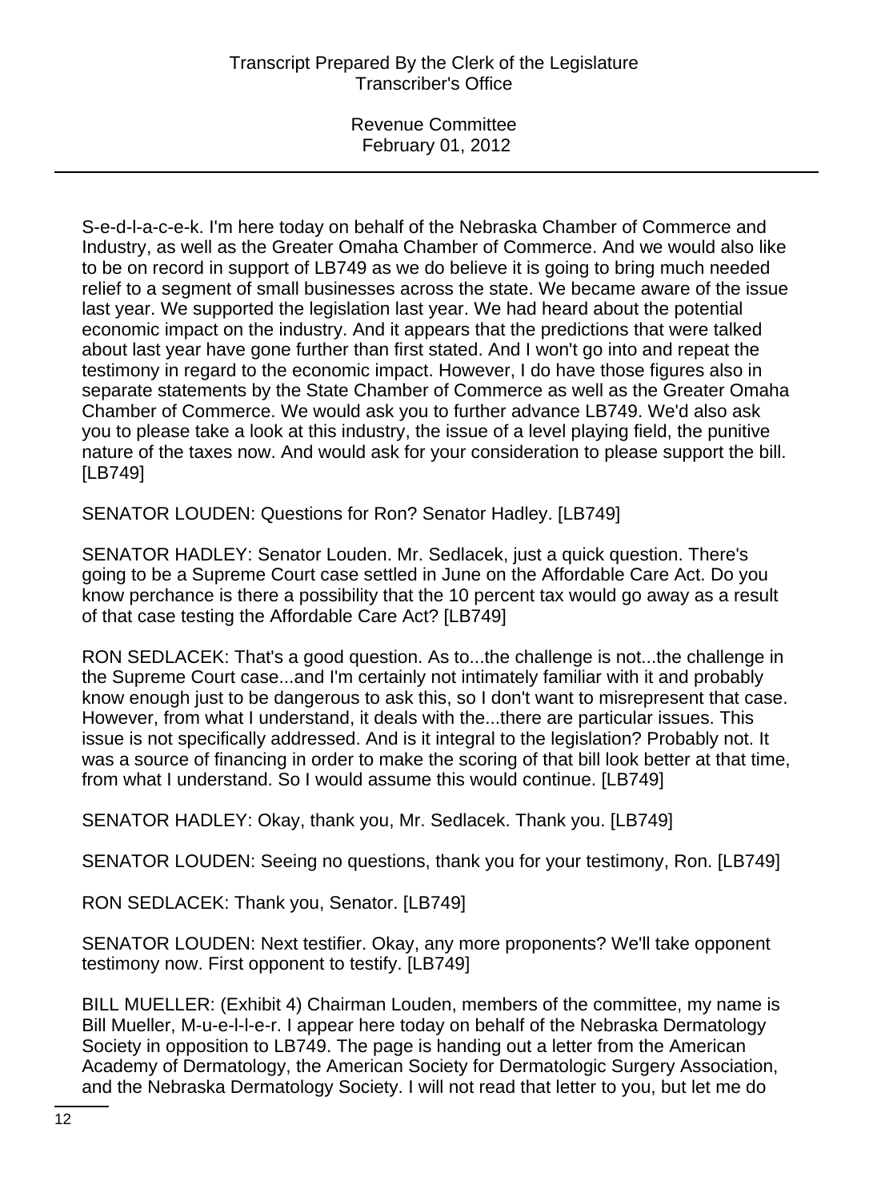S-e-d-l-a-c-e-k. I'm here today on behalf of the Nebraska Chamber of Commerce and Industry, as well as the Greater Omaha Chamber of Commerce. And we would also like to be on record in support of LB749 as we do believe it is going to bring much needed relief to a segment of small businesses across the state. We became aware of the issue last year. We supported the legislation last year. We had heard about the potential economic impact on the industry. And it appears that the predictions that were talked about last year have gone further than first stated. And I won't go into and repeat the testimony in regard to the economic impact. However, I do have those figures also in separate statements by the State Chamber of Commerce as well as the Greater Omaha Chamber of Commerce. We would ask you to further advance LB749. We'd also ask you to please take a look at this industry, the issue of a level playing field, the punitive nature of the taxes now. And would ask for your consideration to please support the bill. [LB749]

SENATOR LOUDEN: Questions for Ron? Senator Hadley. [LB749]

SENATOR HADLEY: Senator Louden. Mr. Sedlacek, just a quick question. There's going to be a Supreme Court case settled in June on the Affordable Care Act. Do you know perchance is there a possibility that the 10 percent tax would go away as a result of that case testing the Affordable Care Act? [LB749]

RON SEDLACEK: That's a good question. As to...the challenge is not...the challenge in the Supreme Court case...and I'm certainly not intimately familiar with it and probably know enough just to be dangerous to ask this, so I don't want to misrepresent that case. However, from what I understand, it deals with the...there are particular issues. This issue is not specifically addressed. And is it integral to the legislation? Probably not. It was a source of financing in order to make the scoring of that bill look better at that time, from what I understand. So I would assume this would continue. [LB749]

SENATOR HADLEY: Okay, thank you, Mr. Sedlacek. Thank you. [LB749]

SENATOR LOUDEN: Seeing no questions, thank you for your testimony, Ron. [LB749]

RON SEDLACEK: Thank you, Senator. [LB749]

SENATOR LOUDEN: Next testifier. Okay, any more proponents? We'll take opponent testimony now. First opponent to testify. [LB749]

BILL MUELLER: (Exhibit 4) Chairman Louden, members of the committee, my name is Bill Mueller, M-u-e-l-l-e-r. I appear here today on behalf of the Nebraska Dermatology Society in opposition to LB749. The page is handing out a letter from the American Academy of Dermatology, the American Society for Dermatologic Surgery Association, and the Nebraska Dermatology Society. I will not read that letter to you, but let me do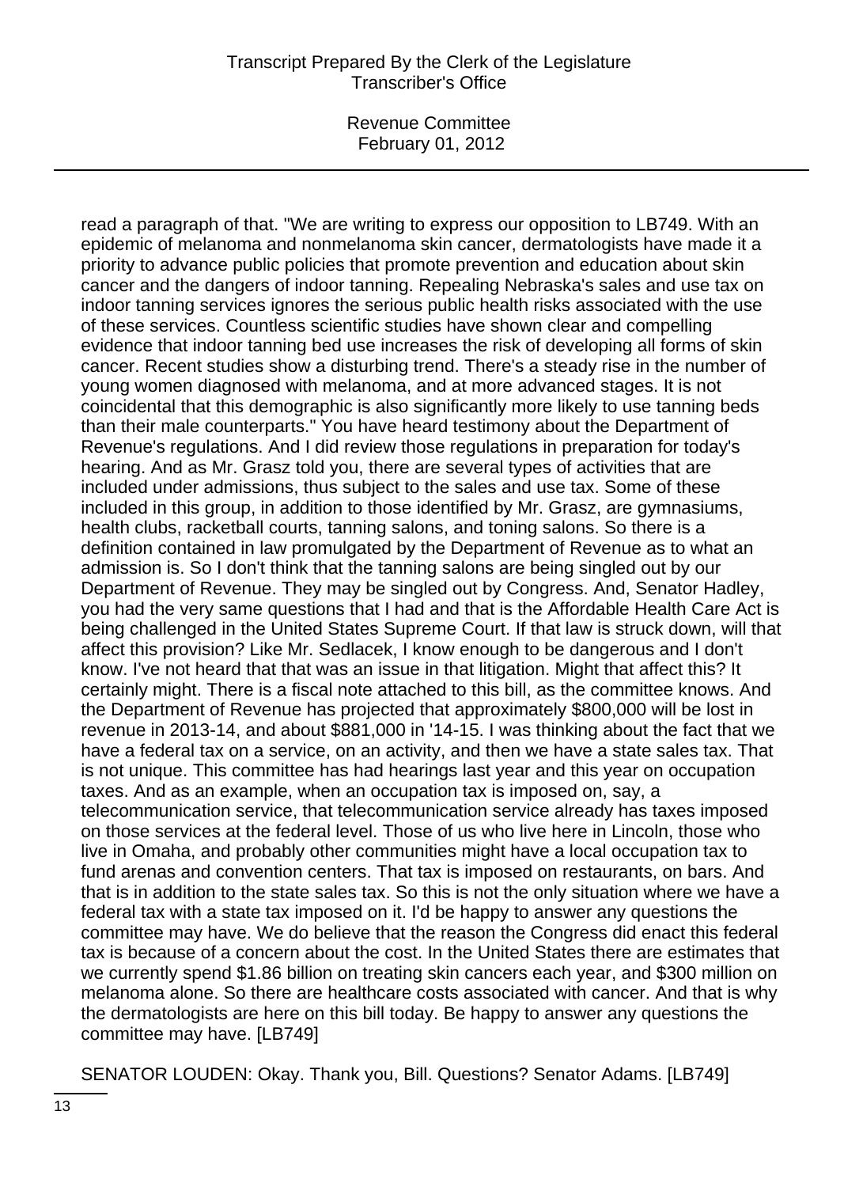read a paragraph of that. "We are writing to express our opposition to LB749. With an epidemic of melanoma and nonmelanoma skin cancer, dermatologists have made it a priority to advance public policies that promote prevention and education about skin cancer and the dangers of indoor tanning. Repealing Nebraska's sales and use tax on indoor tanning services ignores the serious public health risks associated with the use of these services. Countless scientific studies have shown clear and compelling evidence that indoor tanning bed use increases the risk of developing all forms of skin cancer. Recent studies show a disturbing trend. There's a steady rise in the number of young women diagnosed with melanoma, and at more advanced stages. It is not coincidental that this demographic is also significantly more likely to use tanning beds than their male counterparts." You have heard testimony about the Department of Revenue's regulations. And I did review those regulations in preparation for today's hearing. And as Mr. Grasz told you, there are several types of activities that are included under admissions, thus subject to the sales and use tax. Some of these included in this group, in addition to those identified by Mr. Grasz, are gymnasiums, health clubs, racketball courts, tanning salons, and toning salons. So there is a definition contained in law promulgated by the Department of Revenue as to what an admission is. So I don't think that the tanning salons are being singled out by our Department of Revenue. They may be singled out by Congress. And, Senator Hadley, you had the very same questions that I had and that is the Affordable Health Care Act is being challenged in the United States Supreme Court. If that law is struck down, will that affect this provision? Like Mr. Sedlacek, I know enough to be dangerous and I don't know. I've not heard that that was an issue in that litigation. Might that affect this? It certainly might. There is a fiscal note attached to this bill, as the committee knows. And the Department of Revenue has projected that approximately $800,000 will be lost in revenue in 2013-14, and about $881,000 in '14-15. I was thinking about the fact that we have a federal tax on a service, on an activity, and then we have a state sales tax. That is not unique. This committee has had hearings last year and this year on occupation taxes. And as an example, when an occupation tax is imposed on, say, a telecommunication service, that telecommunication service already has taxes imposed on those services at the federal level. Those of us who live here in Lincoln, those who live in Omaha, and probably other communities might have a local occupation tax to fund arenas and convention centers. That tax is imposed on restaurants, on bars. And that is in addition to the state sales tax. So this is not the only situation where we have a federal tax with a state tax imposed on it. I'd be happy to answer any questions the committee may have. We do believe that the reason the Congress did enact this federal tax is because of a concern about the cost. In the United States there are estimates that we currently spend $1.86 billion on treating skin cancers each year, and $300 million on melanoma alone. So there are healthcare costs associated with cancer. And that is why the dermatologists are here on this bill today. Be happy to answer any questions the committee may have. [LB749]

SENATOR LOUDEN: Okay. Thank you, Bill. Questions? Senator Adams. [LB749]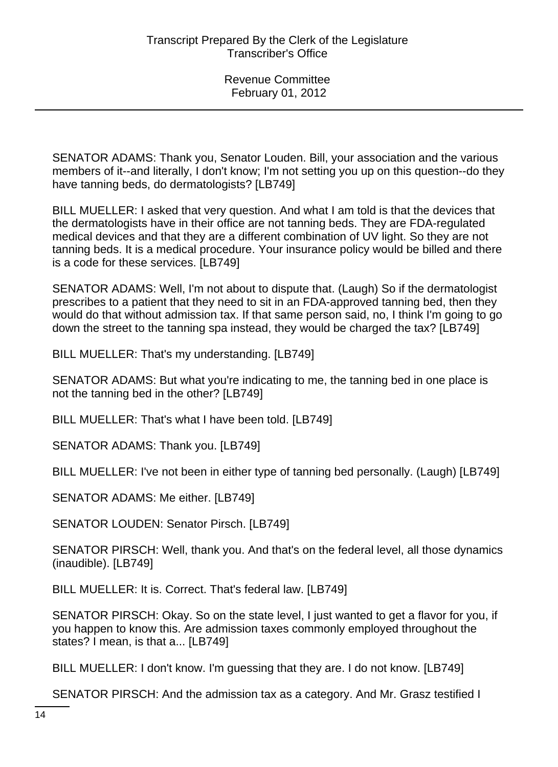SENATOR ADAMS: Thank you, Senator Louden. Bill, your association and the various members of it--and literally, I don't know; I'm not setting you up on this question--do they have tanning beds, do dermatologists? [LB749]

BILL MUELLER: I asked that very question. And what I am told is that the devices that the dermatologists have in their office are not tanning beds. They are FDA-regulated medical devices and that they are a different combination of UV light. So they are not tanning beds. It is a medical procedure. Your insurance policy would be billed and there is a code for these services. [LB749]

SENATOR ADAMS: Well, I'm not about to dispute that. (Laugh) So if the dermatologist prescribes to a patient that they need to sit in an FDA-approved tanning bed, then they would do that without admission tax. If that same person said, no, I think I'm going to go down the street to the tanning spa instead, they would be charged the tax? [LB749]

BILL MUELLER: That's my understanding. [LB749]

SENATOR ADAMS: But what you're indicating to me, the tanning bed in one place is not the tanning bed in the other? [LB749]

BILL MUELLER: That's what I have been told. [LB749]

SENATOR ADAMS: Thank you. [LB749]

BILL MUELLER: I've not been in either type of tanning bed personally. (Laugh) [LB749]

SENATOR ADAMS: Me either. [LB749]

SENATOR LOUDEN: Senator Pirsch. [LB749]

SENATOR PIRSCH: Well, thank you. And that's on the federal level, all those dynamics (inaudible). [LB749]

BILL MUELLER: It is. Correct. That's federal law. [LB749]

SENATOR PIRSCH: Okay. So on the state level, I just wanted to get a flavor for you, if you happen to know this. Are admission taxes commonly employed throughout the states? I mean, is that a... [LB749]

BILL MUELLER: I don't know. I'm guessing that they are. I do not know. [LB749]

SENATOR PIRSCH: And the admission tax as a category. And Mr. Grasz testified I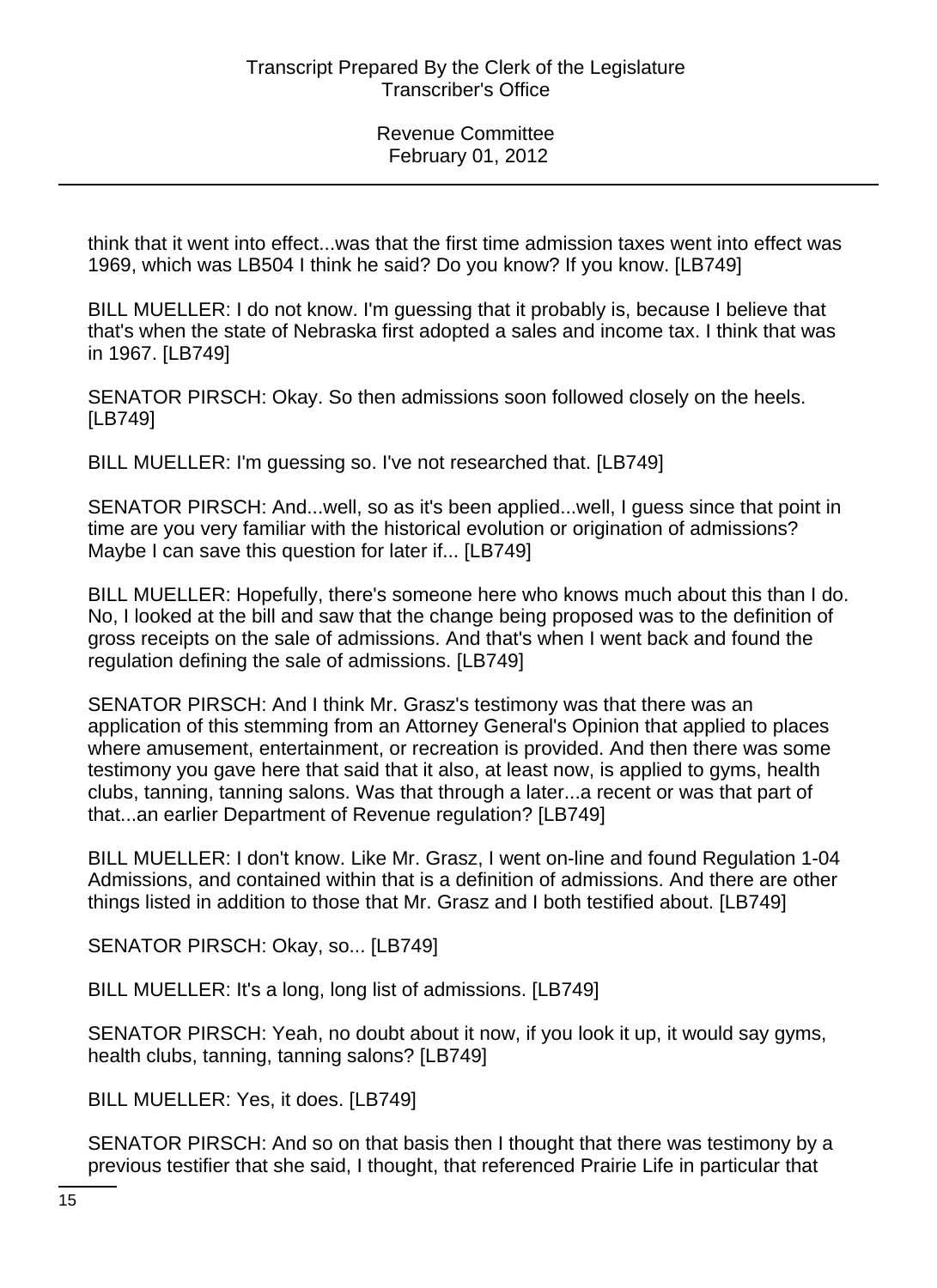think that it went into effect...was that the first time admission taxes went into effect was 1969, which was LB504 I think he said? Do you know? If you know. [LB749]

BILL MUELLER: I do not know. I'm guessing that it probably is, because I believe that that's when the state of Nebraska first adopted a sales and income tax. I think that was in 1967. [LB749]

SENATOR PIRSCH: Okay. So then admissions soon followed closely on the heels. [LB749]

BILL MUELLER: I'm guessing so. I've not researched that. [LB749]

SENATOR PIRSCH: And...well, so as it's been applied...well, I guess since that point in time are you very familiar with the historical evolution or origination of admissions? Maybe I can save this question for later if... [LB749]

BILL MUELLER: Hopefully, there's someone here who knows much about this than I do. No, I looked at the bill and saw that the change being proposed was to the definition of gross receipts on the sale of admissions. And that's when I went back and found the regulation defining the sale of admissions. [LB749]

SENATOR PIRSCH: And I think Mr. Grasz's testimony was that there was an application of this stemming from an Attorney General's Opinion that applied to places where amusement, entertainment, or recreation is provided. And then there was some testimony you gave here that said that it also, at least now, is applied to gyms, health clubs, tanning, tanning salons. Was that through a later...a recent or was that part of that...an earlier Department of Revenue regulation? [LB749]

BILL MUELLER: I don't know. Like Mr. Grasz, I went on-line and found Regulation 1-04 Admissions, and contained within that is a definition of admissions. And there are other things listed in addition to those that Mr. Grasz and I both testified about. [LB749]

SENATOR PIRSCH: Okay, so... [LB749]

BILL MUELLER: It's a long, long list of admissions. [LB749]

SENATOR PIRSCH: Yeah, no doubt about it now, if you look it up, it would say gyms, health clubs, tanning, tanning salons? [LB749]

BILL MUELLER: Yes, it does. [LB749]

SENATOR PIRSCH: And so on that basis then I thought that there was testimony by a previous testifier that she said, I thought, that referenced Prairie Life in particular that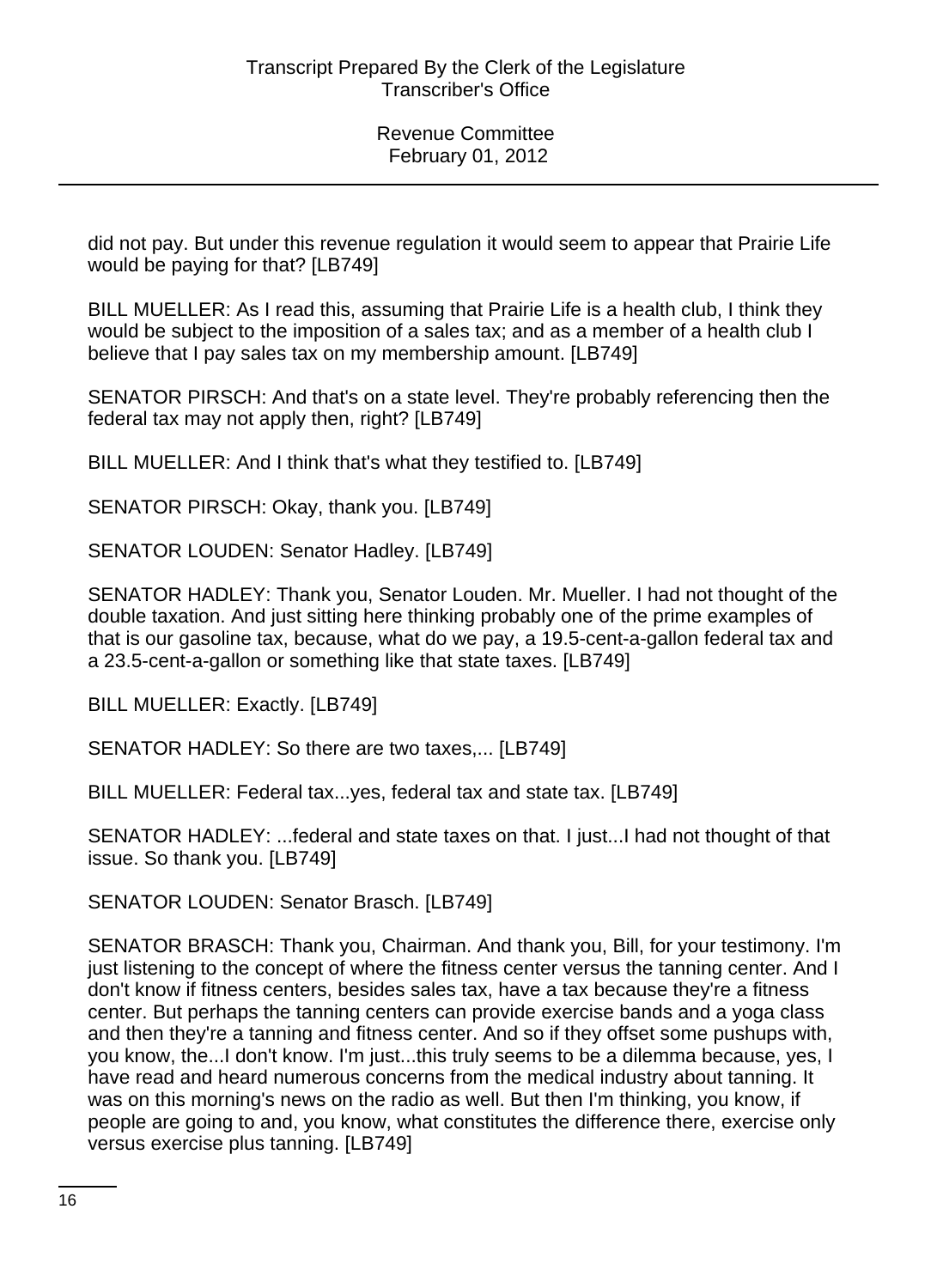did not pay. But under this revenue regulation it would seem to appear that Prairie Life would be paying for that? [LB749]

BILL MUELLER: As I read this, assuming that Prairie Life is a health club, I think they would be subject to the imposition of a sales tax; and as a member of a health club I believe that I pay sales tax on my membership amount. [LB749]

SENATOR PIRSCH: And that's on a state level. They're probably referencing then the federal tax may not apply then, right? [LB749]

BILL MUELLER: And I think that's what they testified to. [LB749]

SENATOR PIRSCH: Okay, thank you. [LB749]

SENATOR LOUDEN: Senator Hadley. [LB749]

SENATOR HADLEY: Thank you, Senator Louden. Mr. Mueller. I had not thought of the double taxation. And just sitting here thinking probably one of the prime examples of that is our gasoline tax, because, what do we pay, a 19.5-cent-a-gallon federal tax and a 23.5-cent-a-gallon or something like that state taxes. [LB749]

BILL MUELLER: Exactly. [LB749]

SENATOR HADLEY: So there are two taxes,... [LB749]

BILL MUELLER: Federal tax...yes, federal tax and state tax. [LB749]

SENATOR HADLEY: ...federal and state taxes on that. I just...I had not thought of that issue. So thank you. [LB749]

SENATOR LOUDEN: Senator Brasch. [LB749]

SENATOR BRASCH: Thank you, Chairman. And thank you, Bill, for your testimony. I'm just listening to the concept of where the fitness center versus the tanning center. And I don't know if fitness centers, besides sales tax, have a tax because they're a fitness center. But perhaps the tanning centers can provide exercise bands and a yoga class and then they're a tanning and fitness center. And so if they offset some pushups with, you know, the...I don't know. I'm just...this truly seems to be a dilemma because, yes, I have read and heard numerous concerns from the medical industry about tanning. It was on this morning's news on the radio as well. But then I'm thinking, you know, if people are going to and, you know, what constitutes the difference there, exercise only versus exercise plus tanning. [LB749]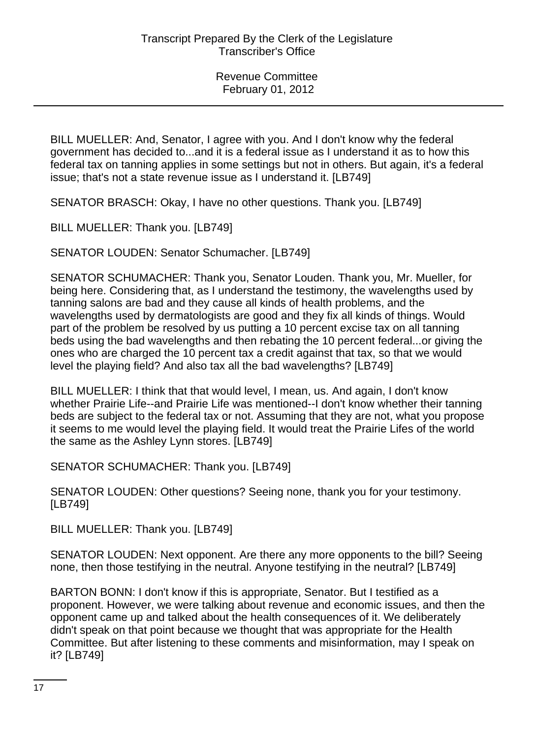BILL MUELLER: And, Senator, I agree with you. And I don't know why the federal government has decided to...and it is a federal issue as I understand it as to how this federal tax on tanning applies in some settings but not in others. But again, it's a federal issue; that's not a state revenue issue as I understand it. [LB749]

SENATOR BRASCH: Okay, I have no other questions. Thank you. [LB749]

BILL MUELLER: Thank you. [LB749]

SENATOR LOUDEN: Senator Schumacher. [LB749]

SENATOR SCHUMACHER: Thank you, Senator Louden. Thank you, Mr. Mueller, for being here. Considering that, as I understand the testimony, the wavelengths used by tanning salons are bad and they cause all kinds of health problems, and the wavelengths used by dermatologists are good and they fix all kinds of things. Would part of the problem be resolved by us putting a 10 percent excise tax on all tanning beds using the bad wavelengths and then rebating the 10 percent federal...or giving the ones who are charged the 10 percent tax a credit against that tax, so that we would level the playing field? And also tax all the bad wavelengths? [LB749]

BILL MUELLER: I think that that would level, I mean, us. And again, I don't know whether Prairie Life--and Prairie Life was mentioned--I don't know whether their tanning beds are subject to the federal tax or not. Assuming that they are not, what you propose it seems to me would level the playing field. It would treat the Prairie Lifes of the world the same as the Ashley Lynn stores. [LB749]

SENATOR SCHUMACHER: Thank you. [LB749]

SENATOR LOUDEN: Other questions? Seeing none, thank you for your testimony. [LB749]

BILL MUELLER: Thank you. [LB749]

SENATOR LOUDEN: Next opponent. Are there any more opponents to the bill? Seeing none, then those testifying in the neutral. Anyone testifying in the neutral? [LB749]

BARTON BONN: I don't know if this is appropriate, Senator. But I testified as a proponent. However, we were talking about revenue and economic issues, and then the opponent came up and talked about the health consequences of it. We deliberately didn't speak on that point because we thought that was appropriate for the Health Committee. But after listening to these comments and misinformation, may I speak on it? [LB749]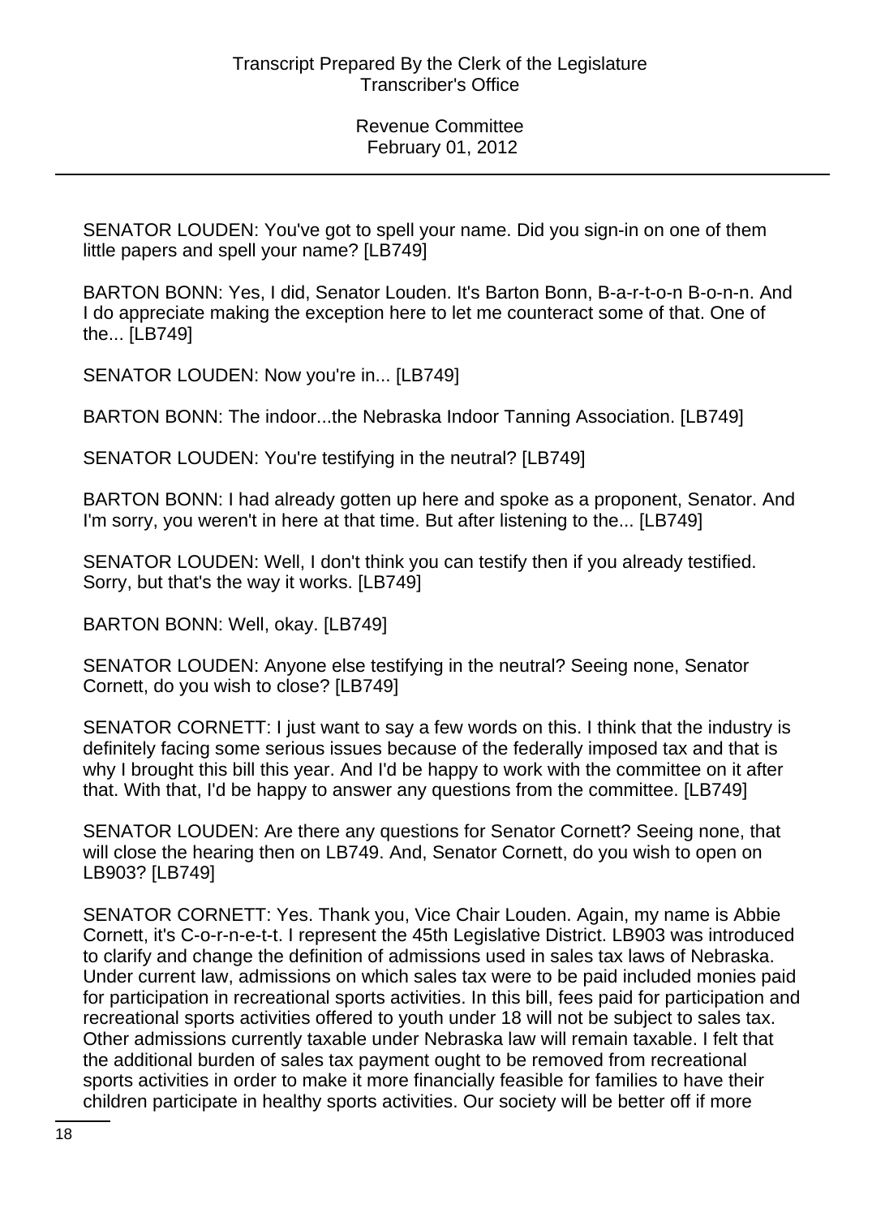SENATOR LOUDEN: You've got to spell your name. Did you sign-in on one of them little papers and spell your name? [LB749]

BARTON BONN: Yes, I did, Senator Louden. It's Barton Bonn, B-a-r-t-o-n B-o-n-n. And I do appreciate making the exception here to let me counteract some of that. One of the... [LB749]

SENATOR LOUDEN: Now you're in... [LB749]

BARTON BONN: The indoor...the Nebraska Indoor Tanning Association. [LB749]

SENATOR LOUDEN: You're testifying in the neutral? [LB749]

BARTON BONN: I had already gotten up here and spoke as a proponent, Senator. And I'm sorry, you weren't in here at that time. But after listening to the... [LB749]

SENATOR LOUDEN: Well, I don't think you can testify then if you already testified. Sorry, but that's the way it works. [LB749]

BARTON BONN: Well, okay. [LB749]

SENATOR LOUDEN: Anyone else testifying in the neutral? Seeing none, Senator Cornett, do you wish to close? [LB749]

SENATOR CORNETT: I just want to say a few words on this. I think that the industry is definitely facing some serious issues because of the federally imposed tax and that is why I brought this bill this year. And I'd be happy to work with the committee on it after that. With that, I'd be happy to answer any questions from the committee. [LB749]

SENATOR LOUDEN: Are there any questions for Senator Cornett? Seeing none, that will close the hearing then on LB749. And, Senator Cornett, do you wish to open on LB903? [LB749]

SENATOR CORNETT: Yes. Thank you, Vice Chair Louden. Again, my name is Abbie Cornett, it's C-o-r-n-e-t-t. I represent the 45th Legislative District. LB903 was introduced to clarify and change the definition of admissions used in sales tax laws of Nebraska. Under current law, admissions on which sales tax were to be paid included monies paid for participation in recreational sports activities. In this bill, fees paid for participation and recreational sports activities offered to youth under 18 will not be subject to sales tax. Other admissions currently taxable under Nebraska law will remain taxable. I felt that the additional burden of sales tax payment ought to be removed from recreational sports activities in order to make it more financially feasible for families to have their children participate in healthy sports activities. Our society will be better off if more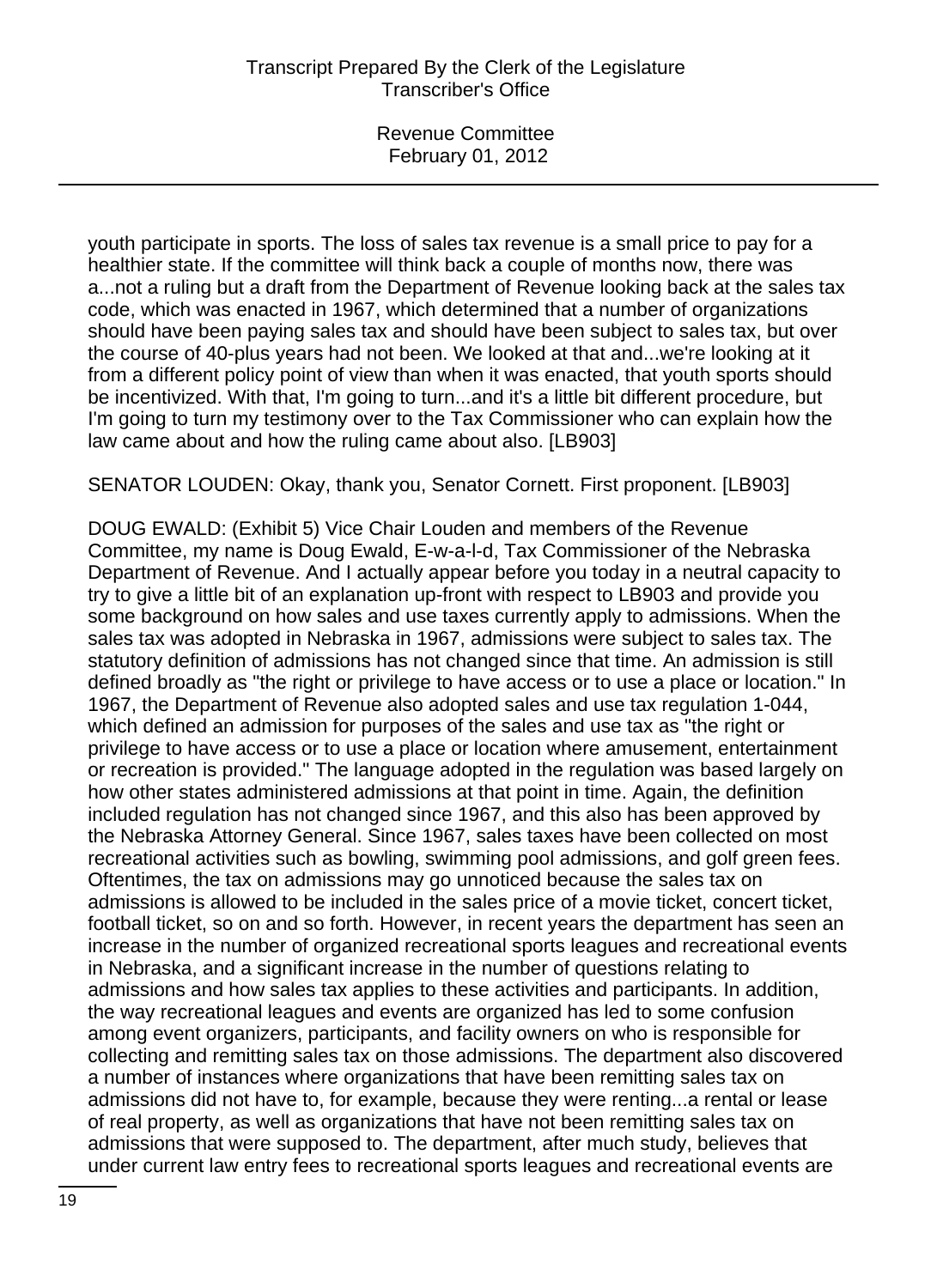youth participate in sports. The loss of sales tax revenue is a small price to pay for a healthier state. If the committee will think back a couple of months now, there was a...not a ruling but a draft from the Department of Revenue looking back at the sales tax code, which was enacted in 1967, which determined that a number of organizations should have been paying sales tax and should have been subject to sales tax, but over the course of 40-plus years had not been. We looked at that and...we're looking at it from a different policy point of view than when it was enacted, that youth sports should be incentivized. With that, I'm going to turn...and it's a little bit different procedure, but I'm going to turn my testimony over to the Tax Commissioner who can explain how the law came about and how the ruling came about also. [LB903]

SENATOR LOUDEN: Okay, thank you, Senator Cornett. First proponent. [LB903]

DOUG EWALD: (Exhibit 5) Vice Chair Louden and members of the Revenue Committee, my name is Doug Ewald, E-w-a-l-d, Tax Commissioner of the Nebraska Department of Revenue. And I actually appear before you today in a neutral capacity to try to give a little bit of an explanation up-front with respect to LB903 and provide you some background on how sales and use taxes currently apply to admissions. When the sales tax was adopted in Nebraska in 1967, admissions were subject to sales tax. The statutory definition of admissions has not changed since that time. An admission is still defined broadly as "the right or privilege to have access or to use a place or location." In 1967, the Department of Revenue also adopted sales and use tax regulation 1-044, which defined an admission for purposes of the sales and use tax as "the right or privilege to have access or to use a place or location where amusement, entertainment or recreation is provided." The language adopted in the regulation was based largely on how other states administered admissions at that point in time. Again, the definition included regulation has not changed since 1967, and this also has been approved by the Nebraska Attorney General. Since 1967, sales taxes have been collected on most recreational activities such as bowling, swimming pool admissions, and golf green fees. Oftentimes, the tax on admissions may go unnoticed because the sales tax on admissions is allowed to be included in the sales price of a movie ticket, concert ticket, football ticket, so on and so forth. However, in recent years the department has seen an increase in the number of organized recreational sports leagues and recreational events in Nebraska, and a significant increase in the number of questions relating to admissions and how sales tax applies to these activities and participants. In addition, the way recreational leagues and events are organized has led to some confusion among event organizers, participants, and facility owners on who is responsible for collecting and remitting sales tax on those admissions. The department also discovered a number of instances where organizations that have been remitting sales tax on admissions did not have to, for example, because they were renting...a rental or lease of real property, as well as organizations that have not been remitting sales tax on admissions that were supposed to. The department, after much study, believes that under current law entry fees to recreational sports leagues and recreational events are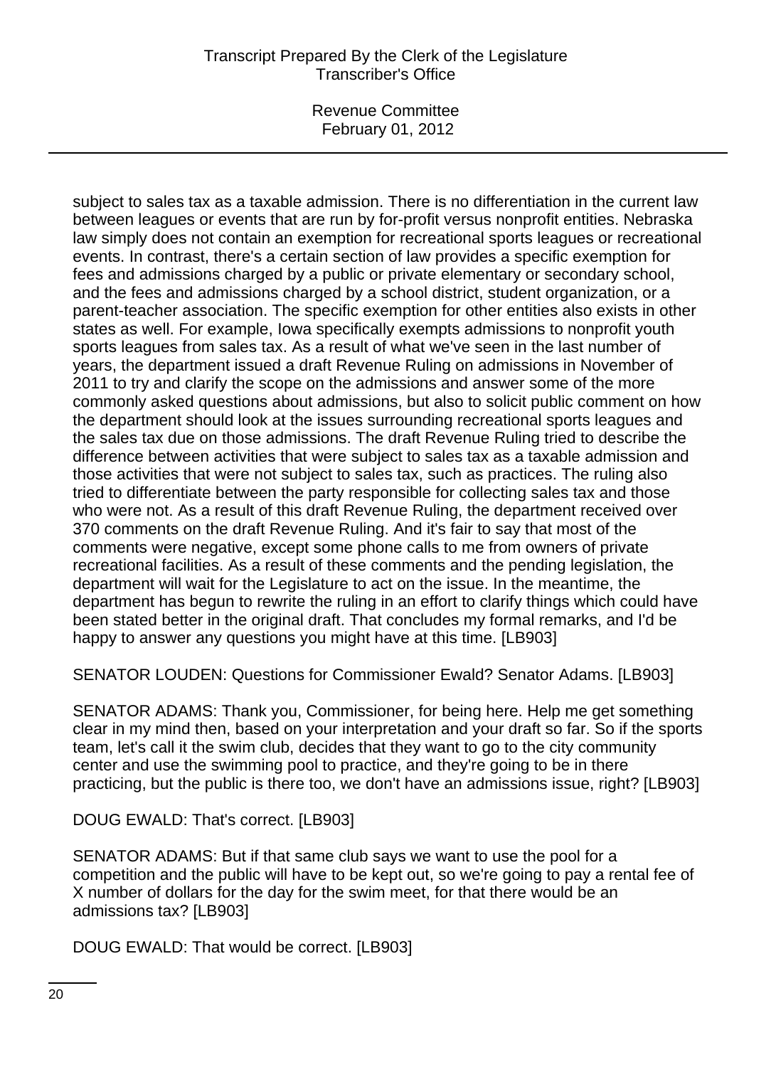subject to sales tax as a taxable admission. There is no differentiation in the current law between leagues or events that are run by for-profit versus nonprofit entities. Nebraska law simply does not contain an exemption for recreational sports leagues or recreational events. In contrast, there's a certain section of law provides a specific exemption for fees and admissions charged by a public or private elementary or secondary school, and the fees and admissions charged by a school district, student organization, or a parent-teacher association. The specific exemption for other entities also exists in other states as well. For example, Iowa specifically exempts admissions to nonprofit youth sports leagues from sales tax. As a result of what we've seen in the last number of years, the department issued a draft Revenue Ruling on admissions in November of 2011 to try and clarify the scope on the admissions and answer some of the more commonly asked questions about admissions, but also to solicit public comment on how the department should look at the issues surrounding recreational sports leagues and the sales tax due on those admissions. The draft Revenue Ruling tried to describe the difference between activities that were subject to sales tax as a taxable admission and those activities that were not subject to sales tax, such as practices. The ruling also tried to differentiate between the party responsible for collecting sales tax and those who were not. As a result of this draft Revenue Ruling, the department received over 370 comments on the draft Revenue Ruling. And it's fair to say that most of the comments were negative, except some phone calls to me from owners of private recreational facilities. As a result of these comments and the pending legislation, the department will wait for the Legislature to act on the issue. In the meantime, the department has begun to rewrite the ruling in an effort to clarify things which could have been stated better in the original draft. That concludes my formal remarks, and I'd be happy to answer any questions you might have at this time. [LB903]

SENATOR LOUDEN: Questions for Commissioner Ewald? Senator Adams. [LB903]

SENATOR ADAMS: Thank you, Commissioner, for being here. Help me get something clear in my mind then, based on your interpretation and your draft so far. So if the sports team, let's call it the swim club, decides that they want to go to the city community center and use the swimming pool to practice, and they're going to be in there practicing, but the public is there too, we don't have an admissions issue, right? [LB903]

DOUG EWALD: That's correct. [LB903]

SENATOR ADAMS: But if that same club says we want to use the pool for a competition and the public will have to be kept out, so we're going to pay a rental fee of X number of dollars for the day for the swim meet, for that there would be an admissions tax? [LB903]

DOUG EWALD: That would be correct. [LB903]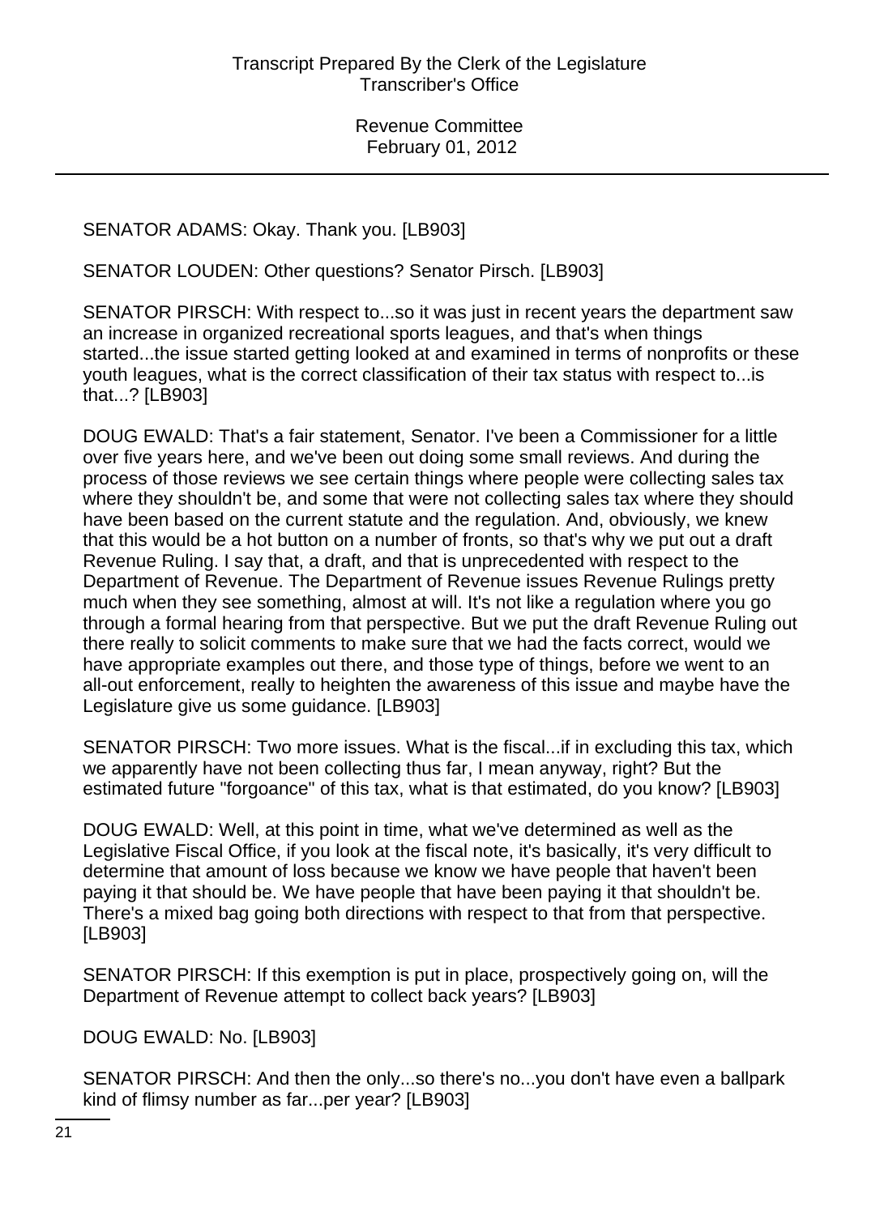SENATOR ADAMS: Okay. Thank you. [LB903]

SENATOR LOUDEN: Other questions? Senator Pirsch. [LB903]

SENATOR PIRSCH: With respect to...so it was just in recent years the department saw an increase in organized recreational sports leagues, and that's when things started...the issue started getting looked at and examined in terms of nonprofits or these youth leagues, what is the correct classification of their tax status with respect to...is that...? [LB903]

DOUG EWALD: That's a fair statement, Senator. I've been a Commissioner for a little over five years here, and we've been out doing some small reviews. And during the process of those reviews we see certain things where people were collecting sales tax where they shouldn't be, and some that were not collecting sales tax where they should have been based on the current statute and the regulation. And, obviously, we knew that this would be a hot button on a number of fronts, so that's why we put out a draft Revenue Ruling. I say that, a draft, and that is unprecedented with respect to the Department of Revenue. The Department of Revenue issues Revenue Rulings pretty much when they see something, almost at will. It's not like a regulation where you go through a formal hearing from that perspective. But we put the draft Revenue Ruling out there really to solicit comments to make sure that we had the facts correct, would we have appropriate examples out there, and those type of things, before we went to an all-out enforcement, really to heighten the awareness of this issue and maybe have the Legislature give us some guidance. [LB903]

SENATOR PIRSCH: Two more issues. What is the fiscal...if in excluding this tax, which we apparently have not been collecting thus far, I mean anyway, right? But the estimated future "forgoance" of this tax, what is that estimated, do you know? [LB903]

DOUG EWALD: Well, at this point in time, what we've determined as well as the Legislative Fiscal Office, if you look at the fiscal note, it's basically, it's very difficult to determine that amount of loss because we know we have people that haven't been paying it that should be. We have people that have been paying it that shouldn't be. There's a mixed bag going both directions with respect to that from that perspective. [LB903]

SENATOR PIRSCH: If this exemption is put in place, prospectively going on, will the Department of Revenue attempt to collect back years? [LB903]

DOUG EWALD: No. [LB903]

SENATOR PIRSCH: And then the only...so there's no...you don't have even a ballpark kind of flimsy number as far...per year? [LB903]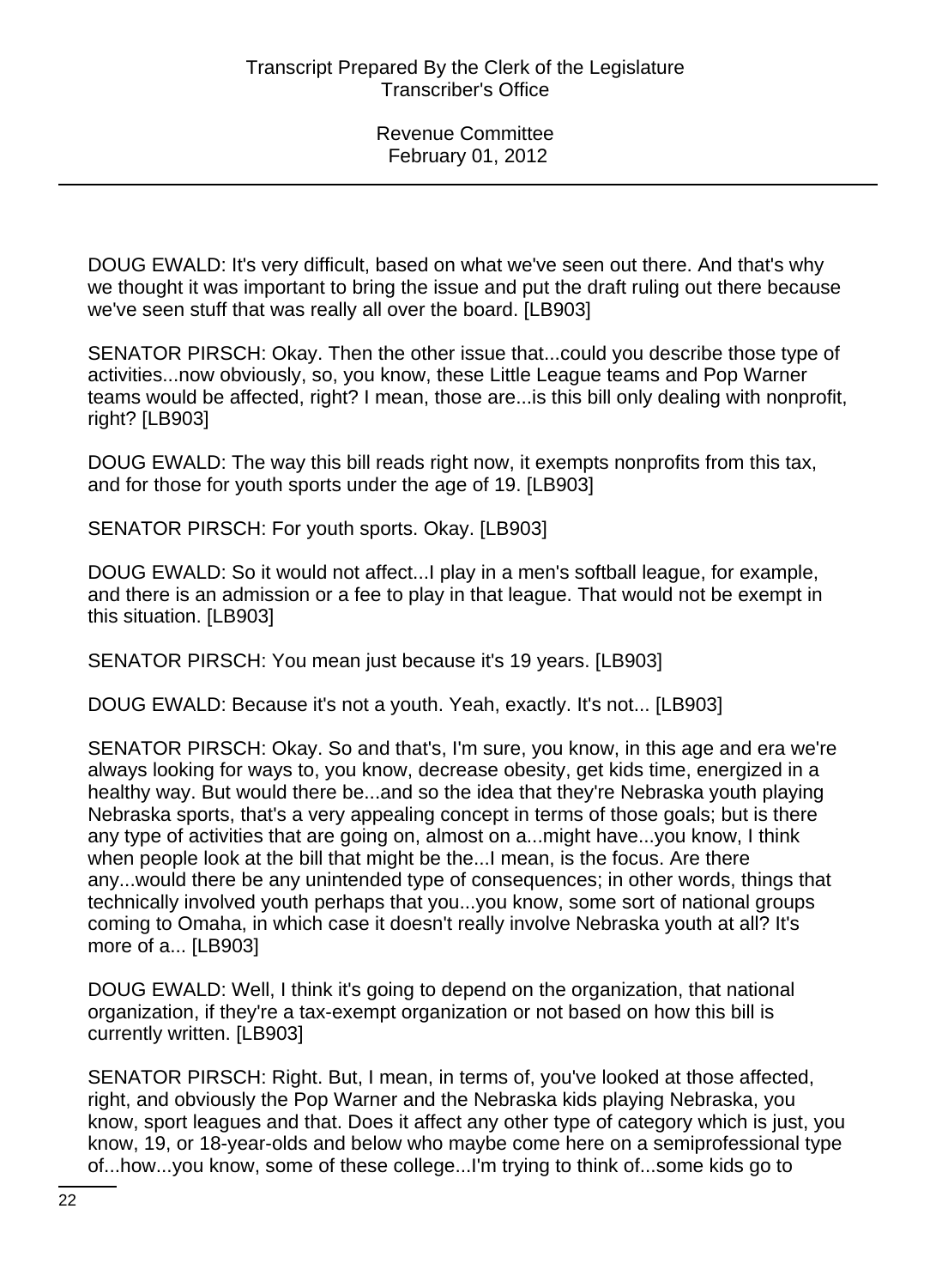DOUG EWALD: It's very difficult, based on what we've seen out there. And that's why we thought it was important to bring the issue and put the draft ruling out there because we've seen stuff that was really all over the board. [LB903]

SENATOR PIRSCH: Okay. Then the other issue that...could you describe those type of activities...now obviously, so, you know, these Little League teams and Pop Warner teams would be affected, right? I mean, those are...is this bill only dealing with nonprofit, right? [LB903]

DOUG EWALD: The way this bill reads right now, it exempts nonprofits from this tax, and for those for youth sports under the age of 19. [LB903]

SENATOR PIRSCH: For youth sports. Okay. [LB903]

DOUG EWALD: So it would not affect...I play in a men's softball league, for example, and there is an admission or a fee to play in that league. That would not be exempt in this situation. [LB903]

SENATOR PIRSCH: You mean just because it's 19 years. [LB903]

DOUG EWALD: Because it's not a youth. Yeah, exactly. It's not... [LB903]

SENATOR PIRSCH: Okay. So and that's, I'm sure, you know, in this age and era we're always looking for ways to, you know, decrease obesity, get kids time, energized in a healthy way. But would there be...and so the idea that they're Nebraska youth playing Nebraska sports, that's a very appealing concept in terms of those goals; but is there any type of activities that are going on, almost on a...might have...you know, I think when people look at the bill that might be the...I mean, is the focus. Are there any...would there be any unintended type of consequences; in other words, things that technically involved youth perhaps that you...you know, some sort of national groups coming to Omaha, in which case it doesn't really involve Nebraska youth at all? It's more of a... [LB903]

DOUG EWALD: Well, I think it's going to depend on the organization, that national organization, if they're a tax-exempt organization or not based on how this bill is currently written. [LB903]

SENATOR PIRSCH: Right. But, I mean, in terms of, you've looked at those affected, right, and obviously the Pop Warner and the Nebraska kids playing Nebraska, you know, sport leagues and that. Does it affect any other type of category which is just, you know, 19, or 18-year-olds and below who maybe come here on a semiprofessional type of...how...you know, some of these college...I'm trying to think of...some kids go to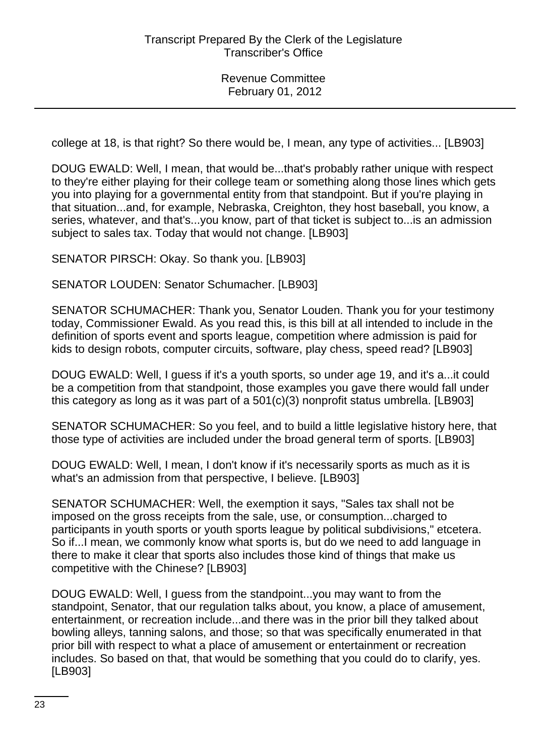college at 18, is that right? So there would be, I mean, any type of activities... [LB903]

DOUG EWALD: Well, I mean, that would be...that's probably rather unique with respect to they're either playing for their college team or something along those lines which gets you into playing for a governmental entity from that standpoint. But if you're playing in that situation...and, for example, Nebraska, Creighton, they host baseball, you know, a series, whatever, and that's...you know, part of that ticket is subject to...is an admission subject to sales tax. Today that would not change. [LB903]

SENATOR PIRSCH: Okay. So thank you. [LB903]

SENATOR LOUDEN: Senator Schumacher. [LB903]

SENATOR SCHUMACHER: Thank you, Senator Louden. Thank you for your testimony today, Commissioner Ewald. As you read this, is this bill at all intended to include in the definition of sports event and sports league, competition where admission is paid for kids to design robots, computer circuits, software, play chess, speed read? [LB903]

DOUG EWALD: Well, I guess if it's a youth sports, so under age 19, and it's a...it could be a competition from that standpoint, those examples you gave there would fall under this category as long as it was part of a 501(c)(3) nonprofit status umbrella. [LB903]

SENATOR SCHUMACHER: So you feel, and to build a little legislative history here, that those type of activities are included under the broad general term of sports. [LB903]

DOUG EWALD: Well, I mean, I don't know if it's necessarily sports as much as it is what's an admission from that perspective, I believe. [LB903]

SENATOR SCHUMACHER: Well, the exemption it says, "Sales tax shall not be imposed on the gross receipts from the sale, use, or consumption...charged to participants in youth sports or youth sports league by political subdivisions," etcetera. So if...I mean, we commonly know what sports is, but do we need to add language in there to make it clear that sports also includes those kind of things that make us competitive with the Chinese? [LB903]

DOUG EWALD: Well, I guess from the standpoint...you may want to from the standpoint, Senator, that our regulation talks about, you know, a place of amusement, entertainment, or recreation include...and there was in the prior bill they talked about bowling alleys, tanning salons, and those; so that was specifically enumerated in that prior bill with respect to what a place of amusement or entertainment or recreation includes. So based on that, that would be something that you could do to clarify, yes. [LB903]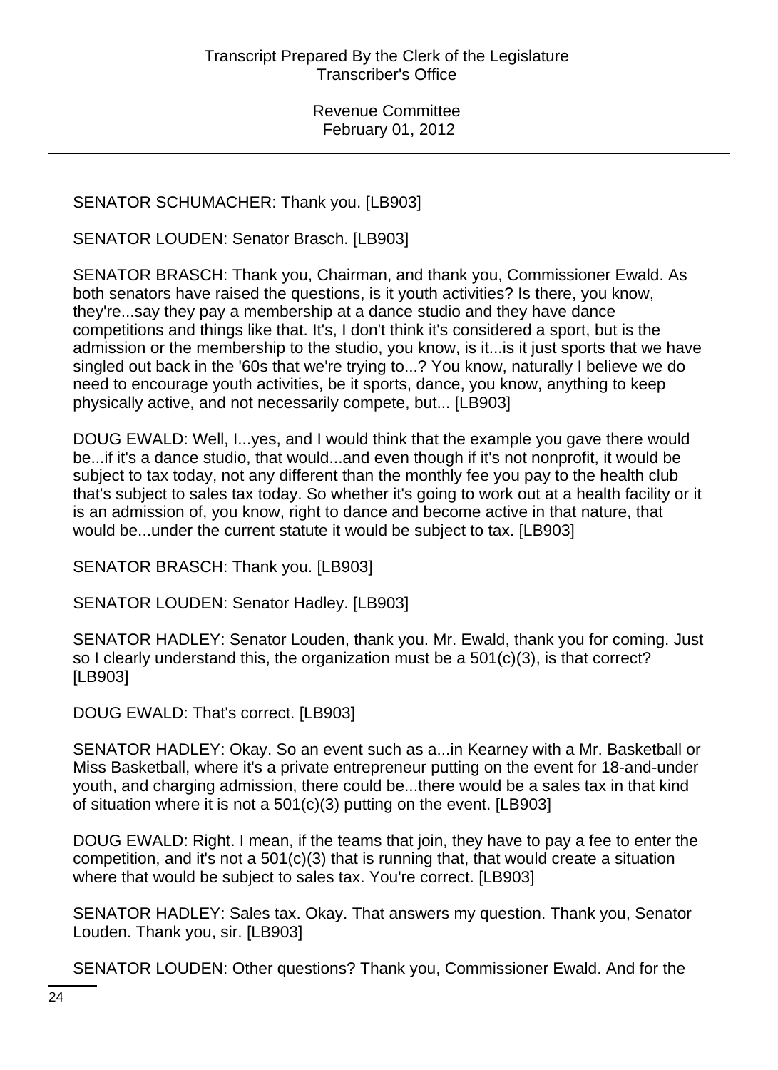SENATOR SCHUMACHER: Thank you. [LB903]

SENATOR LOUDEN: Senator Brasch. [LB903]

SENATOR BRASCH: Thank you, Chairman, and thank you, Commissioner Ewald. As both senators have raised the questions, is it youth activities? Is there, you know, they're...say they pay a membership at a dance studio and they have dance competitions and things like that. It's, I don't think it's considered a sport, but is the admission or the membership to the studio, you know, is it...is it just sports that we have singled out back in the '60s that we're trying to...? You know, naturally I believe we do need to encourage youth activities, be it sports, dance, you know, anything to keep physically active, and not necessarily compete, but... [LB903]

DOUG EWALD: Well, I...yes, and I would think that the example you gave there would be...if it's a dance studio, that would...and even though if it's not nonprofit, it would be subject to tax today, not any different than the monthly fee you pay to the health club that's subject to sales tax today. So whether it's going to work out at a health facility or it is an admission of, you know, right to dance and become active in that nature, that would be...under the current statute it would be subject to tax. [LB903]

SENATOR BRASCH: Thank you. [LB903]

SENATOR LOUDEN: Senator Hadley. [LB903]

SENATOR HADLEY: Senator Louden, thank you. Mr. Ewald, thank you for coming. Just so I clearly understand this, the organization must be a 501(c)(3), is that correct? [LB903]

DOUG EWALD: That's correct. [LB903]

SENATOR HADLEY: Okay. So an event such as a...in Kearney with a Mr. Basketball or Miss Basketball, where it's a private entrepreneur putting on the event for 18-and-under youth, and charging admission, there could be...there would be a sales tax in that kind of situation where it is not a 501(c)(3) putting on the event. [LB903]

DOUG EWALD: Right. I mean, if the teams that join, they have to pay a fee to enter the competition, and it's not a 501(c)(3) that is running that, that would create a situation where that would be subject to sales tax. You're correct. [LB903]

SENATOR HADLEY: Sales tax. Okay. That answers my question. Thank you, Senator Louden. Thank you, sir. [LB903]

SENATOR LOUDEN: Other questions? Thank you, Commissioner Ewald. And for the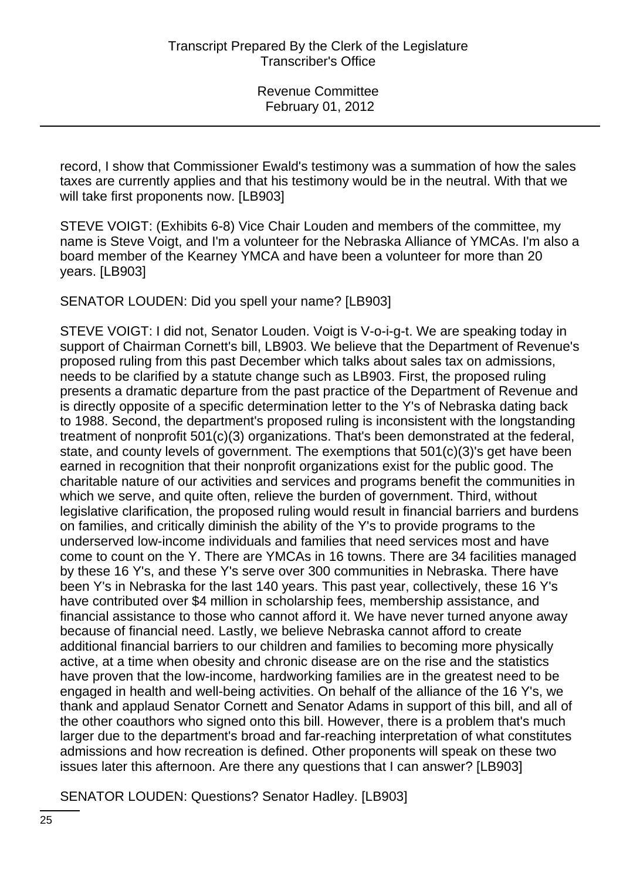record, I show that Commissioner Ewald's testimony was a summation of how the sales taxes are currently applies and that his testimony would be in the neutral. With that we will take first proponents now. [LB903]

STEVE VOIGT: (Exhibits 6-8) Vice Chair Louden and members of the committee, my name is Steve Voigt, and I'm a volunteer for the Nebraska Alliance of YMCAs. I'm also a board member of the Kearney YMCA and have been a volunteer for more than 20 years. [LB903]

SENATOR LOUDEN: Did you spell your name? [LB903]

STEVE VOIGT: I did not, Senator Louden. Voigt is V-o-i-g-t. We are speaking today in support of Chairman Cornett's bill, LB903. We believe that the Department of Revenue's proposed ruling from this past December which talks about sales tax on admissions, needs to be clarified by a statute change such as LB903. First, the proposed ruling presents a dramatic departure from the past practice of the Department of Revenue and is directly opposite of a specific determination letter to the Y's of Nebraska dating back to 1988. Second, the department's proposed ruling is inconsistent with the longstanding treatment of nonprofit 501(c)(3) organizations. That's been demonstrated at the federal, state, and county levels of government. The exemptions that 501(c)(3)'s get have been earned in recognition that their nonprofit organizations exist for the public good. The charitable nature of our activities and services and programs benefit the communities in which we serve, and quite often, relieve the burden of government. Third, without legislative clarification, the proposed ruling would result in financial barriers and burdens on families, and critically diminish the ability of the Y's to provide programs to the underserved low-income individuals and families that need services most and have come to count on the Y. There are YMCAs in 16 towns. There are 34 facilities managed by these 16 Y's, and these Y's serve over 300 communities in Nebraska. There have been Y's in Nebraska for the last 140 years. This past year, collectively, these 16 Y's have contributed over $4 million in scholarship fees, membership assistance, and financial assistance to those who cannot afford it. We have never turned anyone away because of financial need. Lastly, we believe Nebraska cannot afford to create additional financial barriers to our children and families to becoming more physically active, at a time when obesity and chronic disease are on the rise and the statistics have proven that the low-income, hardworking families are in the greatest need to be engaged in health and well-being activities. On behalf of the alliance of the 16 Y's, we thank and applaud Senator Cornett and Senator Adams in support of this bill, and all of the other coauthors who signed onto this bill. However, there is a problem that's much larger due to the department's broad and far-reaching interpretation of what constitutes admissions and how recreation is defined. Other proponents will speak on these two issues later this afternoon. Are there any questions that I can answer? [LB903]

SENATOR LOUDEN: Questions? Senator Hadley. [LB903]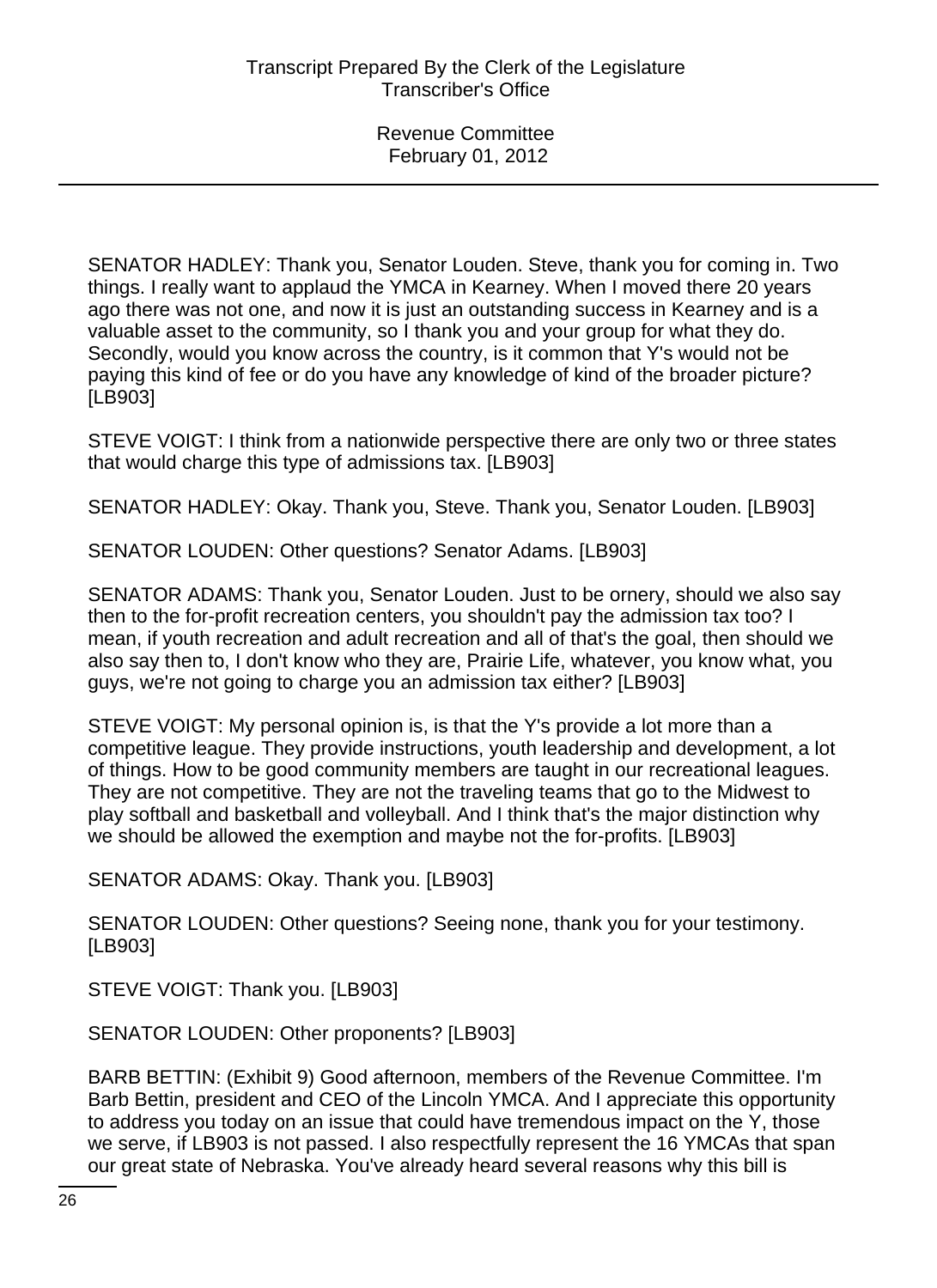SENATOR HADLEY: Thank you, Senator Louden. Steve, thank you for coming in. Two things. I really want to applaud the YMCA in Kearney. When I moved there 20 years ago there was not one, and now it is just an outstanding success in Kearney and is a valuable asset to the community, so I thank you and your group for what they do. Secondly, would you know across the country, is it common that Y's would not be paying this kind of fee or do you have any knowledge of kind of the broader picture? [LB903]

STEVE VOIGT: I think from a nationwide perspective there are only two or three states that would charge this type of admissions tax. [LB903]

SENATOR HADLEY: Okay. Thank you, Steve. Thank you, Senator Louden. [LB903]

SENATOR LOUDEN: Other questions? Senator Adams. [LB903]

SENATOR ADAMS: Thank you, Senator Louden. Just to be ornery, should we also say then to the for-profit recreation centers, you shouldn't pay the admission tax too? I mean, if youth recreation and adult recreation and all of that's the goal, then should we also say then to, I don't know who they are, Prairie Life, whatever, you know what, you guys, we're not going to charge you an admission tax either? [LB903]

STEVE VOIGT: My personal opinion is, is that the Y's provide a lot more than a competitive league. They provide instructions, youth leadership and development, a lot of things. How to be good community members are taught in our recreational leagues. They are not competitive. They are not the traveling teams that go to the Midwest to play softball and basketball and volleyball. And I think that's the major distinction why we should be allowed the exemption and maybe not the for-profits. [LB903]

SENATOR ADAMS: Okay. Thank you. [LB903]

SENATOR LOUDEN: Other questions? Seeing none, thank you for your testimony. [LB903]

STEVE VOIGT: Thank you. [LB903]

SENATOR LOUDEN: Other proponents? [LB903]

BARB BETTIN: (Exhibit 9) Good afternoon, members of the Revenue Committee. I'm Barb Bettin, president and CEO of the Lincoln YMCA. And I appreciate this opportunity to address you today on an issue that could have tremendous impact on the Y, those we serve, if LB903 is not passed. I also respectfully represent the 16 YMCAs that span our great state of Nebraska. You've already heard several reasons why this bill is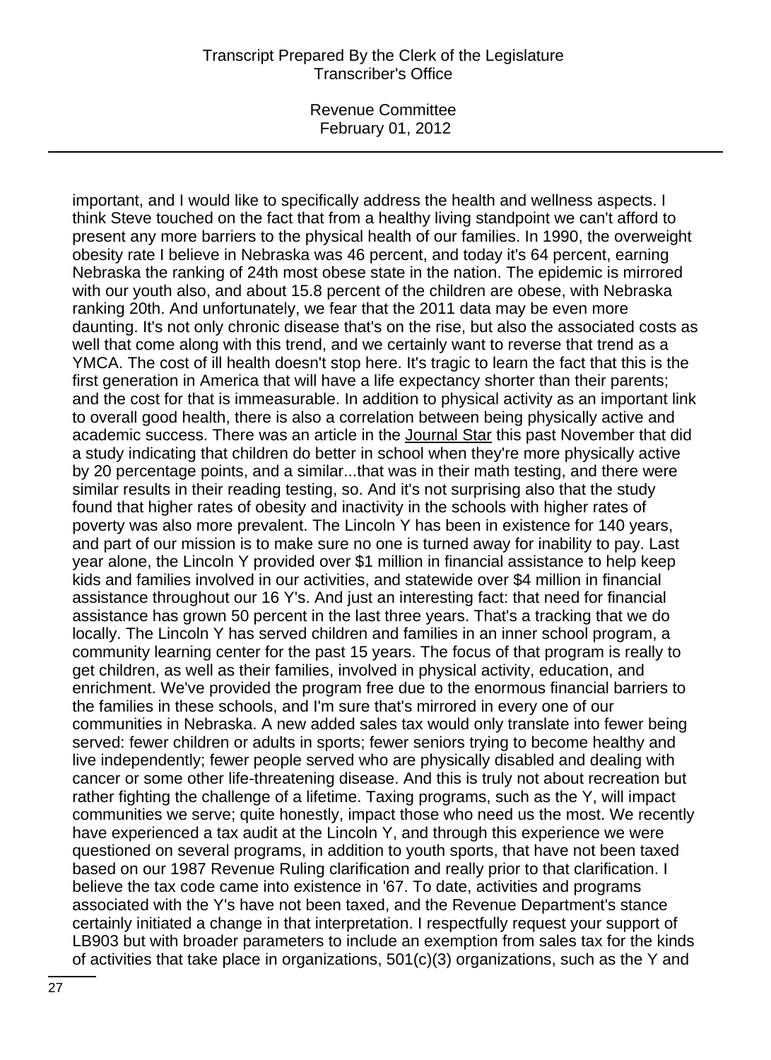important, and I would like to specifically address the health and wellness aspects. I think Steve touched on the fact that from a healthy living standpoint we can't afford to present any more barriers to the physical health of our families. In 1990, the overweight obesity rate I believe in Nebraska was 46 percent, and today it's 64 percent, earning Nebraska the ranking of 24th most obese state in the nation. The epidemic is mirrored with our youth also, and about 15.8 percent of the children are obese, with Nebraska ranking 20th. And unfortunately, we fear that the 2011 data may be even more daunting. It's not only chronic disease that's on the rise, but also the associated costs as well that come along with this trend, and we certainly want to reverse that trend as a YMCA. The cost of ill health doesn't stop here. It's tragic to learn the fact that this is the first generation in America that will have a life expectancy shorter than their parents; and the cost for that is immeasurable. In addition to physical activity as an important link to overall good health, there is also a correlation between being physically active and academic success. There was an article in the Journal Star this past November that did a study indicating that children do better in school when they're more physically active by 20 percentage points, and a similar...that was in their math testing, and there were similar results in their reading testing, so. And it's not surprising also that the study found that higher rates of obesity and inactivity in the schools with higher rates of poverty was also more prevalent. The Lincoln Y has been in existence for 140 years, and part of our mission is to make sure no one is turned away for inability to pay. Last year alone, the Lincoln Y provided over $1 million in financial assistance to help keep kids and families involved in our activities, and statewide over $4 million in financial assistance throughout our 16 Y's. And just an interesting fact: that need for financial assistance has grown 50 percent in the last three years. That's a tracking that we do locally. The Lincoln Y has served children and families in an inner school program, a community learning center for the past 15 years. The focus of that program is really to get children, as well as their families, involved in physical activity, education, and enrichment. We've provided the program free due to the enormous financial barriers to the families in these schools, and I'm sure that's mirrored in every one of our communities in Nebraska. A new added sales tax would only translate into fewer being served: fewer children or adults in sports; fewer seniors trying to become healthy and live independently; fewer people served who are physically disabled and dealing with cancer or some other life-threatening disease. And this is truly not about recreation but rather fighting the challenge of a lifetime. Taxing programs, such as the Y, will impact communities we serve; quite honestly, impact those who need us the most. We recently have experienced a tax audit at the Lincoln Y, and through this experience we were questioned on several programs, in addition to youth sports, that have not been taxed based on our 1987 Revenue Ruling clarification and really prior to that clarification. I believe the tax code came into existence in '67. To date, activities and programs associated with the Y's have not been taxed, and the Revenue Department's stance certainly initiated a change in that interpretation. I respectfully request your support of LB903 but with broader parameters to include an exemption from sales tax for the kinds of activities that take place in organizations, 501(c)(3) organizations, such as the Y and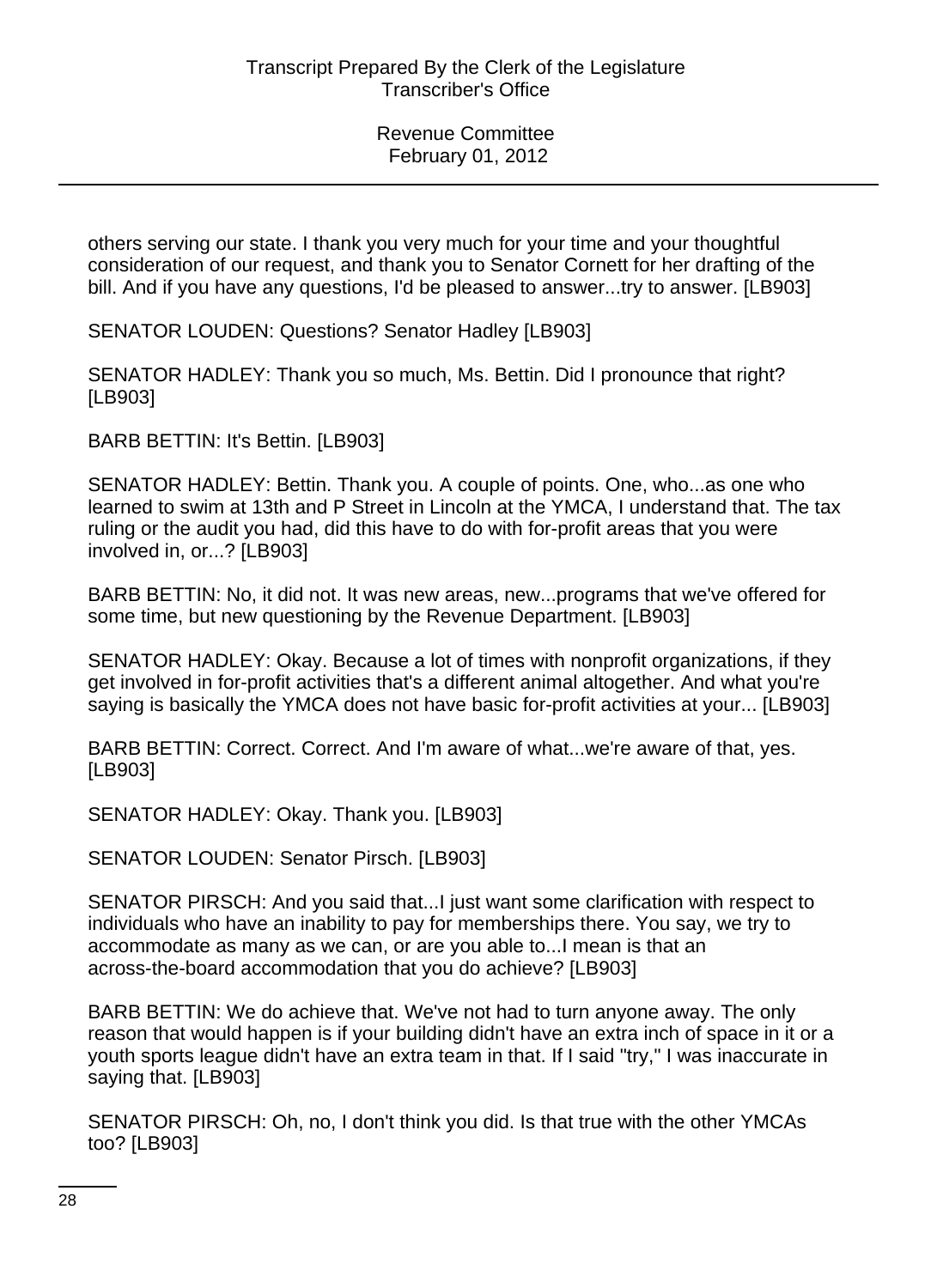others serving our state. I thank you very much for your time and your thoughtful consideration of our request, and thank you to Senator Cornett for her drafting of the bill. And if you have any questions, I'd be pleased to answer...try to answer. [LB903]

SENATOR LOUDEN: Questions? Senator Hadley [LB903]

SENATOR HADLEY: Thank you so much, Ms. Bettin. Did I pronounce that right? [LB903]

BARB BETTIN: It's Bettin. [LB903]

SENATOR HADLEY: Bettin. Thank you. A couple of points. One, who...as one who learned to swim at 13th and P Street in Lincoln at the YMCA, I understand that. The tax ruling or the audit you had, did this have to do with for-profit areas that you were involved in, or...? [LB903]

BARB BETTIN: No, it did not. It was new areas, new...programs that we've offered for some time, but new questioning by the Revenue Department. [LB903]

SENATOR HADLEY: Okay. Because a lot of times with nonprofit organizations, if they get involved in for-profit activities that's a different animal altogether. And what you're saying is basically the YMCA does not have basic for-profit activities at your... [LB903]

BARB BETTIN: Correct. Correct. And I'm aware of what...we're aware of that, yes. [LB903]

SENATOR HADLEY: Okay. Thank you. [LB903]

SENATOR LOUDEN: Senator Pirsch. [LB903]

SENATOR PIRSCH: And you said that...I just want some clarification with respect to individuals who have an inability to pay for memberships there. You say, we try to accommodate as many as we can, or are you able to...I mean is that an across-the-board accommodation that you do achieve? [LB903]

BARB BETTIN: We do achieve that. We've not had to turn anyone away. The only reason that would happen is if your building didn't have an extra inch of space in it or a youth sports league didn't have an extra team in that. If I said "try," I was inaccurate in saying that. [LB903]

SENATOR PIRSCH: Oh, no, I don't think you did. Is that true with the other YMCAs too? [LB903]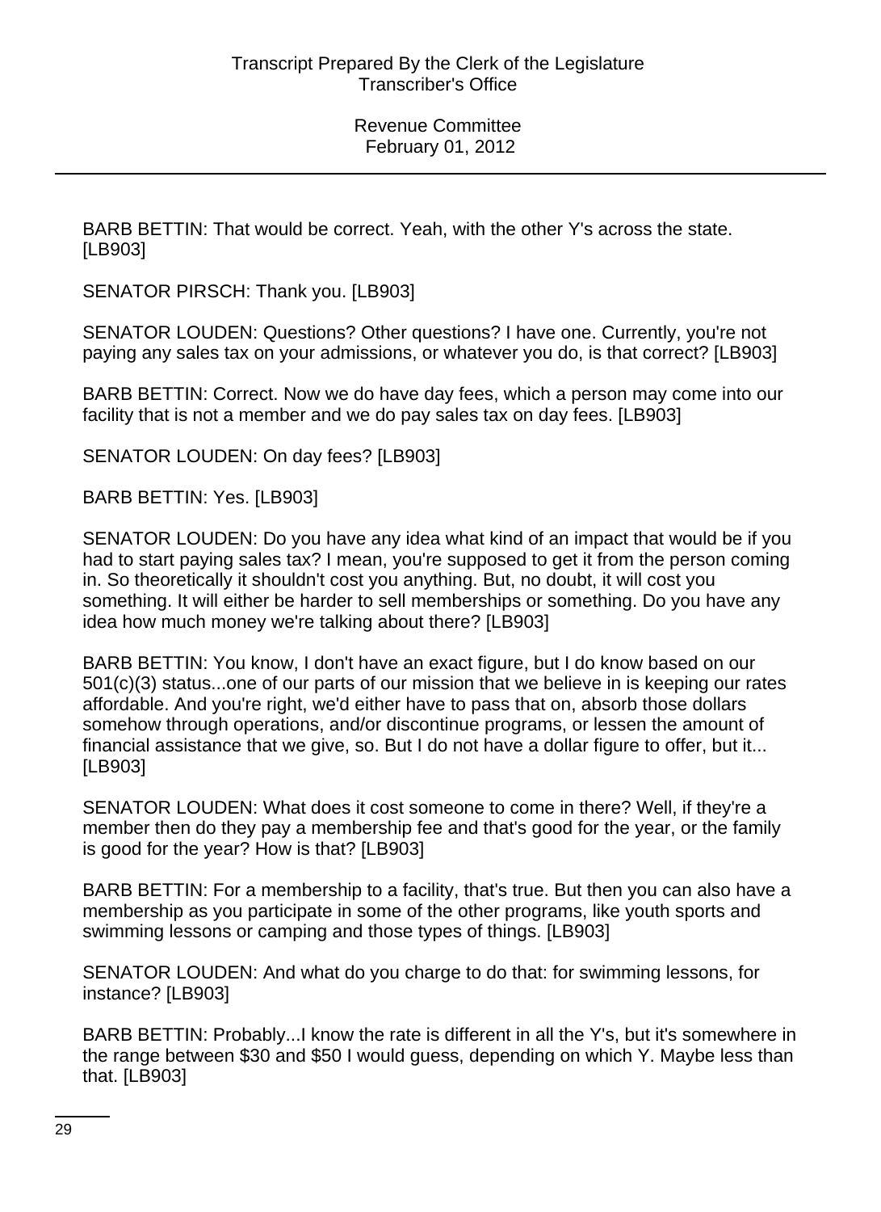BARB BETTIN: That would be correct. Yeah, with the other Y's across the state. [LB903]

SENATOR PIRSCH: Thank you. [LB903]

SENATOR LOUDEN: Questions? Other questions? I have one. Currently, you're not paying any sales tax on your admissions, or whatever you do, is that correct? [LB903]

BARB BETTIN: Correct. Now we do have day fees, which a person may come into our facility that is not a member and we do pay sales tax on day fees. [LB903]

SENATOR LOUDEN: On day fees? [LB903]

BARB BETTIN: Yes. [LB903]

SENATOR LOUDEN: Do you have any idea what kind of an impact that would be if you had to start paying sales tax? I mean, you're supposed to get it from the person coming in. So theoretically it shouldn't cost you anything. But, no doubt, it will cost you something. It will either be harder to sell memberships or something. Do you have any idea how much money we're talking about there? [LB903]

BARB BETTIN: You know, I don't have an exact figure, but I do know based on our 501(c)(3) status...one of our parts of our mission that we believe in is keeping our rates affordable. And you're right, we'd either have to pass that on, absorb those dollars somehow through operations, and/or discontinue programs, or lessen the amount of financial assistance that we give, so. But I do not have a dollar figure to offer, but it... [LB903]

SENATOR LOUDEN: What does it cost someone to come in there? Well, if they're a member then do they pay a membership fee and that's good for the year, or the family is good for the year? How is that? [LB903]

BARB BETTIN: For a membership to a facility, that's true. But then you can also have a membership as you participate in some of the other programs, like youth sports and swimming lessons or camping and those types of things. [LB903]

SENATOR LOUDEN: And what do you charge to do that: for swimming lessons, for instance? [LB903]

BARB BETTIN: Probably...I know the rate is different in all the Y's, but it's somewhere in the range between $30 and $50 I would guess, depending on which Y. Maybe less than that. [LB903]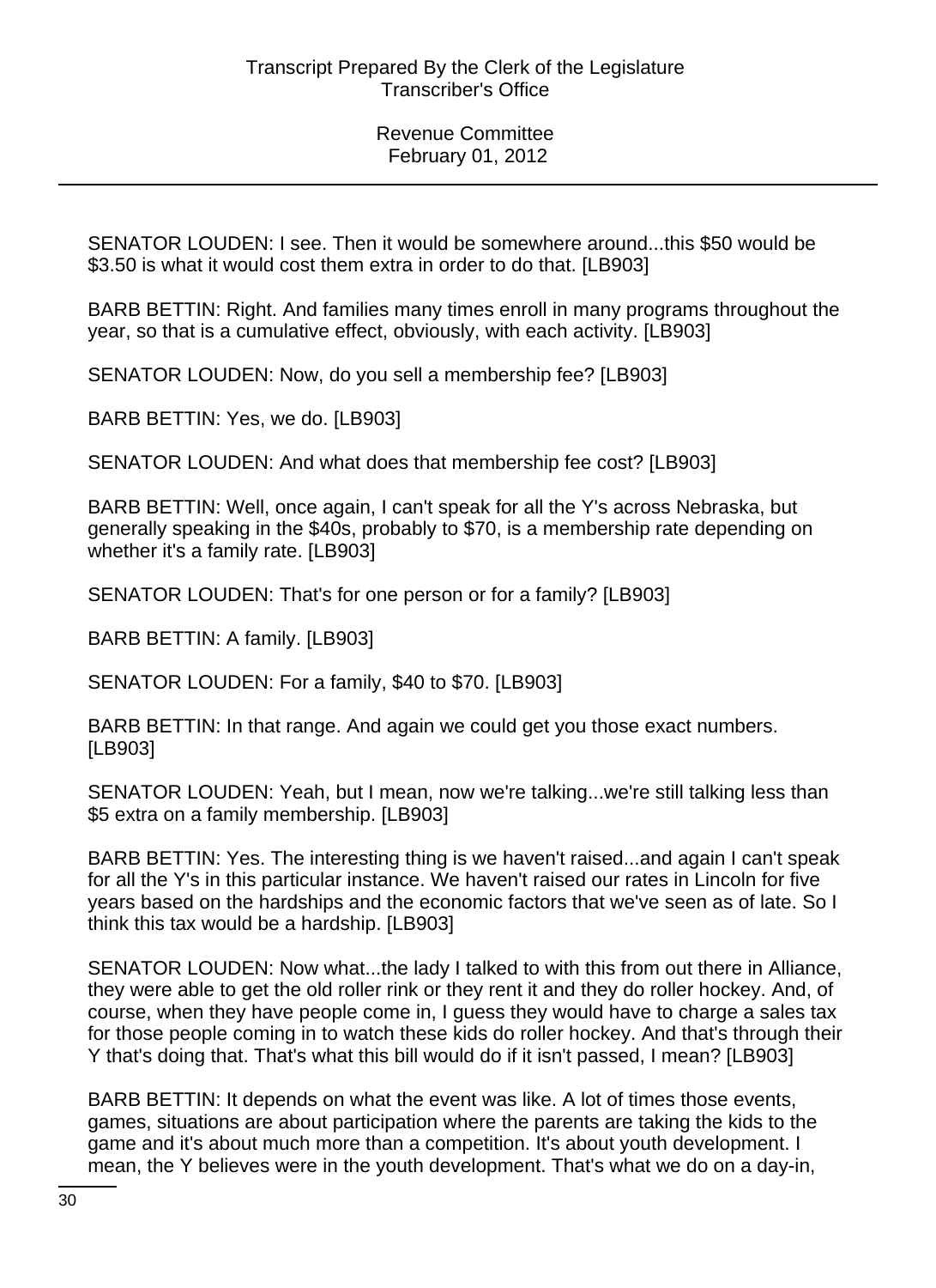SENATOR LOUDEN: I see. Then it would be somewhere around...this $50 would be $3.50 is what it would cost them extra in order to do that. [LB903]

BARB BETTIN: Right. And families many times enroll in many programs throughout the year, so that is a cumulative effect, obviously, with each activity. [LB903]

SENATOR LOUDEN: Now, do you sell a membership fee? [LB903]

BARB BETTIN: Yes, we do. [LB903]

SENATOR LOUDEN: And what does that membership fee cost? [LB903]

BARB BETTIN: Well, once again, I can't speak for all the Y's across Nebraska, but generally speaking in the $40s, probably to $70, is a membership rate depending on whether it's a family rate. [LB903]

SENATOR LOUDEN: That's for one person or for a family? [LB903]

BARB BETTIN: A family. [LB903]

SENATOR LOUDEN: For a family, $40 to $70. [LB903]

BARB BETTIN: In that range. And again we could get you those exact numbers. [LB903]

SENATOR LOUDEN: Yeah, but I mean, now we're talking...we're still talking less than $5 extra on a family membership. [LB903]

BARB BETTIN: Yes. The interesting thing is we haven't raised...and again I can't speak for all the Y's in this particular instance. We haven't raised our rates in Lincoln for five years based on the hardships and the economic factors that we've seen as of late. So I think this tax would be a hardship. [LB903]

SENATOR LOUDEN: Now what...the lady I talked to with this from out there in Alliance, they were able to get the old roller rink or they rent it and they do roller hockey. And, of course, when they have people come in, I guess they would have to charge a sales tax for those people coming in to watch these kids do roller hockey. And that's through their Y that's doing that. That's what this bill would do if it isn't passed, I mean? [LB903]

BARB BETTIN: It depends on what the event was like. A lot of times those events, games, situations are about participation where the parents are taking the kids to the game and it's about much more than a competition. It's about youth development. I mean, the Y believes were in the youth development. That's what we do on a day-in,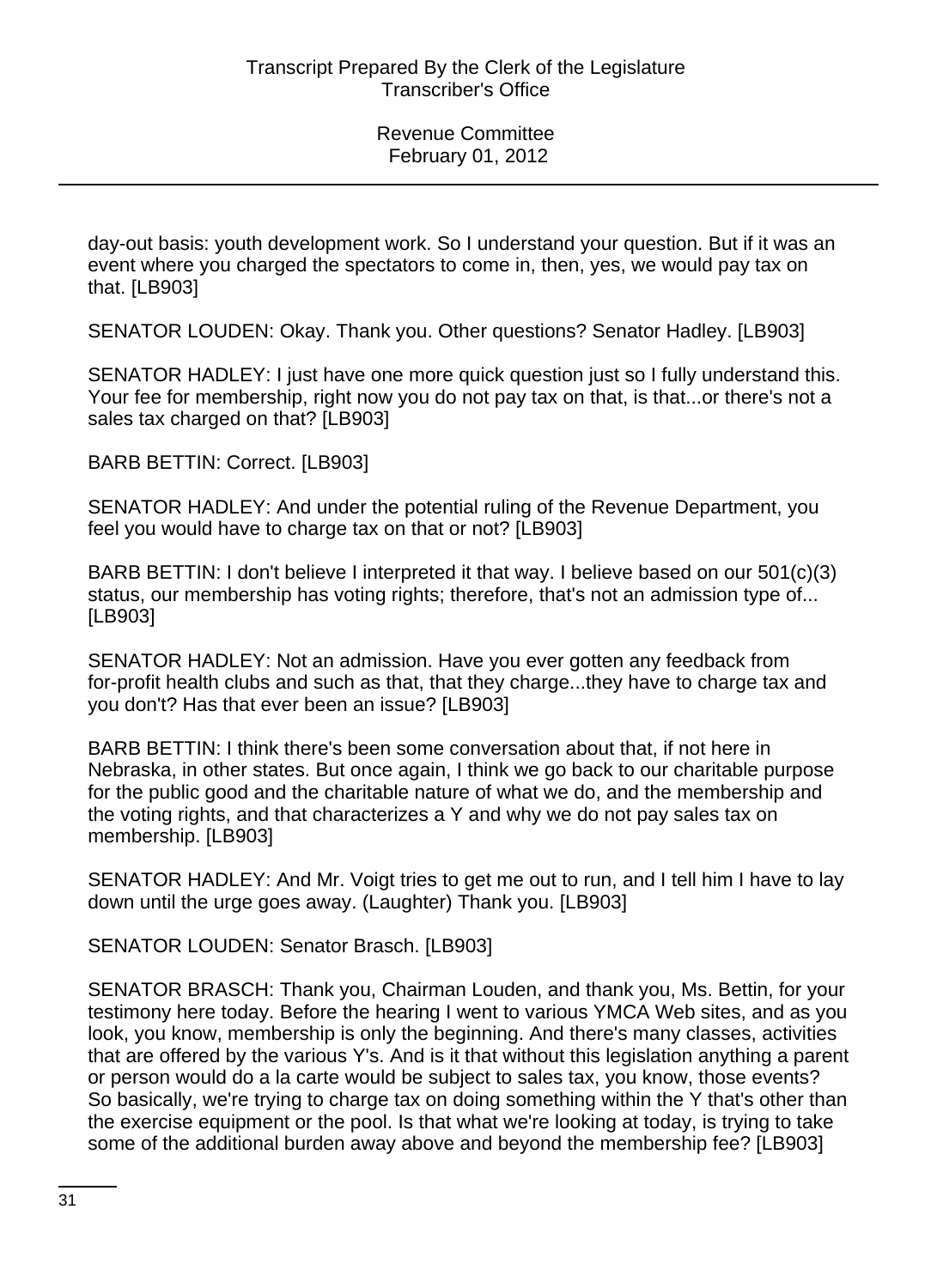day-out basis: youth development work. So I understand your question. But if it was an event where you charged the spectators to come in, then, yes, we would pay tax on that. [LB903]

SENATOR LOUDEN: Okay. Thank you. Other questions? Senator Hadley. [LB903]

SENATOR HADLEY: I just have one more quick question just so I fully understand this. Your fee for membership, right now you do not pay tax on that, is that...or there's not a sales tax charged on that? [LB903]

BARB BETTIN: Correct. [LB903]

SENATOR HADLEY: And under the potential ruling of the Revenue Department, you feel you would have to charge tax on that or not? [LB903]

BARB BETTIN: I don't believe I interpreted it that way. I believe based on our 501(c)(3) status, our membership has voting rights; therefore, that's not an admission type of... [LB903]

SENATOR HADLEY: Not an admission. Have you ever gotten any feedback from for-profit health clubs and such as that, that they charge...they have to charge tax and you don't? Has that ever been an issue? [LB903]

BARB BETTIN: I think there's been some conversation about that, if not here in Nebraska, in other states. But once again, I think we go back to our charitable purpose for the public good and the charitable nature of what we do, and the membership and the voting rights, and that characterizes a Y and why we do not pay sales tax on membership. [LB903]

SENATOR HADLEY: And Mr. Voigt tries to get me out to run, and I tell him I have to lay down until the urge goes away. (Laughter) Thank you. [LB903]

SENATOR LOUDEN: Senator Brasch. [LB903]

SENATOR BRASCH: Thank you, Chairman Louden, and thank you, Ms. Bettin, for your testimony here today. Before the hearing I went to various YMCA Web sites, and as you look, you know, membership is only the beginning. And there's many classes, activities that are offered by the various Y's. And is it that without this legislation anything a parent or person would do a la carte would be subject to sales tax, you know, those events? So basically, we're trying to charge tax on doing something within the Y that's other than the exercise equipment or the pool. Is that what we're looking at today, is trying to take some of the additional burden away above and beyond the membership fee? [LB903]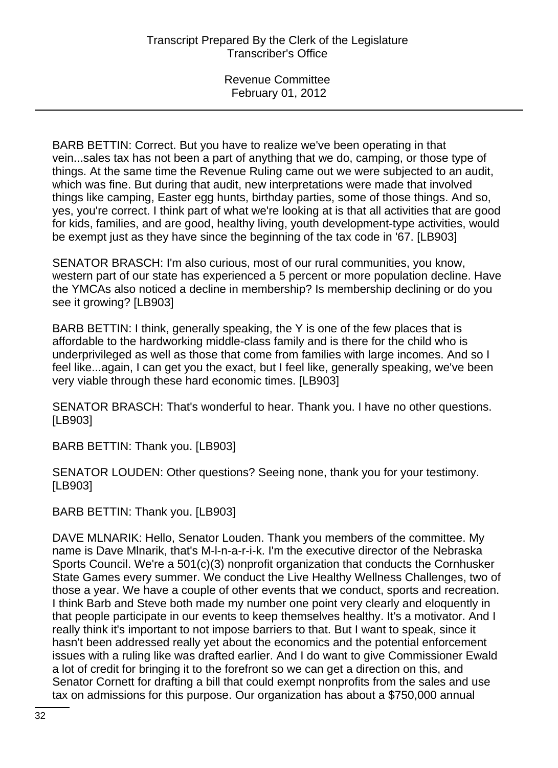BARB BETTIN: Correct. But you have to realize we've been operating in that vein...sales tax has not been a part of anything that we do, camping, or those type of things. At the same time the Revenue Ruling came out we were subjected to an audit, which was fine. But during that audit, new interpretations were made that involved things like camping, Easter egg hunts, birthday parties, some of those things. And so, yes, you're correct. I think part of what we're looking at is that all activities that are good for kids, families, and are good, healthy living, youth development-type activities, would be exempt just as they have since the beginning of the tax code in '67. [LB903]

SENATOR BRASCH: I'm also curious, most of our rural communities, you know, western part of our state has experienced a 5 percent or more population decline. Have the YMCAs also noticed a decline in membership? Is membership declining or do you see it growing? [LB903]

BARB BETTIN: I think, generally speaking, the Y is one of the few places that is affordable to the hardworking middle-class family and is there for the child who is underprivileged as well as those that come from families with large incomes. And so I feel like...again, I can get you the exact, but I feel like, generally speaking, we've been very viable through these hard economic times. [LB903]

SENATOR BRASCH: That's wonderful to hear. Thank you. I have no other questions. [LB903]

BARB BETTIN: Thank you. [LB903]

SENATOR LOUDEN: Other questions? Seeing none, thank you for your testimony. [LB903]

BARB BETTIN: Thank you. [LB903]

DAVE MLNARIK: Hello, Senator Louden. Thank you members of the committee. My name is Dave Mlnarik, that's M-l-n-a-r-i-k. I'm the executive director of the Nebraska Sports Council. We're a 501(c)(3) nonprofit organization that conducts the Cornhusker State Games every summer. We conduct the Live Healthy Wellness Challenges, two of those a year. We have a couple of other events that we conduct, sports and recreation. I think Barb and Steve both made my number one point very clearly and eloquently in that people participate in our events to keep themselves healthy. It's a motivator. And I really think it's important to not impose barriers to that. But I want to speak, since it hasn't been addressed really yet about the economics and the potential enforcement issues with a ruling like was drafted earlier. And I do want to give Commissioner Ewald a lot of credit for bringing it to the forefront so we can get a direction on this, and Senator Cornett for drafting a bill that could exempt nonprofits from the sales and use tax on admissions for this purpose. Our organization has about a $750,000 annual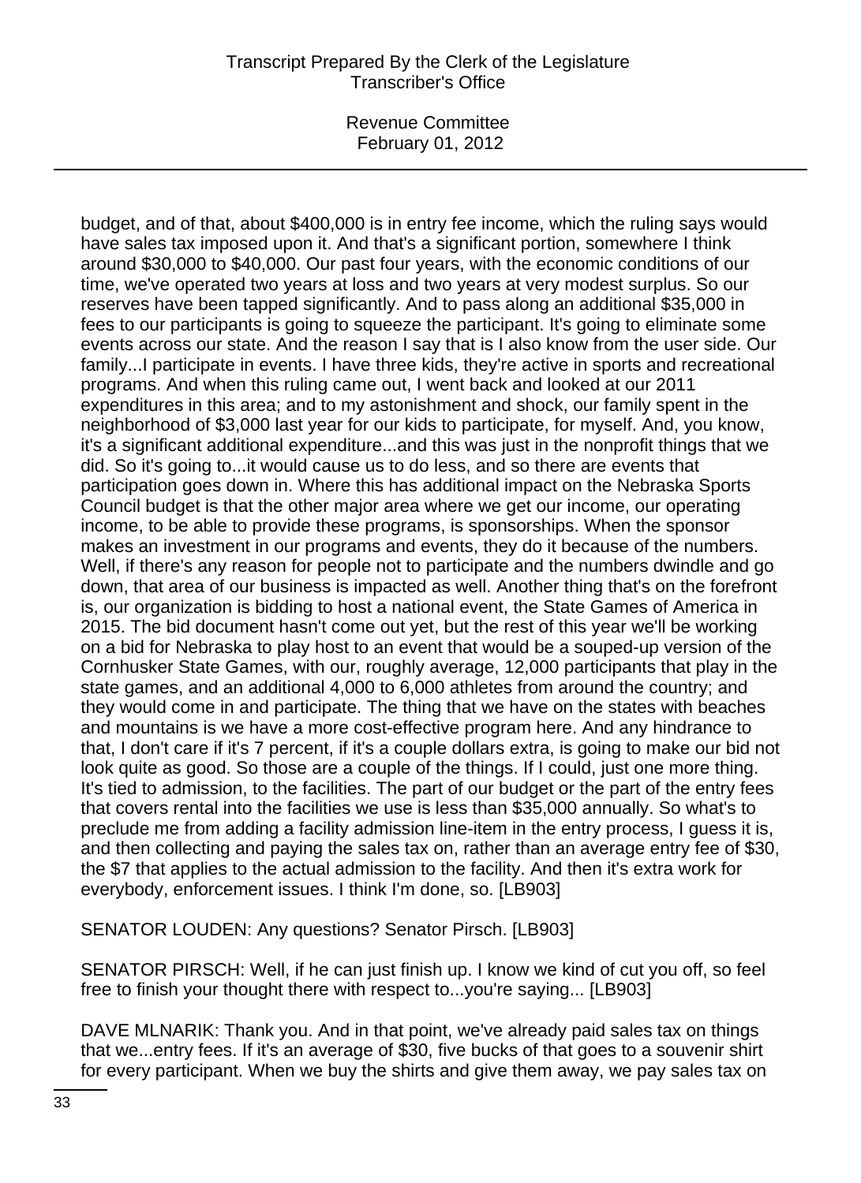budget, and of that, about $400,000 is in entry fee income, which the ruling says would have sales tax imposed upon it. And that's a significant portion, somewhere I think around $30,000 to $40,000. Our past four years, with the economic conditions of our time, we've operated two years at loss and two years at very modest surplus. So our reserves have been tapped significantly. And to pass along an additional $35,000 in fees to our participants is going to squeeze the participant. It's going to eliminate some events across our state. And the reason I say that is I also know from the user side. Our family...I participate in events. I have three kids, they're active in sports and recreational programs. And when this ruling came out, I went back and looked at our 2011 expenditures in this area; and to my astonishment and shock, our family spent in the neighborhood of $3,000 last year for our kids to participate, for myself. And, you know, it's a significant additional expenditure...and this was just in the nonprofit things that we did. So it's going to...it would cause us to do less, and so there are events that participation goes down in. Where this has additional impact on the Nebraska Sports Council budget is that the other major area where we get our income, our operating income, to be able to provide these programs, is sponsorships. When the sponsor makes an investment in our programs and events, they do it because of the numbers. Well, if there's any reason for people not to participate and the numbers dwindle and go down, that area of our business is impacted as well. Another thing that's on the forefront is, our organization is bidding to host a national event, the State Games of America in 2015. The bid document hasn't come out yet, but the rest of this year we'll be working on a bid for Nebraska to play host to an event that would be a souped-up version of the Cornhusker State Games, with our, roughly average, 12,000 participants that play in the state games, and an additional 4,000 to 6,000 athletes from around the country; and they would come in and participate. The thing that we have on the states with beaches and mountains is we have a more cost-effective program here. And any hindrance to that, I don't care if it's 7 percent, if it's a couple dollars extra, is going to make our bid not look quite as good. So those are a couple of the things. If I could, just one more thing. It's tied to admission, to the facilities. The part of our budget or the part of the entry fees that covers rental into the facilities we use is less than $35,000 annually. So what's to preclude me from adding a facility admission line-item in the entry process, I guess it is, and then collecting and paying the sales tax on, rather than an average entry fee of $30, the $7 that applies to the actual admission to the facility. And then it's extra work for everybody, enforcement issues. I think I'm done, so. [LB903]

SENATOR LOUDEN: Any questions? Senator Pirsch. [LB903]

SENATOR PIRSCH: Well, if he can just finish up. I know we kind of cut you off, so feel free to finish your thought there with respect to...you're saying... [LB903]

DAVE MLNARIK: Thank you. And in that point, we've already paid sales tax on things that we...entry fees. If it's an average of $30, five bucks of that goes to a souvenir shirt for every participant. When we buy the shirts and give them away, we pay sales tax on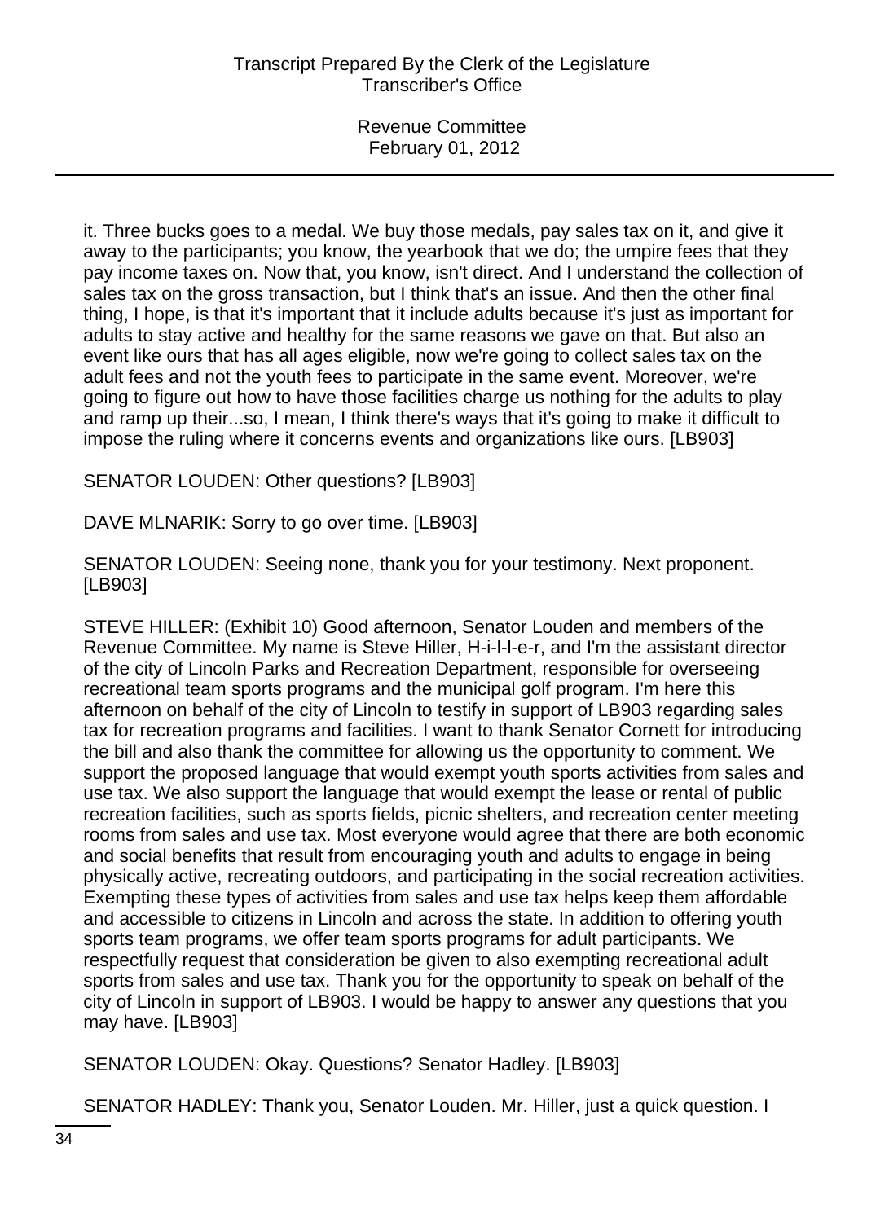it. Three bucks goes to a medal. We buy those medals, pay sales tax on it, and give it away to the participants; you know, the yearbook that we do; the umpire fees that they pay income taxes on. Now that, you know, isn't direct. And I understand the collection of sales tax on the gross transaction, but I think that's an issue. And then the other final thing, I hope, is that it's important that it include adults because it's just as important for adults to stay active and healthy for the same reasons we gave on that. But also an event like ours that has all ages eligible, now we're going to collect sales tax on the adult fees and not the youth fees to participate in the same event. Moreover, we're going to figure out how to have those facilities charge us nothing for the adults to play and ramp up their...so, I mean, I think there's ways that it's going to make it difficult to impose the ruling where it concerns events and organizations like ours. [LB903]

SENATOR LOUDEN: Other questions? [LB903]

DAVE MLNARIK: Sorry to go over time. [LB903]

SENATOR LOUDEN: Seeing none, thank you for your testimony. Next proponent. [LB903]

STEVE HILLER: (Exhibit 10) Good afternoon, Senator Louden and members of the Revenue Committee. My name is Steve Hiller, H-i-l-l-e-r, and I'm the assistant director of the city of Lincoln Parks and Recreation Department, responsible for overseeing recreational team sports programs and the municipal golf program. I'm here this afternoon on behalf of the city of Lincoln to testify in support of LB903 regarding sales tax for recreation programs and facilities. I want to thank Senator Cornett for introducing the bill and also thank the committee for allowing us the opportunity to comment. We support the proposed language that would exempt youth sports activities from sales and use tax. We also support the language that would exempt the lease or rental of public recreation facilities, such as sports fields, picnic shelters, and recreation center meeting rooms from sales and use tax. Most everyone would agree that there are both economic and social benefits that result from encouraging youth and adults to engage in being physically active, recreating outdoors, and participating in the social recreation activities. Exempting these types of activities from sales and use tax helps keep them affordable and accessible to citizens in Lincoln and across the state. In addition to offering youth sports team programs, we offer team sports programs for adult participants. We respectfully request that consideration be given to also exempting recreational adult sports from sales and use tax. Thank you for the opportunity to speak on behalf of the city of Lincoln in support of LB903. I would be happy to answer any questions that you may have. [LB903]

SENATOR LOUDEN: Okay. Questions? Senator Hadley. [LB903]

SENATOR HADLEY: Thank you, Senator Louden. Mr. Hiller, just a quick question. I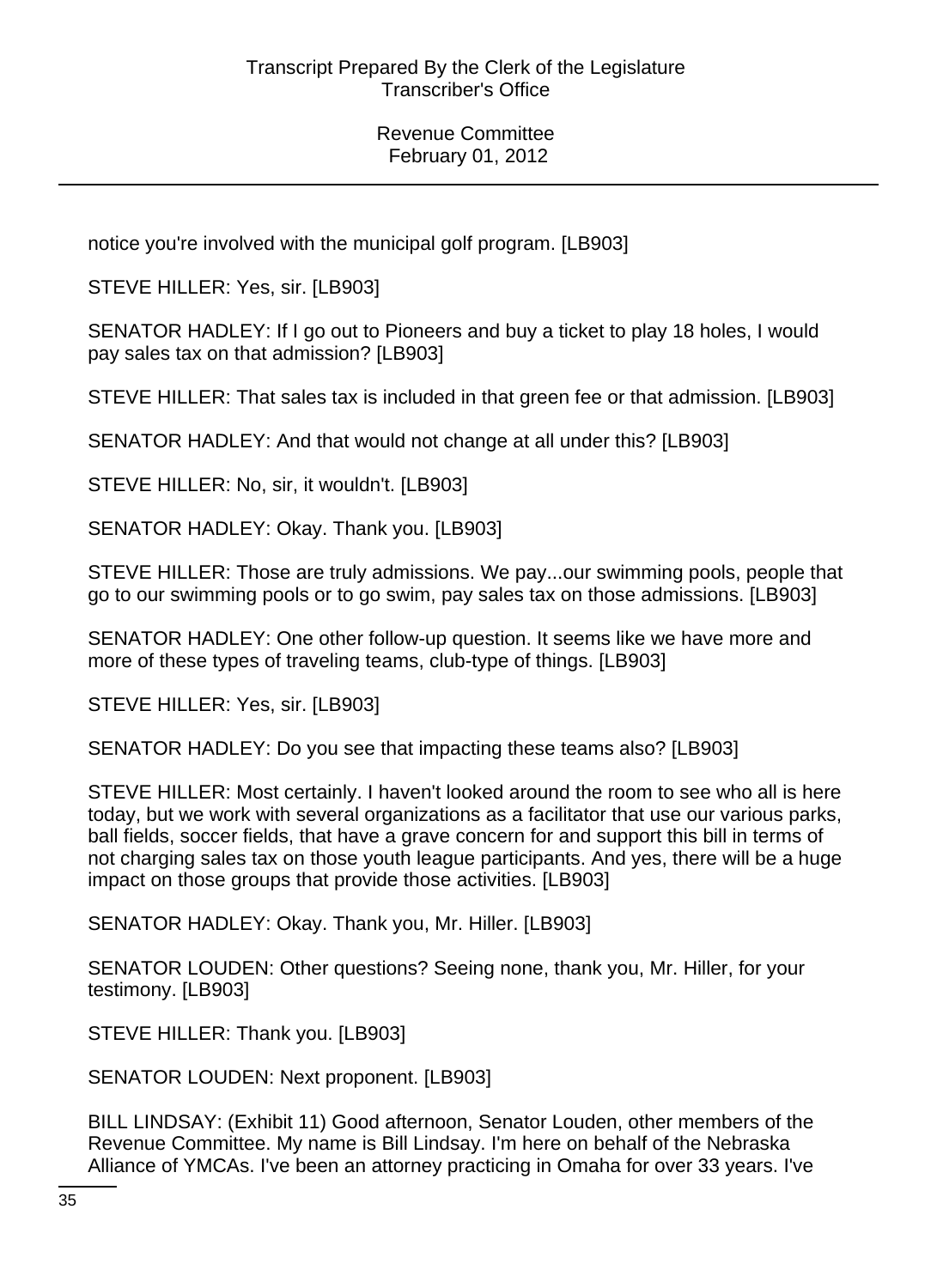notice you're involved with the municipal golf program. [LB903]

STEVE HILLER: Yes, sir. [LB903]

SENATOR HADLEY: If I go out to Pioneers and buy a ticket to play 18 holes, I would pay sales tax on that admission? [LB903]

STEVE HILLER: That sales tax is included in that green fee or that admission. [LB903]

SENATOR HADLEY: And that would not change at all under this? [LB903]

STEVE HILLER: No, sir, it wouldn't. [LB903]

SENATOR HADLEY: Okay. Thank you. [LB903]

STEVE HILLER: Those are truly admissions. We pay...our swimming pools, people that go to our swimming pools or to go swim, pay sales tax on those admissions. [LB903]

SENATOR HADLEY: One other follow-up question. It seems like we have more and more of these types of traveling teams, club-type of things. [LB903]

STEVE HILLER: Yes, sir. [LB903]

SENATOR HADLEY: Do you see that impacting these teams also? [LB903]

STEVE HILLER: Most certainly. I haven't looked around the room to see who all is here today, but we work with several organizations as a facilitator that use our various parks, ball fields, soccer fields, that have a grave concern for and support this bill in terms of not charging sales tax on those youth league participants. And yes, there will be a huge impact on those groups that provide those activities. [LB903]

SENATOR HADLEY: Okay. Thank you, Mr. Hiller. [LB903]

SENATOR LOUDEN: Other questions? Seeing none, thank you, Mr. Hiller, for your testimony. [LB903]

STEVE HILLER: Thank you. [LB903]

SENATOR LOUDEN: Next proponent. [LB903]

BILL LINDSAY: (Exhibit 11) Good afternoon, Senator Louden, other members of the Revenue Committee. My name is Bill Lindsay. I'm here on behalf of the Nebraska Alliance of YMCAs. I've been an attorney practicing in Omaha for over 33 years. I've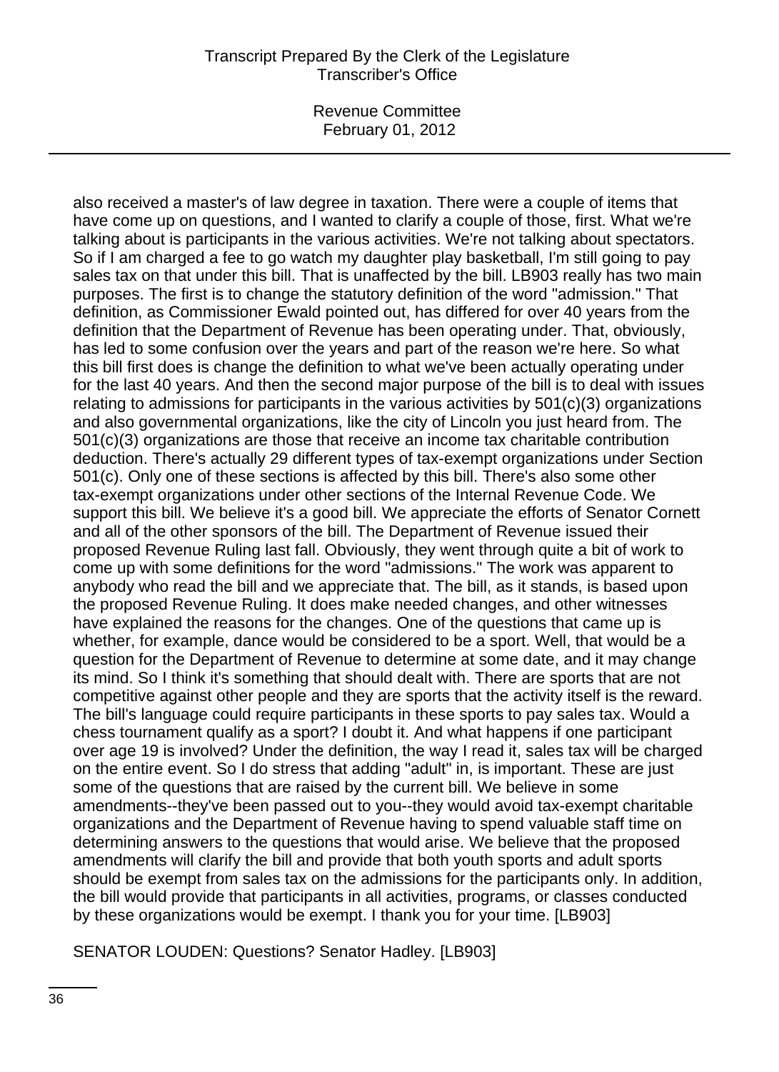also received a master's of law degree in taxation. There were a couple of items that have come up on questions, and I wanted to clarify a couple of those, first. What we're talking about is participants in the various activities. We're not talking about spectators. So if I am charged a fee to go watch my daughter play basketball, I'm still going to pay sales tax on that under this bill. That is unaffected by the bill. LB903 really has two main purposes. The first is to change the statutory definition of the word "admission." That definition, as Commissioner Ewald pointed out, has differed for over 40 years from the definition that the Department of Revenue has been operating under. That, obviously, has led to some confusion over the years and part of the reason we're here. So what this bill first does is change the definition to what we've been actually operating under for the last 40 years. And then the second major purpose of the bill is to deal with issues relating to admissions for participants in the various activities by 501(c)(3) organizations and also governmental organizations, like the city of Lincoln you just heard from. The 501(c)(3) organizations are those that receive an income tax charitable contribution deduction. There's actually 29 different types of tax-exempt organizations under Section 501(c). Only one of these sections is affected by this bill. There's also some other tax-exempt organizations under other sections of the Internal Revenue Code. We support this bill. We believe it's a good bill. We appreciate the efforts of Senator Cornett and all of the other sponsors of the bill. The Department of Revenue issued their proposed Revenue Ruling last fall. Obviously, they went through quite a bit of work to come up with some definitions for the word "admissions." The work was apparent to anybody who read the bill and we appreciate that. The bill, as it stands, is based upon the proposed Revenue Ruling. It does make needed changes, and other witnesses have explained the reasons for the changes. One of the questions that came up is whether, for example, dance would be considered to be a sport. Well, that would be a question for the Department of Revenue to determine at some date, and it may change its mind. So I think it's something that should dealt with. There are sports that are not competitive against other people and they are sports that the activity itself is the reward. The bill's language could require participants in these sports to pay sales tax. Would a chess tournament qualify as a sport? I doubt it. And what happens if one participant over age 19 is involved? Under the definition, the way I read it, sales tax will be charged on the entire event. So I do stress that adding "adult" in, is important. These are just some of the questions that are raised by the current bill. We believe in some amendments--they've been passed out to you--they would avoid tax-exempt charitable organizations and the Department of Revenue having to spend valuable staff time on determining answers to the questions that would arise. We believe that the proposed amendments will clarify the bill and provide that both youth sports and adult sports should be exempt from sales tax on the admissions for the participants only. In addition, the bill would provide that participants in all activities, programs, or classes conducted by these organizations would be exempt. I thank you for your time. [LB903]

SENATOR LOUDEN: Questions? Senator Hadley. [LB903]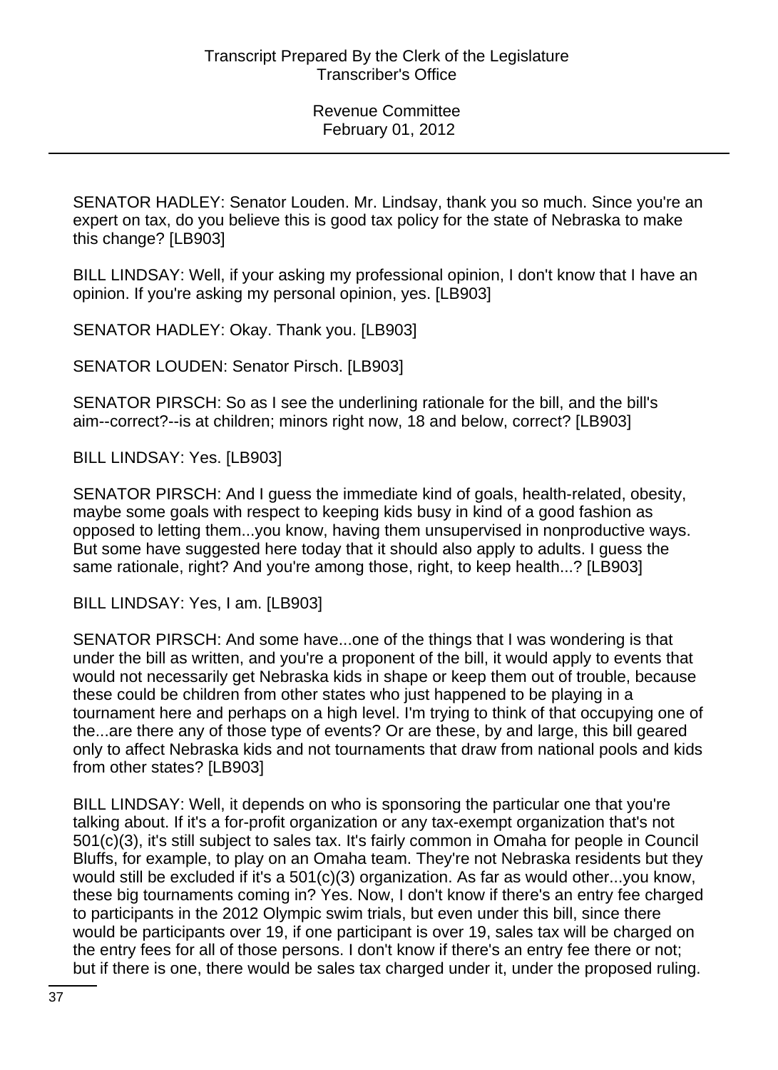SENATOR HADLEY: Senator Louden. Mr. Lindsay, thank you so much. Since you're an expert on tax, do you believe this is good tax policy for the state of Nebraska to make this change? [LB903]

BILL LINDSAY: Well, if your asking my professional opinion, I don't know that I have an opinion. If you're asking my personal opinion, yes. [LB903]

SENATOR HADLEY: Okay. Thank you. [LB903]

SENATOR LOUDEN: Senator Pirsch. [LB903]

SENATOR PIRSCH: So as I see the underlining rationale for the bill, and the bill's aim--correct?--is at children; minors right now, 18 and below, correct? [LB903]

BILL LINDSAY: Yes. [LB903]

SENATOR PIRSCH: And I guess the immediate kind of goals, health-related, obesity, maybe some goals with respect to keeping kids busy in kind of a good fashion as opposed to letting them...you know, having them unsupervised in nonproductive ways. But some have suggested here today that it should also apply to adults. I guess the same rationale, right? And you're among those, right, to keep health...? [LB903]

BILL LINDSAY: Yes, I am. [LB903]

SENATOR PIRSCH: And some have...one of the things that I was wondering is that under the bill as written, and you're a proponent of the bill, it would apply to events that would not necessarily get Nebraska kids in shape or keep them out of trouble, because these could be children from other states who just happened to be playing in a tournament here and perhaps on a high level. I'm trying to think of that occupying one of the...are there any of those type of events? Or are these, by and large, this bill geared only to affect Nebraska kids and not tournaments that draw from national pools and kids from other states? [LB903]

BILL LINDSAY: Well, it depends on who is sponsoring the particular one that you're talking about. If it's a for-profit organization or any tax-exempt organization that's not 501(c)(3), it's still subject to sales tax. It's fairly common in Omaha for people in Council Bluffs, for example, to play on an Omaha team. They're not Nebraska residents but they would still be excluded if it's a 501(c)(3) organization. As far as would other...you know, these big tournaments coming in? Yes. Now, I don't know if there's an entry fee charged to participants in the 2012 Olympic swim trials, but even under this bill, since there would be participants over 19, if one participant is over 19, sales tax will be charged on the entry fees for all of those persons. I don't know if there's an entry fee there or not; but if there is one, there would be sales tax charged under it, under the proposed ruling.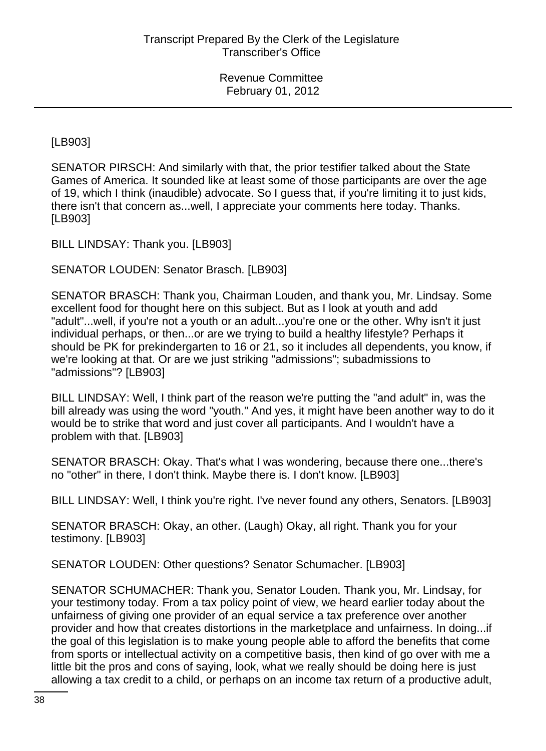[LB903]

SENATOR PIRSCH: And similarly with that, the prior testifier talked about the State Games of America. It sounded like at least some of those participants are over the age of 19, which I think (inaudible) advocate. So I guess that, if you're limiting it to just kids, there isn't that concern as...well, I appreciate your comments here today. Thanks. [LB903]

BILL LINDSAY: Thank you. [LB903]

SENATOR LOUDEN: Senator Brasch. [LB903]

SENATOR BRASCH: Thank you, Chairman Louden, and thank you, Mr. Lindsay. Some excellent food for thought here on this subject. But as I look at youth and add "adult"...well, if you're not a youth or an adult...you're one or the other. Why isn't it just individual perhaps, or then...or are we trying to build a healthy lifestyle? Perhaps it should be PK for prekindergarten to 16 or 21, so it includes all dependents, you know, if we're looking at that. Or are we just striking "admissions"; subadmissions to "admissions"? [LB903]

BILL LINDSAY: Well, I think part of the reason we're putting the "and adult" in, was the bill already was using the word "youth." And yes, it might have been another way to do it would be to strike that word and just cover all participants. And I wouldn't have a problem with that. [LB903]

SENATOR BRASCH: Okay. That's what I was wondering, because there one...there's no "other" in there, I don't think. Maybe there is. I don't know. [LB903]

BILL LINDSAY: Well, I think you're right. I've never found any others, Senators. [LB903]

SENATOR BRASCH: Okay, an other. (Laugh) Okay, all right. Thank you for your testimony. [LB903]

SENATOR LOUDEN: Other questions? Senator Schumacher. [LB903]

SENATOR SCHUMACHER: Thank you, Senator Louden. Thank you, Mr. Lindsay, for your testimony today. From a tax policy point of view, we heard earlier today about the unfairness of giving one provider of an equal service a tax preference over another provider and how that creates distortions in the marketplace and unfairness. In doing...if the goal of this legislation is to make young people able to afford the benefits that come from sports or intellectual activity on a competitive basis, then kind of go over with me a little bit the pros and cons of saying, look, what we really should be doing here is just allowing a tax credit to a child, or perhaps on an income tax return of a productive adult,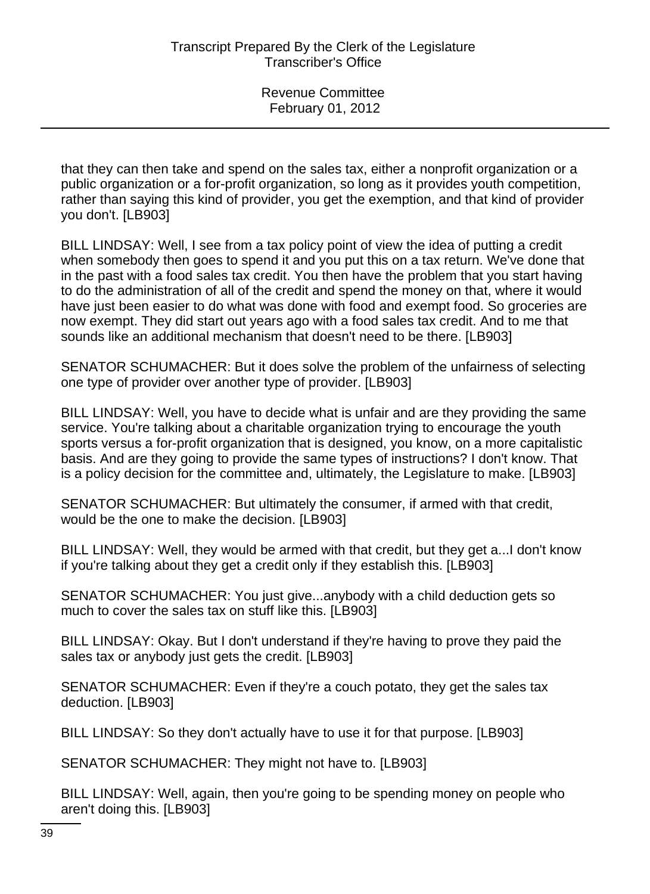that they can then take and spend on the sales tax, either a nonprofit organization or a public organization or a for-profit organization, so long as it provides youth competition, rather than saying this kind of provider, you get the exemption, and that kind of provider you don't. [LB903]

BILL LINDSAY: Well, I see from a tax policy point of view the idea of putting a credit when somebody then goes to spend it and you put this on a tax return. We've done that in the past with a food sales tax credit. You then have the problem that you start having to do the administration of all of the credit and spend the money on that, where it would have just been easier to do what was done with food and exempt food. So groceries are now exempt. They did start out years ago with a food sales tax credit. And to me that sounds like an additional mechanism that doesn't need to be there. [LB903]

SENATOR SCHUMACHER: But it does solve the problem of the unfairness of selecting one type of provider over another type of provider. [LB903]

BILL LINDSAY: Well, you have to decide what is unfair and are they providing the same service. You're talking about a charitable organization trying to encourage the youth sports versus a for-profit organization that is designed, you know, on a more capitalistic basis. And are they going to provide the same types of instructions? I don't know. That is a policy decision for the committee and, ultimately, the Legislature to make. [LB903]

SENATOR SCHUMACHER: But ultimately the consumer, if armed with that credit, would be the one to make the decision. [LB903]

BILL LINDSAY: Well, they would be armed with that credit, but they get a...I don't know if you're talking about they get a credit only if they establish this. [LB903]

SENATOR SCHUMACHER: You just give...anybody with a child deduction gets so much to cover the sales tax on stuff like this. [LB903]

BILL LINDSAY: Okay. But I don't understand if they're having to prove they paid the sales tax or anybody just gets the credit. [LB903]

SENATOR SCHUMACHER: Even if they're a couch potato, they get the sales tax deduction. [LB903]

BILL LINDSAY: So they don't actually have to use it for that purpose. [LB903]

SENATOR SCHUMACHER: They might not have to. [LB903]

BILL LINDSAY: Well, again, then you're going to be spending money on people who aren't doing this. [LB903]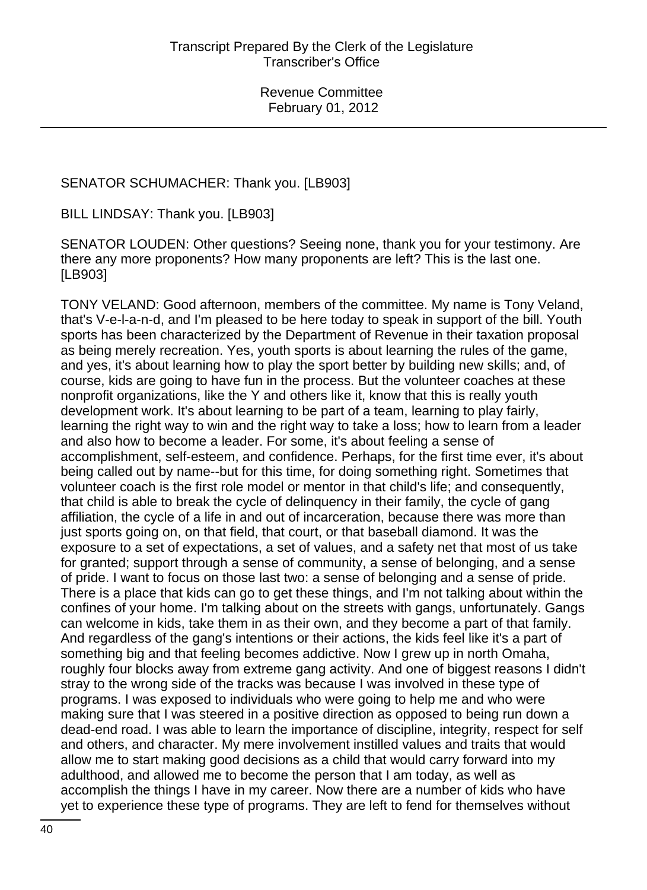SENATOR SCHUMACHER: Thank you. [LB903]

BILL LINDSAY: Thank you. [LB903]

SENATOR LOUDEN: Other questions? Seeing none, thank you for your testimony. Are there any more proponents? How many proponents are left? This is the last one. [LB903]

TONY VELAND: Good afternoon, members of the committee. My name is Tony Veland, that's V-e-l-a-n-d, and I'm pleased to be here today to speak in support of the bill. Youth sports has been characterized by the Department of Revenue in their taxation proposal as being merely recreation. Yes, youth sports is about learning the rules of the game, and yes, it's about learning how to play the sport better by building new skills; and, of course, kids are going to have fun in the process. But the volunteer coaches at these nonprofit organizations, like the Y and others like it, know that this is really youth development work. It's about learning to be part of a team, learning to play fairly, learning the right way to win and the right way to take a loss; how to learn from a leader and also how to become a leader. For some, it's about feeling a sense of accomplishment, self-esteem, and confidence. Perhaps, for the first time ever, it's about being called out by name--but for this time, for doing something right. Sometimes that volunteer coach is the first role model or mentor in that child's life; and consequently, that child is able to break the cycle of delinquency in their family, the cycle of gang affiliation, the cycle of a life in and out of incarceration, because there was more than just sports going on, on that field, that court, or that baseball diamond. It was the exposure to a set of expectations, a set of values, and a safety net that most of us take for granted; support through a sense of community, a sense of belonging, and a sense of pride. I want to focus on those last two: a sense of belonging and a sense of pride. There is a place that kids can go to get these things, and I'm not talking about within the confines of your home. I'm talking about on the streets with gangs, unfortunately. Gangs can welcome in kids, take them in as their own, and they become a part of that family. And regardless of the gang's intentions or their actions, the kids feel like it's a part of something big and that feeling becomes addictive. Now I grew up in north Omaha, roughly four blocks away from extreme gang activity. And one of biggest reasons I didn't stray to the wrong side of the tracks was because I was involved in these type of programs. I was exposed to individuals who were going to help me and who were making sure that I was steered in a positive direction as opposed to being run down a dead-end road. I was able to learn the importance of discipline, integrity, respect for self and others, and character. My mere involvement instilled values and traits that would allow me to start making good decisions as a child that would carry forward into my adulthood, and allowed me to become the person that I am today, as well as accomplish the things I have in my career. Now there are a number of kids who have yet to experience these type of programs. They are left to fend for themselves without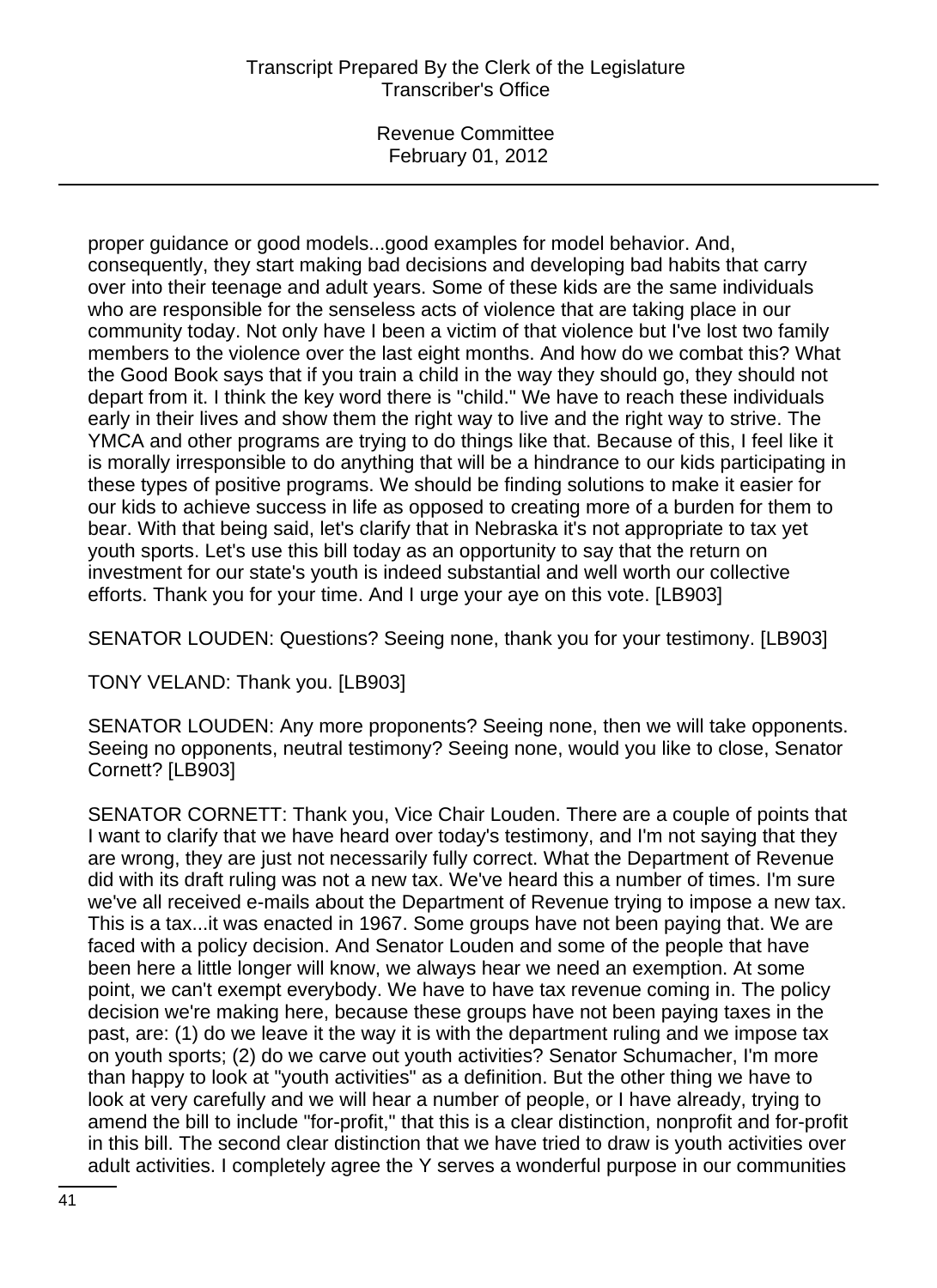proper guidance or good models...good examples for model behavior. And, consequently, they start making bad decisions and developing bad habits that carry over into their teenage and adult years. Some of these kids are the same individuals who are responsible for the senseless acts of violence that are taking place in our community today. Not only have I been a victim of that violence but I've lost two family members to the violence over the last eight months. And how do we combat this? What the Good Book says that if you train a child in the way they should go, they should not depart from it. I think the key word there is "child." We have to reach these individuals early in their lives and show them the right way to live and the right way to strive. The YMCA and other programs are trying to do things like that. Because of this, I feel like it is morally irresponsible to do anything that will be a hindrance to our kids participating in these types of positive programs. We should be finding solutions to make it easier for our kids to achieve success in life as opposed to creating more of a burden for them to bear. With that being said, let's clarify that in Nebraska it's not appropriate to tax yet youth sports. Let's use this bill today as an opportunity to say that the return on investment for our state's youth is indeed substantial and well worth our collective efforts. Thank you for your time. And I urge your aye on this vote. [LB903]

SENATOR LOUDEN: Questions? Seeing none, thank you for your testimony. [LB903]

TONY VELAND: Thank you. [LB903]

SENATOR LOUDEN: Any more proponents? Seeing none, then we will take opponents. Seeing no opponents, neutral testimony? Seeing none, would you like to close, Senator Cornett? [LB903]

SENATOR CORNETT: Thank you, Vice Chair Louden. There are a couple of points that I want to clarify that we have heard over today's testimony, and I'm not saying that they are wrong, they are just not necessarily fully correct. What the Department of Revenue did with its draft ruling was not a new tax. We've heard this a number of times. I'm sure we've all received e-mails about the Department of Revenue trying to impose a new tax. This is a tax...it was enacted in 1967. Some groups have not been paying that. We are faced with a policy decision. And Senator Louden and some of the people that have been here a little longer will know, we always hear we need an exemption. At some point, we can't exempt everybody. We have to have tax revenue coming in. The policy decision we're making here, because these groups have not been paying taxes in the past, are: (1) do we leave it the way it is with the department ruling and we impose tax on youth sports; (2) do we carve out youth activities? Senator Schumacher, I'm more than happy to look at "youth activities" as a definition. But the other thing we have to look at very carefully and we will hear a number of people, or I have already, trying to amend the bill to include "for-profit," that this is a clear distinction, nonprofit and for-profit in this bill. The second clear distinction that we have tried to draw is youth activities over adult activities. I completely agree the Y serves a wonderful purpose in our communities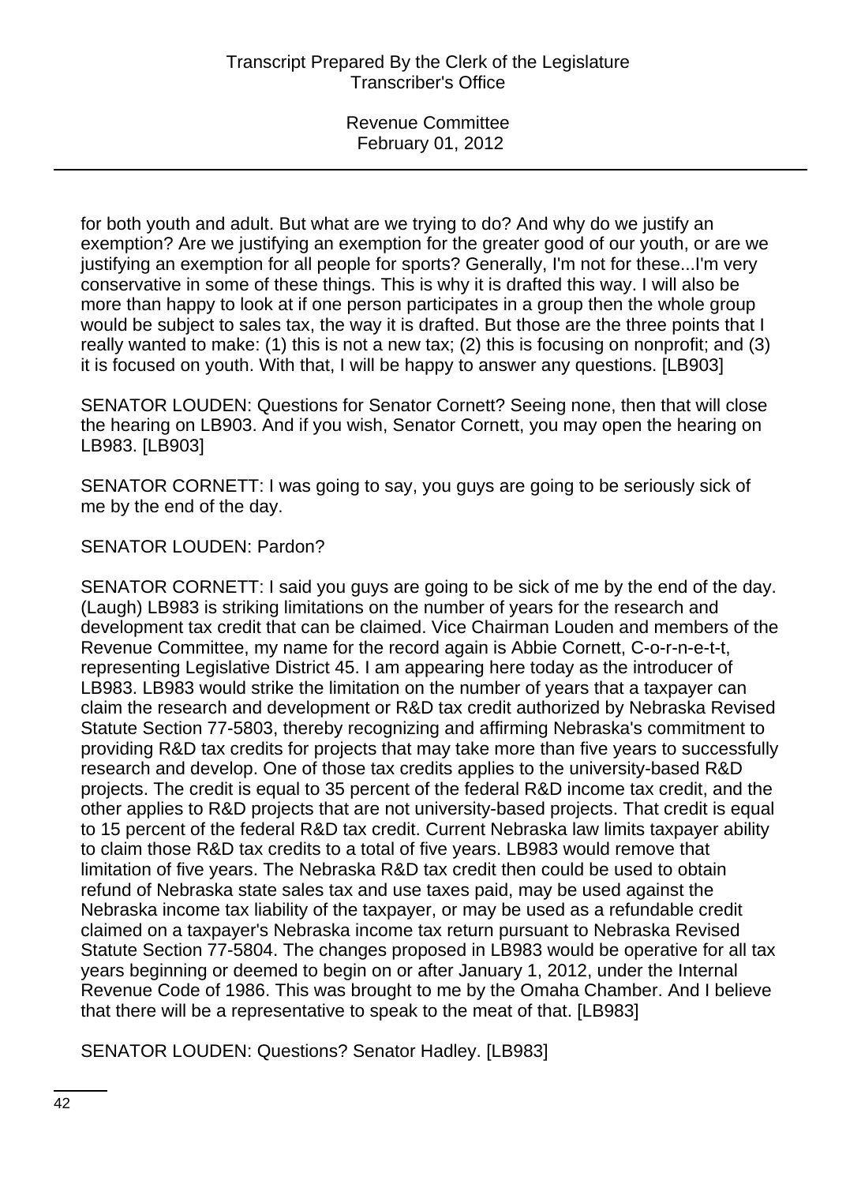for both youth and adult. But what are we trying to do? And why do we justify an exemption? Are we justifying an exemption for the greater good of our youth, or are we justifying an exemption for all people for sports? Generally, I'm not for these...I'm very conservative in some of these things. This is why it is drafted this way. I will also be more than happy to look at if one person participates in a group then the whole group would be subject to sales tax, the way it is drafted. But those are the three points that I really wanted to make: (1) this is not a new tax; (2) this is focusing on nonprofit; and (3) it is focused on youth. With that, I will be happy to answer any questions. [LB903]

SENATOR LOUDEN: Questions for Senator Cornett? Seeing none, then that will close the hearing on LB903. And if you wish, Senator Cornett, you may open the hearing on LB983. [LB903]

SENATOR CORNETT: I was going to say, you guys are going to be seriously sick of me by the end of the day.

SENATOR LOUDEN: Pardon?

SENATOR CORNETT: I said you guys are going to be sick of me by the end of the day. (Laugh) LB983 is striking limitations on the number of years for the research and development tax credit that can be claimed. Vice Chairman Louden and members of the Revenue Committee, my name for the record again is Abbie Cornett, C-o-r-n-e-t-t, representing Legislative District 45. I am appearing here today as the introducer of LB983. LB983 would strike the limitation on the number of years that a taxpayer can claim the research and development or R&D tax credit authorized by Nebraska Revised Statute Section 77-5803, thereby recognizing and affirming Nebraska's commitment to providing R&D tax credits for projects that may take more than five years to successfully research and develop. One of those tax credits applies to the university-based R&D projects. The credit is equal to 35 percent of the federal R&D income tax credit, and the other applies to R&D projects that are not university-based projects. That credit is equal to 15 percent of the federal R&D tax credit. Current Nebraska law limits taxpayer ability to claim those R&D tax credits to a total of five years. LB983 would remove that limitation of five years. The Nebraska R&D tax credit then could be used to obtain refund of Nebraska state sales tax and use taxes paid, may be used against the Nebraska income tax liability of the taxpayer, or may be used as a refundable credit claimed on a taxpayer's Nebraska income tax return pursuant to Nebraska Revised Statute Section 77-5804. The changes proposed in LB983 would be operative for all tax years beginning or deemed to begin on or after January 1, 2012, under the Internal Revenue Code of 1986. This was brought to me by the Omaha Chamber. And I believe that there will be a representative to speak to the meat of that. [LB983]

SENATOR LOUDEN: Questions? Senator Hadley. [LB983]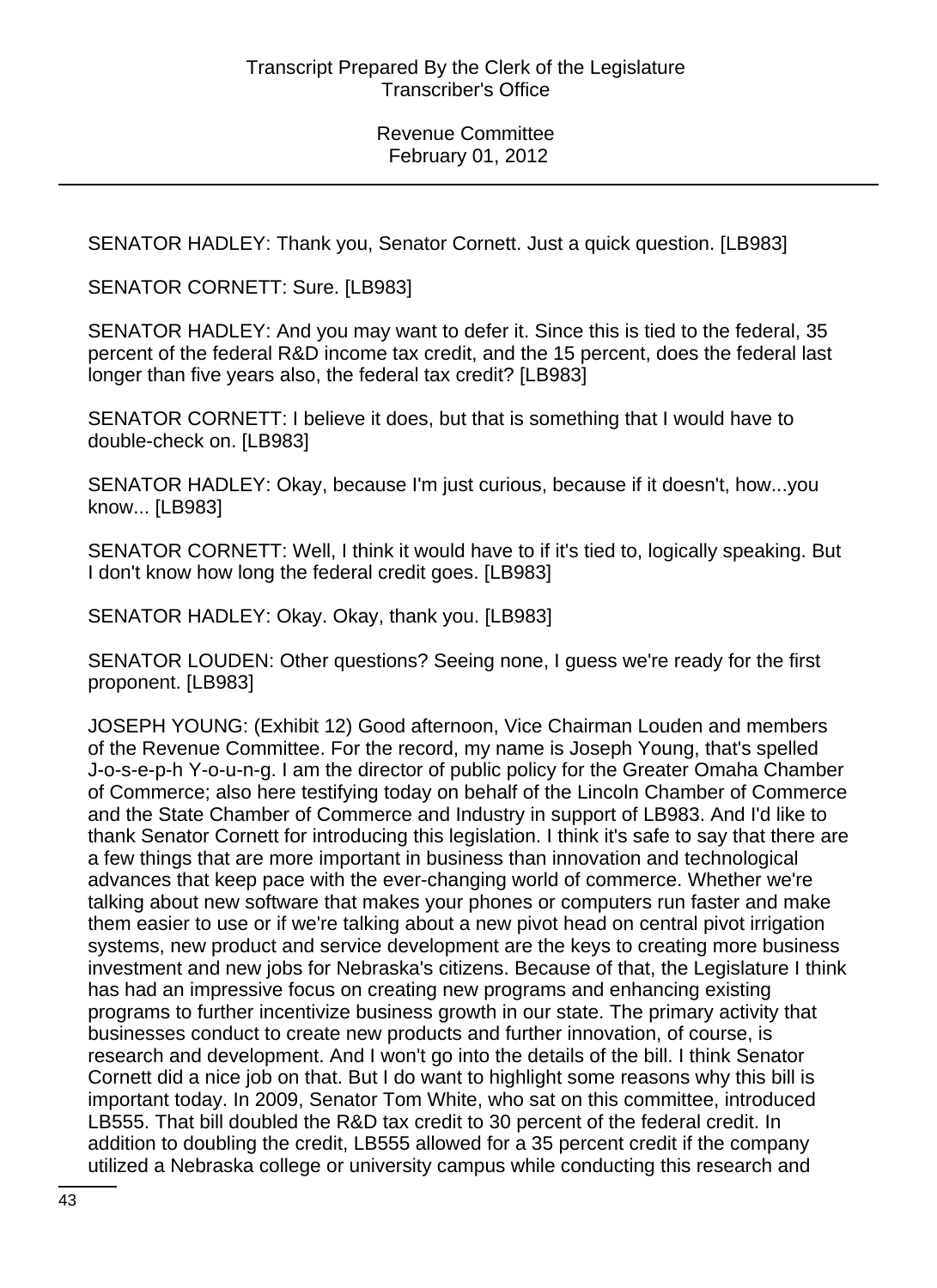SENATOR HADLEY: Thank you, Senator Cornett. Just a quick question. [LB983]

SENATOR CORNETT: Sure. [LB983]

SENATOR HADLEY: And you may want to defer it. Since this is tied to the federal, 35 percent of the federal R&D income tax credit, and the 15 percent, does the federal last longer than five years also, the federal tax credit? [LB983]

SENATOR CORNETT: I believe it does, but that is something that I would have to double-check on. [LB983]

SENATOR HADLEY: Okay, because I'm just curious, because if it doesn't, how...you know... [LB983]

SENATOR CORNETT: Well, I think it would have to if it's tied to, logically speaking. But I don't know how long the federal credit goes. [LB983]

SENATOR HADLEY: Okay. Okay, thank you. [LB983]

SENATOR LOUDEN: Other questions? Seeing none, I guess we're ready for the first proponent. [LB983]

JOSEPH YOUNG: (Exhibit 12) Good afternoon, Vice Chairman Louden and members of the Revenue Committee. For the record, my name is Joseph Young, that's spelled J-o-s-e-p-h Y-o-u-n-g. I am the director of public policy for the Greater Omaha Chamber of Commerce; also here testifying today on behalf of the Lincoln Chamber of Commerce and the State Chamber of Commerce and Industry in support of LB983. And I'd like to thank Senator Cornett for introducing this legislation. I think it's safe to say that there are a few things that are more important in business than innovation and technological advances that keep pace with the ever-changing world of commerce. Whether we're talking about new software that makes your phones or computers run faster and make them easier to use or if we're talking about a new pivot head on central pivot irrigation systems, new product and service development are the keys to creating more business investment and new jobs for Nebraska's citizens. Because of that, the Legislature I think has had an impressive focus on creating new programs and enhancing existing programs to further incentivize business growth in our state. The primary activity that businesses conduct to create new products and further innovation, of course, is research and development. And I won't go into the details of the bill. I think Senator Cornett did a nice job on that. But I do want to highlight some reasons why this bill is important today. In 2009, Senator Tom White, who sat on this committee, introduced LB555. That bill doubled the R&D tax credit to 30 percent of the federal credit. In addition to doubling the credit, LB555 allowed for a 35 percent credit if the company utilized a Nebraska college or university campus while conducting this research and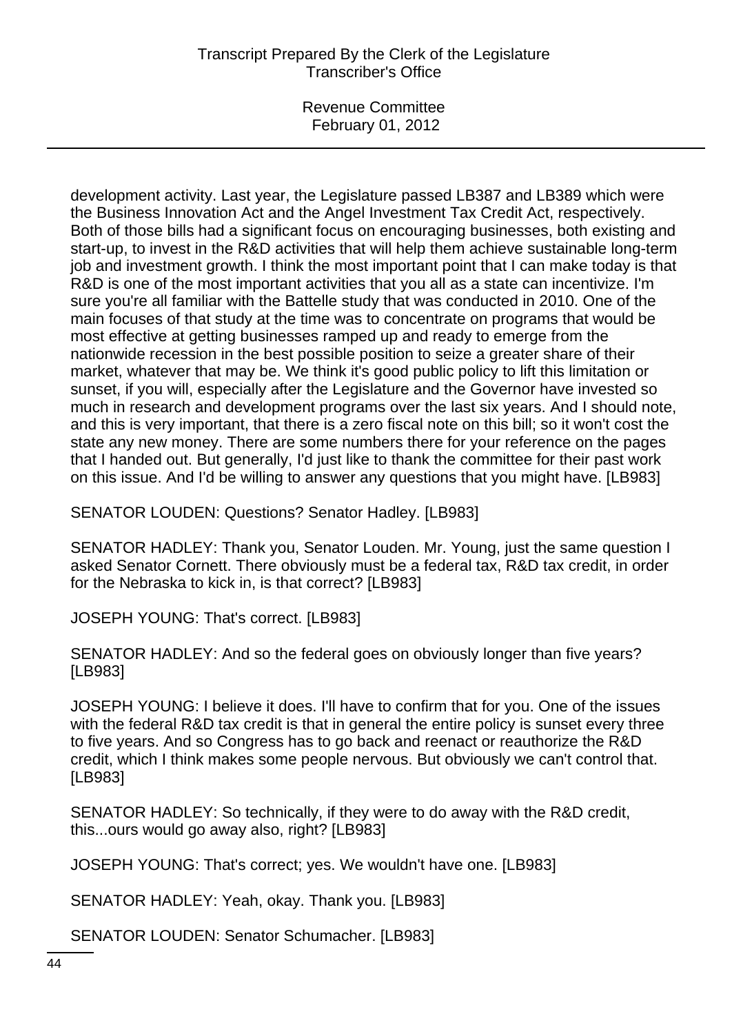development activity. Last year, the Legislature passed LB387 and LB389 which were the Business Innovation Act and the Angel Investment Tax Credit Act, respectively. Both of those bills had a significant focus on encouraging businesses, both existing and start-up, to invest in the R&D activities that will help them achieve sustainable long-term job and investment growth. I think the most important point that I can make today is that R&D is one of the most important activities that you all as a state can incentivize. I'm sure you're all familiar with the Battelle study that was conducted in 2010. One of the main focuses of that study at the time was to concentrate on programs that would be most effective at getting businesses ramped up and ready to emerge from the nationwide recession in the best possible position to seize a greater share of their market, whatever that may be. We think it's good public policy to lift this limitation or sunset, if you will, especially after the Legislature and the Governor have invested so much in research and development programs over the last six years. And I should note, and this is very important, that there is a zero fiscal note on this bill; so it won't cost the state any new money. There are some numbers there for your reference on the pages that I handed out. But generally, I'd just like to thank the committee for their past work on this issue. And I'd be willing to answer any questions that you might have. [LB983]

SENATOR LOUDEN: Questions? Senator Hadley. [LB983]

SENATOR HADLEY: Thank you, Senator Louden. Mr. Young, just the same question I asked Senator Cornett. There obviously must be a federal tax, R&D tax credit, in order for the Nebraska to kick in, is that correct? [LB983]

JOSEPH YOUNG: That's correct. [LB983]

SENATOR HADLEY: And so the federal goes on obviously longer than five years? [LB983]

JOSEPH YOUNG: I believe it does. I'll have to confirm that for you. One of the issues with the federal R&D tax credit is that in general the entire policy is sunset every three to five years. And so Congress has to go back and reenact or reauthorize the R&D credit, which I think makes some people nervous. But obviously we can't control that. [LB983]

SENATOR HADLEY: So technically, if they were to do away with the R&D credit, this...ours would go away also, right? [LB983]

JOSEPH YOUNG: That's correct; yes. We wouldn't have one. [LB983]

SENATOR HADLEY: Yeah, okay. Thank you. [LB983]

SENATOR LOUDEN: Senator Schumacher. [LB983]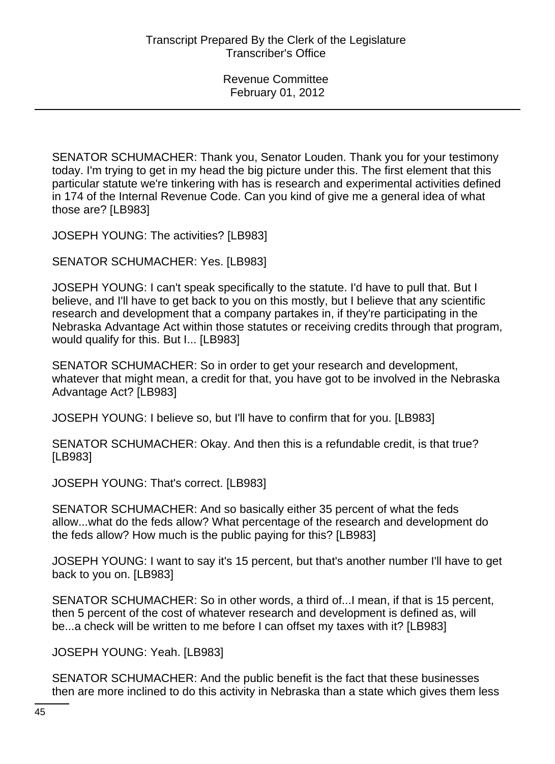SENATOR SCHUMACHER: Thank you, Senator Louden. Thank you for your testimony today. I'm trying to get in my head the big picture under this. The first element that this particular statute we're tinkering with has is research and experimental activities defined in 174 of the Internal Revenue Code. Can you kind of give me a general idea of what those are? [LB983]

JOSEPH YOUNG: The activities? [LB983]

SENATOR SCHUMACHER: Yes. [LB983]

JOSEPH YOUNG: I can't speak specifically to the statute. I'd have to pull that. But I believe, and I'll have to get back to you on this mostly, but I believe that any scientific research and development that a company partakes in, if they're participating in the Nebraska Advantage Act within those statutes or receiving credits through that program, would qualify for this. But I... [LB983]

SENATOR SCHUMACHER: So in order to get your research and development, whatever that might mean, a credit for that, you have got to be involved in the Nebraska Advantage Act? [LB983]

JOSEPH YOUNG: I believe so, but I'll have to confirm that for you. [LB983]

SENATOR SCHUMACHER: Okay. And then this is a refundable credit, is that true? [LB983]

JOSEPH YOUNG: That's correct. [LB983]

SENATOR SCHUMACHER: And so basically either 35 percent of what the feds allow...what do the feds allow? What percentage of the research and development do the feds allow? How much is the public paying for this? [LB983]

JOSEPH YOUNG: I want to say it's 15 percent, but that's another number I'll have to get back to you on. [LB983]

SENATOR SCHUMACHER: So in other words, a third of...I mean, if that is 15 percent, then 5 percent of the cost of whatever research and development is defined as, will be...a check will be written to me before I can offset my taxes with it? [LB983]

JOSEPH YOUNG: Yeah. [LB983]

SENATOR SCHUMACHER: And the public benefit is the fact that these businesses then are more inclined to do this activity in Nebraska than a state which gives them less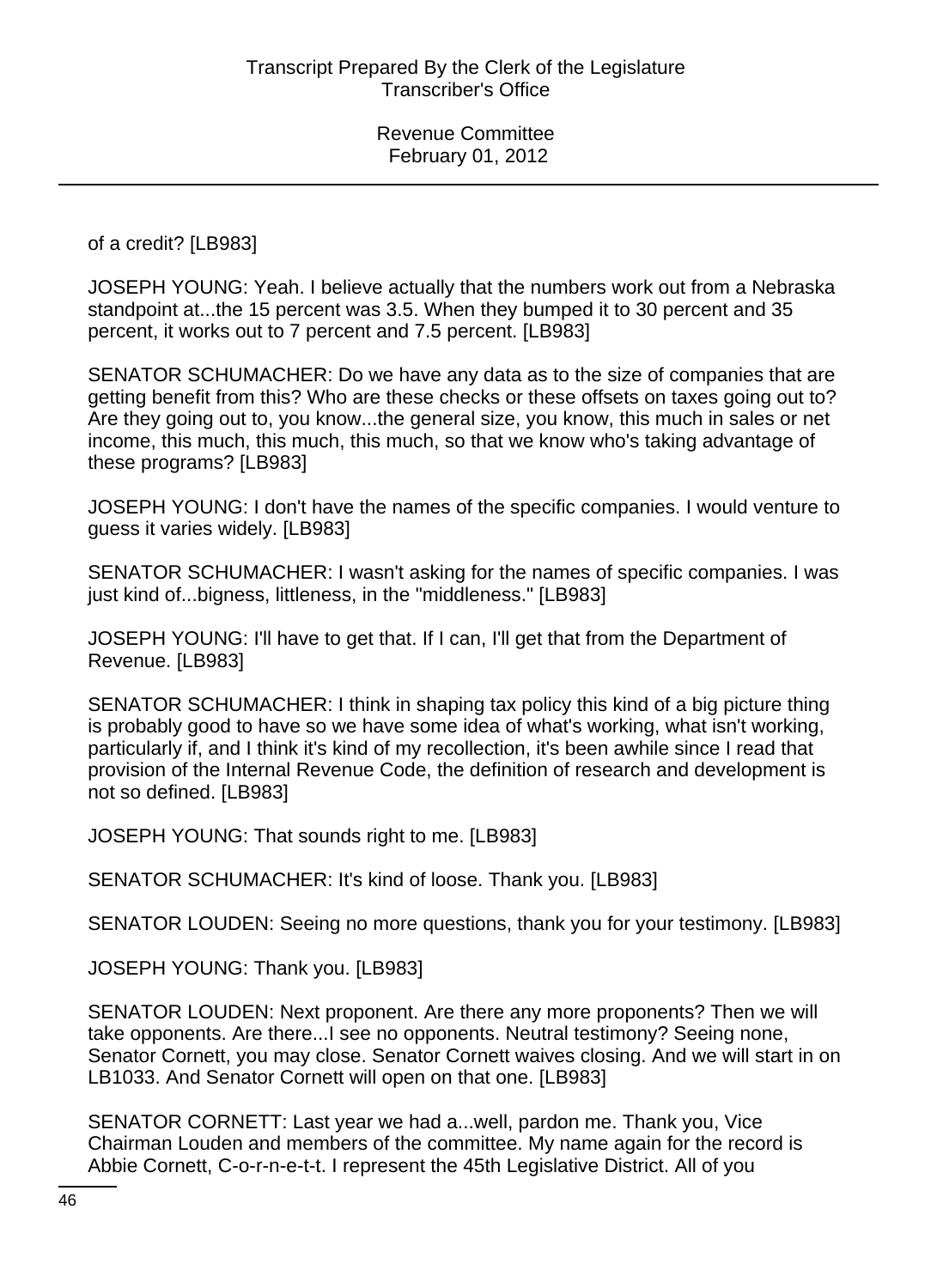of a credit? [LB983]

JOSEPH YOUNG: Yeah. I believe actually that the numbers work out from a Nebraska standpoint at...the 15 percent was 3.5. When they bumped it to 30 percent and 35 percent, it works out to 7 percent and 7.5 percent. [LB983]

SENATOR SCHUMACHER: Do we have any data as to the size of companies that are getting benefit from this? Who are these checks or these offsets on taxes going out to? Are they going out to, you know...the general size, you know, this much in sales or net income, this much, this much, this much, so that we know who's taking advantage of these programs? [LB983]

JOSEPH YOUNG: I don't have the names of the specific companies. I would venture to guess it varies widely. [LB983]

SENATOR SCHUMACHER: I wasn't asking for the names of specific companies. I was just kind of...bigness, littleness, in the "middleness." [LB983]

JOSEPH YOUNG: I'll have to get that. If I can, I'll get that from the Department of Revenue. [LB983]

SENATOR SCHUMACHER: I think in shaping tax policy this kind of a big picture thing is probably good to have so we have some idea of what's working, what isn't working, particularly if, and I think it's kind of my recollection, it's been awhile since I read that provision of the Internal Revenue Code, the definition of research and development is not so defined. [LB983]

JOSEPH YOUNG: That sounds right to me. [LB983]

SENATOR SCHUMACHER: It's kind of loose. Thank you. [LB983]

SENATOR LOUDEN: Seeing no more questions, thank you for your testimony. [LB983]

JOSEPH YOUNG: Thank you. [LB983]

SENATOR LOUDEN: Next proponent. Are there any more proponents? Then we will take opponents. Are there...I see no opponents. Neutral testimony? Seeing none, Senator Cornett, you may close. Senator Cornett waives closing. And we will start in on LB1033. And Senator Cornett will open on that one. [LB983]

SENATOR CORNETT: Last year we had a...well, pardon me. Thank you, Vice Chairman Louden and members of the committee. My name again for the record is Abbie Cornett, C-o-r-n-e-t-t. I represent the 45th Legislative District. All of you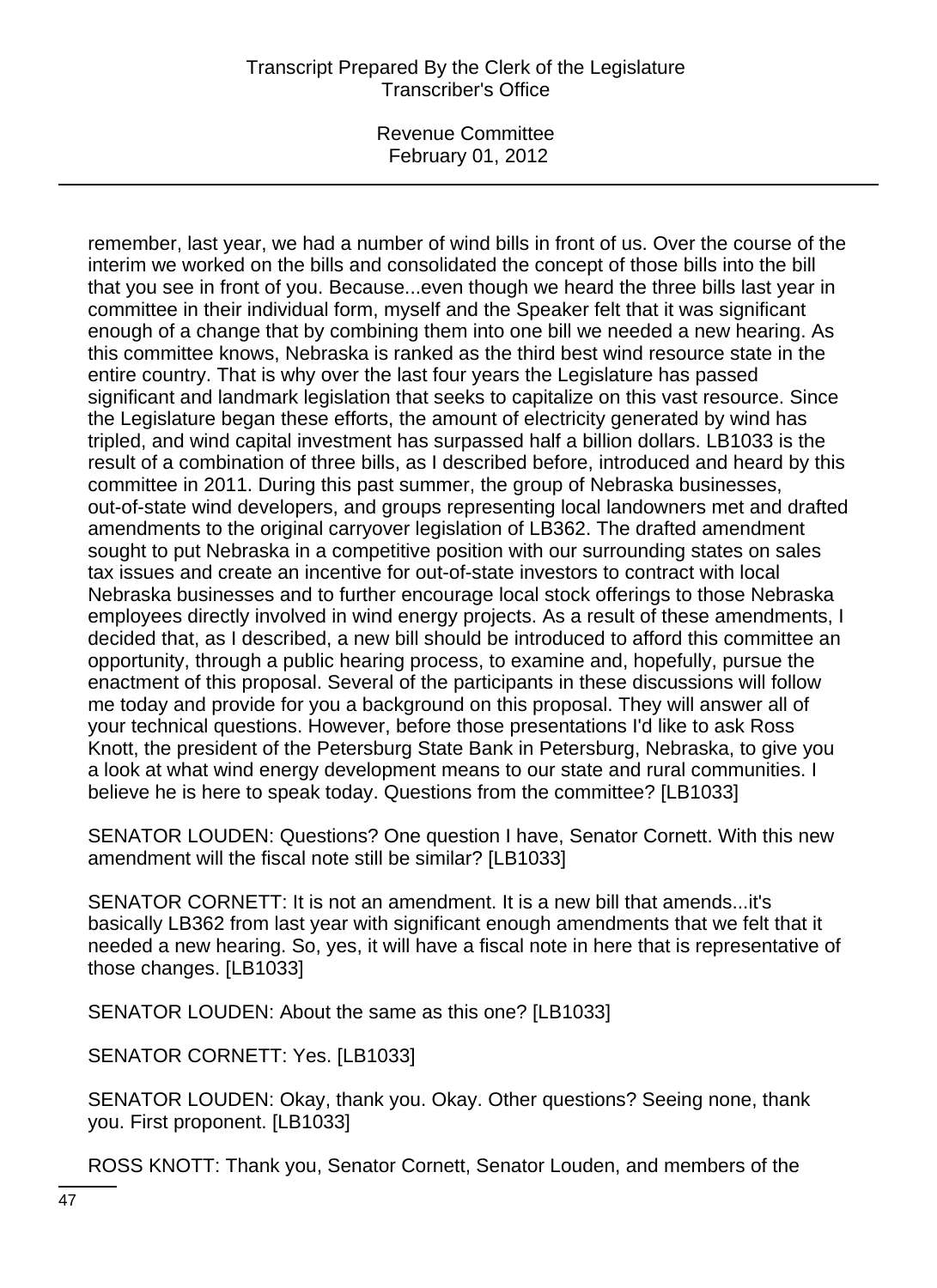remember, last year, we had a number of wind bills in front of us. Over the course of the interim we worked on the bills and consolidated the concept of those bills into the bill that you see in front of you. Because...even though we heard the three bills last year in committee in their individual form, myself and the Speaker felt that it was significant enough of a change that by combining them into one bill we needed a new hearing. As this committee knows, Nebraska is ranked as the third best wind resource state in the entire country. That is why over the last four years the Legislature has passed significant and landmark legislation that seeks to capitalize on this vast resource. Since the Legislature began these efforts, the amount of electricity generated by wind has tripled, and wind capital investment has surpassed half a billion dollars. LB1033 is the result of a combination of three bills, as I described before, introduced and heard by this committee in 2011. During this past summer, the group of Nebraska businesses, out-of-state wind developers, and groups representing local landowners met and drafted amendments to the original carryover legislation of LB362. The drafted amendment sought to put Nebraska in a competitive position with our surrounding states on sales tax issues and create an incentive for out-of-state investors to contract with local Nebraska businesses and to further encourage local stock offerings to those Nebraska employees directly involved in wind energy projects. As a result of these amendments, I decided that, as I described, a new bill should be introduced to afford this committee an opportunity, through a public hearing process, to examine and, hopefully, pursue the enactment of this proposal. Several of the participants in these discussions will follow me today and provide for you a background on this proposal. They will answer all of your technical questions. However, before those presentations I'd like to ask Ross Knott, the president of the Petersburg State Bank in Petersburg, Nebraska, to give you a look at what wind energy development means to our state and rural communities. I believe he is here to speak today. Questions from the committee? [LB1033]

SENATOR LOUDEN: Questions? One question I have, Senator Cornett. With this new amendment will the fiscal note still be similar? [LB1033]

SENATOR CORNETT: It is not an amendment. It is a new bill that amends...it's basically LB362 from last year with significant enough amendments that we felt that it needed a new hearing. So, yes, it will have a fiscal note in here that is representative of those changes. [LB1033]

SENATOR LOUDEN: About the same as this one? [LB1033]

SENATOR CORNETT: Yes. [LB1033]

SENATOR LOUDEN: Okay, thank you. Okay. Other questions? Seeing none, thank you. First proponent. [LB1033]

ROSS KNOTT: Thank you, Senator Cornett, Senator Louden, and members of the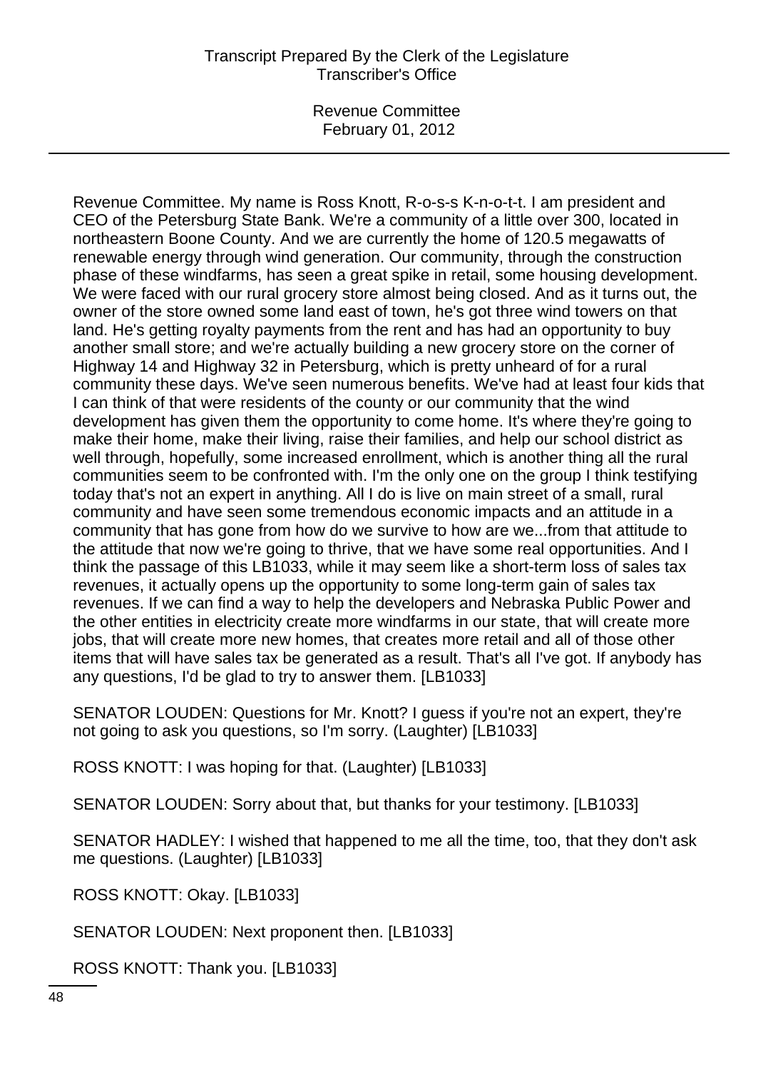Revenue Committee. My name is Ross Knott, R-o-s-s K-n-o-t-t. I am president and CEO of the Petersburg State Bank. We're a community of a little over 300, located in northeastern Boone County. And we are currently the home of 120.5 megawatts of renewable energy through wind generation. Our community, through the construction phase of these windfarms, has seen a great spike in retail, some housing development. We were faced with our rural grocery store almost being closed. And as it turns out, the owner of the store owned some land east of town, he's got three wind towers on that land. He's getting royalty payments from the rent and has had an opportunity to buy another small store; and we're actually building a new grocery store on the corner of Highway 14 and Highway 32 in Petersburg, which is pretty unheard of for a rural community these days. We've seen numerous benefits. We've had at least four kids that I can think of that were residents of the county or our community that the wind development has given them the opportunity to come home. It's where they're going to make their home, make their living, raise their families, and help our school district as well through, hopefully, some increased enrollment, which is another thing all the rural communities seem to be confronted with. I'm the only one on the group I think testifying today that's not an expert in anything. All I do is live on main street of a small, rural community and have seen some tremendous economic impacts and an attitude in a community that has gone from how do we survive to how are we...from that attitude to the attitude that now we're going to thrive, that we have some real opportunities. And I think the passage of this LB1033, while it may seem like a short-term loss of sales tax revenues, it actually opens up the opportunity to some long-term gain of sales tax revenues. If we can find a way to help the developers and Nebraska Public Power and the other entities in electricity create more windfarms in our state, that will create more jobs, that will create more new homes, that creates more retail and all of those other items that will have sales tax be generated as a result. That's all I've got. If anybody has any questions, I'd be glad to try to answer them. [LB1033]

SENATOR LOUDEN: Questions for Mr. Knott? I guess if you're not an expert, they're not going to ask you questions, so I'm sorry. (Laughter) [LB1033]

ROSS KNOTT: I was hoping for that. (Laughter) [LB1033]

SENATOR LOUDEN: Sorry about that, but thanks for your testimony. [LB1033]

SENATOR HADLEY: I wished that happened to me all the time, too, that they don't ask me questions. (Laughter) [LB1033]

ROSS KNOTT: Okay. [LB1033]

SENATOR LOUDEN: Next proponent then. [LB1033]

ROSS KNOTT: Thank you. [LB1033]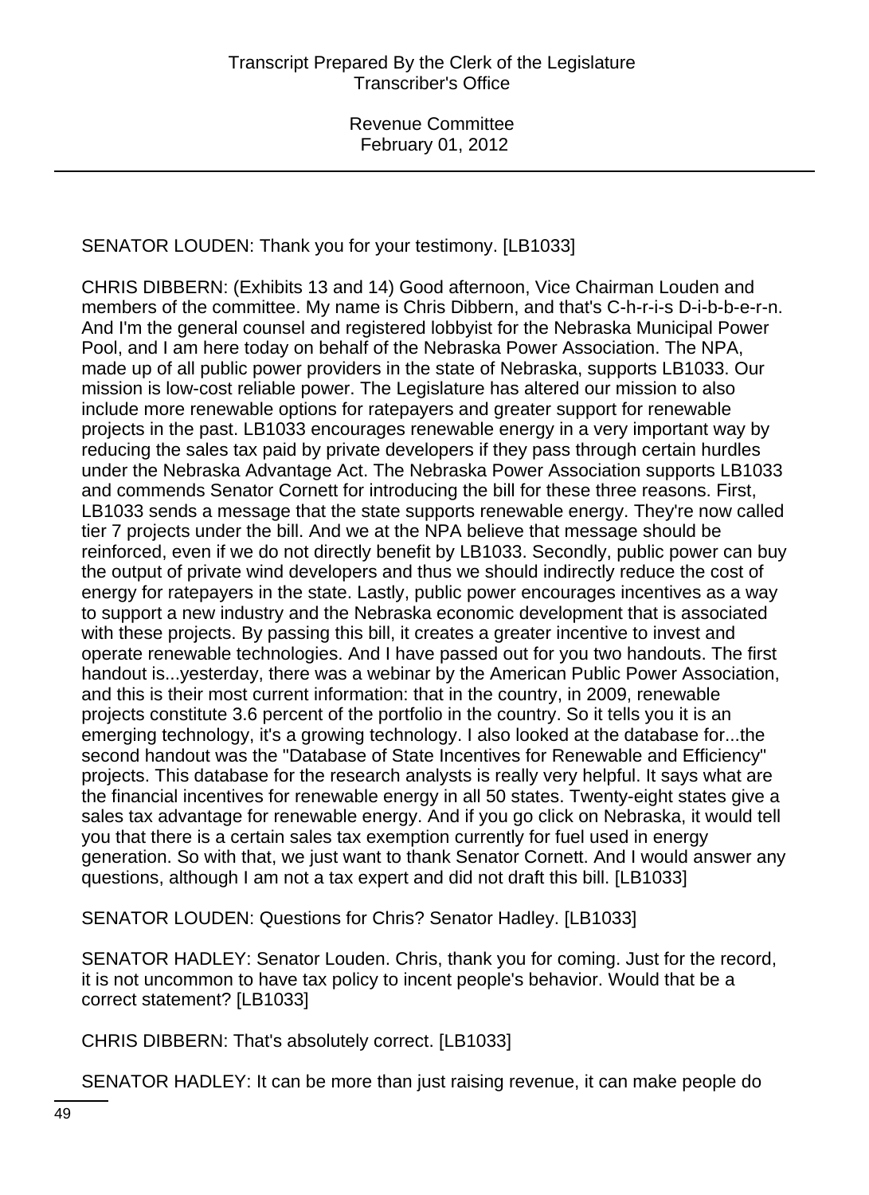SENATOR LOUDEN: Thank you for your testimony. [LB1033]

CHRIS DIBBERN: (Exhibits 13 and 14) Good afternoon, Vice Chairman Louden and members of the committee. My name is Chris Dibbern, and that's C-h-r-i-s D-i-b-b-e-r-n. And I'm the general counsel and registered lobbyist for the Nebraska Municipal Power Pool, and I am here today on behalf of the Nebraska Power Association. The NPA, made up of all public power providers in the state of Nebraska, supports LB1033. Our mission is low-cost reliable power. The Legislature has altered our mission to also include more renewable options for ratepayers and greater support for renewable projects in the past. LB1033 encourages renewable energy in a very important way by reducing the sales tax paid by private developers if they pass through certain hurdles under the Nebraska Advantage Act. The Nebraska Power Association supports LB1033 and commends Senator Cornett for introducing the bill for these three reasons. First, LB1033 sends a message that the state supports renewable energy. They're now called tier 7 projects under the bill. And we at the NPA believe that message should be reinforced, even if we do not directly benefit by LB1033. Secondly, public power can buy the output of private wind developers and thus we should indirectly reduce the cost of energy for ratepayers in the state. Lastly, public power encourages incentives as a way to support a new industry and the Nebraska economic development that is associated with these projects. By passing this bill, it creates a greater incentive to invest and operate renewable technologies. And I have passed out for you two handouts. The first handout is...yesterday, there was a webinar by the American Public Power Association, and this is their most current information: that in the country, in 2009, renewable projects constitute 3.6 percent of the portfolio in the country. So it tells you it is an emerging technology, it's a growing technology. I also looked at the database for...the second handout was the "Database of State Incentives for Renewable and Efficiency" projects. This database for the research analysts is really very helpful. It says what are the financial incentives for renewable energy in all 50 states. Twenty-eight states give a sales tax advantage for renewable energy. And if you go click on Nebraska, it would tell you that there is a certain sales tax exemption currently for fuel used in energy generation. So with that, we just want to thank Senator Cornett. And I would answer any questions, although I am not a tax expert and did not draft this bill. [LB1033]

SENATOR LOUDEN: Questions for Chris? Senator Hadley. [LB1033]

SENATOR HADLEY: Senator Louden. Chris, thank you for coming. Just for the record, it is not uncommon to have tax policy to incent people's behavior. Would that be a correct statement? [LB1033]

CHRIS DIBBERN: That's absolutely correct. [LB1033]

SENATOR HADLEY: It can be more than just raising revenue, it can make people do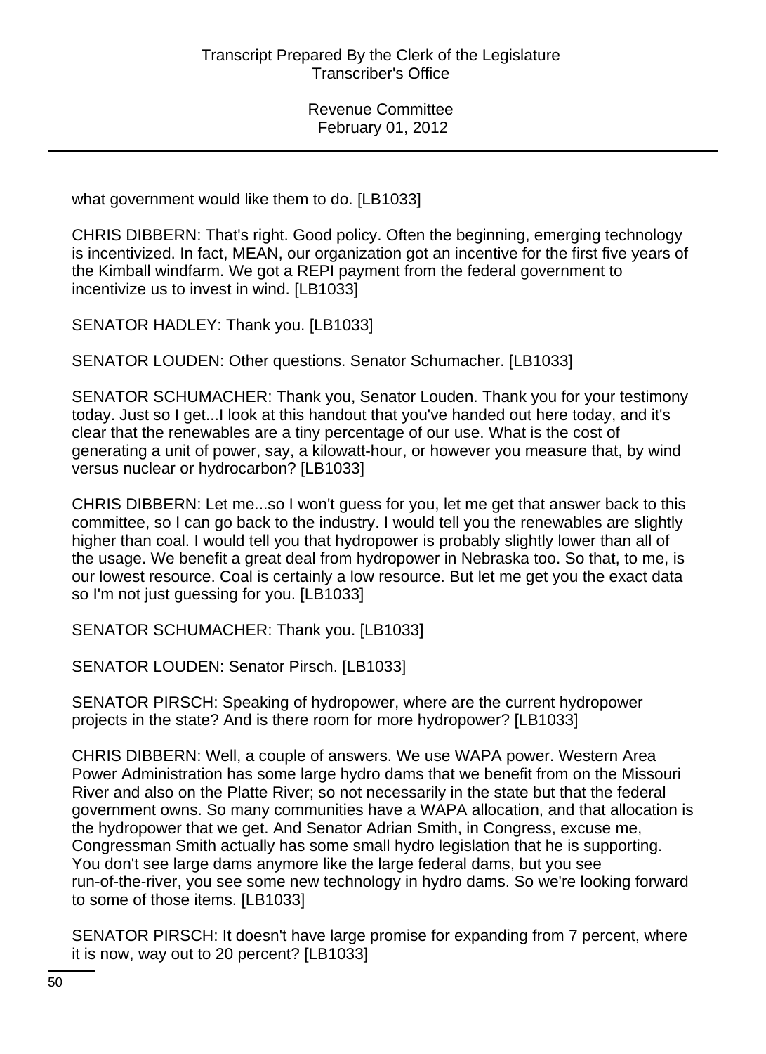what government would like them to do. [LB1033]

CHRIS DIBBERN: That's right. Good policy. Often the beginning, emerging technology is incentivized. In fact, MEAN, our organization got an incentive for the first five years of the Kimball windfarm. We got a REPI payment from the federal government to incentivize us to invest in wind. [LB1033]

SENATOR HADLEY: Thank you. [LB1033]

SENATOR LOUDEN: Other questions. Senator Schumacher. [LB1033]

SENATOR SCHUMACHER: Thank you, Senator Louden. Thank you for your testimony today. Just so I get...I look at this handout that you've handed out here today, and it's clear that the renewables are a tiny percentage of our use. What is the cost of generating a unit of power, say, a kilowatt-hour, or however you measure that, by wind versus nuclear or hydrocarbon? [LB1033]

CHRIS DIBBERN: Let me...so I won't guess for you, let me get that answer back to this committee, so I can go back to the industry. I would tell you the renewables are slightly higher than coal. I would tell you that hydropower is probably slightly lower than all of the usage. We benefit a great deal from hydropower in Nebraska too. So that, to me, is our lowest resource. Coal is certainly a low resource. But let me get you the exact data so I'm not just guessing for you. [LB1033]

SENATOR SCHUMACHER: Thank you. [LB1033]

SENATOR LOUDEN: Senator Pirsch. [LB1033]

SENATOR PIRSCH: Speaking of hydropower, where are the current hydropower projects in the state? And is there room for more hydropower? [LB1033]

CHRIS DIBBERN: Well, a couple of answers. We use WAPA power. Western Area Power Administration has some large hydro dams that we benefit from on the Missouri River and also on the Platte River; so not necessarily in the state but that the federal government owns. So many communities have a WAPA allocation, and that allocation is the hydropower that we get. And Senator Adrian Smith, in Congress, excuse me, Congressman Smith actually has some small hydro legislation that he is supporting. You don't see large dams anymore like the large federal dams, but you see run-of-the-river, you see some new technology in hydro dams. So we're looking forward to some of those items. [LB1033]

SENATOR PIRSCH: It doesn't have large promise for expanding from 7 percent, where it is now, way out to 20 percent? [LB1033]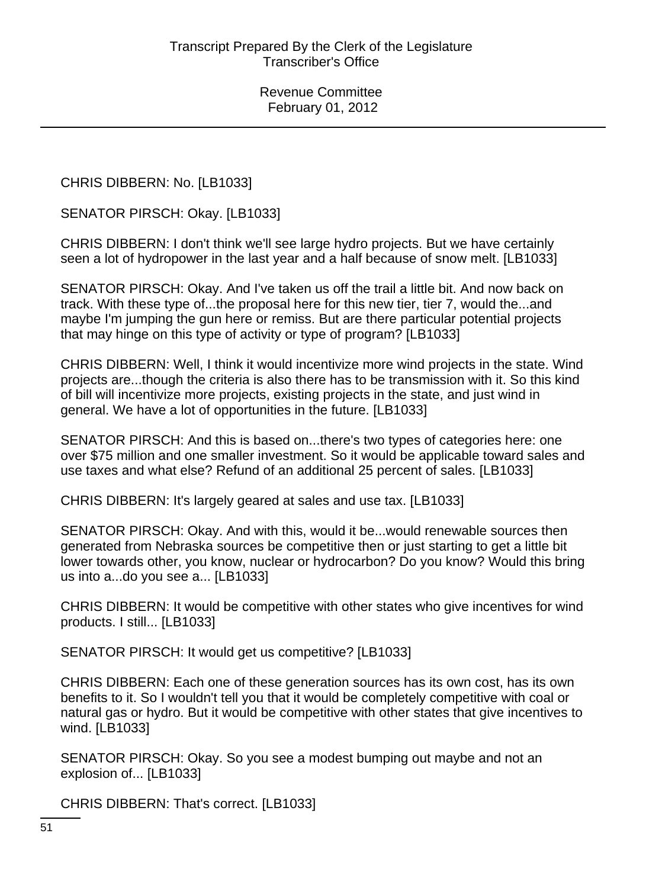CHRIS DIBBERN: No. [LB1033]

SENATOR PIRSCH: Okay. [LB1033]

CHRIS DIBBERN: I don't think we'll see large hydro projects. But we have certainly seen a lot of hydropower in the last year and a half because of snow melt. [LB1033]

SENATOR PIRSCH: Okay. And I've taken us off the trail a little bit. And now back on track. With these type of...the proposal here for this new tier, tier 7, would the...and maybe I'm jumping the gun here or remiss. But are there particular potential projects that may hinge on this type of activity or type of program? [LB1033]

CHRIS DIBBERN: Well, I think it would incentivize more wind projects in the state. Wind projects are...though the criteria is also there has to be transmission with it. So this kind of bill will incentivize more projects, existing projects in the state, and just wind in general. We have a lot of opportunities in the future. [LB1033]

SENATOR PIRSCH: And this is based on...there's two types of categories here: one over $75 million and one smaller investment. So it would be applicable toward sales and use taxes and what else? Refund of an additional 25 percent of sales. [LB1033]

CHRIS DIBBERN: It's largely geared at sales and use tax. [LB1033]

SENATOR PIRSCH: Okay. And with this, would it be...would renewable sources then generated from Nebraska sources be competitive then or just starting to get a little bit lower towards other, you know, nuclear or hydrocarbon? Do you know? Would this bring us into a...do you see a... [LB1033]

CHRIS DIBBERN: It would be competitive with other states who give incentives for wind products. I still... [LB1033]

SENATOR PIRSCH: It would get us competitive? [LB1033]

CHRIS DIBBERN: Each one of these generation sources has its own cost, has its own benefits to it. So I wouldn't tell you that it would be completely competitive with coal or natural gas or hydro. But it would be competitive with other states that give incentives to wind. [LB1033]

SENATOR PIRSCH: Okay. So you see a modest bumping out maybe and not an explosion of... [LB1033]

CHRIS DIBBERN: That's correct. [LB1033]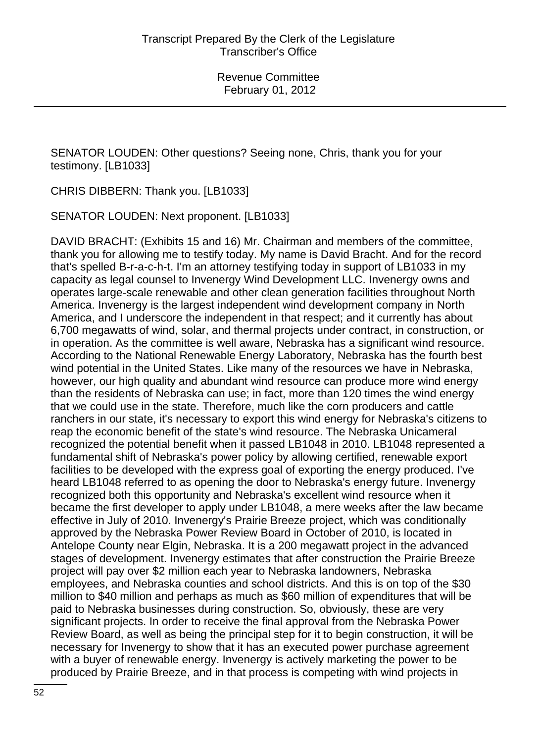SENATOR LOUDEN: Other questions? Seeing none, Chris, thank you for your testimony. [LB1033]

CHRIS DIBBERN: Thank you. [LB1033]

SENATOR LOUDEN: Next proponent. [LB1033]

DAVID BRACHT: (Exhibits 15 and 16) Mr. Chairman and members of the committee, thank you for allowing me to testify today. My name is David Bracht. And for the record that's spelled B-r-a-c-h-t. I'm an attorney testifying today in support of LB1033 in my capacity as legal counsel to Invenergy Wind Development LLC. Invenergy owns and operates large-scale renewable and other clean generation facilities throughout North America. Invenergy is the largest independent wind development company in North America, and I underscore the independent in that respect; and it currently has about 6,700 megawatts of wind, solar, and thermal projects under contract, in construction, or in operation. As the committee is well aware, Nebraska has a significant wind resource. According to the National Renewable Energy Laboratory, Nebraska has the fourth best wind potential in the United States. Like many of the resources we have in Nebraska, however, our high quality and abundant wind resource can produce more wind energy than the residents of Nebraska can use; in fact, more than 120 times the wind energy that we could use in the state. Therefore, much like the corn producers and cattle ranchers in our state, it's necessary to export this wind energy for Nebraska's citizens to reap the economic benefit of the state's wind resource. The Nebraska Unicameral recognized the potential benefit when it passed LB1048 in 2010. LB1048 represented a fundamental shift of Nebraska's power policy by allowing certified, renewable export facilities to be developed with the express goal of exporting the energy produced. I've heard LB1048 referred to as opening the door to Nebraska's energy future. Invenergy recognized both this opportunity and Nebraska's excellent wind resource when it became the first developer to apply under LB1048, a mere weeks after the law became effective in July of 2010. Invenergy's Prairie Breeze project, which was conditionally approved by the Nebraska Power Review Board in October of 2010, is located in Antelope County near Elgin, Nebraska. It is a 200 megawatt project in the advanced stages of development. Invenergy estimates that after construction the Prairie Breeze project will pay over $2 million each year to Nebraska landowners, Nebraska employees, and Nebraska counties and school districts. And this is on top of the $30 million to $40 million and perhaps as much as $60 million of expenditures that will be paid to Nebraska businesses during construction. So, obviously, these are very significant projects. In order to receive the final approval from the Nebraska Power Review Board, as well as being the principal step for it to begin construction, it will be necessary for Invenergy to show that it has an executed power purchase agreement with a buyer of renewable energy. Invenergy is actively marketing the power to be produced by Prairie Breeze, and in that process is competing with wind projects in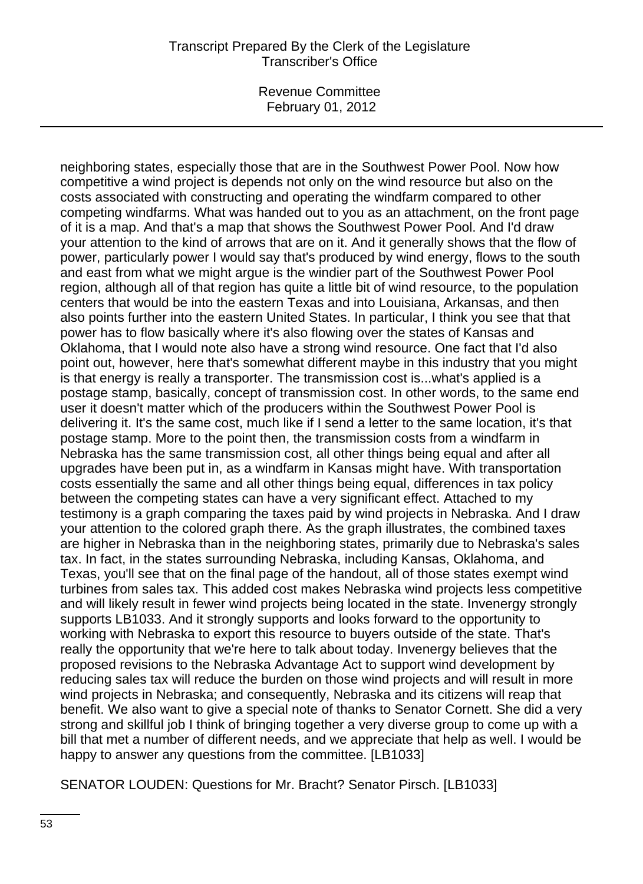neighboring states, especially those that are in the Southwest Power Pool. Now how competitive a wind project is depends not only on the wind resource but also on the costs associated with constructing and operating the windfarm compared to other competing windfarms. What was handed out to you as an attachment, on the front page of it is a map. And that's a map that shows the Southwest Power Pool. And I'd draw your attention to the kind of arrows that are on it. And it generally shows that the flow of power, particularly power I would say that's produced by wind energy, flows to the south and east from what we might argue is the windier part of the Southwest Power Pool region, although all of that region has quite a little bit of wind resource, to the population centers that would be into the eastern Texas and into Louisiana, Arkansas, and then also points further into the eastern United States. In particular, I think you see that that power has to flow basically where it's also flowing over the states of Kansas and Oklahoma, that I would note also have a strong wind resource. One fact that I'd also point out, however, here that's somewhat different maybe in this industry that you might is that energy is really a transporter. The transmission cost is...what's applied is a postage stamp, basically, concept of transmission cost. In other words, to the same end user it doesn't matter which of the producers within the Southwest Power Pool is delivering it. It's the same cost, much like if I send a letter to the same location, it's that postage stamp. More to the point then, the transmission costs from a windfarm in Nebraska has the same transmission cost, all other things being equal and after all upgrades have been put in, as a windfarm in Kansas might have. With transportation costs essentially the same and all other things being equal, differences in tax policy between the competing states can have a very significant effect. Attached to my testimony is a graph comparing the taxes paid by wind projects in Nebraska. And I draw your attention to the colored graph there. As the graph illustrates, the combined taxes are higher in Nebraska than in the neighboring states, primarily due to Nebraska's sales tax. In fact, in the states surrounding Nebraska, including Kansas, Oklahoma, and Texas, you'll see that on the final page of the handout, all of those states exempt wind turbines from sales tax. This added cost makes Nebraska wind projects less competitive and will likely result in fewer wind projects being located in the state. Invenergy strongly supports LB1033. And it strongly supports and looks forward to the opportunity to working with Nebraska to export this resource to buyers outside of the state. That's really the opportunity that we're here to talk about today. Invenergy believes that the proposed revisions to the Nebraska Advantage Act to support wind development by reducing sales tax will reduce the burden on those wind projects and will result in more wind projects in Nebraska; and consequently, Nebraska and its citizens will reap that benefit. We also want to give a special note of thanks to Senator Cornett. She did a very strong and skillful job I think of bringing together a very diverse group to come up with a bill that met a number of different needs, and we appreciate that help as well. I would be happy to answer any questions from the committee. [LB1033]

SENATOR LOUDEN: Questions for Mr. Bracht? Senator Pirsch. [LB1033]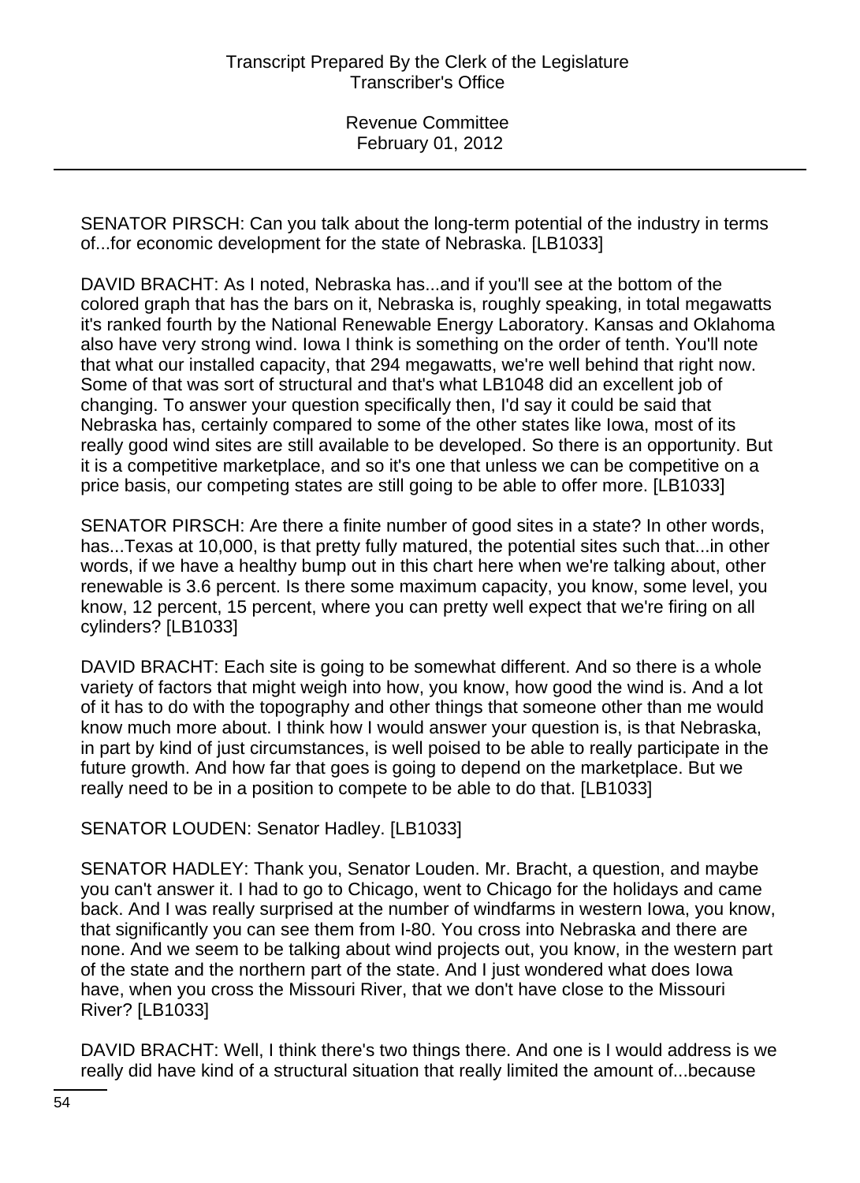SENATOR PIRSCH: Can you talk about the long-term potential of the industry in terms of...for economic development for the state of Nebraska. [LB1033]

DAVID BRACHT: As I noted, Nebraska has...and if you'll see at the bottom of the colored graph that has the bars on it, Nebraska is, roughly speaking, in total megawatts it's ranked fourth by the National Renewable Energy Laboratory. Kansas and Oklahoma also have very strong wind. Iowa I think is something on the order of tenth. You'll note that what our installed capacity, that 294 megawatts, we're well behind that right now. Some of that was sort of structural and that's what LB1048 did an excellent job of changing. To answer your question specifically then, I'd say it could be said that Nebraska has, certainly compared to some of the other states like Iowa, most of its really good wind sites are still available to be developed. So there is an opportunity. But it is a competitive marketplace, and so it's one that unless we can be competitive on a price basis, our competing states are still going to be able to offer more. [LB1033]

SENATOR PIRSCH: Are there a finite number of good sites in a state? In other words, has...Texas at 10,000, is that pretty fully matured, the potential sites such that...in other words, if we have a healthy bump out in this chart here when we're talking about, other renewable is 3.6 percent. Is there some maximum capacity, you know, some level, you know, 12 percent, 15 percent, where you can pretty well expect that we're firing on all cylinders? [LB1033]

DAVID BRACHT: Each site is going to be somewhat different. And so there is a whole variety of factors that might weigh into how, you know, how good the wind is. And a lot of it has to do with the topography and other things that someone other than me would know much more about. I think how I would answer your question is, is that Nebraska, in part by kind of just circumstances, is well poised to be able to really participate in the future growth. And how far that goes is going to depend on the marketplace. But we really need to be in a position to compete to be able to do that. [LB1033]

SENATOR LOUDEN: Senator Hadley. [LB1033]

SENATOR HADLEY: Thank you, Senator Louden. Mr. Bracht, a question, and maybe you can't answer it. I had to go to Chicago, went to Chicago for the holidays and came back. And I was really surprised at the number of windfarms in western Iowa, you know, that significantly you can see them from I-80. You cross into Nebraska and there are none. And we seem to be talking about wind projects out, you know, in the western part of the state and the northern part of the state. And I just wondered what does Iowa have, when you cross the Missouri River, that we don't have close to the Missouri River? [LB1033]

DAVID BRACHT: Well, I think there's two things there. And one is I would address is we really did have kind of a structural situation that really limited the amount of...because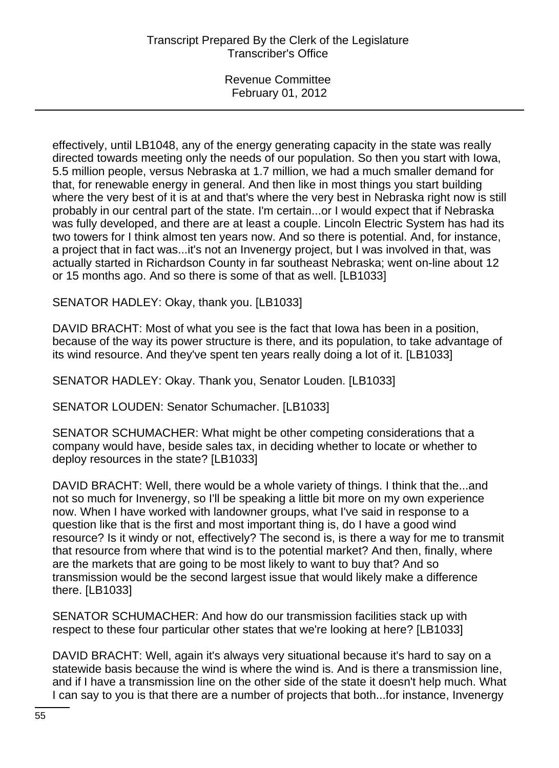effectively, until LB1048, any of the energy generating capacity in the state was really directed towards meeting only the needs of our population. So then you start with Iowa, 5.5 million people, versus Nebraska at 1.7 million, we had a much smaller demand for that, for renewable energy in general. And then like in most things you start building where the very best of it is at and that's where the very best in Nebraska right now is still probably in our central part of the state. I'm certain...or I would expect that if Nebraska was fully developed, and there are at least a couple. Lincoln Electric System has had its two towers for I think almost ten years now. And so there is potential. And, for instance, a project that in fact was...it's not an Invenergy project, but I was involved in that, was actually started in Richardson County in far southeast Nebraska; went on-line about 12 or 15 months ago. And so there is some of that as well. [LB1033]

SENATOR HADLEY: Okay, thank you. [LB1033]

DAVID BRACHT: Most of what you see is the fact that Iowa has been in a position, because of the way its power structure is there, and its population, to take advantage of its wind resource. And they've spent ten years really doing a lot of it. [LB1033]

SENATOR HADLEY: Okay. Thank you, Senator Louden. [LB1033]

SENATOR LOUDEN: Senator Schumacher. [LB1033]

SENATOR SCHUMACHER: What might be other competing considerations that a company would have, beside sales tax, in deciding whether to locate or whether to deploy resources in the state? [LB1033]

DAVID BRACHT: Well, there would be a whole variety of things. I think that the...and not so much for Invenergy, so I'll be speaking a little bit more on my own experience now. When I have worked with landowner groups, what I've said in response to a question like that is the first and most important thing is, do I have a good wind resource? Is it windy or not, effectively? The second is, is there a way for me to transmit that resource from where that wind is to the potential market? And then, finally, where are the markets that are going to be most likely to want to buy that? And so transmission would be the second largest issue that would likely make a difference there. [LB1033]

SENATOR SCHUMACHER: And how do our transmission facilities stack up with respect to these four particular other states that we're looking at here? [LB1033]

DAVID BRACHT: Well, again it's always very situational because it's hard to say on a statewide basis because the wind is where the wind is. And is there a transmission line, and if I have a transmission line on the other side of the state it doesn't help much. What I can say to you is that there are a number of projects that both...for instance, Invenergy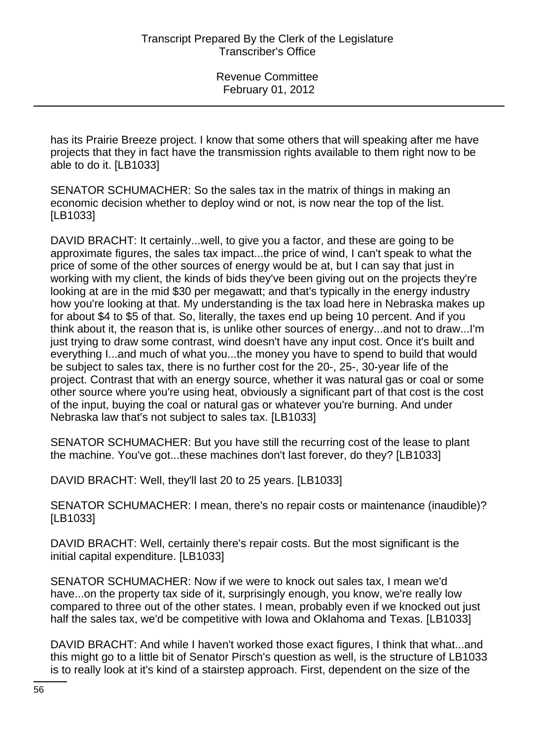has its Prairie Breeze project. I know that some others that will speaking after me have projects that they in fact have the transmission rights available to them right now to be able to do it. [LB1033]

SENATOR SCHUMACHER: So the sales tax in the matrix of things in making an economic decision whether to deploy wind or not, is now near the top of the list. [LB1033]

DAVID BRACHT: It certainly...well, to give you a factor, and these are going to be approximate figures, the sales tax impact...the price of wind, I can't speak to what the price of some of the other sources of energy would be at, but I can say that just in working with my client, the kinds of bids they've been giving out on the projects they're looking at are in the mid $30 per megawatt; and that's typically in the energy industry how you're looking at that. My understanding is the tax load here in Nebraska makes up for about $4 to $5 of that. So, literally, the taxes end up being 10 percent. And if you think about it, the reason that is, is unlike other sources of energy...and not to draw...I'm just trying to draw some contrast, wind doesn't have any input cost. Once it's built and everything I...and much of what you...the money you have to spend to build that would be subject to sales tax, there is no further cost for the 20-, 25-, 30-year life of the project. Contrast that with an energy source, whether it was natural gas or coal or some other source where you're using heat, obviously a significant part of that cost is the cost of the input, buying the coal or natural gas or whatever you're burning. And under Nebraska law that's not subject to sales tax. [LB1033]

SENATOR SCHUMACHER: But you have still the recurring cost of the lease to plant the machine. You've got...these machines don't last forever, do they? [LB1033]

DAVID BRACHT: Well, they'll last 20 to 25 years. [LB1033]

SENATOR SCHUMACHER: I mean, there's no repair costs or maintenance (inaudible)? [LB1033]

DAVID BRACHT: Well, certainly there's repair costs. But the most significant is the initial capital expenditure. [LB1033]

SENATOR SCHUMACHER: Now if we were to knock out sales tax, I mean we'd have...on the property tax side of it, surprisingly enough, you know, we're really low compared to three out of the other states. I mean, probably even if we knocked out just half the sales tax, we'd be competitive with Iowa and Oklahoma and Texas. [LB1033]

DAVID BRACHT: And while I haven't worked those exact figures, I think that what...and this might go to a little bit of Senator Pirsch's question as well, is the structure of LB1033 is to really look at it's kind of a stairstep approach. First, dependent on the size of the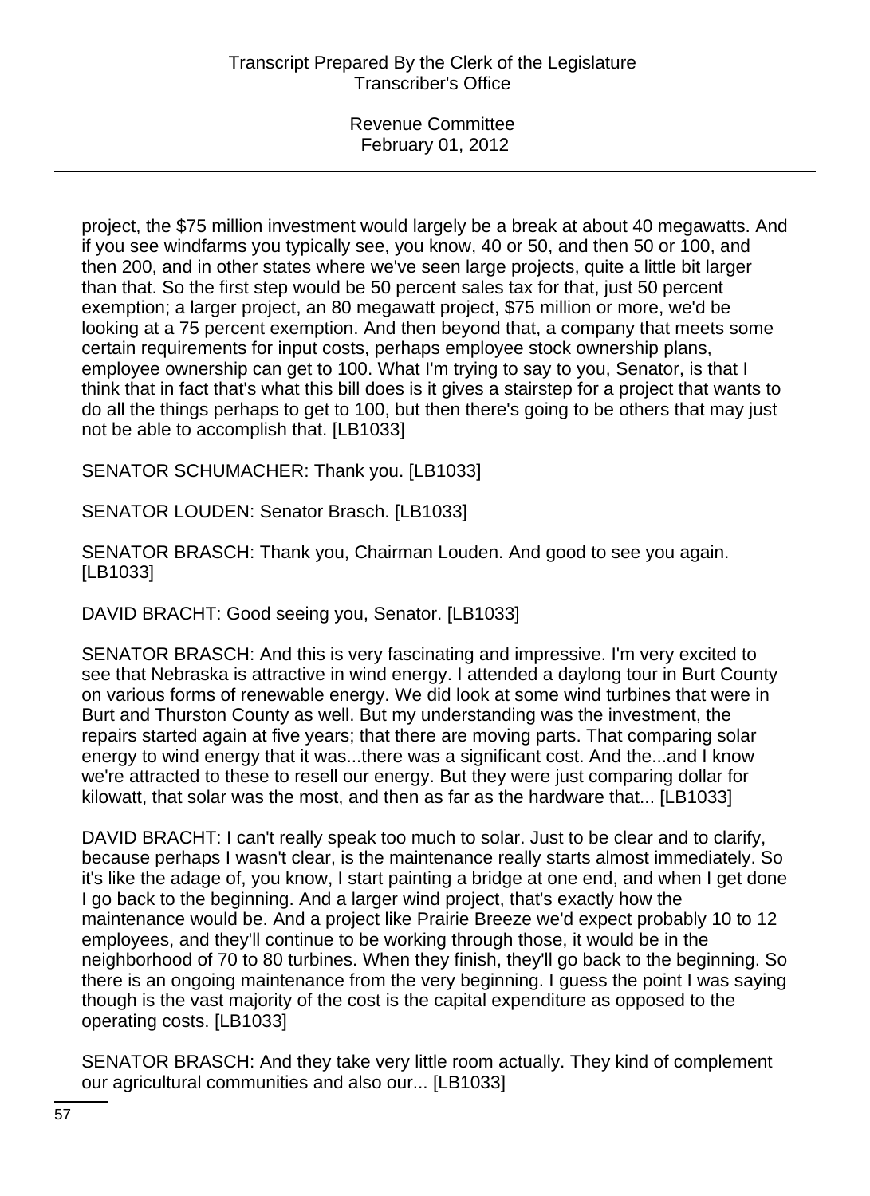project, the $75 million investment would largely be a break at about 40 megawatts. And if you see windfarms you typically see, you know, 40 or 50, and then 50 or 100, and then 200, and in other states where we've seen large projects, quite a little bit larger than that. So the first step would be 50 percent sales tax for that, just 50 percent exemption; a larger project, an 80 megawatt project, $75 million or more, we'd be looking at a 75 percent exemption. And then beyond that, a company that meets some certain requirements for input costs, perhaps employee stock ownership plans, employee ownership can get to 100. What I'm trying to say to you, Senator, is that I think that in fact that's what this bill does is it gives a stairstep for a project that wants to do all the things perhaps to get to 100, but then there's going to be others that may just not be able to accomplish that. [LB1033]

SENATOR SCHUMACHER: Thank you. [LB1033]

SENATOR LOUDEN: Senator Brasch. [LB1033]

SENATOR BRASCH: Thank you, Chairman Louden. And good to see you again. [LB1033]

DAVID BRACHT: Good seeing you, Senator. [LB1033]

SENATOR BRASCH: And this is very fascinating and impressive. I'm very excited to see that Nebraska is attractive in wind energy. I attended a daylong tour in Burt County on various forms of renewable energy. We did look at some wind turbines that were in Burt and Thurston County as well. But my understanding was the investment, the repairs started again at five years; that there are moving parts. That comparing solar energy to wind energy that it was...there was a significant cost. And the...and I know we're attracted to these to resell our energy. But they were just comparing dollar for kilowatt, that solar was the most, and then as far as the hardware that... [LB1033]

DAVID BRACHT: I can't really speak too much to solar. Just to be clear and to clarify, because perhaps I wasn't clear, is the maintenance really starts almost immediately. So it's like the adage of, you know, I start painting a bridge at one end, and when I get done I go back to the beginning. And a larger wind project, that's exactly how the maintenance would be. And a project like Prairie Breeze we'd expect probably 10 to 12 employees, and they'll continue to be working through those, it would be in the neighborhood of 70 to 80 turbines. When they finish, they'll go back to the beginning. So there is an ongoing maintenance from the very beginning. I guess the point I was saying though is the vast majority of the cost is the capital expenditure as opposed to the operating costs. [LB1033]

SENATOR BRASCH: And they take very little room actually. They kind of complement our agricultural communities and also our... [LB1033]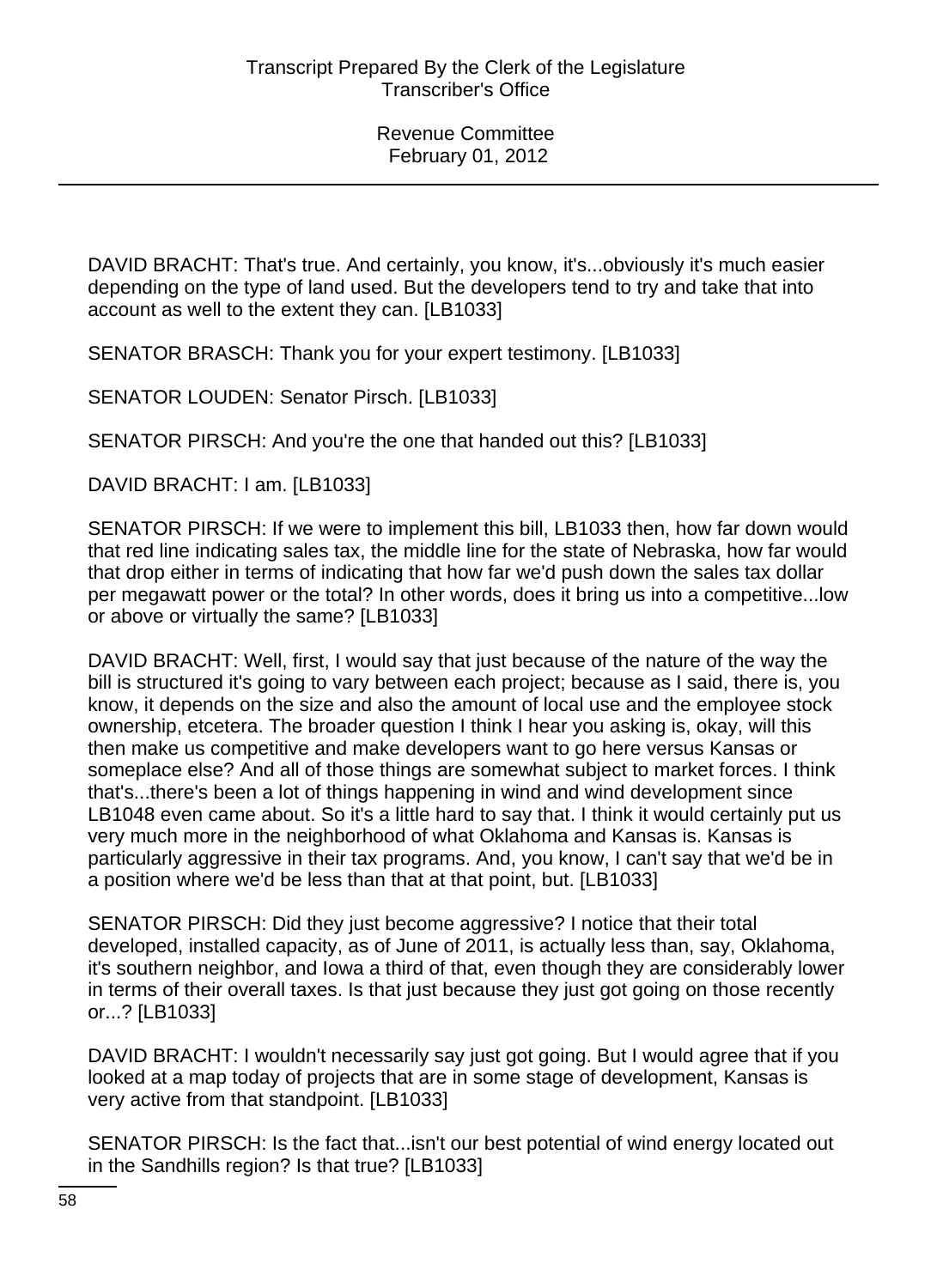DAVID BRACHT: That's true. And certainly, you know, it's...obviously it's much easier depending on the type of land used. But the developers tend to try and take that into account as well to the extent they can. [LB1033]

SENATOR BRASCH: Thank you for your expert testimony. [LB1033]

SENATOR LOUDEN: Senator Pirsch. [LB1033]

SENATOR PIRSCH: And you're the one that handed out this? [LB1033]

DAVID BRACHT: I am. [LB1033]

SENATOR PIRSCH: If we were to implement this bill, LB1033 then, how far down would that red line indicating sales tax, the middle line for the state of Nebraska, how far would that drop either in terms of indicating that how far we'd push down the sales tax dollar per megawatt power or the total? In other words, does it bring us into a competitive...low or above or virtually the same? [LB1033]

DAVID BRACHT: Well, first, I would say that just because of the nature of the way the bill is structured it's going to vary between each project; because as I said, there is, you know, it depends on the size and also the amount of local use and the employee stock ownership, etcetera. The broader question I think I hear you asking is, okay, will this then make us competitive and make developers want to go here versus Kansas or someplace else? And all of those things are somewhat subject to market forces. I think that's...there's been a lot of things happening in wind and wind development since LB1048 even came about. So it's a little hard to say that. I think it would certainly put us very much more in the neighborhood of what Oklahoma and Kansas is. Kansas is particularly aggressive in their tax programs. And, you know, I can't say that we'd be in a position where we'd be less than that at that point, but. [LB1033]

SENATOR PIRSCH: Did they just become aggressive? I notice that their total developed, installed capacity, as of June of 2011, is actually less than, say, Oklahoma, it's southern neighbor, and Iowa a third of that, even though they are considerably lower in terms of their overall taxes. Is that just because they just got going on those recently or...? [LB1033]

DAVID BRACHT: I wouldn't necessarily say just got going. But I would agree that if you looked at a map today of projects that are in some stage of development, Kansas is very active from that standpoint. [LB1033]

SENATOR PIRSCH: Is the fact that...isn't our best potential of wind energy located out in the Sandhills region? Is that true? [LB1033]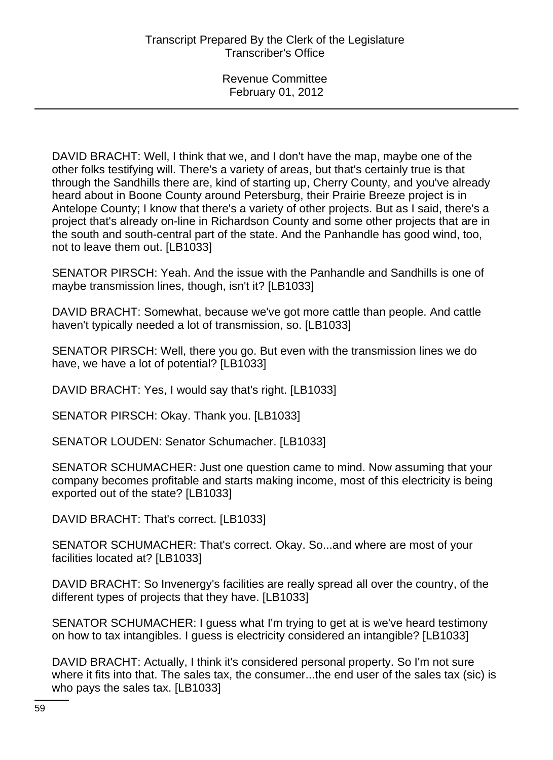DAVID BRACHT: Well, I think that we, and I don't have the map, maybe one of the other folks testifying will. There's a variety of areas, but that's certainly true is that through the Sandhills there are, kind of starting up, Cherry County, and you've already heard about in Boone County around Petersburg, their Prairie Breeze project is in Antelope County; I know that there's a variety of other projects. But as I said, there's a project that's already on-line in Richardson County and some other projects that are in the south and south-central part of the state. And the Panhandle has good wind, too, not to leave them out. [LB1033]

SENATOR PIRSCH: Yeah. And the issue with the Panhandle and Sandhills is one of maybe transmission lines, though, isn't it? [LB1033]

DAVID BRACHT: Somewhat, because we've got more cattle than people. And cattle haven't typically needed a lot of transmission, so. [LB1033]

SENATOR PIRSCH: Well, there you go. But even with the transmission lines we do have, we have a lot of potential? [LB1033]

DAVID BRACHT: Yes, I would say that's right. [LB1033]

SENATOR PIRSCH: Okay. Thank you. [LB1033]

SENATOR LOUDEN: Senator Schumacher. [LB1033]

SENATOR SCHUMACHER: Just one question came to mind. Now assuming that your company becomes profitable and starts making income, most of this electricity is being exported out of the state? [LB1033]

DAVID BRACHT: That's correct. [LB1033]

SENATOR SCHUMACHER: That's correct. Okay. So...and where are most of your facilities located at? [LB1033]

DAVID BRACHT: So Invenergy's facilities are really spread all over the country, of the different types of projects that they have. [LB1033]

SENATOR SCHUMACHER: I guess what I'm trying to get at is we've heard testimony on how to tax intangibles. I guess is electricity considered an intangible? [LB1033]

DAVID BRACHT: Actually, I think it's considered personal property. So I'm not sure where it fits into that. The sales tax, the consumer...the end user of the sales tax (sic) is who pays the sales tax. [LB1033]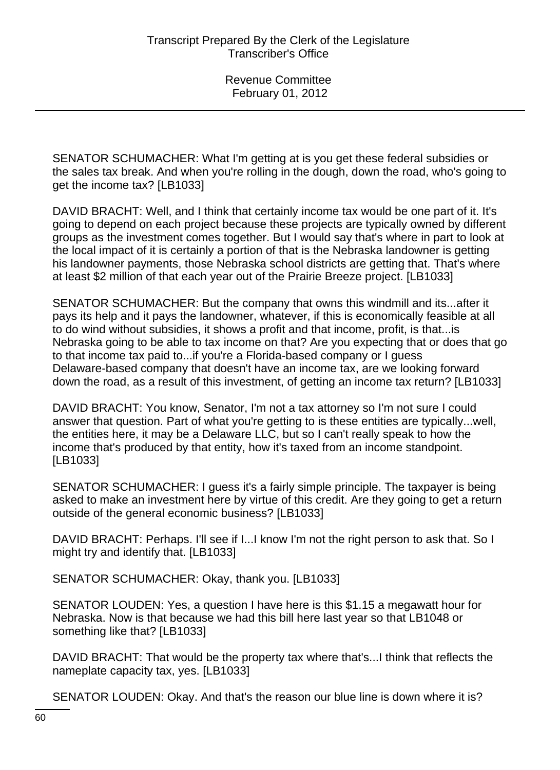SENATOR SCHUMACHER: What I'm getting at is you get these federal subsidies or the sales tax break. And when you're rolling in the dough, down the road, who's going to get the income tax? [LB1033]

DAVID BRACHT: Well, and I think that certainly income tax would be one part of it. It's going to depend on each project because these projects are typically owned by different groups as the investment comes together. But I would say that's where in part to look at the local impact of it is certainly a portion of that is the Nebraska landowner is getting his landowner payments, those Nebraska school districts are getting that. That's where at least $2 million of that each year out of the Prairie Breeze project. [LB1033]

SENATOR SCHUMACHER: But the company that owns this windmill and its...after it pays its help and it pays the landowner, whatever, if this is economically feasible at all to do wind without subsidies, it shows a profit and that income, profit, is that...is Nebraska going to be able to tax income on that? Are you expecting that or does that go to that income tax paid to...if you're a Florida-based company or I guess Delaware-based company that doesn't have an income tax, are we looking forward down the road, as a result of this investment, of getting an income tax return? [LB1033]

DAVID BRACHT: You know, Senator, I'm not a tax attorney so I'm not sure I could answer that question. Part of what you're getting to is these entities are typically...well, the entities here, it may be a Delaware LLC, but so I can't really speak to how the income that's produced by that entity, how it's taxed from an income standpoint. [LB1033]

SENATOR SCHUMACHER: I guess it's a fairly simple principle. The taxpayer is being asked to make an investment here by virtue of this credit. Are they going to get a return outside of the general economic business? [LB1033]

DAVID BRACHT: Perhaps. I'll see if I...I know I'm not the right person to ask that. So I might try and identify that. [LB1033]

SENATOR SCHUMACHER: Okay, thank you. [LB1033]

SENATOR LOUDEN: Yes, a question I have here is this $1.15 a megawatt hour for Nebraska. Now is that because we had this bill here last year so that LB1048 or something like that? [LB1033]

DAVID BRACHT: That would be the property tax where that's...I think that reflects the nameplate capacity tax, yes. [LB1033]

SENATOR LOUDEN: Okay. And that's the reason our blue line is down where it is?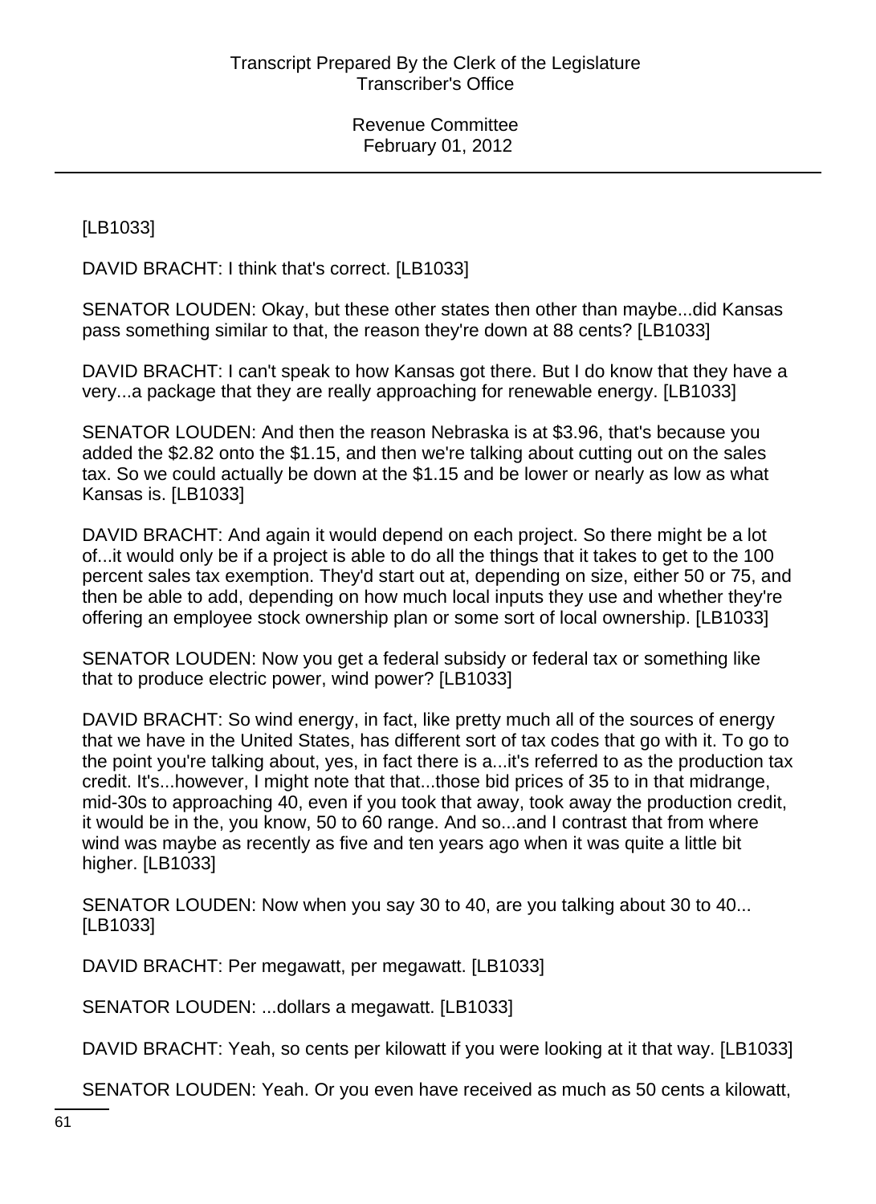[LB1033]

DAVID BRACHT: I think that's correct. [LB1033]

SENATOR LOUDEN: Okay, but these other states then other than maybe...did Kansas pass something similar to that, the reason they're down at 88 cents? [LB1033]

DAVID BRACHT: I can't speak to how Kansas got there. But I do know that they have a very...a package that they are really approaching for renewable energy. [LB1033]

SENATOR LOUDEN: And then the reason Nebraska is at $3.96, that's because you added the $2.82 onto the $1.15, and then we're talking about cutting out on the sales tax. So we could actually be down at the $1.15 and be lower or nearly as low as what Kansas is. [LB1033]

DAVID BRACHT: And again it would depend on each project. So there might be a lot of...it would only be if a project is able to do all the things that it takes to get to the 100 percent sales tax exemption. They'd start out at, depending on size, either 50 or 75, and then be able to add, depending on how much local inputs they use and whether they're offering an employee stock ownership plan or some sort of local ownership. [LB1033]

SENATOR LOUDEN: Now you get a federal subsidy or federal tax or something like that to produce electric power, wind power? [LB1033]

DAVID BRACHT: So wind energy, in fact, like pretty much all of the sources of energy that we have in the United States, has different sort of tax codes that go with it. To go to the point you're talking about, yes, in fact there is a...it's referred to as the production tax credit. It's...however, I might note that that...those bid prices of 35 to in that midrange, mid-30s to approaching 40, even if you took that away, took away the production credit, it would be in the, you know, 50 to 60 range. And so...and I contrast that from where wind was maybe as recently as five and ten years ago when it was quite a little bit higher. [LB1033]

SENATOR LOUDEN: Now when you say 30 to 40, are you talking about 30 to 40... [LB1033]

DAVID BRACHT: Per megawatt, per megawatt. [LB1033]

SENATOR LOUDEN: ...dollars a megawatt. [LB1033]

DAVID BRACHT: Yeah, so cents per kilowatt if you were looking at it that way. [LB1033]

SENATOR LOUDEN: Yeah. Or you even have received as much as 50 cents a kilowatt,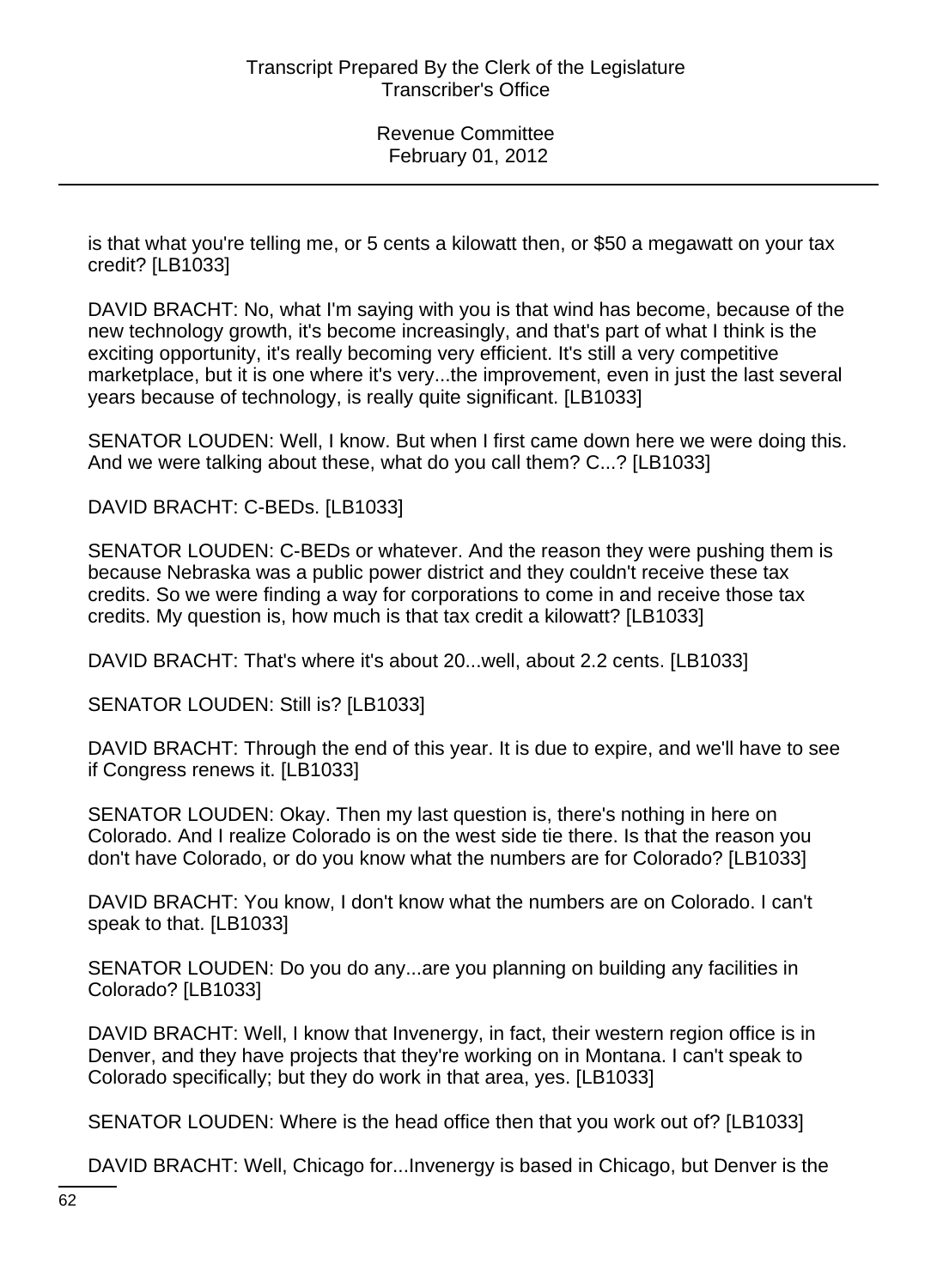is that what you're telling me, or 5 cents a kilowatt then, or $50 a megawatt on your tax credit? [LB1033]

DAVID BRACHT: No, what I'm saying with you is that wind has become, because of the new technology growth, it's become increasingly, and that's part of what I think is the exciting opportunity, it's really becoming very efficient. It's still a very competitive marketplace, but it is one where it's very...the improvement, even in just the last several years because of technology, is really quite significant. [LB1033]

SENATOR LOUDEN: Well, I know. But when I first came down here we were doing this. And we were talking about these, what do you call them? C...? [LB1033]

DAVID BRACHT: C-BEDs. [LB1033]

SENATOR LOUDEN: C-BEDs or whatever. And the reason they were pushing them is because Nebraska was a public power district and they couldn't receive these tax credits. So we were finding a way for corporations to come in and receive those tax credits. My question is, how much is that tax credit a kilowatt? [LB1033]

DAVID BRACHT: That's where it's about 20...well, about 2.2 cents. [LB1033]

SENATOR LOUDEN: Still is? [LB1033]

DAVID BRACHT: Through the end of this year. It is due to expire, and we'll have to see if Congress renews it. [LB1033]

SENATOR LOUDEN: Okay. Then my last question is, there's nothing in here on Colorado. And I realize Colorado is on the west side tie there. Is that the reason you don't have Colorado, or do you know what the numbers are for Colorado? [LB1033]

DAVID BRACHT: You know, I don't know what the numbers are on Colorado. I can't speak to that. [LB1033]

SENATOR LOUDEN: Do you do any...are you planning on building any facilities in Colorado? [LB1033]

DAVID BRACHT: Well, I know that Invenergy, in fact, their western region office is in Denver, and they have projects that they're working on in Montana. I can't speak to Colorado specifically; but they do work in that area, yes. [LB1033]

SENATOR LOUDEN: Where is the head office then that you work out of? [LB1033]

DAVID BRACHT: Well, Chicago for...Invenergy is based in Chicago, but Denver is the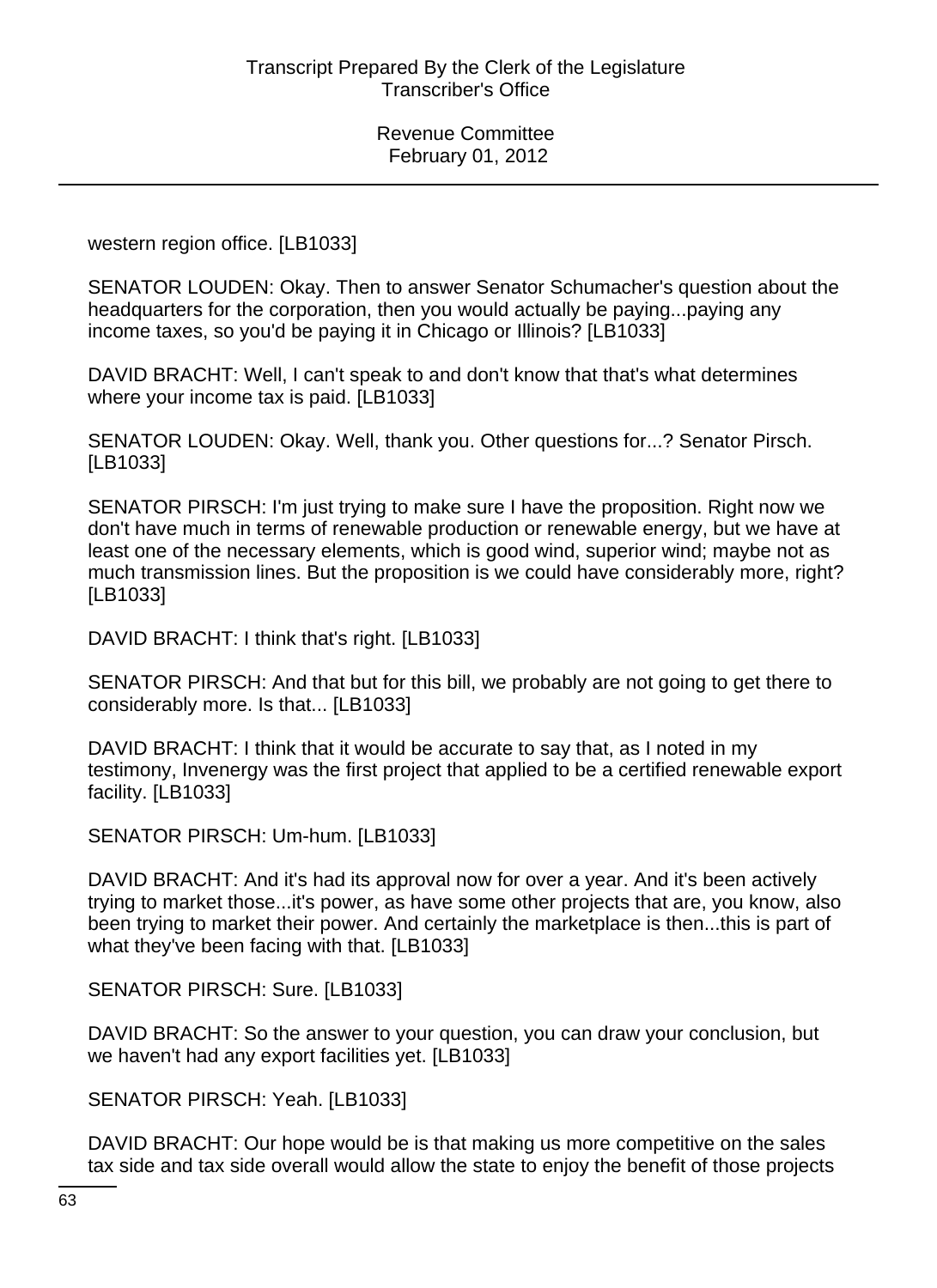western region office. [LB1033]

SENATOR LOUDEN: Okay. Then to answer Senator Schumacher's question about the headquarters for the corporation, then you would actually be paying...paying any income taxes, so you'd be paying it in Chicago or Illinois? [LB1033]

DAVID BRACHT: Well, I can't speak to and don't know that that's what determines where your income tax is paid. [LB1033]

SENATOR LOUDEN: Okay. Well, thank you. Other questions for...? Senator Pirsch. [LB1033]

SENATOR PIRSCH: I'm just trying to make sure I have the proposition. Right now we don't have much in terms of renewable production or renewable energy, but we have at least one of the necessary elements, which is good wind, superior wind; maybe not as much transmission lines. But the proposition is we could have considerably more, right? [LB1033]

DAVID BRACHT: I think that's right. [LB1033]

SENATOR PIRSCH: And that but for this bill, we probably are not going to get there to considerably more. Is that... [LB1033]

DAVID BRACHT: I think that it would be accurate to say that, as I noted in my testimony, Invenergy was the first project that applied to be a certified renewable export facility. [LB1033]

SENATOR PIRSCH: Um-hum. [LB1033]

DAVID BRACHT: And it's had its approval now for over a year. And it's been actively trying to market those...it's power, as have some other projects that are, you know, also been trying to market their power. And certainly the marketplace is then...this is part of what they've been facing with that. [LB1033]

SENATOR PIRSCH: Sure. [LB1033]

DAVID BRACHT: So the answer to your question, you can draw your conclusion, but we haven't had any export facilities yet. [LB1033]

SENATOR PIRSCH: Yeah. [LB1033]

DAVID BRACHT: Our hope would be is that making us more competitive on the sales tax side and tax side overall would allow the state to enjoy the benefit of those projects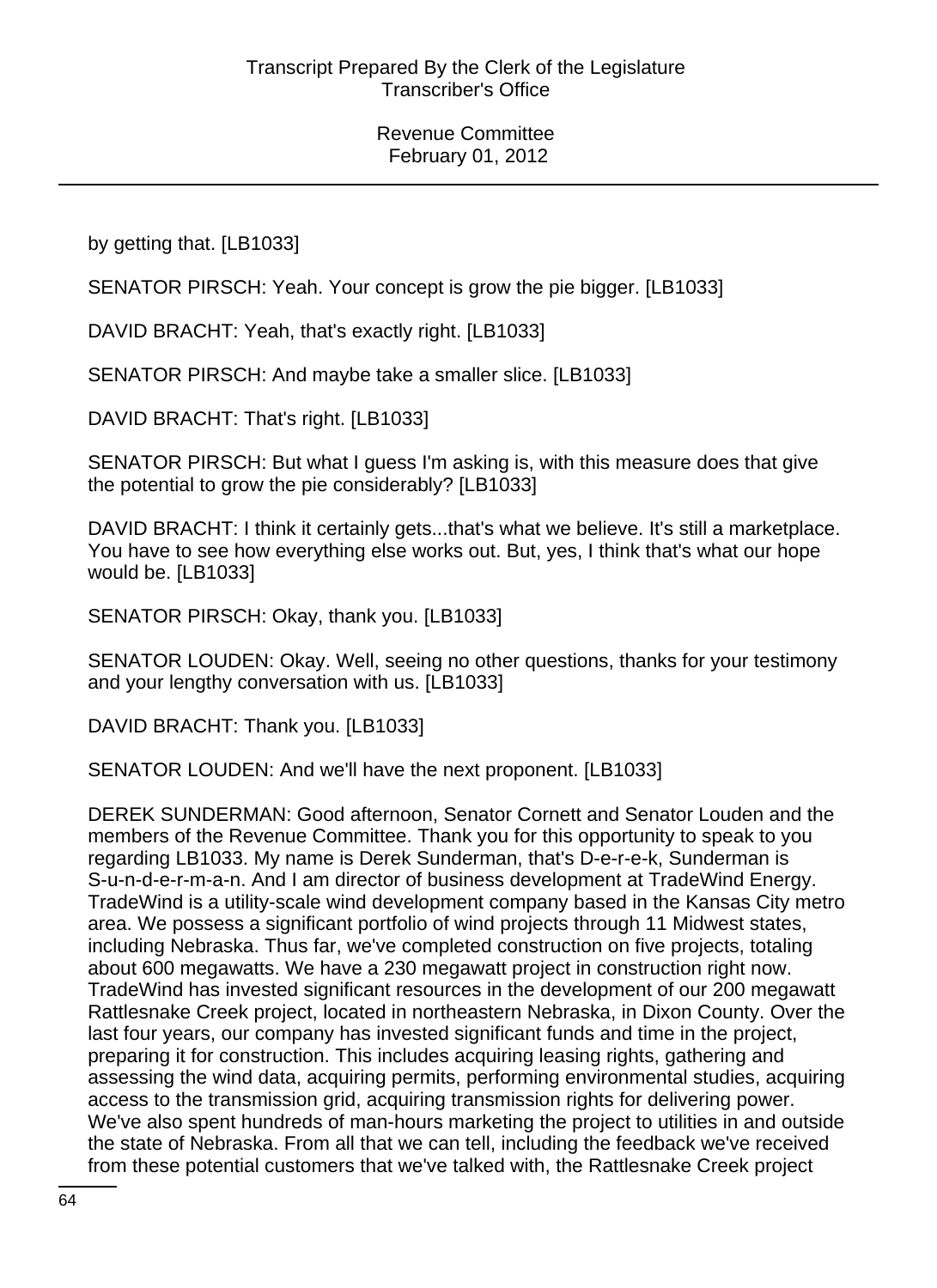by getting that. [LB1033]

SENATOR PIRSCH: Yeah. Your concept is grow the pie bigger. [LB1033]

DAVID BRACHT: Yeah, that's exactly right. [LB1033]

SENATOR PIRSCH: And maybe take a smaller slice. [LB1033]

DAVID BRACHT: That's right. [LB1033]

SENATOR PIRSCH: But what I guess I'm asking is, with this measure does that give the potential to grow the pie considerably? [LB1033]

DAVID BRACHT: I think it certainly gets...that's what we believe. It's still a marketplace. You have to see how everything else works out. But, yes, I think that's what our hope would be. [LB1033]

SENATOR PIRSCH: Okay, thank you. [LB1033]

SENATOR LOUDEN: Okay. Well, seeing no other questions, thanks for your testimony and your lengthy conversation with us. [LB1033]

DAVID BRACHT: Thank you. [LB1033]

SENATOR LOUDEN: And we'll have the next proponent. [LB1033]

DEREK SUNDERMAN: Good afternoon, Senator Cornett and Senator Louden and the members of the Revenue Committee. Thank you for this opportunity to speak to you regarding LB1033. My name is Derek Sunderman, that's D-e-r-e-k, Sunderman is S-u-n-d-e-r-m-a-n. And I am director of business development at TradeWind Energy. TradeWind is a utility-scale wind development company based in the Kansas City metro area. We possess a significant portfolio of wind projects through 11 Midwest states, including Nebraska. Thus far, we've completed construction on five projects, totaling about 600 megawatts. We have a 230 megawatt project in construction right now. TradeWind has invested significant resources in the development of our 200 megawatt Rattlesnake Creek project, located in northeastern Nebraska, in Dixon County. Over the last four years, our company has invested significant funds and time in the project, preparing it for construction. This includes acquiring leasing rights, gathering and assessing the wind data, acquiring permits, performing environmental studies, acquiring access to the transmission grid, acquiring transmission rights for delivering power. We've also spent hundreds of man-hours marketing the project to utilities in and outside the state of Nebraska. From all that we can tell, including the feedback we've received from these potential customers that we've talked with, the Rattlesnake Creek project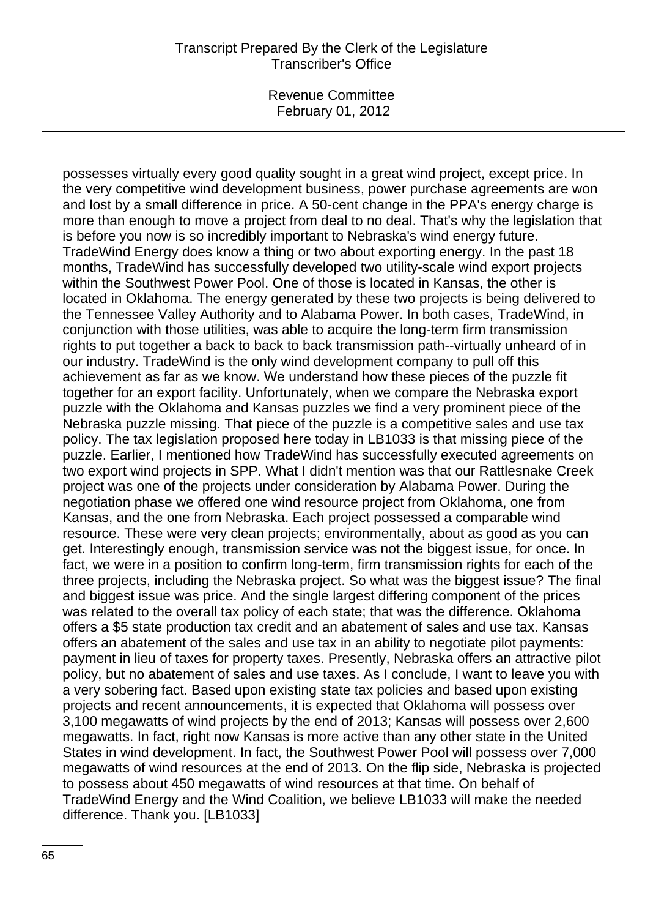possesses virtually every good quality sought in a great wind project, except price. In the very competitive wind development business, power purchase agreements are won and lost by a small difference in price. A 50-cent change in the PPA's energy charge is more than enough to move a project from deal to no deal. That's why the legislation that is before you now is so incredibly important to Nebraska's wind energy future. TradeWind Energy does know a thing or two about exporting energy. In the past 18 months, TradeWind has successfully developed two utility-scale wind export projects within the Southwest Power Pool. One of those is located in Kansas, the other is located in Oklahoma. The energy generated by these two projects is being delivered to the Tennessee Valley Authority and to Alabama Power. In both cases, TradeWind, in conjunction with those utilities, was able to acquire the long-term firm transmission rights to put together a back to back to back transmission path--virtually unheard of in our industry. TradeWind is the only wind development company to pull off this achievement as far as we know. We understand how these pieces of the puzzle fit together for an export facility. Unfortunately, when we compare the Nebraska export puzzle with the Oklahoma and Kansas puzzles we find a very prominent piece of the Nebraska puzzle missing. That piece of the puzzle is a competitive sales and use tax policy. The tax legislation proposed here today in LB1033 is that missing piece of the puzzle. Earlier, I mentioned how TradeWind has successfully executed agreements on two export wind projects in SPP. What I didn't mention was that our Rattlesnake Creek project was one of the projects under consideration by Alabama Power. During the negotiation phase we offered one wind resource project from Oklahoma, one from Kansas, and the one from Nebraska. Each project possessed a comparable wind resource. These were very clean projects; environmentally, about as good as you can get. Interestingly enough, transmission service was not the biggest issue, for once. In fact, we were in a position to confirm long-term, firm transmission rights for each of the three projects, including the Nebraska project. So what was the biggest issue? The final and biggest issue was price. And the single largest differing component of the prices was related to the overall tax policy of each state; that was the difference. Oklahoma offers a $5 state production tax credit and an abatement of sales and use tax. Kansas offers an abatement of the sales and use tax in an ability to negotiate pilot payments: payment in lieu of taxes for property taxes. Presently, Nebraska offers an attractive pilot policy, but no abatement of sales and use taxes. As I conclude, I want to leave you with a very sobering fact. Based upon existing state tax policies and based upon existing projects and recent announcements, it is expected that Oklahoma will possess over 3,100 megawatts of wind projects by the end of 2013; Kansas will possess over 2,600 megawatts. In fact, right now Kansas is more active than any other state in the United States in wind development. In fact, the Southwest Power Pool will possess over 7,000 megawatts of wind resources at the end of 2013. On the flip side, Nebraska is projected to possess about 450 megawatts of wind resources at that time. On behalf of TradeWind Energy and the Wind Coalition, we believe LB1033 will make the needed difference. Thank you. [LB1033]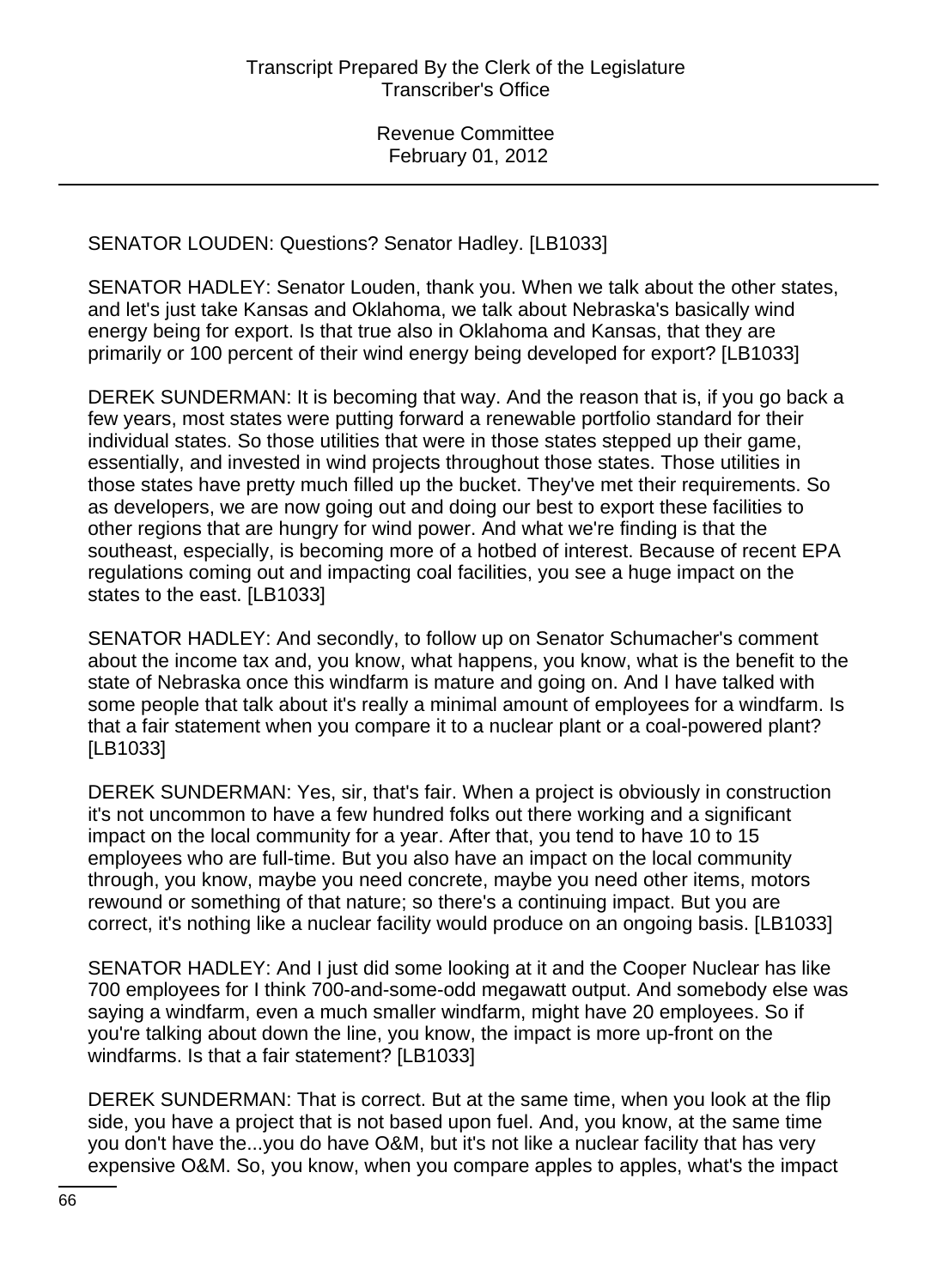SENATOR LOUDEN: Questions? Senator Hadley. [LB1033]

SENATOR HADLEY: Senator Louden, thank you. When we talk about the other states, and let's just take Kansas and Oklahoma, we talk about Nebraska's basically wind energy being for export. Is that true also in Oklahoma and Kansas, that they are primarily or 100 percent of their wind energy being developed for export? [LB1033]

DEREK SUNDERMAN: It is becoming that way. And the reason that is, if you go back a few years, most states were putting forward a renewable portfolio standard for their individual states. So those utilities that were in those states stepped up their game, essentially, and invested in wind projects throughout those states. Those utilities in those states have pretty much filled up the bucket. They've met their requirements. So as developers, we are now going out and doing our best to export these facilities to other regions that are hungry for wind power. And what we're finding is that the southeast, especially, is becoming more of a hotbed of interest. Because of recent EPA regulations coming out and impacting coal facilities, you see a huge impact on the states to the east. [LB1033]

SENATOR HADLEY: And secondly, to follow up on Senator Schumacher's comment about the income tax and, you know, what happens, you know, what is the benefit to the state of Nebraska once this windfarm is mature and going on. And I have talked with some people that talk about it's really a minimal amount of employees for a windfarm. Is that a fair statement when you compare it to a nuclear plant or a coal-powered plant? [LB1033]

DEREK SUNDERMAN: Yes, sir, that's fair. When a project is obviously in construction it's not uncommon to have a few hundred folks out there working and a significant impact on the local community for a year. After that, you tend to have 10 to 15 employees who are full-time. But you also have an impact on the local community through, you know, maybe you need concrete, maybe you need other items, motors rewound or something of that nature; so there's a continuing impact. But you are correct, it's nothing like a nuclear facility would produce on an ongoing basis. [LB1033]

SENATOR HADLEY: And I just did some looking at it and the Cooper Nuclear has like 700 employees for I think 700-and-some-odd megawatt output. And somebody else was saying a windfarm, even a much smaller windfarm, might have 20 employees. So if you're talking about down the line, you know, the impact is more up-front on the windfarms. Is that a fair statement? [LB1033]

DEREK SUNDERMAN: That is correct. But at the same time, when you look at the flip side, you have a project that is not based upon fuel. And, you know, at the same time you don't have the...you do have O&M, but it's not like a nuclear facility that has very expensive O&M. So, you know, when you compare apples to apples, what's the impact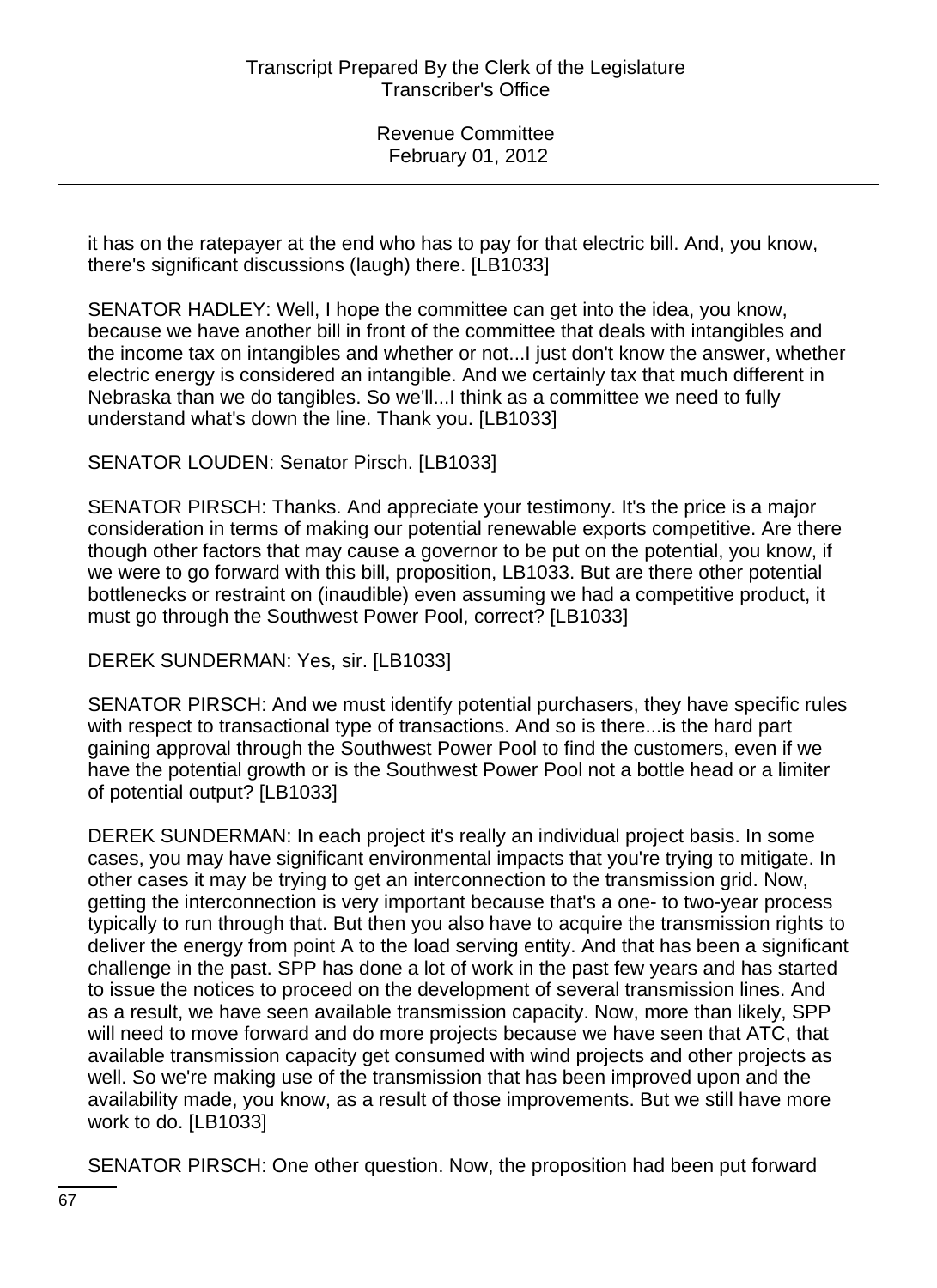it has on the ratepayer at the end who has to pay for that electric bill. And, you know, there's significant discussions (laugh) there. [LB1033]

SENATOR HADLEY: Well, I hope the committee can get into the idea, you know, because we have another bill in front of the committee that deals with intangibles and the income tax on intangibles and whether or not...I just don't know the answer, whether electric energy is considered an intangible. And we certainly tax that much different in Nebraska than we do tangibles. So we'll...I think as a committee we need to fully understand what's down the line. Thank you. [LB1033]

SENATOR LOUDEN: Senator Pirsch. [LB1033]

SENATOR PIRSCH: Thanks. And appreciate your testimony. It's the price is a major consideration in terms of making our potential renewable exports competitive. Are there though other factors that may cause a governor to be put on the potential, you know, if we were to go forward with this bill, proposition, LB1033. But are there other potential bottlenecks or restraint on (inaudible) even assuming we had a competitive product, it must go through the Southwest Power Pool, correct? [LB1033]

DEREK SUNDERMAN: Yes, sir. [LB1033]

SENATOR PIRSCH: And we must identify potential purchasers, they have specific rules with respect to transactional type of transactions. And so is there...is the hard part gaining approval through the Southwest Power Pool to find the customers, even if we have the potential growth or is the Southwest Power Pool not a bottle head or a limiter of potential output? [LB1033]

DEREK SUNDERMAN: In each project it's really an individual project basis. In some cases, you may have significant environmental impacts that you're trying to mitigate. In other cases it may be trying to get an interconnection to the transmission grid. Now, getting the interconnection is very important because that's a one- to two-year process typically to run through that. But then you also have to acquire the transmission rights to deliver the energy from point A to the load serving entity. And that has been a significant challenge in the past. SPP has done a lot of work in the past few years and has started to issue the notices to proceed on the development of several transmission lines. And as a result, we have seen available transmission capacity. Now, more than likely, SPP will need to move forward and do more projects because we have seen that ATC, that available transmission capacity get consumed with wind projects and other projects as well. So we're making use of the transmission that has been improved upon and the availability made, you know, as a result of those improvements. But we still have more work to do. [LB1033]

SENATOR PIRSCH: One other question. Now, the proposition had been put forward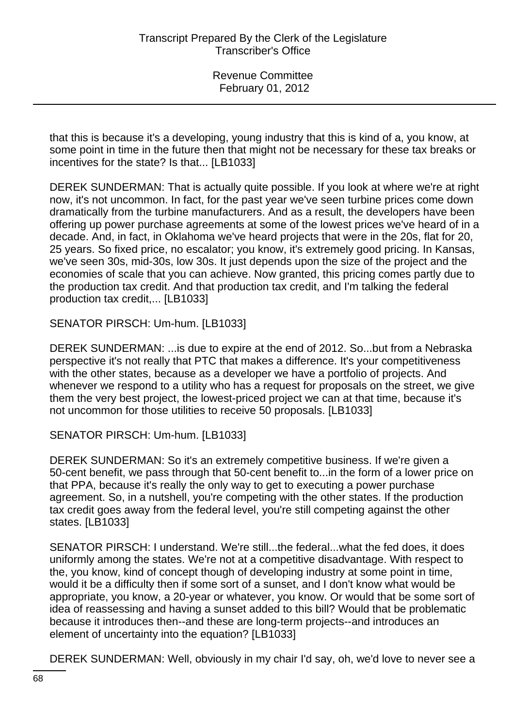that this is because it's a developing, young industry that this is kind of a, you know, at some point in time in the future then that might not be necessary for these tax breaks or incentives for the state? Is that... [LB1033]

DEREK SUNDERMAN: That is actually quite possible. If you look at where we're at right now, it's not uncommon. In fact, for the past year we've seen turbine prices come down dramatically from the turbine manufacturers. And as a result, the developers have been offering up power purchase agreements at some of the lowest prices we've heard of in a decade. And, in fact, in Oklahoma we've heard projects that were in the 20s, flat for 20, 25 years. So fixed price, no escalator; you know, it's extremely good pricing. In Kansas, we've seen 30s, mid-30s, low 30s. It just depends upon the size of the project and the economies of scale that you can achieve. Now granted, this pricing comes partly due to the production tax credit. And that production tax credit, and I'm talking the federal production tax credit,... [LB1033]

SENATOR PIRSCH: Um-hum. [LB1033]

DEREK SUNDERMAN: ...is due to expire at the end of 2012. So...but from a Nebraska perspective it's not really that PTC that makes a difference. It's your competitiveness with the other states, because as a developer we have a portfolio of projects. And whenever we respond to a utility who has a request for proposals on the street, we give them the very best project, the lowest-priced project we can at that time, because it's not uncommon for those utilities to receive 50 proposals. [LB1033]

SENATOR PIRSCH: Um-hum. [LB1033]

DEREK SUNDERMAN: So it's an extremely competitive business. If we're given a 50-cent benefit, we pass through that 50-cent benefit to...in the form of a lower price on that PPA, because it's really the only way to get to executing a power purchase agreement. So, in a nutshell, you're competing with the other states. If the production tax credit goes away from the federal level, you're still competing against the other states. [LB1033]

SENATOR PIRSCH: I understand. We're still...the federal...what the fed does, it does uniformly among the states. We're not at a competitive disadvantage. With respect to the, you know, kind of concept though of developing industry at some point in time, would it be a difficulty then if some sort of a sunset, and I don't know what would be appropriate, you know, a 20-year or whatever, you know. Or would that be some sort of idea of reassessing and having a sunset added to this bill? Would that be problematic because it introduces then--and these are long-term projects--and introduces an element of uncertainty into the equation? [LB1033]

DEREK SUNDERMAN: Well, obviously in my chair I'd say, oh, we'd love to never see a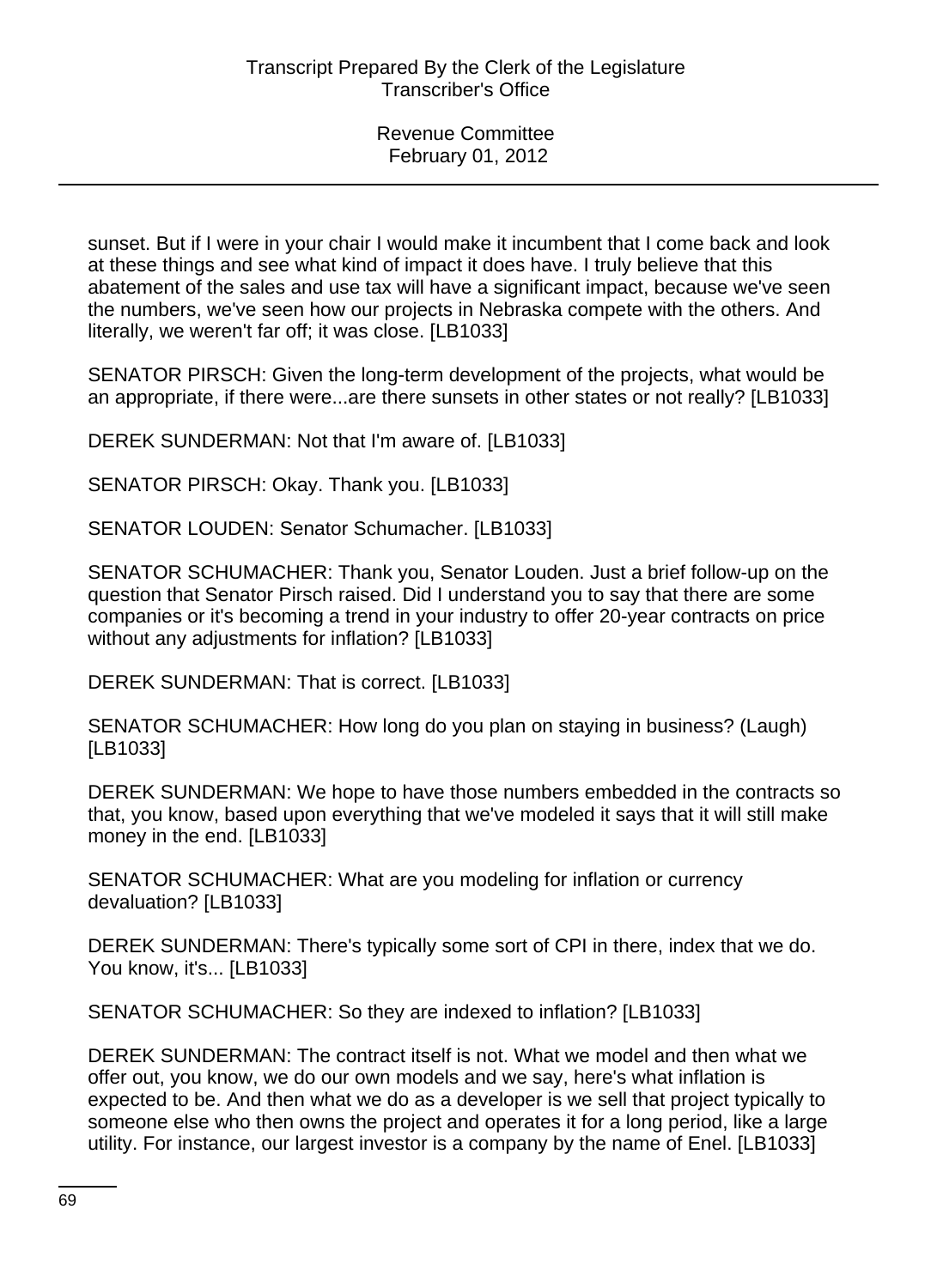sunset. But if I were in your chair I would make it incumbent that I come back and look at these things and see what kind of impact it does have. I truly believe that this abatement of the sales and use tax will have a significant impact, because we've seen the numbers, we've seen how our projects in Nebraska compete with the others. And literally, we weren't far off; it was close. [LB1033]

SENATOR PIRSCH: Given the long-term development of the projects, what would be an appropriate, if there were...are there sunsets in other states or not really? [LB1033]

DEREK SUNDERMAN: Not that I'm aware of. [LB1033]

SENATOR PIRSCH: Okay. Thank you. [LB1033]

SENATOR LOUDEN: Senator Schumacher. [LB1033]

SENATOR SCHUMACHER: Thank you, Senator Louden. Just a brief follow-up on the question that Senator Pirsch raised. Did I understand you to say that there are some companies or it's becoming a trend in your industry to offer 20-year contracts on price without any adjustments for inflation? [LB1033]

DEREK SUNDERMAN: That is correct. [LB1033]

SENATOR SCHUMACHER: How long do you plan on staying in business? (Laugh) [LB1033]

DEREK SUNDERMAN: We hope to have those numbers embedded in the contracts so that, you know, based upon everything that we've modeled it says that it will still make money in the end. [LB1033]

SENATOR SCHUMACHER: What are you modeling for inflation or currency devaluation? [LB1033]

DEREK SUNDERMAN: There's typically some sort of CPI in there, index that we do. You know, it's... [LB1033]

SENATOR SCHUMACHER: So they are indexed to inflation? [LB1033]

DEREK SUNDERMAN: The contract itself is not. What we model and then what we offer out, you know, we do our own models and we say, here's what inflation is expected to be. And then what we do as a developer is we sell that project typically to someone else who then owns the project and operates it for a long period, like a large utility. For instance, our largest investor is a company by the name of Enel. [LB1033]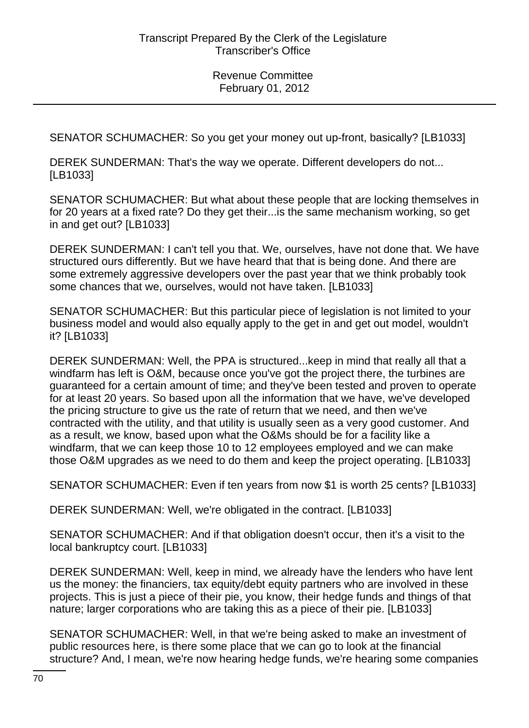SENATOR SCHUMACHER: So you get your money out up-front, basically? [LB1033]

DEREK SUNDERMAN: That's the way we operate. Different developers do not... [LB1033]

SENATOR SCHUMACHER: But what about these people that are locking themselves in for 20 years at a fixed rate? Do they get their...is the same mechanism working, so get in and get out? [LB1033]

DEREK SUNDERMAN: I can't tell you that. We, ourselves, have not done that. We have structured ours differently. But we have heard that that is being done. And there are some extremely aggressive developers over the past year that we think probably took some chances that we, ourselves, would not have taken. [LB1033]

SENATOR SCHUMACHER: But this particular piece of legislation is not limited to your business model and would also equally apply to the get in and get out model, wouldn't it? [LB1033]

DEREK SUNDERMAN: Well, the PPA is structured...keep in mind that really all that a windfarm has left is O&M, because once you've got the project there, the turbines are guaranteed for a certain amount of time; and they've been tested and proven to operate for at least 20 years. So based upon all the information that we have, we've developed the pricing structure to give us the rate of return that we need, and then we've contracted with the utility, and that utility is usually seen as a very good customer. And as a result, we know, based upon what the O&Ms should be for a facility like a windfarm, that we can keep those 10 to 12 employees employed and we can make those O&M upgrades as we need to do them and keep the project operating. [LB1033]

SENATOR SCHUMACHER: Even if ten years from now $1 is worth 25 cents? [LB1033]

DEREK SUNDERMAN: Well, we're obligated in the contract. [LB1033]

SENATOR SCHUMACHER: And if that obligation doesn't occur, then it's a visit to the local bankruptcy court. [LB1033]

DEREK SUNDERMAN: Well, keep in mind, we already have the lenders who have lent us the money: the financiers, tax equity/debt equity partners who are involved in these projects. This is just a piece of their pie, you know, their hedge funds and things of that nature; larger corporations who are taking this as a piece of their pie. [LB1033]

SENATOR SCHUMACHER: Well, in that we're being asked to make an investment of public resources here, is there some place that we can go to look at the financial structure? And, I mean, we're now hearing hedge funds, we're hearing some companies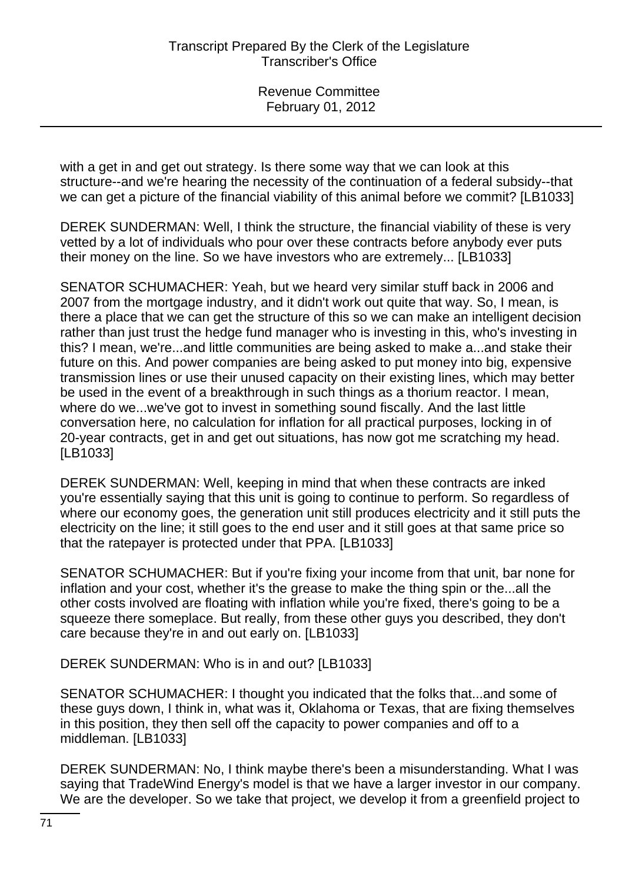with a get in and get out strategy. Is there some way that we can look at this structure--and we're hearing the necessity of the continuation of a federal subsidy--that we can get a picture of the financial viability of this animal before we commit? [LB1033]

DEREK SUNDERMAN: Well, I think the structure, the financial viability of these is very vetted by a lot of individuals who pour over these contracts before anybody ever puts their money on the line. So we have investors who are extremely... [LB1033]

SENATOR SCHUMACHER: Yeah, but we heard very similar stuff back in 2006 and 2007 from the mortgage industry, and it didn't work out quite that way. So, I mean, is there a place that we can get the structure of this so we can make an intelligent decision rather than just trust the hedge fund manager who is investing in this, who's investing in this? I mean, we're...and little communities are being asked to make a...and stake their future on this. And power companies are being asked to put money into big, expensive transmission lines or use their unused capacity on their existing lines, which may better be used in the event of a breakthrough in such things as a thorium reactor. I mean, where do we...we've got to invest in something sound fiscally. And the last little conversation here, no calculation for inflation for all practical purposes, locking in of 20-year contracts, get in and get out situations, has now got me scratching my head. [LB1033]

DEREK SUNDERMAN: Well, keeping in mind that when these contracts are inked you're essentially saying that this unit is going to continue to perform. So regardless of where our economy goes, the generation unit still produces electricity and it still puts the electricity on the line; it still goes to the end user and it still goes at that same price so that the ratepayer is protected under that PPA. [LB1033]

SENATOR SCHUMACHER: But if you're fixing your income from that unit, bar none for inflation and your cost, whether it's the grease to make the thing spin or the...all the other costs involved are floating with inflation while you're fixed, there's going to be a squeeze there someplace. But really, from these other guys you described, they don't care because they're in and out early on. [LB1033]

DEREK SUNDERMAN: Who is in and out? [LB1033]

SENATOR SCHUMACHER: I thought you indicated that the folks that...and some of these guys down, I think in, what was it, Oklahoma or Texas, that are fixing themselves in this position, they then sell off the capacity to power companies and off to a middleman. [LB1033]

DEREK SUNDERMAN: No, I think maybe there's been a misunderstanding. What I was saying that TradeWind Energy's model is that we have a larger investor in our company. We are the developer. So we take that project, we develop it from a greenfield project to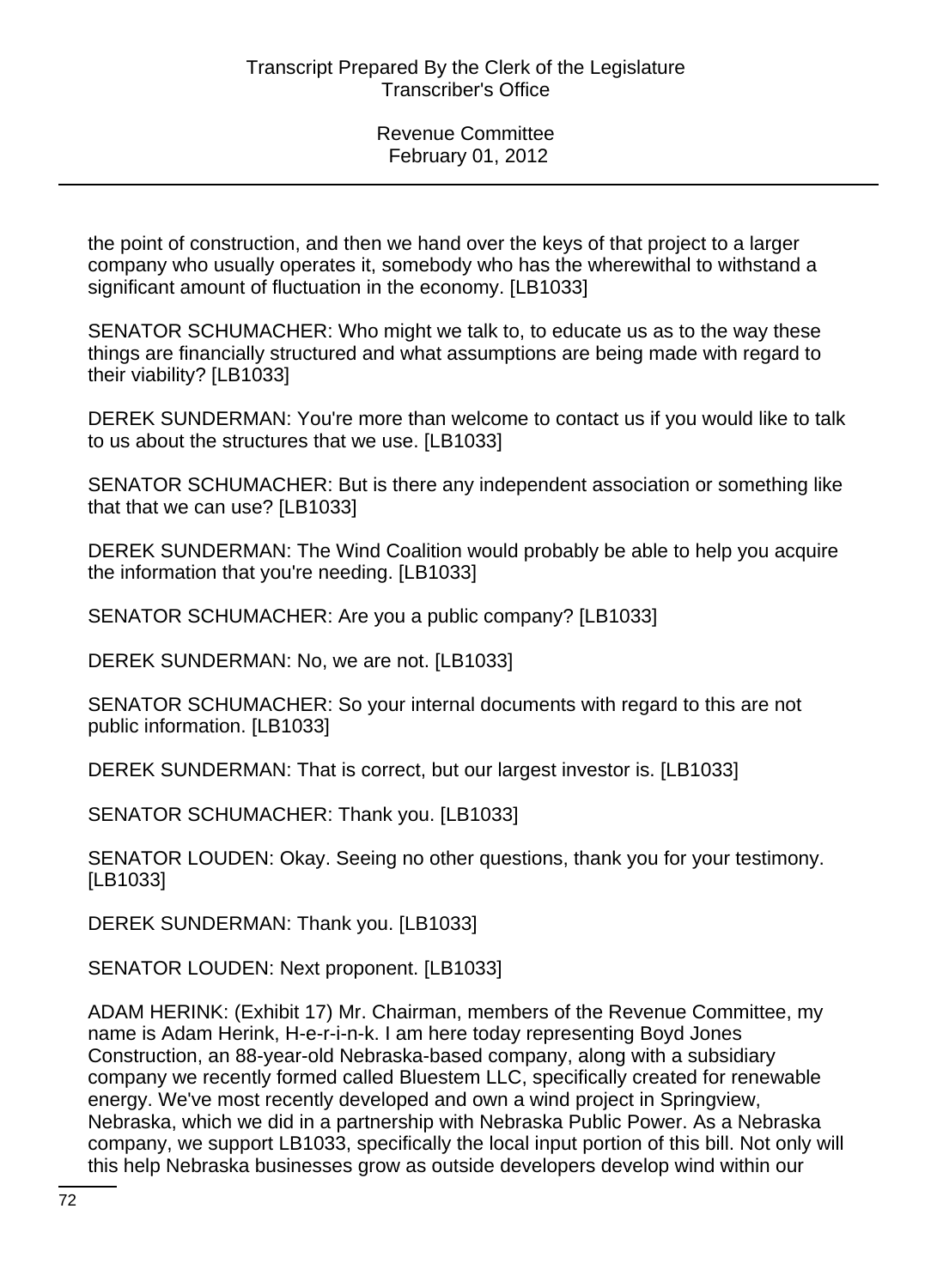the point of construction, and then we hand over the keys of that project to a larger company who usually operates it, somebody who has the wherewithal to withstand a significant amount of fluctuation in the economy. [LB1033]

SENATOR SCHUMACHER: Who might we talk to, to educate us as to the way these things are financially structured and what assumptions are being made with regard to their viability? [LB1033]

DEREK SUNDERMAN: You're more than welcome to contact us if you would like to talk to us about the structures that we use. [LB1033]

SENATOR SCHUMACHER: But is there any independent association or something like that that we can use? [LB1033]

DEREK SUNDERMAN: The Wind Coalition would probably be able to help you acquire the information that you're needing. [LB1033]

SENATOR SCHUMACHER: Are you a public company? [LB1033]

DEREK SUNDERMAN: No, we are not. [LB1033]

SENATOR SCHUMACHER: So your internal documents with regard to this are not public information. [LB1033]

DEREK SUNDERMAN: That is correct, but our largest investor is. [LB1033]

SENATOR SCHUMACHER: Thank you. [LB1033]

SENATOR LOUDEN: Okay. Seeing no other questions, thank you for your testimony. [LB1033]

DEREK SUNDERMAN: Thank you. [LB1033]

SENATOR LOUDEN: Next proponent. [LB1033]

ADAM HERINK: (Exhibit 17) Mr. Chairman, members of the Revenue Committee, my name is Adam Herink, H-e-r-i-n-k. I am here today representing Boyd Jones Construction, an 88-year-old Nebraska-based company, along with a subsidiary company we recently formed called Bluestem LLC, specifically created for renewable energy. We've most recently developed and own a wind project in Springview, Nebraska, which we did in a partnership with Nebraska Public Power. As a Nebraska company, we support LB1033, specifically the local input portion of this bill. Not only will this help Nebraska businesses grow as outside developers develop wind within our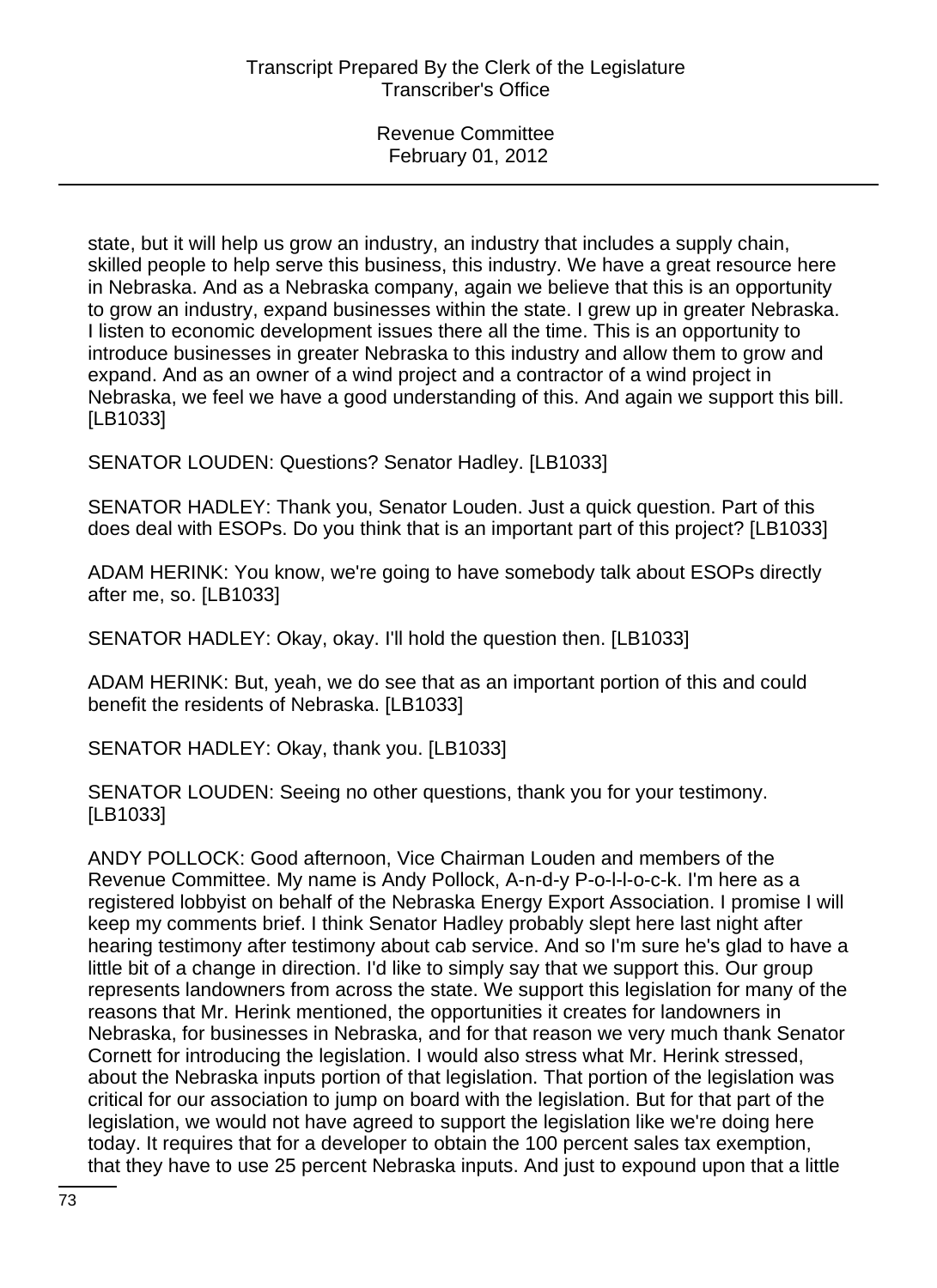state, but it will help us grow an industry, an industry that includes a supply chain, skilled people to help serve this business, this industry. We have a great resource here in Nebraska. And as a Nebraska company, again we believe that this is an opportunity to grow an industry, expand businesses within the state. I grew up in greater Nebraska. I listen to economic development issues there all the time. This is an opportunity to introduce businesses in greater Nebraska to this industry and allow them to grow and expand. And as an owner of a wind project and a contractor of a wind project in Nebraska, we feel we have a good understanding of this. And again we support this bill. [LB1033]

SENATOR LOUDEN: Questions? Senator Hadley. [LB1033]

SENATOR HADLEY: Thank you, Senator Louden. Just a quick question. Part of this does deal with ESOPs. Do you think that is an important part of this project? [LB1033]

ADAM HERINK: You know, we're going to have somebody talk about ESOPs directly after me, so. [LB1033]

SENATOR HADLEY: Okay, okay. I'll hold the question then. [LB1033]

ADAM HERINK: But, yeah, we do see that as an important portion of this and could benefit the residents of Nebraska. [LB1033]

SENATOR HADLEY: Okay, thank you. [LB1033]

SENATOR LOUDEN: Seeing no other questions, thank you for your testimony. [LB1033]

ANDY POLLOCK: Good afternoon, Vice Chairman Louden and members of the Revenue Committee. My name is Andy Pollock, A-n-d-y P-o-l-l-o-c-k. I'm here as a registered lobbyist on behalf of the Nebraska Energy Export Association. I promise I will keep my comments brief. I think Senator Hadley probably slept here last night after hearing testimony after testimony about cab service. And so I'm sure he's glad to have a little bit of a change in direction. I'd like to simply say that we support this. Our group represents landowners from across the state. We support this legislation for many of the reasons that Mr. Herink mentioned, the opportunities it creates for landowners in Nebraska, for businesses in Nebraska, and for that reason we very much thank Senator Cornett for introducing the legislation. I would also stress what Mr. Herink stressed, about the Nebraska inputs portion of that legislation. That portion of the legislation was critical for our association to jump on board with the legislation. But for that part of the legislation, we would not have agreed to support the legislation like we're doing here today. It requires that for a developer to obtain the 100 percent sales tax exemption, that they have to use 25 percent Nebraska inputs. And just to expound upon that a little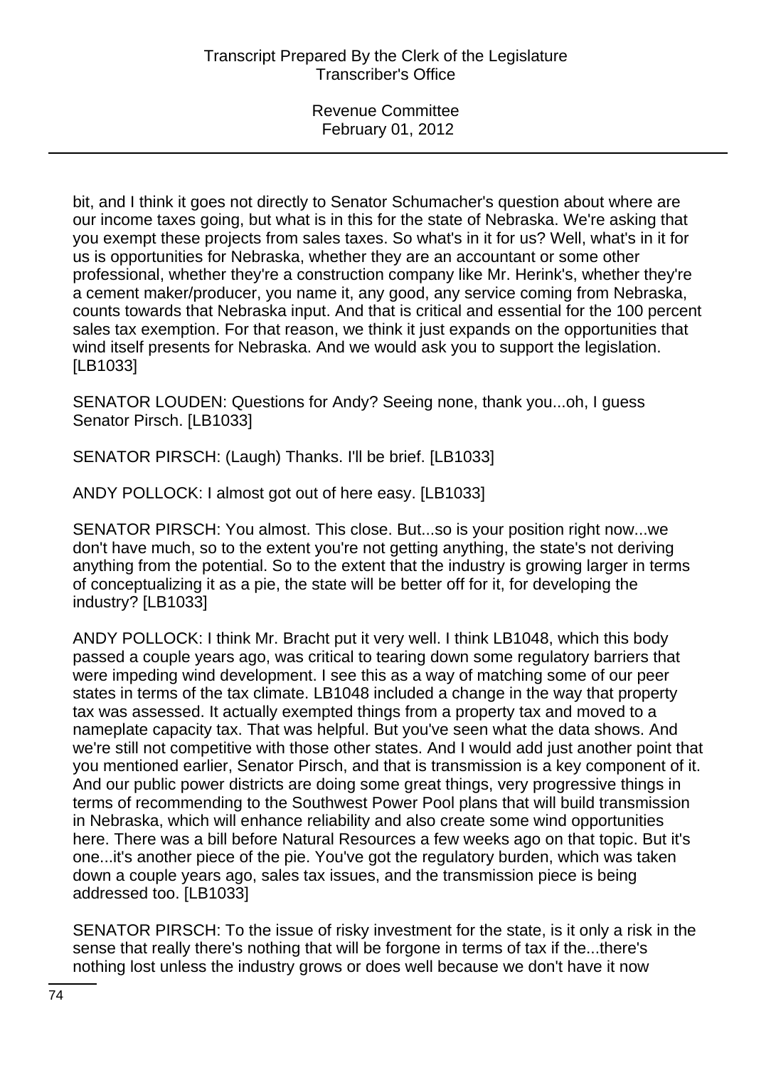bit, and I think it goes not directly to Senator Schumacher's question about where are our income taxes going, but what is in this for the state of Nebraska. We're asking that you exempt these projects from sales taxes. So what's in it for us? Well, what's in it for us is opportunities for Nebraska, whether they are an accountant or some other professional, whether they're a construction company like Mr. Herink's, whether they're a cement maker/producer, you name it, any good, any service coming from Nebraska, counts towards that Nebraska input. And that is critical and essential for the 100 percent sales tax exemption. For that reason, we think it just expands on the opportunities that wind itself presents for Nebraska. And we would ask you to support the legislation. [LB1033]

SENATOR LOUDEN: Questions for Andy? Seeing none, thank you...oh, I guess Senator Pirsch. [LB1033]

SENATOR PIRSCH: (Laugh) Thanks. I'll be brief. [LB1033]

ANDY POLLOCK: I almost got out of here easy. [LB1033]

SENATOR PIRSCH: You almost. This close. But...so is your position right now...we don't have much, so to the extent you're not getting anything, the state's not deriving anything from the potential. So to the extent that the industry is growing larger in terms of conceptualizing it as a pie, the state will be better off for it, for developing the industry? [LB1033]

ANDY POLLOCK: I think Mr. Bracht put it very well. I think LB1048, which this body passed a couple years ago, was critical to tearing down some regulatory barriers that were impeding wind development. I see this as a way of matching some of our peer states in terms of the tax climate. LB1048 included a change in the way that property tax was assessed. It actually exempted things from a property tax and moved to a nameplate capacity tax. That was helpful. But you've seen what the data shows. And we're still not competitive with those other states. And I would add just another point that you mentioned earlier, Senator Pirsch, and that is transmission is a key component of it. And our public power districts are doing some great things, very progressive things in terms of recommending to the Southwest Power Pool plans that will build transmission in Nebraska, which will enhance reliability and also create some wind opportunities here. There was a bill before Natural Resources a few weeks ago on that topic. But it's one...it's another piece of the pie. You've got the regulatory burden, which was taken down a couple years ago, sales tax issues, and the transmission piece is being addressed too. [LB1033]

SENATOR PIRSCH: To the issue of risky investment for the state, is it only a risk in the sense that really there's nothing that will be forgone in terms of tax if the...there's nothing lost unless the industry grows or does well because we don't have it now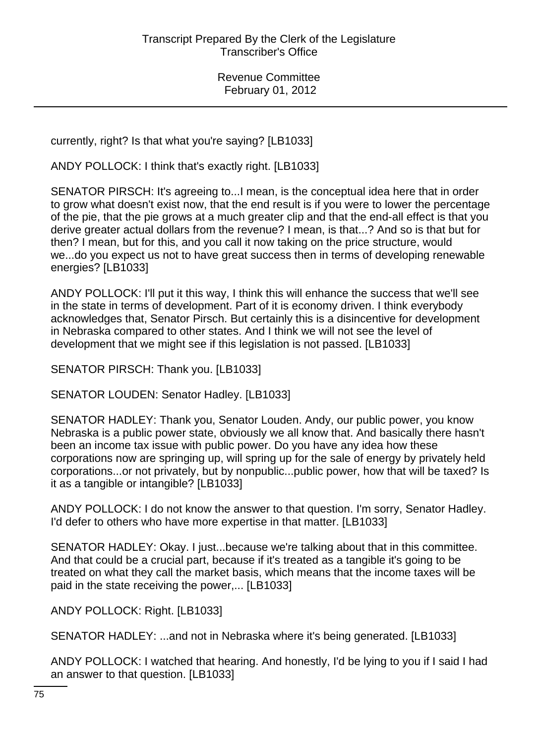currently, right? Is that what you're saying? [LB1033]

ANDY POLLOCK: I think that's exactly right. [LB1033]

SENATOR PIRSCH: It's agreeing to...I mean, is the conceptual idea here that in order to grow what doesn't exist now, that the end result is if you were to lower the percentage of the pie, that the pie grows at a much greater clip and that the end-all effect is that you derive greater actual dollars from the revenue? I mean, is that...? And so is that but for then? I mean, but for this, and you call it now taking on the price structure, would we...do you expect us not to have great success then in terms of developing renewable energies? [LB1033]

ANDY POLLOCK: I'll put it this way, I think this will enhance the success that we'll see in the state in terms of development. Part of it is economy driven. I think everybody acknowledges that, Senator Pirsch. But certainly this is a disincentive for development in Nebraska compared to other states. And I think we will not see the level of development that we might see if this legislation is not passed. [LB1033]

SENATOR PIRSCH: Thank you. [LB1033]

SENATOR LOUDEN: Senator Hadley. [LB1033]

SENATOR HADLEY: Thank you, Senator Louden. Andy, our public power, you know Nebraska is a public power state, obviously we all know that. And basically there hasn't been an income tax issue with public power. Do you have any idea how these corporations now are springing up, will spring up for the sale of energy by privately held corporations...or not privately, but by nonpublic...public power, how that will be taxed? Is it as a tangible or intangible? [LB1033]

ANDY POLLOCK: I do not know the answer to that question. I'm sorry, Senator Hadley. I'd defer to others who have more expertise in that matter. [LB1033]

SENATOR HADLEY: Okay. I just...because we're talking about that in this committee. And that could be a crucial part, because if it's treated as a tangible it's going to be treated on what they call the market basis, which means that the income taxes will be paid in the state receiving the power,... [LB1033]

ANDY POLLOCK: Right. [LB1033]

SENATOR HADLEY: ...and not in Nebraska where it's being generated. [LB1033]

ANDY POLLOCK: I watched that hearing. And honestly, I'd be lying to you if I said I had an answer to that question. [LB1033]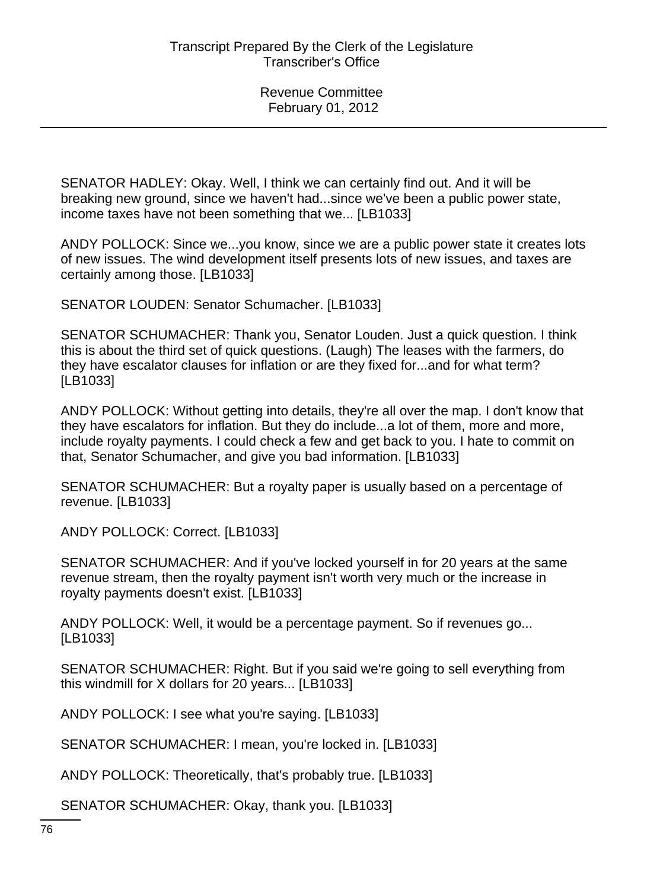SENATOR HADLEY: Okay. Well, I think we can certainly find out. And it will be breaking new ground, since we haven't had...since we've been a public power state, income taxes have not been something that we... [LB1033]

ANDY POLLOCK: Since we...you know, since we are a public power state it creates lots of new issues. The wind development itself presents lots of new issues, and taxes are certainly among those. [LB1033]

SENATOR LOUDEN: Senator Schumacher. [LB1033]

SENATOR SCHUMACHER: Thank you, Senator Louden. Just a quick question. I think this is about the third set of quick questions. (Laugh) The leases with the farmers, do they have escalator clauses for inflation or are they fixed for...and for what term? [LB1033]

ANDY POLLOCK: Without getting into details, they're all over the map. I don't know that they have escalators for inflation. But they do include...a lot of them, more and more, include royalty payments. I could check a few and get back to you. I hate to commit on that, Senator Schumacher, and give you bad information. [LB1033]

SENATOR SCHUMACHER: But a royalty paper is usually based on a percentage of revenue. [LB1033]

ANDY POLLOCK: Correct. [LB1033]

SENATOR SCHUMACHER: And if you've locked yourself in for 20 years at the same revenue stream, then the royalty payment isn't worth very much or the increase in royalty payments doesn't exist. [LB1033]

ANDY POLLOCK: Well, it would be a percentage payment. So if revenues go... [LB1033]

SENATOR SCHUMACHER: Right. But if you said we're going to sell everything from this windmill for X dollars for 20 years... [LB1033]

ANDY POLLOCK: I see what you're saying. [LB1033]

SENATOR SCHUMACHER: I mean, you're locked in. [LB1033]

ANDY POLLOCK: Theoretically, that's probably true. [LB1033]

SENATOR SCHUMACHER: Okay, thank you. [LB1033]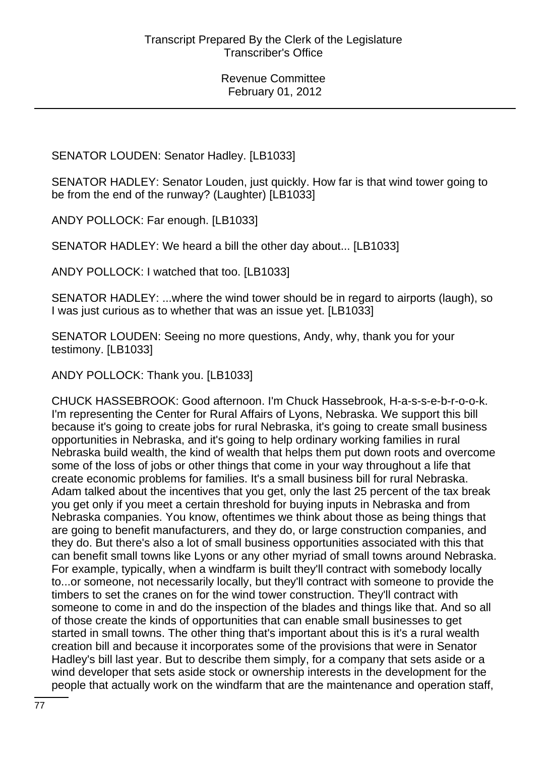SENATOR LOUDEN: Senator Hadley. [LB1033]

SENATOR HADLEY: Senator Louden, just quickly. How far is that wind tower going to be from the end of the runway? (Laughter) [LB1033]

ANDY POLLOCK: Far enough. [LB1033]

SENATOR HADLEY: We heard a bill the other day about... [LB1033]

ANDY POLLOCK: I watched that too. [LB1033]

SENATOR HADLEY: ...where the wind tower should be in regard to airports (laugh), so I was just curious as to whether that was an issue yet. [LB1033]

SENATOR LOUDEN: Seeing no more questions, Andy, why, thank you for your testimony. [LB1033]

ANDY POLLOCK: Thank you. [LB1033]

CHUCK HASSEBROOK: Good afternoon. I'm Chuck Hassebrook, H-a-s-s-e-b-r-o-o-k. I'm representing the Center for Rural Affairs of Lyons, Nebraska. We support this bill because it's going to create jobs for rural Nebraska, it's going to create small business opportunities in Nebraska, and it's going to help ordinary working families in rural Nebraska build wealth, the kind of wealth that helps them put down roots and overcome some of the loss of jobs or other things that come in your way throughout a life that create economic problems for families. It's a small business bill for rural Nebraska. Adam talked about the incentives that you get, only the last 25 percent of the tax break you get only if you meet a certain threshold for buying inputs in Nebraska and from Nebraska companies. You know, oftentimes we think about those as being things that are going to benefit manufacturers, and they do, or large construction companies, and they do. But there's also a lot of small business opportunities associated with this that can benefit small towns like Lyons or any other myriad of small towns around Nebraska. For example, typically, when a windfarm is built they'll contract with somebody locally to...or someone, not necessarily locally, but they'll contract with someone to provide the timbers to set the cranes on for the wind tower construction. They'll contract with someone to come in and do the inspection of the blades and things like that. And so all of those create the kinds of opportunities that can enable small businesses to get started in small towns. The other thing that's important about this is it's a rural wealth creation bill and because it incorporates some of the provisions that were in Senator Hadley's bill last year. But to describe them simply, for a company that sets aside or a wind developer that sets aside stock or ownership interests in the development for the people that actually work on the windfarm that are the maintenance and operation staff,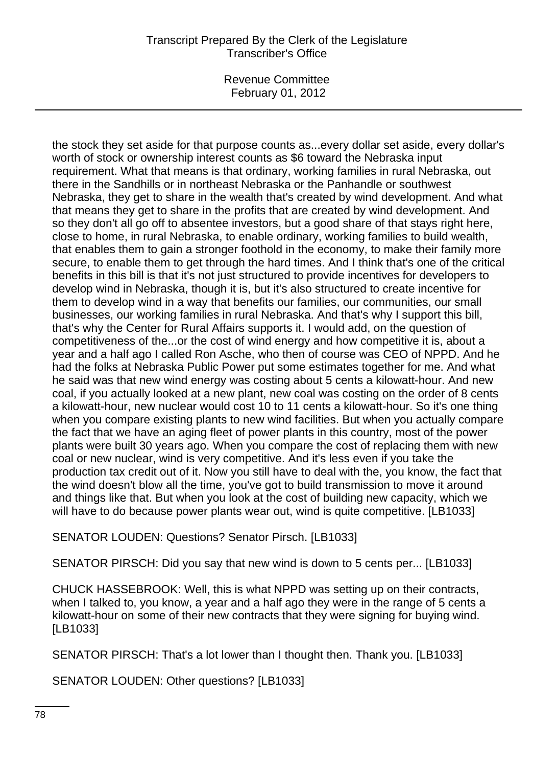the stock they set aside for that purpose counts as...every dollar set aside, every dollar's worth of stock or ownership interest counts as $6 toward the Nebraska input requirement. What that means is that ordinary, working families in rural Nebraska, out there in the Sandhills or in northeast Nebraska or the Panhandle or southwest Nebraska, they get to share in the wealth that's created by wind development. And what that means they get to share in the profits that are created by wind development. And so they don't all go off to absentee investors, but a good share of that stays right here, close to home, in rural Nebraska, to enable ordinary, working families to build wealth, that enables them to gain a stronger foothold in the economy, to make their family more secure, to enable them to get through the hard times. And I think that's one of the critical benefits in this bill is that it's not just structured to provide incentives for developers to develop wind in Nebraska, though it is, but it's also structured to create incentive for them to develop wind in a way that benefits our families, our communities, our small businesses, our working families in rural Nebraska. And that's why I support this bill, that's why the Center for Rural Affairs supports it. I would add, on the question of competitiveness of the...or the cost of wind energy and how competitive it is, about a year and a half ago I called Ron Asche, who then of course was CEO of NPPD. And he had the folks at Nebraska Public Power put some estimates together for me. And what he said was that new wind energy was costing about 5 cents a kilowatt-hour. And new coal, if you actually looked at a new plant, new coal was costing on the order of 8 cents a kilowatt-hour, new nuclear would cost 10 to 11 cents a kilowatt-hour. So it's one thing when you compare existing plants to new wind facilities. But when you actually compare the fact that we have an aging fleet of power plants in this country, most of the power plants were built 30 years ago. When you compare the cost of replacing them with new coal or new nuclear, wind is very competitive. And it's less even if you take the production tax credit out of it. Now you still have to deal with the, you know, the fact that the wind doesn't blow all the time, you've got to build transmission to move it around and things like that. But when you look at the cost of building new capacity, which we will have to do because power plants wear out, wind is quite competitive. [LB1033]

SENATOR LOUDEN: Questions? Senator Pirsch. [LB1033]

SENATOR PIRSCH: Did you say that new wind is down to 5 cents per... [LB1033]

CHUCK HASSEBROOK: Well, this is what NPPD was setting up on their contracts, when I talked to, you know, a year and a half ago they were in the range of 5 cents a kilowatt-hour on some of their new contracts that they were signing for buying wind. [LB1033]

SENATOR PIRSCH: That's a lot lower than I thought then. Thank you. [LB1033]

SENATOR LOUDEN: Other questions? [LB1033]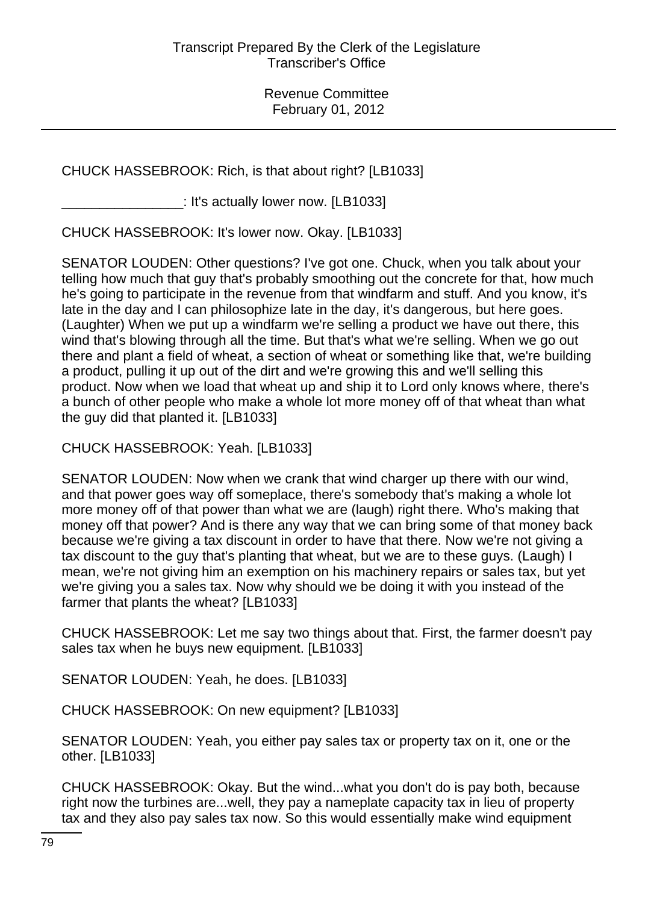CHUCK HASSEBROOK: Rich, is that about right? [LB1033]

________________: It's actually lower now. [LB1033]

CHUCK HASSEBROOK: It's lower now. Okay. [LB1033]

SENATOR LOUDEN: Other questions? I've got one. Chuck, when you talk about your telling how much that guy that's probably smoothing out the concrete for that, how much he's going to participate in the revenue from that windfarm and stuff. And you know, it's late in the day and I can philosophize late in the day, it's dangerous, but here goes. (Laughter) When we put up a windfarm we're selling a product we have out there, this wind that's blowing through all the time. But that's what we're selling. When we go out there and plant a field of wheat, a section of wheat or something like that, we're building a product, pulling it up out of the dirt and we're growing this and we'll selling this product. Now when we load that wheat up and ship it to Lord only knows where, there's a bunch of other people who make a whole lot more money off of that wheat than what the guy did that planted it. [LB1033]

CHUCK HASSEBROOK: Yeah. [LB1033]

SENATOR LOUDEN: Now when we crank that wind charger up there with our wind, and that power goes way off someplace, there's somebody that's making a whole lot more money off of that power than what we are (laugh) right there. Who's making that money off that power? And is there any way that we can bring some of that money back because we're giving a tax discount in order to have that there. Now we're not giving a tax discount to the guy that's planting that wheat, but we are to these guys. (Laugh) I mean, we're not giving him an exemption on his machinery repairs or sales tax, but yet we're giving you a sales tax. Now why should we be doing it with you instead of the farmer that plants the wheat? [LB1033]

CHUCK HASSEBROOK: Let me say two things about that. First, the farmer doesn't pay sales tax when he buys new equipment. [LB1033]

SENATOR LOUDEN: Yeah, he does. [LB1033]

CHUCK HASSEBROOK: On new equipment? [LB1033]

SENATOR LOUDEN: Yeah, you either pay sales tax or property tax on it, one or the other. [LB1033]

CHUCK HASSEBROOK: Okay. But the wind...what you don't do is pay both, because right now the turbines are...well, they pay a nameplate capacity tax in lieu of property tax and they also pay sales tax now. So this would essentially make wind equipment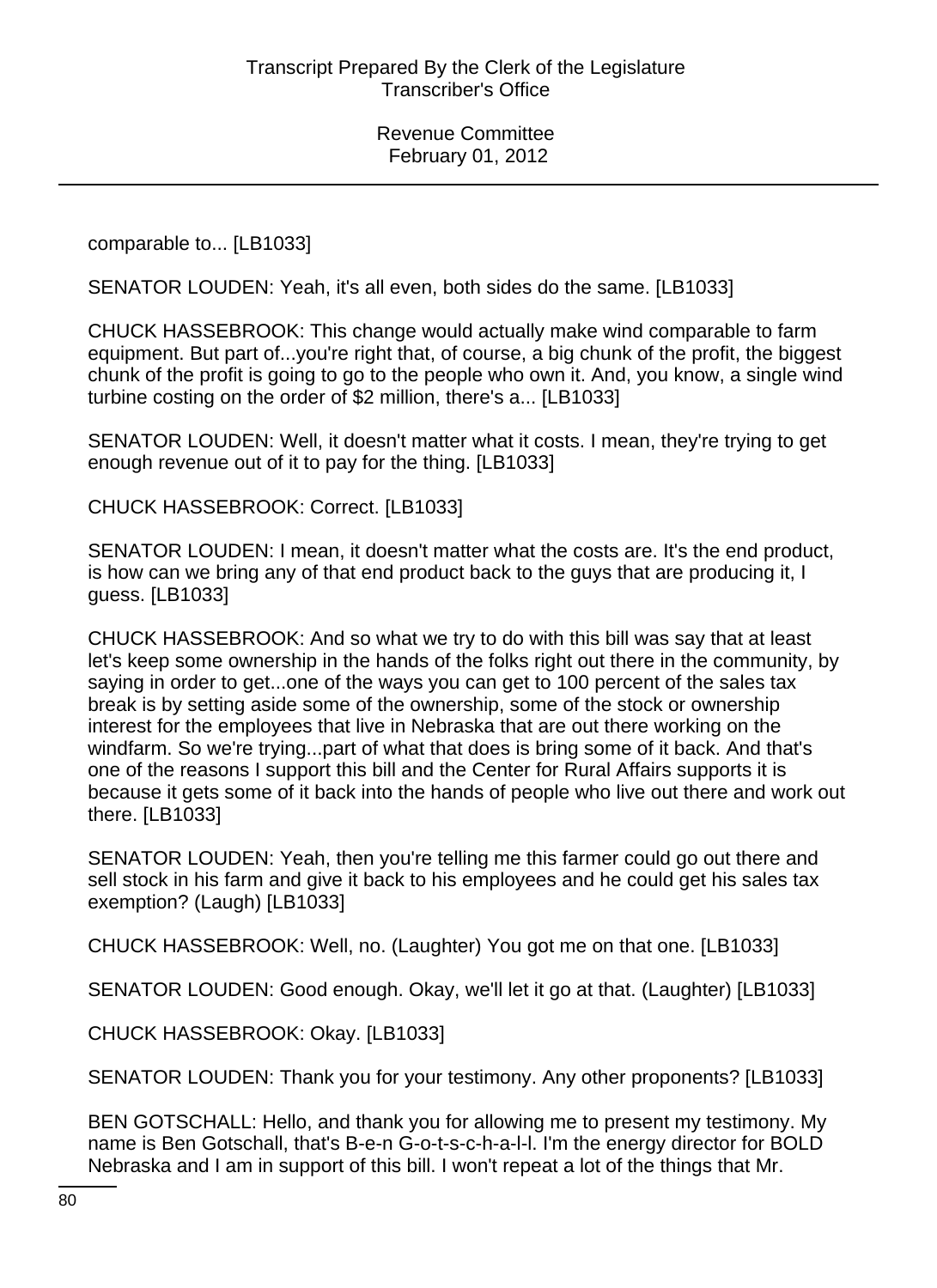comparable to... [LB1033]

SENATOR LOUDEN: Yeah, it's all even, both sides do the same. [LB1033]

CHUCK HASSEBROOK: This change would actually make wind comparable to farm equipment. But part of...you're right that, of course, a big chunk of the profit, the biggest chunk of the profit is going to go to the people who own it. And, you know, a single wind turbine costing on the order of $2 million, there's a... [LB1033]

SENATOR LOUDEN: Well, it doesn't matter what it costs. I mean, they're trying to get enough revenue out of it to pay for the thing. [LB1033]

CHUCK HASSEBROOK: Correct. [LB1033]

SENATOR LOUDEN: I mean, it doesn't matter what the costs are. It's the end product, is how can we bring any of that end product back to the guys that are producing it, I guess. [LB1033]

CHUCK HASSEBROOK: And so what we try to do with this bill was say that at least let's keep some ownership in the hands of the folks right out there in the community, by saying in order to get...one of the ways you can get to 100 percent of the sales tax break is by setting aside some of the ownership, some of the stock or ownership interest for the employees that live in Nebraska that are out there working on the windfarm. So we're trying...part of what that does is bring some of it back. And that's one of the reasons I support this bill and the Center for Rural Affairs supports it is because it gets some of it back into the hands of people who live out there and work out there. [LB1033]

SENATOR LOUDEN: Yeah, then you're telling me this farmer could go out there and sell stock in his farm and give it back to his employees and he could get his sales tax exemption? (Laugh) [LB1033]

CHUCK HASSEBROOK: Well, no. (Laughter) You got me on that one. [LB1033]

SENATOR LOUDEN: Good enough. Okay, we'll let it go at that. (Laughter) [LB1033]

CHUCK HASSEBROOK: Okay. [LB1033]

SENATOR LOUDEN: Thank you for your testimony. Any other proponents? [LB1033]

BEN GOTSCHALL: Hello, and thank you for allowing me to present my testimony. My name is Ben Gotschall, that's B-e-n G-o-t-s-c-h-a-l-l. I'm the energy director for BOLD Nebraska and I am in support of this bill. I won't repeat a lot of the things that Mr.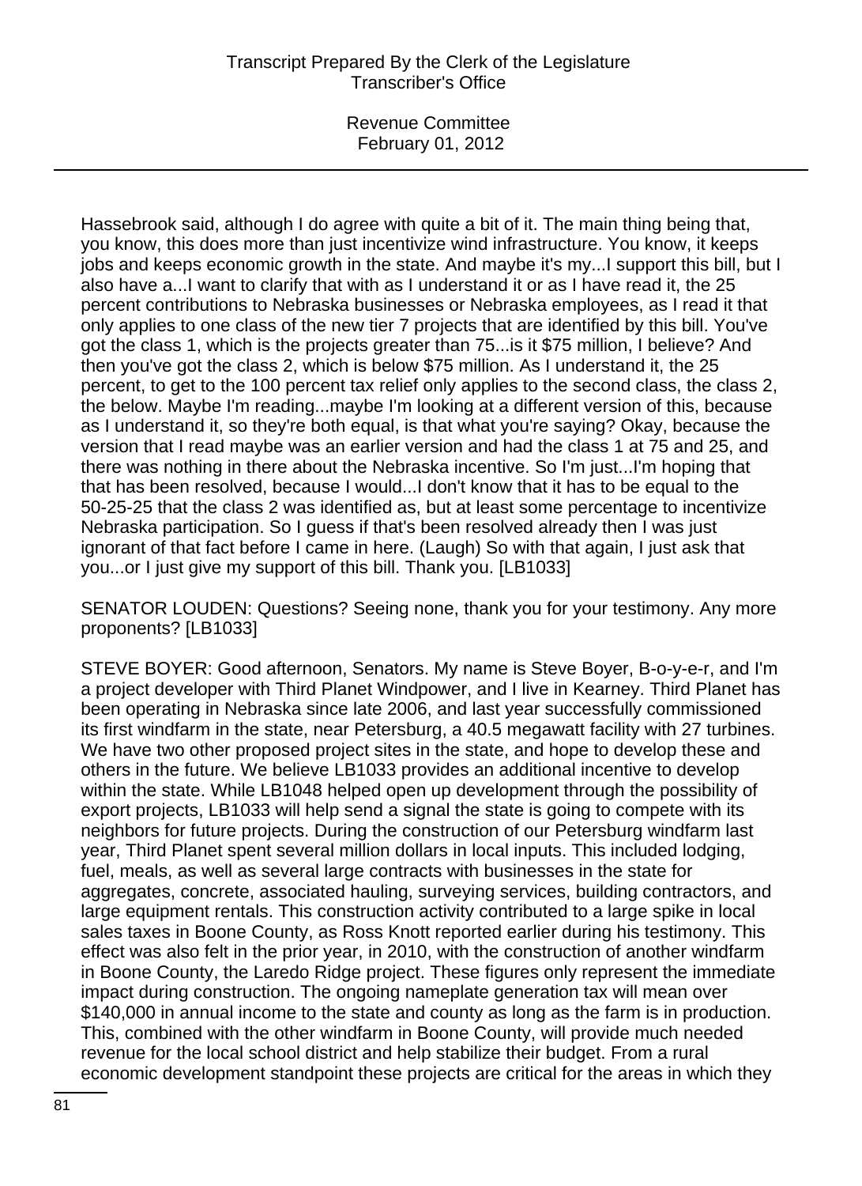Hassebrook said, although I do agree with quite a bit of it. The main thing being that, you know, this does more than just incentivize wind infrastructure. You know, it keeps jobs and keeps economic growth in the state. And maybe it's my...I support this bill, but I also have a...I want to clarify that with as I understand it or as I have read it, the 25 percent contributions to Nebraska businesses or Nebraska employees, as I read it that only applies to one class of the new tier 7 projects that are identified by this bill. You've got the class 1, which is the projects greater than 75...is it $75 million, I believe? And then you've got the class 2, which is below $75 million. As I understand it, the 25 percent, to get to the 100 percent tax relief only applies to the second class, the class 2, the below. Maybe I'm reading...maybe I'm looking at a different version of this, because as I understand it, so they're both equal, is that what you're saying? Okay, because the version that I read maybe was an earlier version and had the class 1 at 75 and 25, and there was nothing in there about the Nebraska incentive. So I'm just...I'm hoping that that has been resolved, because I would...I don't know that it has to be equal to the 50-25-25 that the class 2 was identified as, but at least some percentage to incentivize Nebraska participation. So I guess if that's been resolved already then I was just ignorant of that fact before I came in here. (Laugh) So with that again, I just ask that you...or I just give my support of this bill. Thank you. [LB1033]

SENATOR LOUDEN: Questions? Seeing none, thank you for your testimony. Any more proponents? [LB1033]

STEVE BOYER: Good afternoon, Senators. My name is Steve Boyer, B-o-y-e-r, and I'm a project developer with Third Planet Windpower, and I live in Kearney. Third Planet has been operating in Nebraska since late 2006, and last year successfully commissioned its first windfarm in the state, near Petersburg, a 40.5 megawatt facility with 27 turbines. We have two other proposed project sites in the state, and hope to develop these and others in the future. We believe LB1033 provides an additional incentive to develop within the state. While LB1048 helped open up development through the possibility of export projects, LB1033 will help send a signal the state is going to compete with its neighbors for future projects. During the construction of our Petersburg windfarm last year, Third Planet spent several million dollars in local inputs. This included lodging, fuel, meals, as well as several large contracts with businesses in the state for aggregates, concrete, associated hauling, surveying services, building contractors, and large equipment rentals. This construction activity contributed to a large spike in local sales taxes in Boone County, as Ross Knott reported earlier during his testimony. This effect was also felt in the prior year, in 2010, with the construction of another windfarm in Boone County, the Laredo Ridge project. These figures only represent the immediate impact during construction. The ongoing nameplate generation tax will mean over $140,000 in annual income to the state and county as long as the farm is in production. This, combined with the other windfarm in Boone County, will provide much needed revenue for the local school district and help stabilize their budget. From a rural economic development standpoint these projects are critical for the areas in which they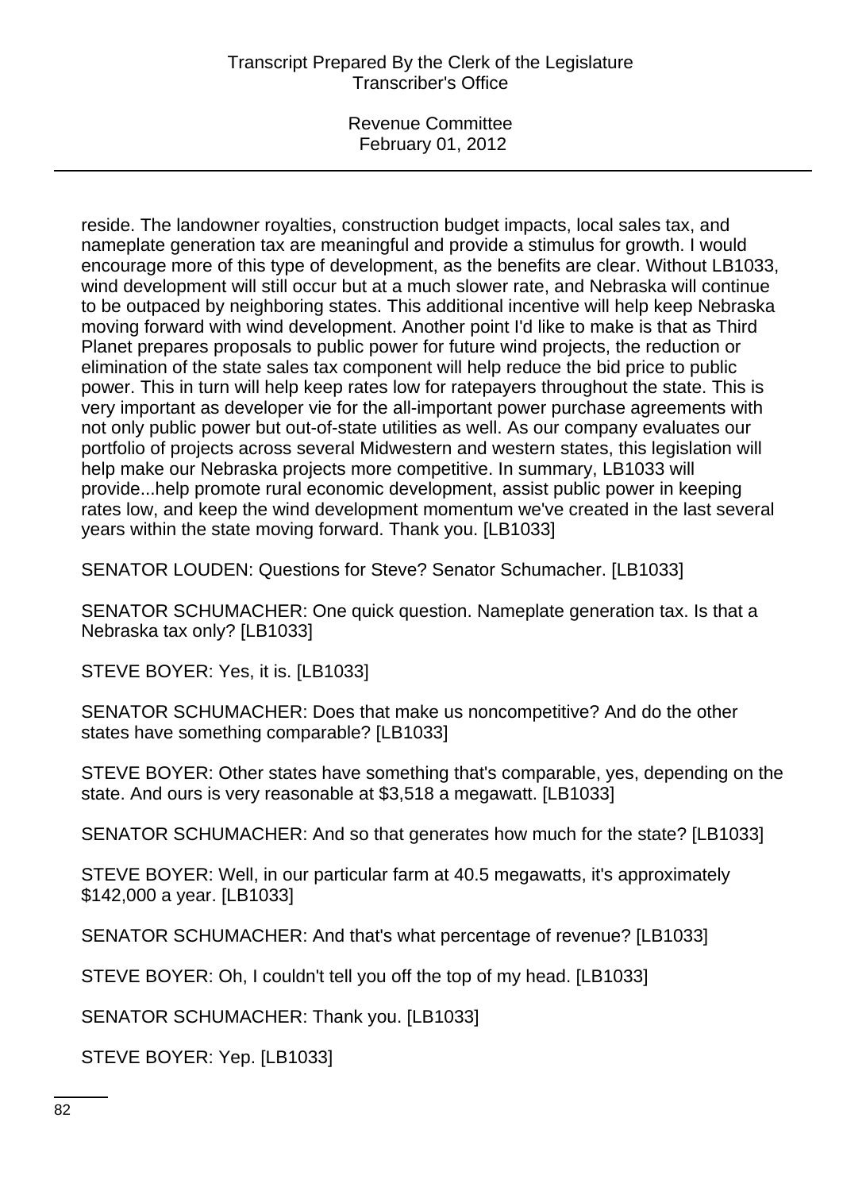reside. The landowner royalties, construction budget impacts, local sales tax, and nameplate generation tax are meaningful and provide a stimulus for growth. I would encourage more of this type of development, as the benefits are clear. Without LB1033, wind development will still occur but at a much slower rate, and Nebraska will continue to be outpaced by neighboring states. This additional incentive will help keep Nebraska moving forward with wind development. Another point I'd like to make is that as Third Planet prepares proposals to public power for future wind projects, the reduction or elimination of the state sales tax component will help reduce the bid price to public power. This in turn will help keep rates low for ratepayers throughout the state. This is very important as developer vie for the all-important power purchase agreements with not only public power but out-of-state utilities as well. As our company evaluates our portfolio of projects across several Midwestern and western states, this legislation will help make our Nebraska projects more competitive. In summary, LB1033 will provide...help promote rural economic development, assist public power in keeping rates low, and keep the wind development momentum we've created in the last several years within the state moving forward. Thank you. [LB1033]

SENATOR LOUDEN: Questions for Steve? Senator Schumacher. [LB1033]

SENATOR SCHUMACHER: One quick question. Nameplate generation tax. Is that a Nebraska tax only? [LB1033]

STEVE BOYER: Yes, it is. [LB1033]

SENATOR SCHUMACHER: Does that make us noncompetitive? And do the other states have something comparable? [LB1033]

STEVE BOYER: Other states have something that's comparable, yes, depending on the state. And ours is very reasonable at $3,518 a megawatt. [LB1033]

SENATOR SCHUMACHER: And so that generates how much for the state? [LB1033]

STEVE BOYER: Well, in our particular farm at 40.5 megawatts, it's approximately $142,000 a year. [LB1033]

SENATOR SCHUMACHER: And that's what percentage of revenue? [LB1033]

STEVE BOYER: Oh, I couldn't tell you off the top of my head. [LB1033]

SENATOR SCHUMACHER: Thank you. [LB1033]

STEVE BOYER: Yep. [LB1033]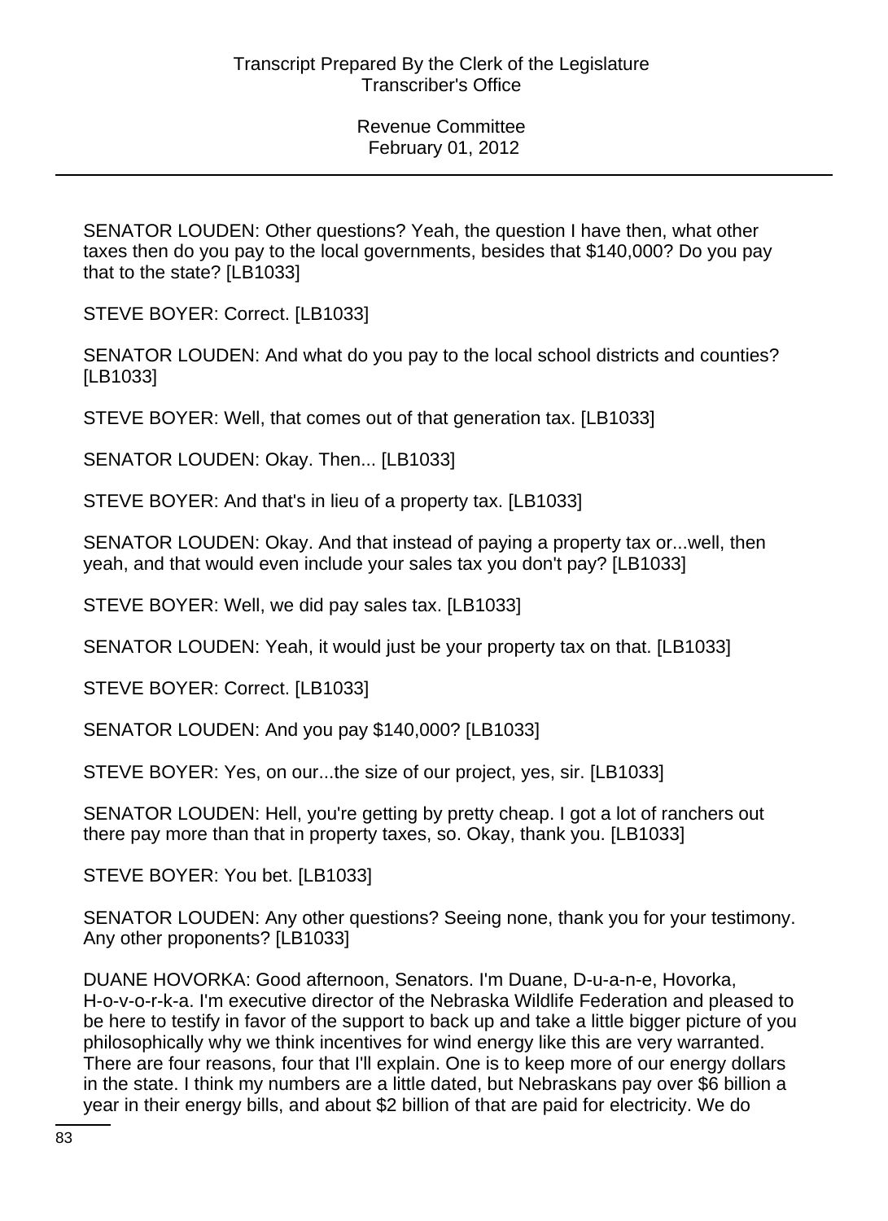SENATOR LOUDEN: Other questions? Yeah, the question I have then, what other taxes then do you pay to the local governments, besides that $140,000? Do you pay that to the state? [LB1033]

STEVE BOYER: Correct. [LB1033]

SENATOR LOUDEN: And what do you pay to the local school districts and counties? [LB1033]

STEVE BOYER: Well, that comes out of that generation tax. [LB1033]

SENATOR LOUDEN: Okay. Then... [LB1033]

STEVE BOYER: And that's in lieu of a property tax. [LB1033]

SENATOR LOUDEN: Okay. And that instead of paying a property tax or...well, then yeah, and that would even include your sales tax you don't pay? [LB1033]

STEVE BOYER: Well, we did pay sales tax. [LB1033]

SENATOR LOUDEN: Yeah, it would just be your property tax on that. [LB1033]

STEVE BOYER: Correct. [LB1033]

SENATOR LOUDEN: And you pay $140,000? [LB1033]

STEVE BOYER: Yes, on our...the size of our project, yes, sir. [LB1033]

SENATOR LOUDEN: Hell, you're getting by pretty cheap. I got a lot of ranchers out there pay more than that in property taxes, so. Okay, thank you. [LB1033]

STEVE BOYER: You bet. [LB1033]

SENATOR LOUDEN: Any other questions? Seeing none, thank you for your testimony. Any other proponents? [LB1033]

DUANE HOVORKA: Good afternoon, Senators. I'm Duane, D-u-a-n-e, Hovorka, H-o-v-o-r-k-a. I'm executive director of the Nebraska Wildlife Federation and pleased to be here to testify in favor of the support to back up and take a little bigger picture of you philosophically why we think incentives for wind energy like this are very warranted. There are four reasons, four that I'll explain. One is to keep more of our energy dollars in the state. I think my numbers are a little dated, but Nebraskans pay over $6 billion a year in their energy bills, and about $2 billion of that are paid for electricity. We do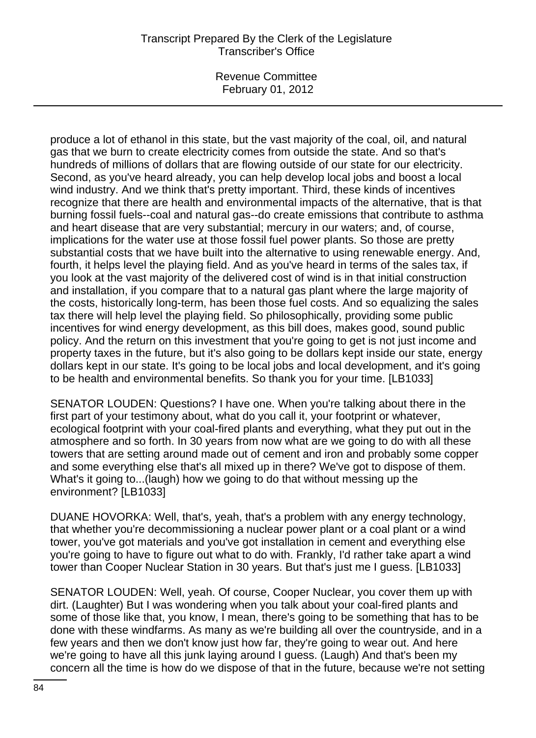produce a lot of ethanol in this state, but the vast majority of the coal, oil, and natural gas that we burn to create electricity comes from outside the state. And so that's hundreds of millions of dollars that are flowing outside of our state for our electricity. Second, as you've heard already, you can help develop local jobs and boost a local wind industry. And we think that's pretty important. Third, these kinds of incentives recognize that there are health and environmental impacts of the alternative, that is that burning fossil fuels--coal and natural gas--do create emissions that contribute to asthma and heart disease that are very substantial; mercury in our waters; and, of course, implications for the water use at those fossil fuel power plants. So those are pretty substantial costs that we have built into the alternative to using renewable energy. And, fourth, it helps level the playing field. And as you've heard in terms of the sales tax, if you look at the vast majority of the delivered cost of wind is in that initial construction and installation, if you compare that to a natural gas plant where the large majority of the costs, historically long-term, has been those fuel costs. And so equalizing the sales tax there will help level the playing field. So philosophically, providing some public incentives for wind energy development, as this bill does, makes good, sound public policy. And the return on this investment that you're going to get is not just income and property taxes in the future, but it's also going to be dollars kept inside our state, energy dollars kept in our state. It's going to be local jobs and local development, and it's going to be health and environmental benefits. So thank you for your time. [LB1033]

SENATOR LOUDEN: Questions? I have one. When you're talking about there in the first part of your testimony about, what do you call it, your footprint or whatever, ecological footprint with your coal-fired plants and everything, what they put out in the atmosphere and so forth. In 30 years from now what are we going to do with all these towers that are setting around made out of cement and iron and probably some copper and some everything else that's all mixed up in there? We've got to dispose of them. What's it going to...(laugh) how we going to do that without messing up the environment? [LB1033]

DUANE HOVORKA: Well, that's, yeah, that's a problem with any energy technology, that whether you're decommissioning a nuclear power plant or a coal plant or a wind tower, you've got materials and you've got installation in cement and everything else you're going to have to figure out what to do with. Frankly, I'd rather take apart a wind tower than Cooper Nuclear Station in 30 years. But that's just me I guess. [LB1033]

SENATOR LOUDEN: Well, yeah. Of course, Cooper Nuclear, you cover them up with dirt. (Laughter) But I was wondering when you talk about your coal-fired plants and some of those like that, you know, I mean, there's going to be something that has to be done with these windfarms. As many as we're building all over the countryside, and in a few years and then we don't know just how far, they're going to wear out. And here we're going to have all this junk laying around I guess. (Laugh) And that's been my concern all the time is how do we dispose of that in the future, because we're not setting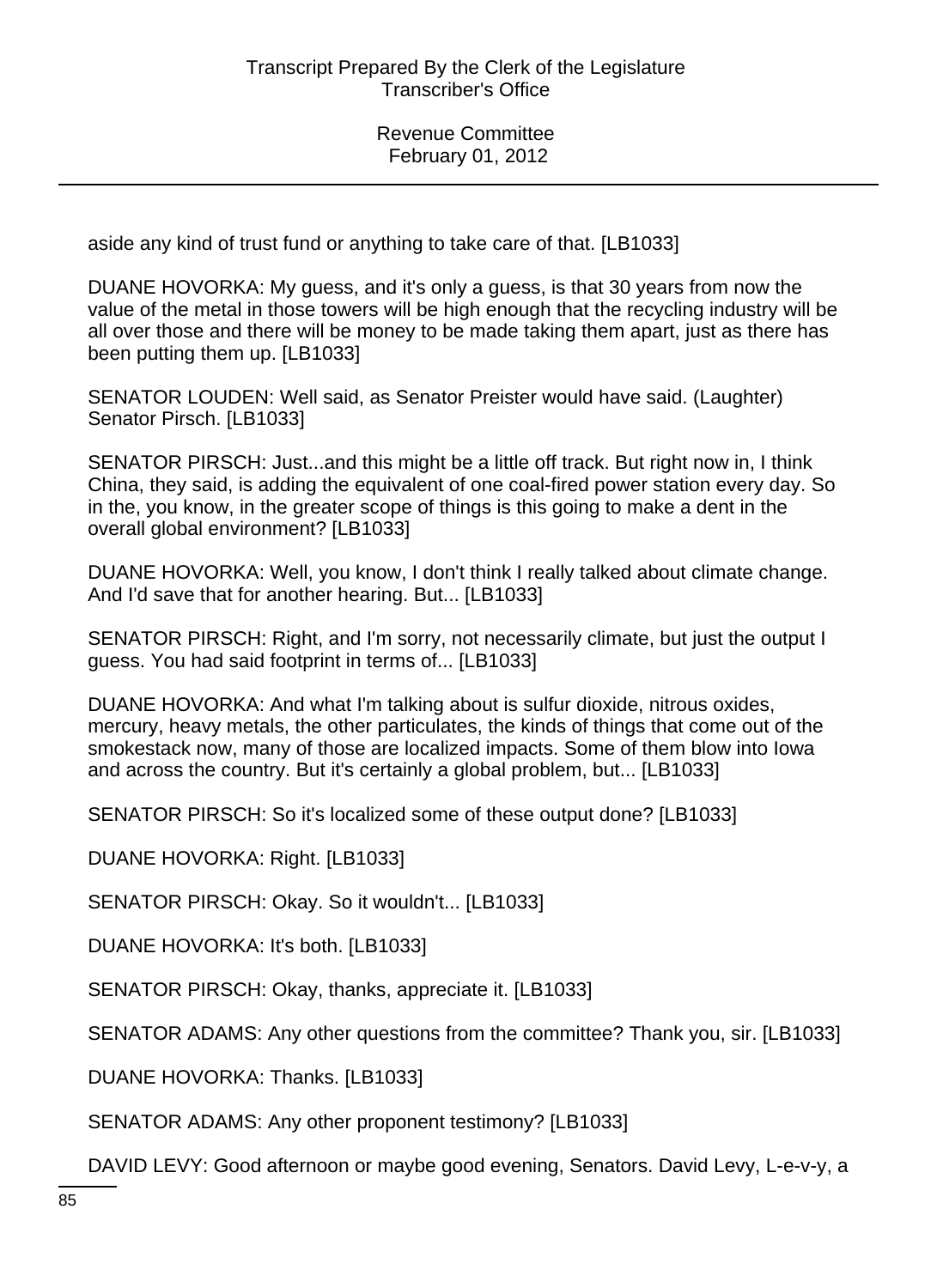aside any kind of trust fund or anything to take care of that. [LB1033]

DUANE HOVORKA: My guess, and it's only a guess, is that 30 years from now the value of the metal in those towers will be high enough that the recycling industry will be all over those and there will be money to be made taking them apart, just as there has been putting them up. [LB1033]

SENATOR LOUDEN: Well said, as Senator Preister would have said. (Laughter) Senator Pirsch. [LB1033]

SENATOR PIRSCH: Just...and this might be a little off track. But right now in, I think China, they said, is adding the equivalent of one coal-fired power station every day. So in the, you know, in the greater scope of things is this going to make a dent in the overall global environment? [LB1033]

DUANE HOVORKA: Well, you know, I don't think I really talked about climate change. And I'd save that for another hearing. But... [LB1033]

SENATOR PIRSCH: Right, and I'm sorry, not necessarily climate, but just the output I guess. You had said footprint in terms of... [LB1033]

DUANE HOVORKA: And what I'm talking about is sulfur dioxide, nitrous oxides, mercury, heavy metals, the other particulates, the kinds of things that come out of the smokestack now, many of those are localized impacts. Some of them blow into Iowa and across the country. But it's certainly a global problem, but... [LB1033]

SENATOR PIRSCH: So it's localized some of these output done? [LB1033]

DUANE HOVORKA: Right. [LB1033]

SENATOR PIRSCH: Okay. So it wouldn't... [LB1033]

DUANE HOVORKA: It's both. [LB1033]

SENATOR PIRSCH: Okay, thanks, appreciate it. [LB1033]

SENATOR ADAMS: Any other questions from the committee? Thank you, sir. [LB1033]

DUANE HOVORKA: Thanks. [LB1033]

SENATOR ADAMS: Any other proponent testimony? [LB1033]

DAVID LEVY: Good afternoon or maybe good evening, Senators. David Levy, L-e-v-y, a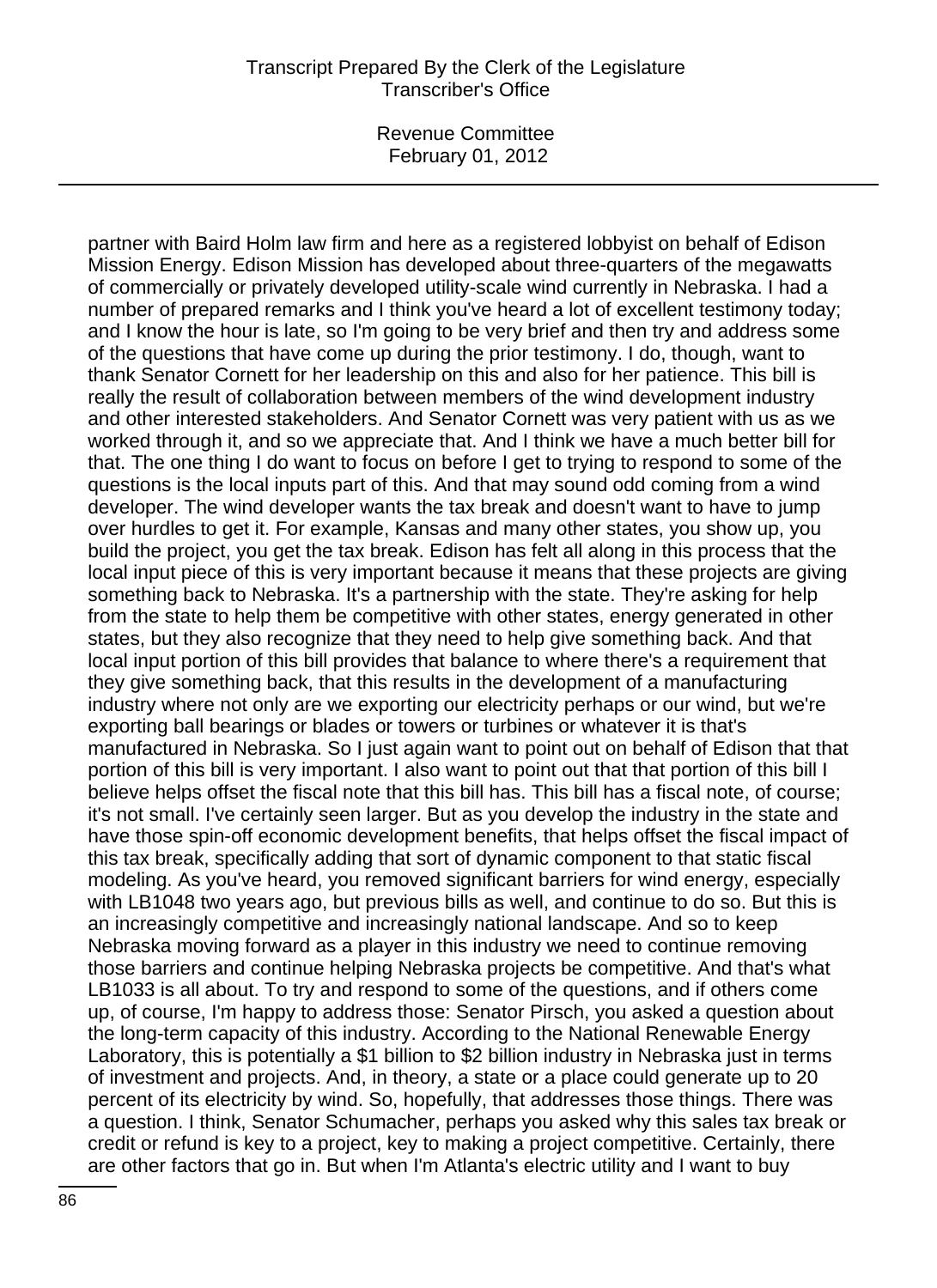partner with Baird Holm law firm and here as a registered lobbyist on behalf of Edison Mission Energy. Edison Mission has developed about three-quarters of the megawatts of commercially or privately developed utility-scale wind currently in Nebraska. I had a number of prepared remarks and I think you've heard a lot of excellent testimony today; and I know the hour is late, so I'm going to be very brief and then try and address some of the questions that have come up during the prior testimony. I do, though, want to thank Senator Cornett for her leadership on this and also for her patience. This bill is really the result of collaboration between members of the wind development industry and other interested stakeholders. And Senator Cornett was very patient with us as we worked through it, and so we appreciate that. And I think we have a much better bill for that. The one thing I do want to focus on before I get to trying to respond to some of the questions is the local inputs part of this. And that may sound odd coming from a wind developer. The wind developer wants the tax break and doesn't want to have to jump over hurdles to get it. For example, Kansas and many other states, you show up, you build the project, you get the tax break. Edison has felt all along in this process that the local input piece of this is very important because it means that these projects are giving something back to Nebraska. It's a partnership with the state. They're asking for help from the state to help them be competitive with other states, energy generated in other states, but they also recognize that they need to help give something back. And that local input portion of this bill provides that balance to where there's a requirement that they give something back, that this results in the development of a manufacturing industry where not only are we exporting our electricity perhaps or our wind, but we're exporting ball bearings or blades or towers or turbines or whatever it is that's manufactured in Nebraska. So I just again want to point out on behalf of Edison that that portion of this bill is very important. I also want to point out that that portion of this bill I believe helps offset the fiscal note that this bill has. This bill has a fiscal note, of course; it's not small. I've certainly seen larger. But as you develop the industry in the state and have those spin-off economic development benefits, that helps offset the fiscal impact of this tax break, specifically adding that sort of dynamic component to that static fiscal modeling. As you've heard, you removed significant barriers for wind energy, especially with LB1048 two years ago, but previous bills as well, and continue to do so. But this is an increasingly competitive and increasingly national landscape. And so to keep Nebraska moving forward as a player in this industry we need to continue removing those barriers and continue helping Nebraska projects be competitive. And that's what LB1033 is all about. To try and respond to some of the questions, and if others come up, of course, I'm happy to address those: Senator Pirsch, you asked a question about the long-term capacity of this industry. According to the National Renewable Energy Laboratory, this is potentially a $1 billion to $2 billion industry in Nebraska just in terms of investment and projects. And, in theory, a state or a place could generate up to 20 percent of its electricity by wind. So, hopefully, that addresses those things. There was a question. I think, Senator Schumacher, perhaps you asked why this sales tax break or credit or refund is key to a project, key to making a project competitive. Certainly, there are other factors that go in. But when I'm Atlanta's electric utility and I want to buy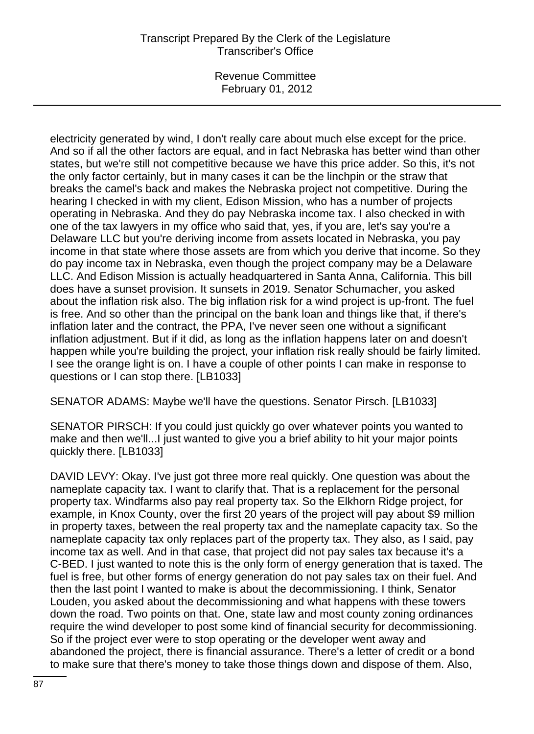electricity generated by wind, I don't really care about much else except for the price. And so if all the other factors are equal, and in fact Nebraska has better wind than other states, but we're still not competitive because we have this price adder. So this, it's not the only factor certainly, but in many cases it can be the linchpin or the straw that breaks the camel's back and makes the Nebraska project not competitive. During the hearing I checked in with my client, Edison Mission, who has a number of projects operating in Nebraska. And they do pay Nebraska income tax. I also checked in with one of the tax lawyers in my office who said that, yes, if you are, let's say you're a Delaware LLC but you're deriving income from assets located in Nebraska, you pay income in that state where those assets are from which you derive that income. So they do pay income tax in Nebraska, even though the project company may be a Delaware LLC. And Edison Mission is actually headquartered in Santa Anna, California. This bill does have a sunset provision. It sunsets in 2019. Senator Schumacher, you asked about the inflation risk also. The big inflation risk for a wind project is up-front. The fuel is free. And so other than the principal on the bank loan and things like that, if there's inflation later and the contract, the PPA, I've never seen one without a significant inflation adjustment. But if it did, as long as the inflation happens later on and doesn't happen while you're building the project, your inflation risk really should be fairly limited. I see the orange light is on. I have a couple of other points I can make in response to questions or I can stop there. [LB1033]

SENATOR ADAMS: Maybe we'll have the questions. Senator Pirsch. [LB1033]

SENATOR PIRSCH: If you could just quickly go over whatever points you wanted to make and then we'll...I just wanted to give you a brief ability to hit your major points quickly there. [LB1033]

DAVID LEVY: Okay. I've just got three more real quickly. One question was about the nameplate capacity tax. I want to clarify that. That is a replacement for the personal property tax. Windfarms also pay real property tax. So the Elkhorn Ridge project, for example, in Knox County, over the first 20 years of the project will pay about $9 million in property taxes, between the real property tax and the nameplate capacity tax. So the nameplate capacity tax only replaces part of the property tax. They also, as I said, pay income tax as well. And in that case, that project did not pay sales tax because it's a C-BED. I just wanted to note this is the only form of energy generation that is taxed. The fuel is free, but other forms of energy generation do not pay sales tax on their fuel. And then the last point I wanted to make is about the decommissioning. I think, Senator Louden, you asked about the decommissioning and what happens with these towers down the road. Two points on that. One, state law and most county zoning ordinances require the wind developer to post some kind of financial security for decommissioning. So if the project ever were to stop operating or the developer went away and abandoned the project, there is financial assurance. There's a letter of credit or a bond to make sure that there's money to take those things down and dispose of them. Also,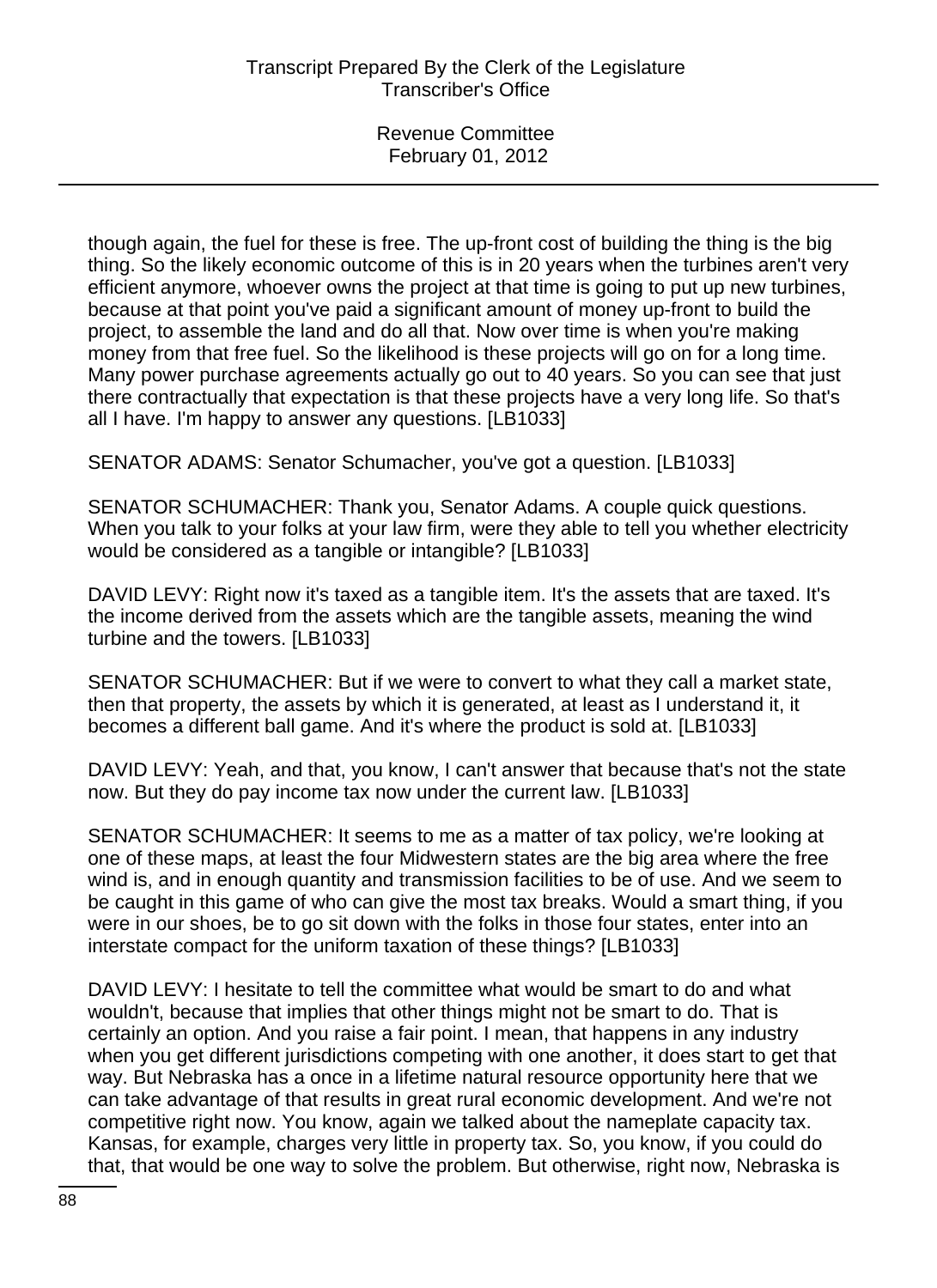though again, the fuel for these is free. The up-front cost of building the thing is the big thing. So the likely economic outcome of this is in 20 years when the turbines aren't very efficient anymore, whoever owns the project at that time is going to put up new turbines, because at that point you've paid a significant amount of money up-front to build the project, to assemble the land and do all that. Now over time is when you're making money from that free fuel. So the likelihood is these projects will go on for a long time. Many power purchase agreements actually go out to 40 years. So you can see that just there contractually that expectation is that these projects have a very long life. So that's all I have. I'm happy to answer any questions. [LB1033]

SENATOR ADAMS: Senator Schumacher, you've got a question. [LB1033]

SENATOR SCHUMACHER: Thank you, Senator Adams. A couple quick questions. When you talk to your folks at your law firm, were they able to tell you whether electricity would be considered as a tangible or intangible? [LB1033]

DAVID LEVY: Right now it's taxed as a tangible item. It's the assets that are taxed. It's the income derived from the assets which are the tangible assets, meaning the wind turbine and the towers. [LB1033]

SENATOR SCHUMACHER: But if we were to convert to what they call a market state, then that property, the assets by which it is generated, at least as I understand it, it becomes a different ball game. And it's where the product is sold at. [LB1033]

DAVID LEVY: Yeah, and that, you know, I can't answer that because that's not the state now. But they do pay income tax now under the current law. [LB1033]

SENATOR SCHUMACHER: It seems to me as a matter of tax policy, we're looking at one of these maps, at least the four Midwestern states are the big area where the free wind is, and in enough quantity and transmission facilities to be of use. And we seem to be caught in this game of who can give the most tax breaks. Would a smart thing, if you were in our shoes, be to go sit down with the folks in those four states, enter into an interstate compact for the uniform taxation of these things? [LB1033]

DAVID LEVY: I hesitate to tell the committee what would be smart to do and what wouldn't, because that implies that other things might not be smart to do. That is certainly an option. And you raise a fair point. I mean, that happens in any industry when you get different jurisdictions competing with one another, it does start to get that way. But Nebraska has a once in a lifetime natural resource opportunity here that we can take advantage of that results in great rural economic development. And we're not competitive right now. You know, again we talked about the nameplate capacity tax. Kansas, for example, charges very little in property tax. So, you know, if you could do that, that would be one way to solve the problem. But otherwise, right now, Nebraska is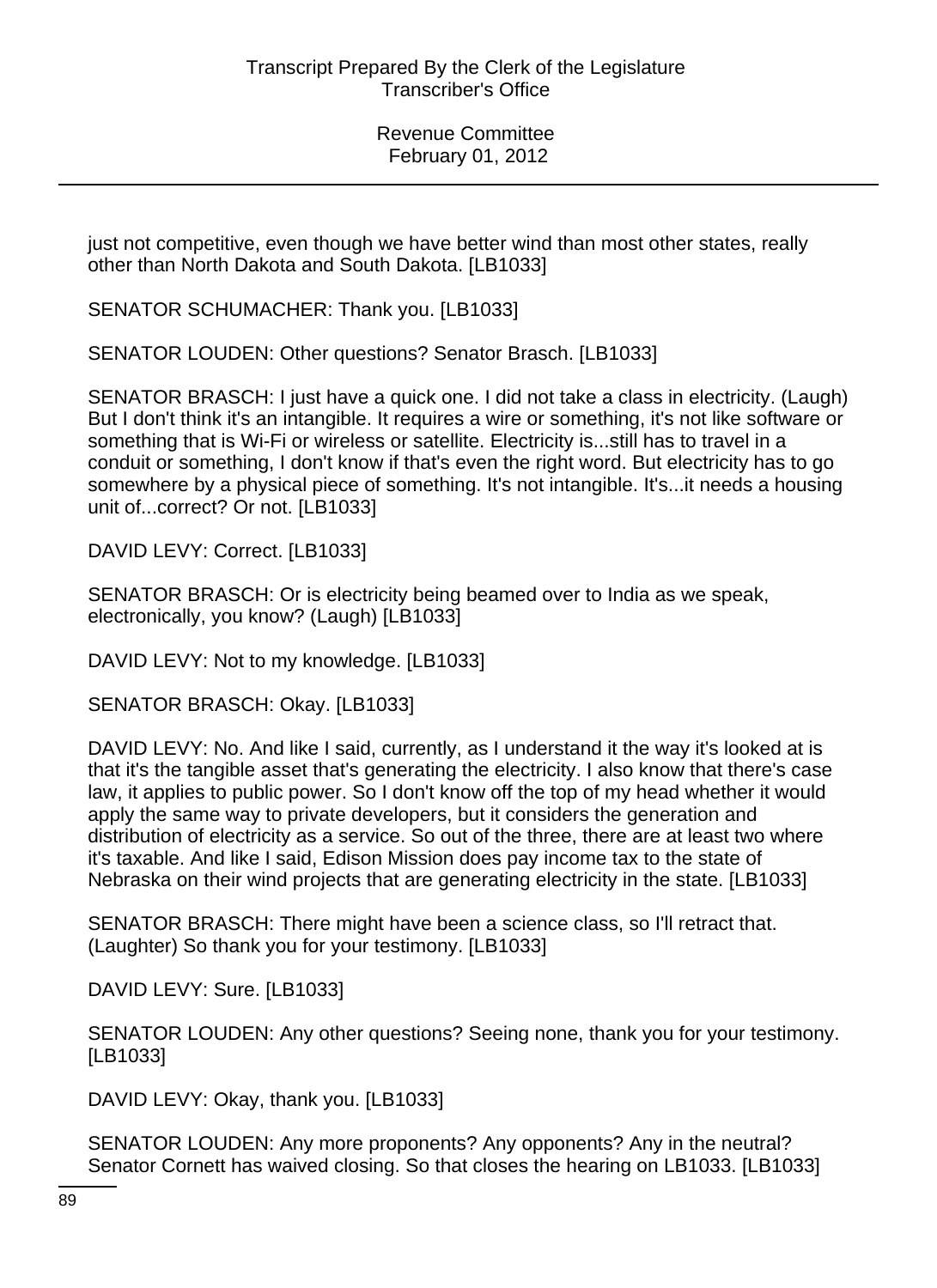just not competitive, even though we have better wind than most other states, really other than North Dakota and South Dakota. [LB1033]

SENATOR SCHUMACHER: Thank you. [LB1033]

SENATOR LOUDEN: Other questions? Senator Brasch. [LB1033]

SENATOR BRASCH: I just have a quick one. I did not take a class in electricity. (Laugh) But I don't think it's an intangible. It requires a wire or something, it's not like software or something that is Wi-Fi or wireless or satellite. Electricity is...still has to travel in a conduit or something, I don't know if that's even the right word. But electricity has to go somewhere by a physical piece of something. It's not intangible. It's...it needs a housing unit of...correct? Or not. [LB1033]

DAVID LEVY: Correct. [LB1033]

SENATOR BRASCH: Or is electricity being beamed over to India as we speak, electronically, you know? (Laugh) [LB1033]

DAVID LEVY: Not to my knowledge. [LB1033]

SENATOR BRASCH: Okay. [LB1033]

DAVID LEVY: No. And like I said, currently, as I understand it the way it's looked at is that it's the tangible asset that's generating the electricity. I also know that there's case law, it applies to public power. So I don't know off the top of my head whether it would apply the same way to private developers, but it considers the generation and distribution of electricity as a service. So out of the three, there are at least two where it's taxable. And like I said, Edison Mission does pay income tax to the state of Nebraska on their wind projects that are generating electricity in the state. [LB1033]

SENATOR BRASCH: There might have been a science class, so I'll retract that. (Laughter) So thank you for your testimony. [LB1033]

DAVID LEVY: Sure. [LB1033]

SENATOR LOUDEN: Any other questions? Seeing none, thank you for your testimony. [LB1033]

DAVID LEVY: Okay, thank you. [LB1033]

SENATOR LOUDEN: Any more proponents? Any opponents? Any in the neutral? Senator Cornett has waived closing. So that closes the hearing on LB1033. [LB1033]